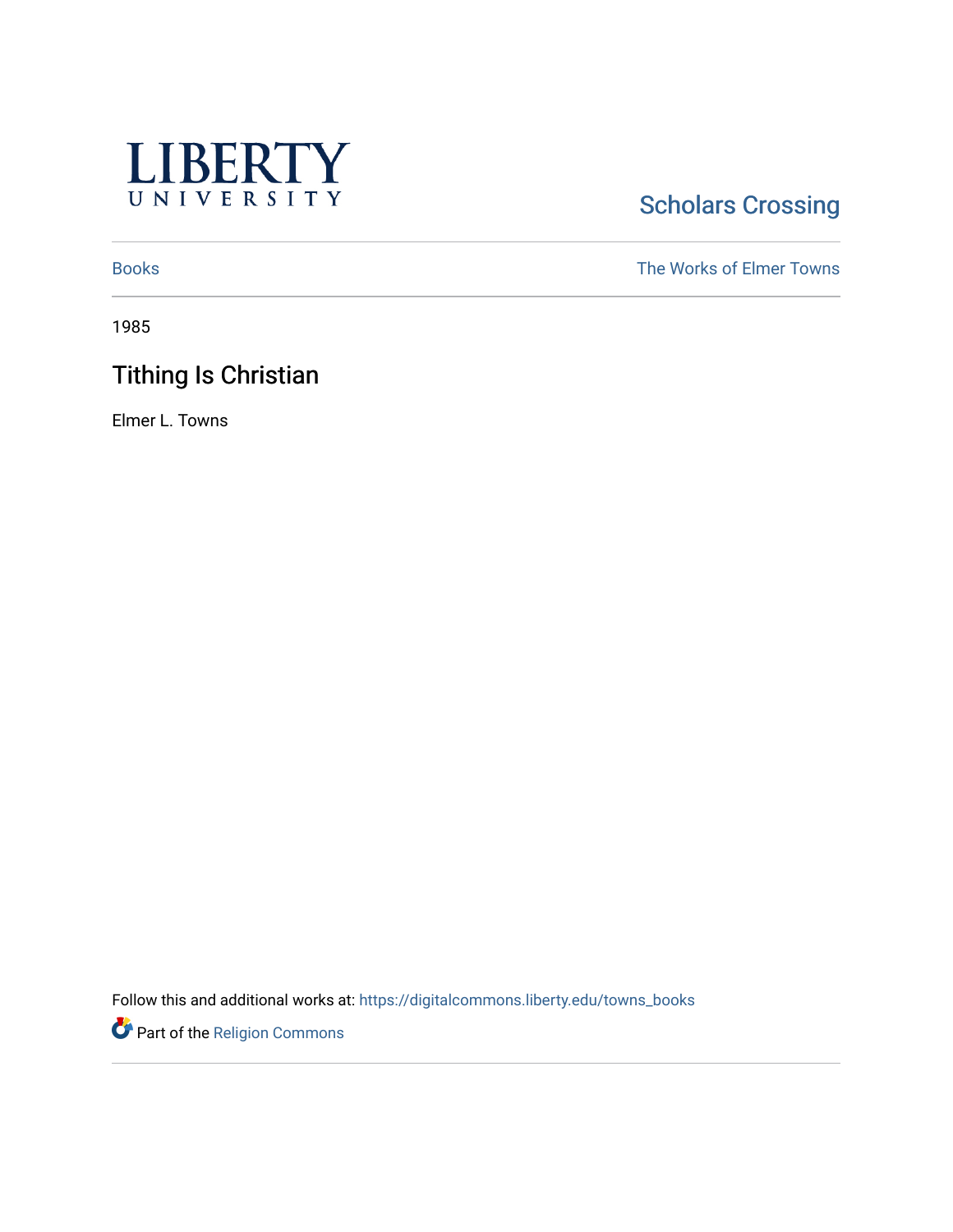LIBERTY UNIVERSITY

Scholars Crossing

Books

The Works of Elmer Towns

1985

# Tithing Is Christian

Elmer L. Towns

Follow this and additional works at: https://digitalcommons.liberty.edu/towns_books

Part of the Religion Commons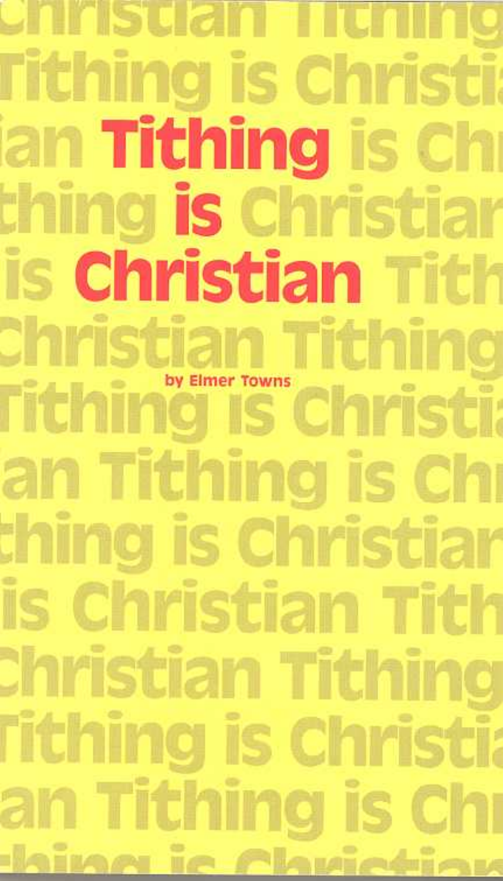# Tithing is Christian

by Elmer Towns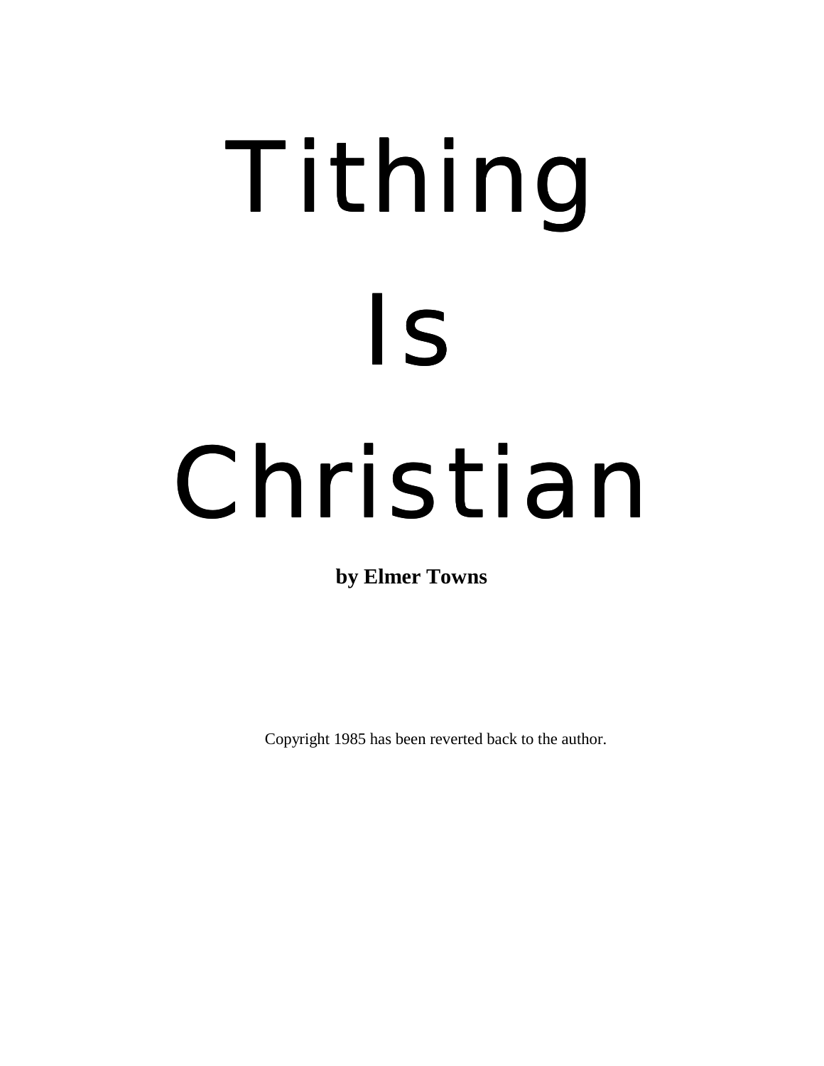# Tithing Is Christian

**by Elmer Towns**

Copyright 1985 has been reverted back to the author.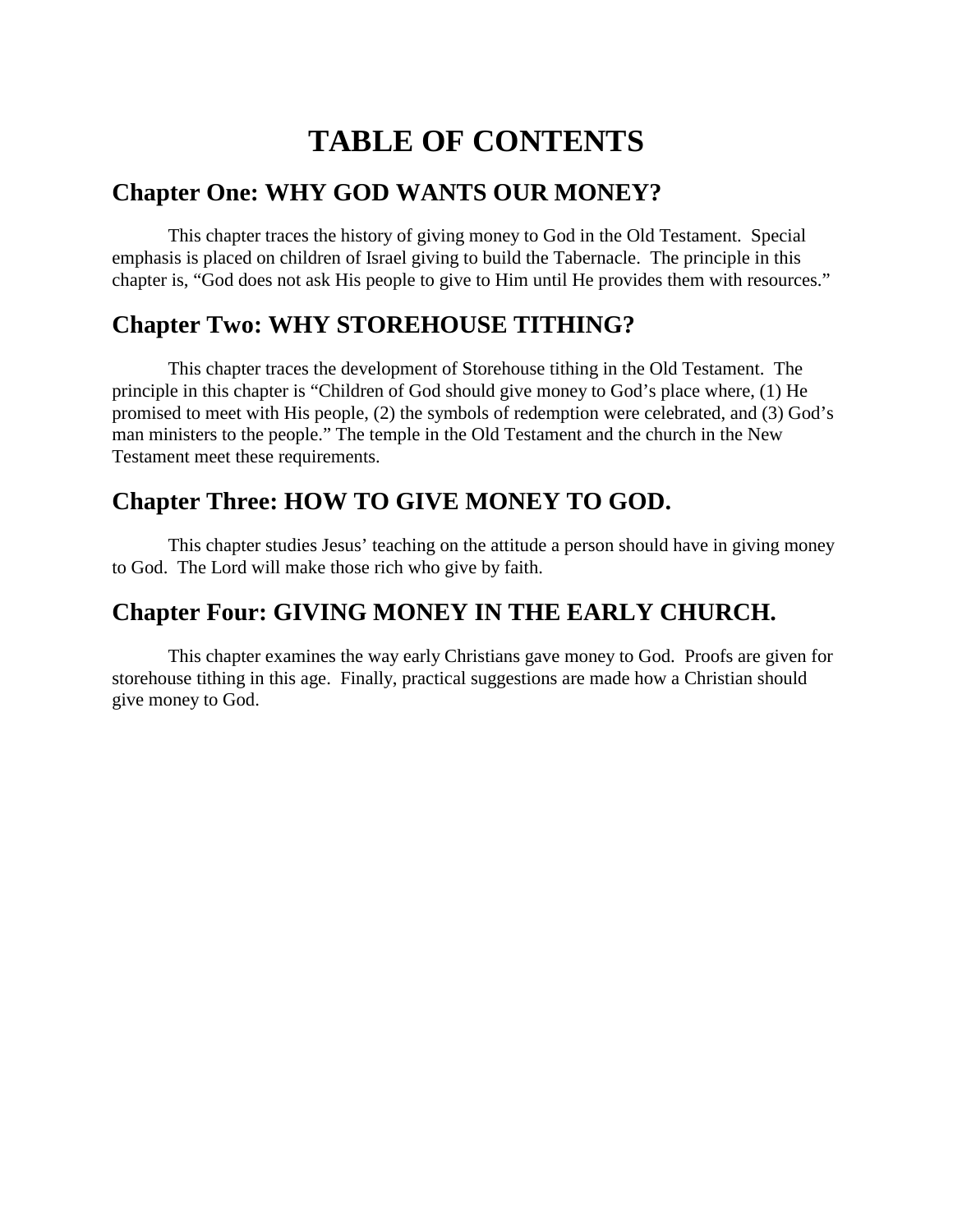# TABLE OF CONTENTS

## Chapter One: WHY GOD WANTS OUR MONEY?

This chapter traces the history of giving money to God in the Old Testament. Special emphasis is placed on children of Israel giving to build the Tabernacle. The principle in this chapter is, "God does not ask His people to give to Him until He provides them with resources."

## Chapter Two: WHY STOREHOUSE TITHING?

This chapter traces the development of Storehouse tithing in the Old Testament. The principle in this chapter is "Children of God should give money to God's place where, (1) He promised to meet with His people, (2) the symbols of redemption were celebrated, and (3) God's man ministers to the people." The temple in the Old Testament and the church in the New Testament meet these requirements.

## Chapter Three: HOW TO GIVE MONEY TO GOD.

This chapter studies Jesus' teaching on the attitude a person should have in giving money to God. The Lord will make those rich who give by faith.

## Chapter Four: GIVING MONEY IN THE EARLY CHURCH.

This chapter examines the way early Christians gave money to God. Proofs are given for storehouse tithing in this age. Finally, practical suggestions are made how a Christian should give money to God.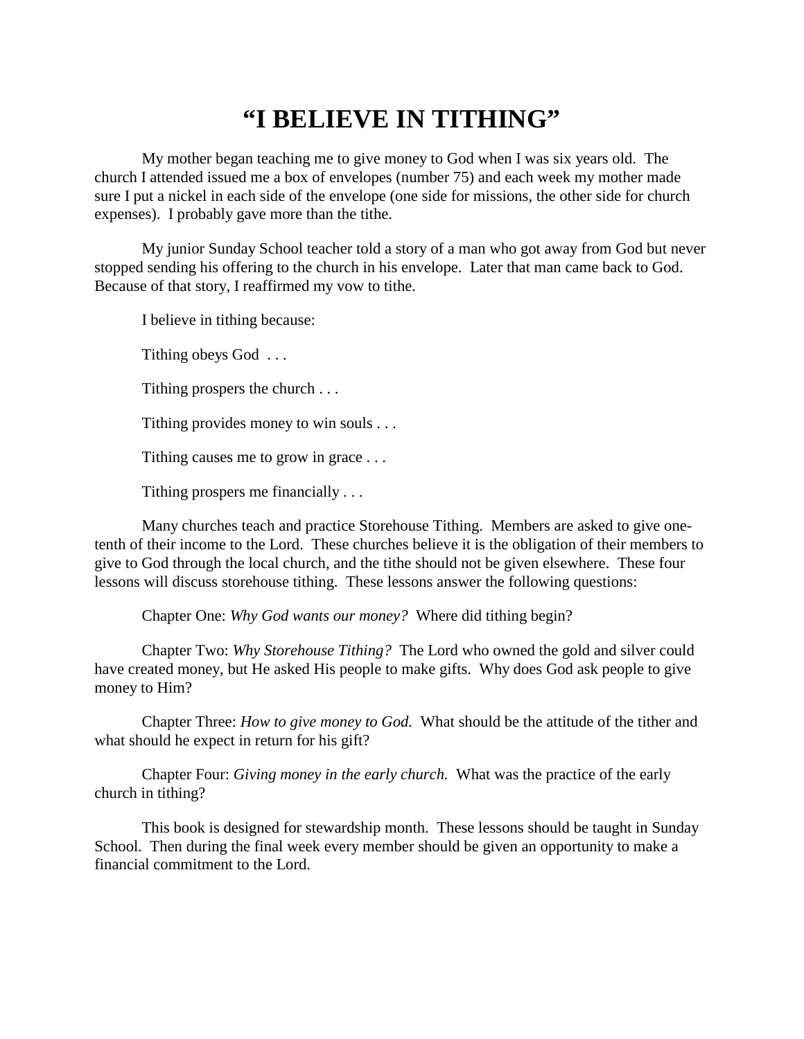# "I BELIEVE IN TITHING"

My mother began teaching me to give money to God when I was six years old. The church I attended issued me a box of envelopes (number 75) and each week my mother made sure I put a nickel in each side of the envelope (one side for missions, the other side for church expenses). I probably gave more than the tithe.

My junior Sunday School teacher told a story of a man who got away from God but never stopped sending his offering to the church in his envelope. Later that man came back to God. Because of that story, I reaffirmed my vow to tithe.

I believe in tithing because:

Tithing obeys God . . .

Tithing prospers the church . . .

Tithing provides money to win souls . . .

Tithing causes me to grow in grace . . .

Tithing prospers me financially . . .

Many churches teach and practice Storehouse Tithing. Members are asked to give one-tenth of their income to the Lord. These churches believe it is the obligation of their members to give to God through the local church, and the tithe should not be given elsewhere. These four lessons will discuss storehouse tithing. These lessons answer the following questions:

Chapter One: *Why God wants our money?* Where did tithing begin?

Chapter Two: *Why Storehouse Tithing?* The Lord who owned the gold and silver could have created money, but He asked His people to make gifts. Why does God ask people to give money to Him?

Chapter Three: *How to give money to God.* What should be the attitude of the tither and what should he expect in return for his gift?

Chapter Four: *Giving money in the early church.* What was the practice of the early church in tithing?

This book is designed for stewardship month. These lessons should be taught in Sunday School. Then during the final week every member should be given an opportunity to make a financial commitment to the Lord.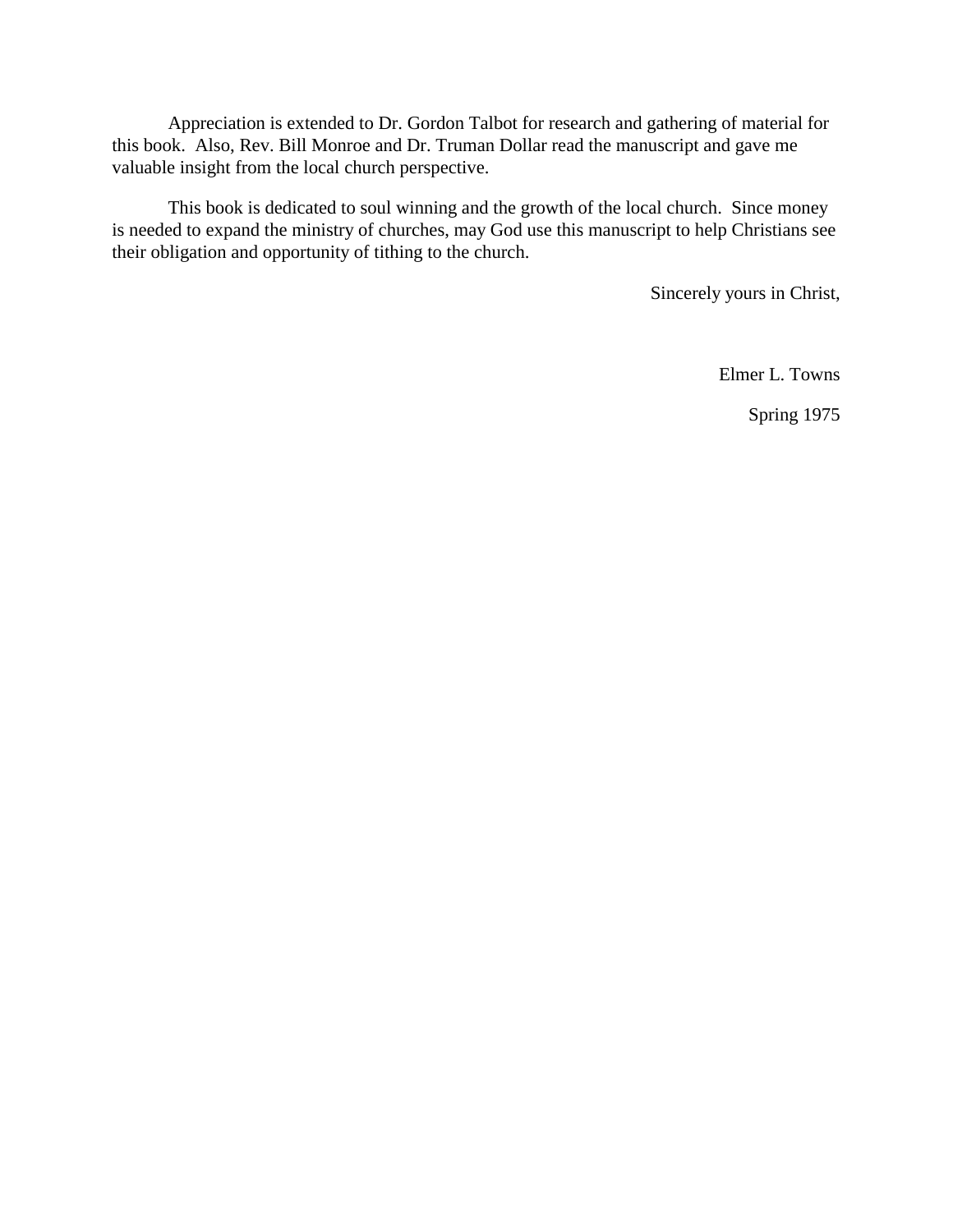Appreciation is extended to Dr. Gordon Talbot for research and gathering of material for this book. Also, Rev. Bill Monroe and Dr. Truman Dollar read the manuscript and gave me valuable insight from the local church perspective.

This book is dedicated to soul winning and the growth of the local church. Since money is needed to expand the ministry of churches, may God use this manuscript to help Christians see their obligation and opportunity of tithing to the church.

Sincerely yours in Christ,

Elmer L. Towns

Spring 1975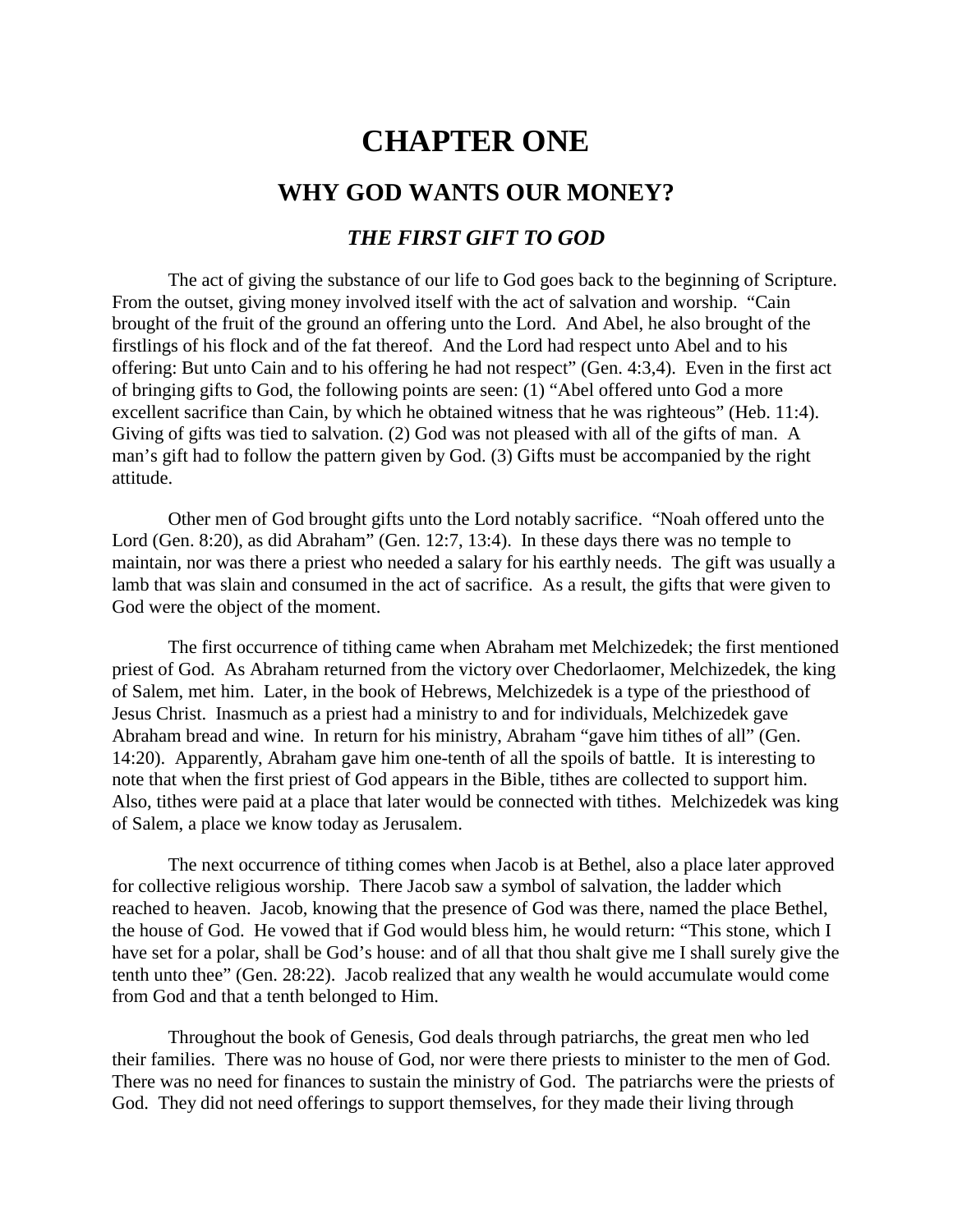# CHAPTER ONE

## WHY GOD WANTS OUR MONEY?

### *THE FIRST GIFT TO GOD*

The act of giving the substance of our life to God goes back to the beginning of Scripture. From the outset, giving money involved itself with the act of salvation and worship. "Cain brought of the fruit of the ground an offering unto the Lord. And Abel, he also brought of the firstlings of his flock and of the fat thereof. And the Lord had respect unto Abel and to his offering: But unto Cain and to his offering he had not respect" (Gen. 4:3,4). Even in the first act of bringing gifts to God, the following points are seen: (1) "Abel offered unto God a more excellent sacrifice than Cain, by which he obtained witness that he was righteous" (Heb. 11:4). Giving of gifts was tied to salvation. (2) God was not pleased with all of the gifts of man. A man's gift had to follow the pattern given by God. (3) Gifts must be accompanied by the right attitude.

Other men of God brought gifts unto the Lord notably sacrifice. "Noah offered unto the Lord (Gen. 8:20), as did Abraham" (Gen. 12:7, 13:4). In these days there was no temple to maintain, nor was there a priest who needed a salary for his earthly needs. The gift was usually a lamb that was slain and consumed in the act of sacrifice. As a result, the gifts that were given to God were the object of the moment.

The first occurrence of tithing came when Abraham met Melchizedek; the first mentioned priest of God. As Abraham returned from the victory over Chedorlaomer, Melchizedek, the king of Salem, met him. Later, in the book of Hebrews, Melchizedek is a type of the priesthood of Jesus Christ. Inasmuch as a priest had a ministry to and for individuals, Melchizedek gave Abraham bread and wine. In return for his ministry, Abraham "gave him tithes of all" (Gen. 14:20). Apparently, Abraham gave him one-tenth of all the spoils of battle. It is interesting to note that when the first priest of God appears in the Bible, tithes are collected to support him. Also, tithes were paid at a place that later would be connected with tithes. Melchizedek was king of Salem, a place we know today as Jerusalem.

The next occurrence of tithing comes when Jacob is at Bethel, also a place later approved for collective religious worship. There Jacob saw a symbol of salvation, the ladder which reached to heaven. Jacob, knowing that the presence of God was there, named the place Bethel, the house of God. He vowed that if God would bless him, he would return: "This stone, which I have set for a polar, shall be God's house: and of all that thou shalt give me I shall surely give the tenth unto thee" (Gen. 28:22). Jacob realized that any wealth he would accumulate would come from God and that a tenth belonged to Him.

Throughout the book of Genesis, God deals through patriarchs, the great men who led their families. There was no house of God, nor were there priests to minister to the men of God. There was no need for finances to sustain the ministry of God. The patriarchs were the priests of God. They did not need offerings to support themselves, for they made their living through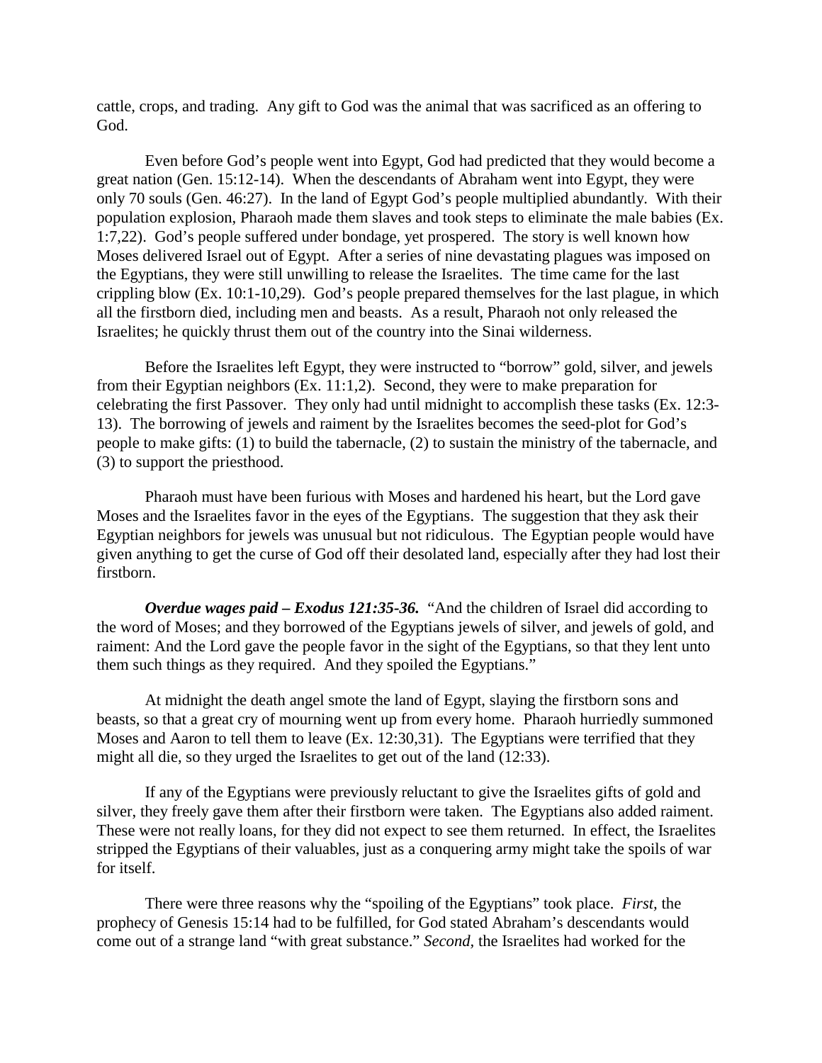cattle, crops, and trading. Any gift to God was the animal that was sacrificed as an offering to God.

Even before God's people went into Egypt, God had predicted that they would become a great nation (Gen. 15:12-14). When the descendants of Abraham went into Egypt, they were only 70 souls (Gen. 46:27). In the land of Egypt God's people multiplied abundantly. With their population explosion, Pharaoh made them slaves and took steps to eliminate the male babies (Ex. 1:7,22). God's people suffered under bondage, yet prospered. The story is well known how Moses delivered Israel out of Egypt. After a series of nine devastating plagues was imposed on the Egyptians, they were still unwilling to release the Israelites. The time came for the last crippling blow (Ex. 10:1-10,29). God's people prepared themselves for the last plague, in which all the firstborn died, including men and beasts. As a result, Pharaoh not only released the Israelites; he quickly thrust them out of the country into the Sinai wilderness.

Before the Israelites left Egypt, they were instructed to "borrow" gold, silver, and jewels from their Egyptian neighbors (Ex. 11:1,2). Second, they were to make preparation for celebrating the first Passover. They only had until midnight to accomplish these tasks (Ex. 12:3-13). The borrowing of jewels and raiment by the Israelites becomes the seed-plot for God's people to make gifts: (1) to build the tabernacle, (2) to sustain the ministry of the tabernacle, and (3) to support the priesthood.

Pharaoh must have been furious with Moses and hardened his heart, but the Lord gave Moses and the Israelites favor in the eyes of the Egyptians. The suggestion that they ask their Egyptian neighbors for jewels was unusual but not ridiculous. The Egyptian people would have given anything to get the curse of God off their desolated land, especially after they had lost their firstborn.

***Overdue wages paid – Exodus 121:35-36.*** "And the children of Israel did according to the word of Moses; and they borrowed of the Egyptians jewels of silver, and jewels of gold, and raiment: And the Lord gave the people favor in the sight of the Egyptians, so that they lent unto them such things as they required. And they spoiled the Egyptians."

At midnight the death angel smote the land of Egypt, slaying the firstborn sons and beasts, so that a great cry of mourning went up from every home. Pharaoh hurriedly summoned Moses and Aaron to tell them to leave (Ex. 12:30,31). The Egyptians were terrified that they might all die, so they urged the Israelites to get out of the land (12:33).

If any of the Egyptians were previously reluctant to give the Israelites gifts of gold and silver, they freely gave them after their firstborn were taken. The Egyptians also added raiment. These were not really loans, for they did not expect to see them returned. In effect, the Israelites stripped the Egyptians of their valuables, just as a conquering army might take the spoils of war for itself.

There were three reasons why the "spoiling of the Egyptians" took place. *First,* the prophecy of Genesis 15:14 had to be fulfilled, for God stated Abraham's descendants would come out of a strange land "with great substance." *Second,* the Israelites had worked for the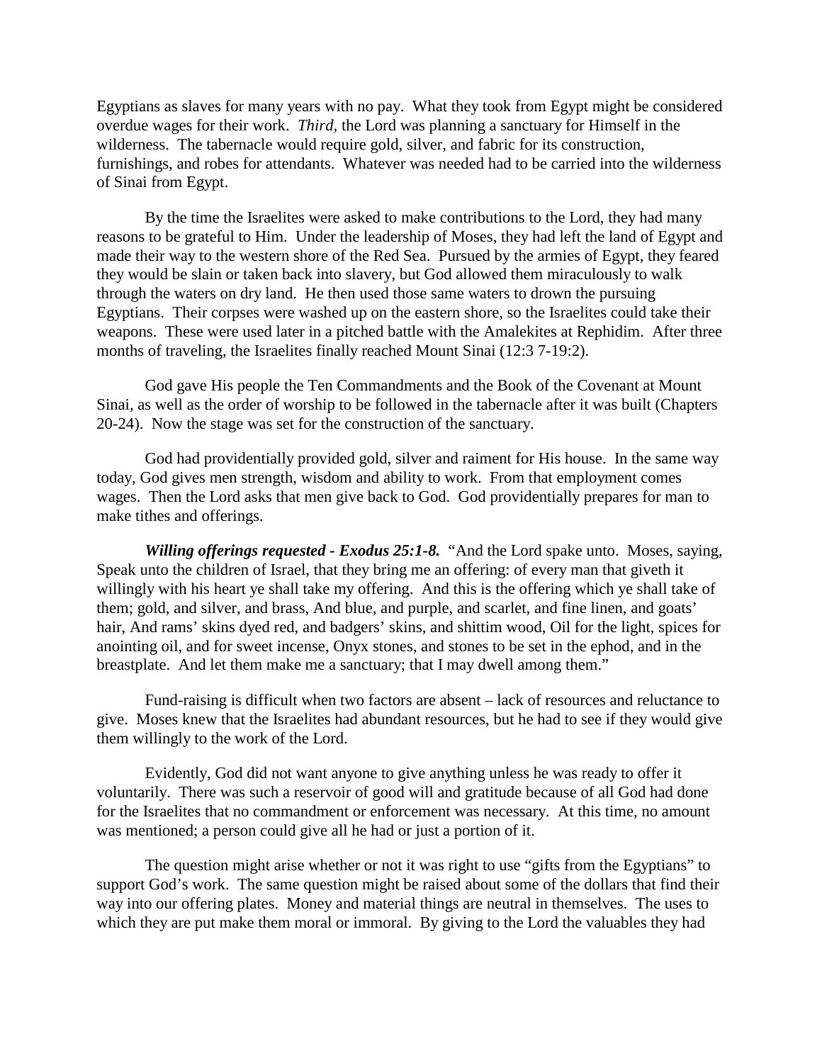Egyptians as slaves for many years with no pay. What they took from Egypt might be considered overdue wages for their work. *Third*, the Lord was planning a sanctuary for Himself in the wilderness. The tabernacle would require gold, silver, and fabric for its construction, furnishings, and robes for attendants. Whatever was needed had to be carried into the wilderness of Sinai from Egypt.

By the time the Israelites were asked to make contributions to the Lord, they had many reasons to be grateful to Him. Under the leadership of Moses, they had left the land of Egypt and made their way to the western shore of the Red Sea. Pursued by the armies of Egypt, they feared they would be slain or taken back into slavery, but God allowed them miraculously to walk through the waters on dry land. He then used those same waters to drown the pursuing Egyptians. Their corpses were washed up on the eastern shore, so the Israelites could take their weapons. These were used later in a pitched battle with the Amalekites at Rephidim. After three months of traveling, the Israelites finally reached Mount Sinai (12:3 7-19:2).

God gave His people the Ten Commandments and the Book of the Covenant at Mount Sinai, as well as the order of worship to be followed in the tabernacle after it was built (Chapters 20-24). Now the stage was set for the construction of the sanctuary.

God had providentially provided gold, silver and raiment for His house. In the same way today, God gives men strength, wisdom and ability to work. From that employment comes wages. Then the Lord asks that men give back to God. God providentially prepares for man to make tithes and offerings.

***Willing offerings requested - Exodus 25:1-8.*** "And the Lord spake unto. Moses, saying, Speak unto the children of Israel, that they bring me an offering: of every man that giveth it willingly with his heart ye shall take my offering. And this is the offering which ye shall take of them; gold, and silver, and brass, And blue, and purple, and scarlet, and fine linen, and goats' hair, And rams' skins dyed red, and badgers' skins, and shittim wood, Oil for the light, spices for anointing oil, and for sweet incense, Onyx stones, and stones to be set in the ephod, and in the breastplate. And let them make me a sanctuary; that I may dwell among them."

Fund-raising is difficult when two factors are absent – lack of resources and reluctance to give. Moses knew that the Israelites had abundant resources, but he had to see if they would give them willingly to the work of the Lord.

Evidently, God did not want anyone to give anything unless he was ready to offer it voluntarily. There was such a reservoir of good will and gratitude because of all God had done for the Israelites that no commandment or enforcement was necessary. At this time, no amount was mentioned; a person could give all he had or just a portion of it.

The question might arise whether or not it was right to use "gifts from the Egyptians" to support God's work. The same question might be raised about some of the dollars that find their way into our offering plates. Money and material things are neutral in themselves. The uses to which they are put make them moral or immoral. By giving to the Lord the valuables they had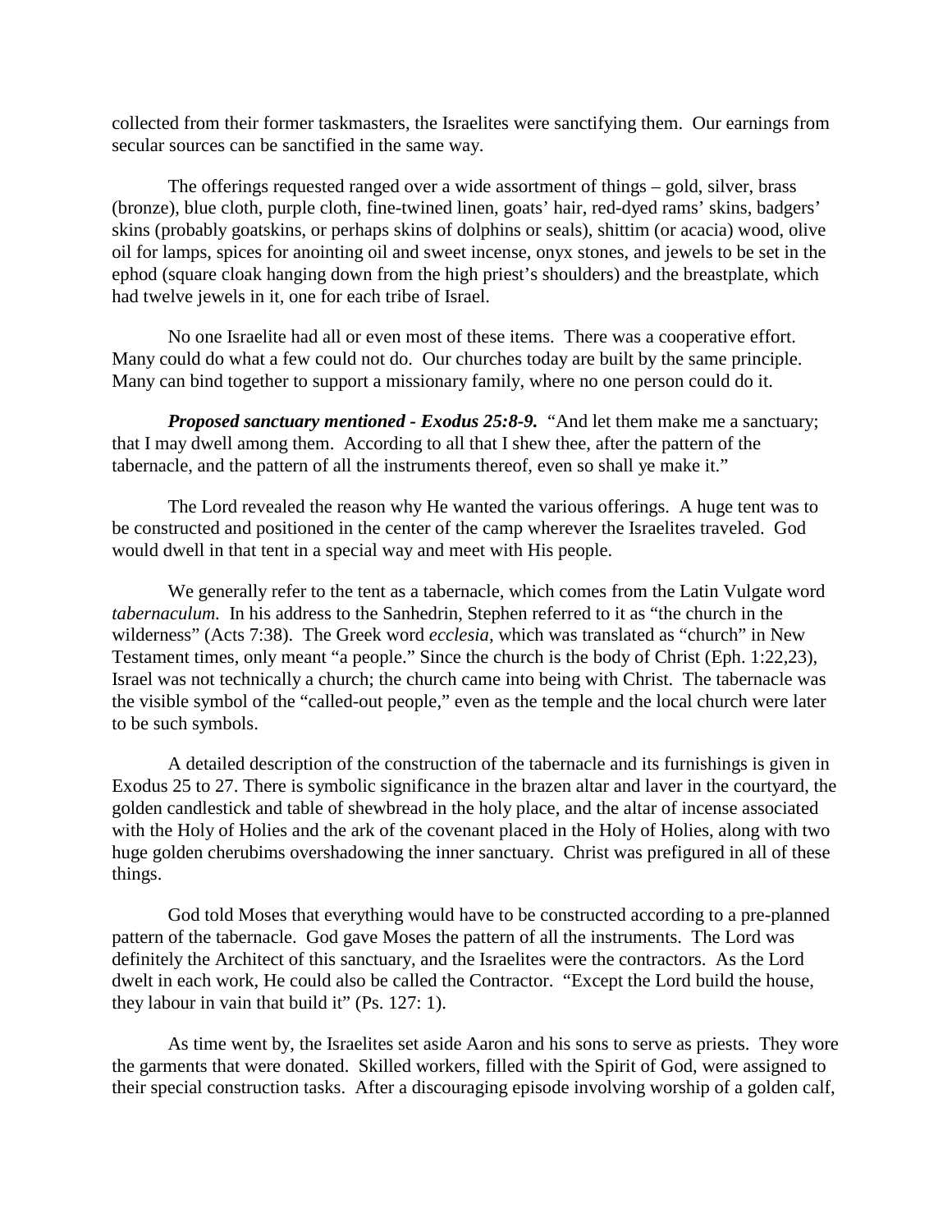collected from their former taskmasters, the Israelites were sanctifying them. Our earnings from secular sources can be sanctified in the same way.

The offerings requested ranged over a wide assortment of things – gold, silver, brass (bronze), blue cloth, purple cloth, fine-twined linen, goats' hair, red-dyed rams' skins, badgers' skins (probably goatskins, or perhaps skins of dolphins or seals), shittim (or acacia) wood, olive oil for lamps, spices for anointing oil and sweet incense, onyx stones, and jewels to be set in the ephod (square cloak hanging down from the high priest's shoulders) and the breastplate, which had twelve jewels in it, one for each tribe of Israel.

No one Israelite had all or even most of these items. There was a cooperative effort. Many could do what a few could not do. Our churches today are built by the same principle. Many can bind together to support a missionary family, where no one person could do it.

***Proposed sanctuary mentioned - Exodus 25:8-9.*** "And let them make me a sanctuary; that I may dwell among them. According to all that I shew thee, after the pattern of the tabernacle, and the pattern of all the instruments thereof, even so shall ye make it."

The Lord revealed the reason why He wanted the various offerings. A huge tent was to be constructed and positioned in the center of the camp wherever the Israelites traveled. God would dwell in that tent in a special way and meet with His people.

We generally refer to the tent as a tabernacle, which comes from the Latin Vulgate word *tabernaculum.* In his address to the Sanhedrin, Stephen referred to it as "the church in the wilderness" (Acts 7:38). The Greek word *ecclesia,* which was translated as "church" in New Testament times, only meant "a people." Since the church is the body of Christ (Eph. 1:22,23), Israel was not technically a church; the church came into being with Christ. The tabernacle was the visible symbol of the "called-out people," even as the temple and the local church were later to be such symbols.

A detailed description of the construction of the tabernacle and its furnishings is given in Exodus 25 to 27. There is symbolic significance in the brazen altar and laver in the courtyard, the golden candlestick and table of shewbread in the holy place, and the altar of incense associated with the Holy of Holies and the ark of the covenant placed in the Holy of Holies, along with two huge golden cherubims overshadowing the inner sanctuary. Christ was prefigured in all of these things.

God told Moses that everything would have to be constructed according to a pre-planned pattern of the tabernacle. God gave Moses the pattern of all the instruments. The Lord was definitely the Architect of this sanctuary, and the Israelites were the contractors. As the Lord dwelt in each work, He could also be called the Contractor. "Except the Lord build the house, they labour in vain that build it" (Ps. 127: 1).

As time went by, the Israelites set aside Aaron and his sons to serve as priests. They wore the garments that were donated. Skilled workers, filled with the Spirit of God, were assigned to their special construction tasks. After a discouraging episode involving worship of a golden calf,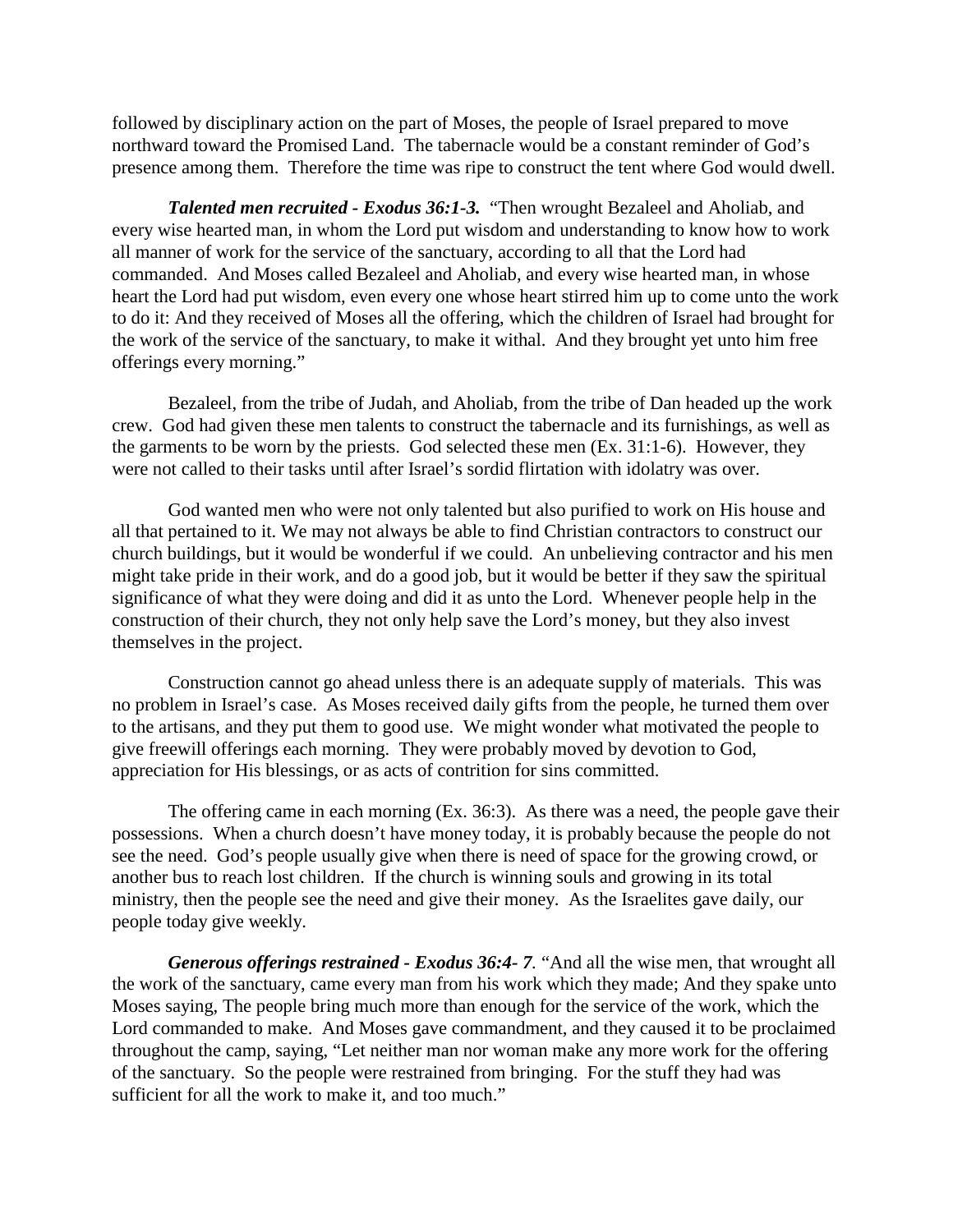followed by disciplinary action on the part of Moses, the people of Israel prepared to move northward toward the Promised Land. The tabernacle would be a constant reminder of God's presence among them. Therefore the time was ripe to construct the tent where God would dwell.

***Talented men recruited - Exodus 36:1-3.*** "Then wrought Bezaleel and Aholiab, and every wise hearted man, in whom the Lord put wisdom and understanding to know how to work all manner of work for the service of the sanctuary, according to all that the Lord had commanded. And Moses called Bezaleel and Aholiab, and every wise hearted man, in whose heart the Lord had put wisdom, even every one whose heart stirred him up to come unto the work to do it: And they received of Moses all the offering, which the children of Israel had brought for the work of the service of the sanctuary, to make it withal. And they brought yet unto him free offerings every morning."

Bezaleel, from the tribe of Judah, and Aholiab, from the tribe of Dan headed up the work crew. God had given these men talents to construct the tabernacle and its furnishings, as well as the garments to be worn by the priests. God selected these men (Ex. 31:1-6). However, they were not called to their tasks until after Israel's sordid flirtation with idolatry was over.

God wanted men who were not only talented but also purified to work on His house and all that pertained to it. We may not always be able to find Christian contractors to construct our church buildings, but it would be wonderful if we could. An unbelieving contractor and his men might take pride in their work, and do a good job, but it would be better if they saw the spiritual significance of what they were doing and did it as unto the Lord. Whenever people help in the construction of their church, they not only help save the Lord's money, but they also invest themselves in the project.

Construction cannot go ahead unless there is an adequate supply of materials. This was no problem in Israel's case. As Moses received daily gifts from the people, he turned them over to the artisans, and they put them to good use. We might wonder what motivated the people to give freewill offerings each morning. They were probably moved by devotion to God, appreciation for His blessings, or as acts of contrition for sins committed.

The offering came in each morning (Ex. 36:3). As there was a need, the people gave their possessions. When a church doesn't have money today, it is probably because the people do not see the need. God's people usually give when there is need of space for the growing crowd, or another bus to reach lost children. If the church is winning souls and growing in its total ministry, then the people see the need and give their money. As the Israelites gave daily, our people today give weekly.

***Generous offerings restrained - Exodus 36:4- 7***. "And all the wise men, that wrought all the work of the sanctuary, came every man from his work which they made; And they spake unto Moses saying, The people bring much more than enough for the service of the work, which the Lord commanded to make. And Moses gave commandment, and they caused it to be proclaimed throughout the camp, saying, "Let neither man nor woman make any more work for the offering of the sanctuary. So the people were restrained from bringing. For the stuff they had was sufficient for all the work to make it, and too much."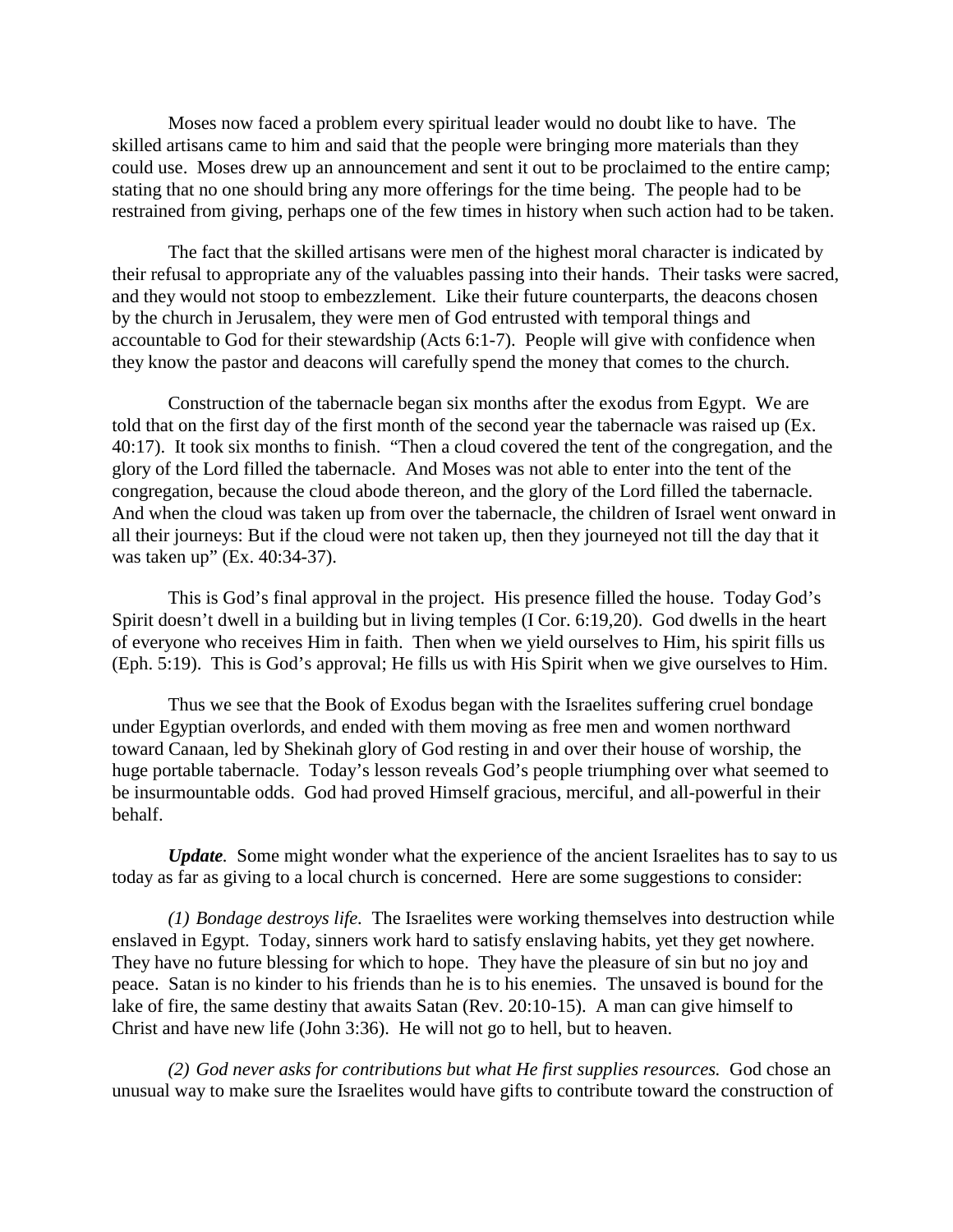Moses now faced a problem every spiritual leader would no doubt like to have. The skilled artisans came to him and said that the people were bringing more materials than they could use. Moses drew up an announcement and sent it out to be proclaimed to the entire camp; stating that no one should bring any more offerings for the time being. The people had to be restrained from giving, perhaps one of the few times in history when such action had to be taken.

The fact that the skilled artisans were men of the highest moral character is indicated by their refusal to appropriate any of the valuables passing into their hands. Their tasks were sacred, and they would not stoop to embezzlement. Like their future counterparts, the deacons chosen by the church in Jerusalem, they were men of God entrusted with temporal things and accountable to God for their stewardship (Acts 6:1-7). People will give with confidence when they know the pastor and deacons will carefully spend the money that comes to the church.

Construction of the tabernacle began six months after the exodus from Egypt. We are told that on the first day of the first month of the second year the tabernacle was raised up (Ex. 40:17). It took six months to finish. "Then a cloud covered the tent of the congregation, and the glory of the Lord filled the tabernacle. And Moses was not able to enter into the tent of the congregation, because the cloud abode thereon, and the glory of the Lord filled the tabernacle. And when the cloud was taken up from over the tabernacle, the children of Israel went onward in all their journeys: But if the cloud were not taken up, then they journeyed not till the day that it was taken up" (Ex. 40:34-37).

This is God's final approval in the project. His presence filled the house. Today God's Spirit doesn't dwell in a building but in living temples (I Cor. 6:19,20). God dwells in the heart of everyone who receives Him in faith. Then when we yield ourselves to Him, his spirit fills us (Eph. 5:19). This is God's approval; He fills us with His Spirit when we give ourselves to Him.

Thus we see that the Book of Exodus began with the Israelites suffering cruel bondage under Egyptian overlords, and ended with them moving as free men and women northward toward Canaan, led by Shekinah glory of God resting in and over their house of worship, the huge portable tabernacle. Today's lesson reveals God's people triumphing over what seemed to be insurmountable odds. God had proved Himself gracious, merciful, and all-powerful in their behalf.

***Update.*** Some might wonder what the experience of the ancient Israelites has to say to us today as far as giving to a local church is concerned. Here are some suggestions to consider:

*(1) Bondage destroys life.* The Israelites were working themselves into destruction while enslaved in Egypt. Today, sinners work hard to satisfy enslaving habits, yet they get nowhere. They have no future blessing for which to hope. They have the pleasure of sin but no joy and peace. Satan is no kinder to his friends than he is to his enemies. The unsaved is bound for the lake of fire, the same destiny that awaits Satan (Rev. 20:10-15). A man can give himself to Christ and have new life (John 3:36). He will not go to hell, but to heaven.

*(2) God never asks for contributions but what He first supplies resources.* God chose an unusual way to make sure the Israelites would have gifts to contribute toward the construction of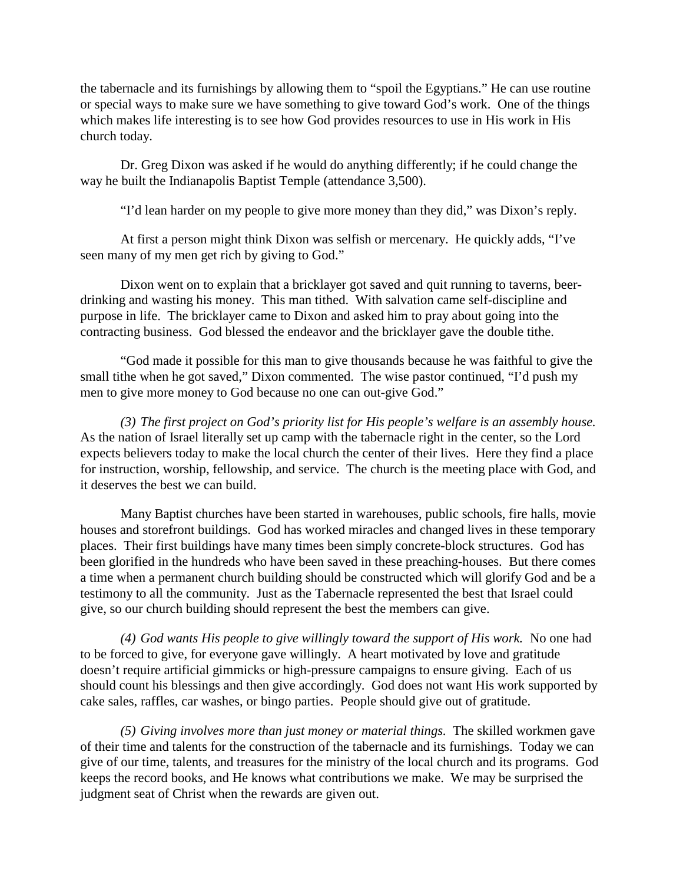the tabernacle and its furnishings by allowing them to "spoil the Egyptians." He can use routine or special ways to make sure we have something to give toward God's work. One of the things which makes life interesting is to see how God provides resources to use in His work in His church today.

Dr. Greg Dixon was asked if he would do anything differently; if he could change the way he built the Indianapolis Baptist Temple (attendance 3,500).

"I'd lean harder on my people to give more money than they did," was Dixon's reply.

At first a person might think Dixon was selfish or mercenary. He quickly adds, "I've seen many of my men get rich by giving to God."

Dixon went on to explain that a bricklayer got saved and quit running to taverns, beer-drinking and wasting his money. This man tithed. With salvation came self-discipline and purpose in life. The bricklayer came to Dixon and asked him to pray about going into the contracting business. God blessed the endeavor and the bricklayer gave the double tithe.

"God made it possible for this man to give thousands because he was faithful to give the small tithe when he got saved," Dixon commented. The wise pastor continued, "I'd push my men to give more money to God because no one can out-give God."

*(3) The first project on God's priority list for His people's welfare is an assembly house.* As the nation of Israel literally set up camp with the tabernacle right in the center, so the Lord expects believers today to make the local church the center of their lives. Here they find a place for instruction, worship, fellowship, and service. The church is the meeting place with God, and it deserves the best we can build.

Many Baptist churches have been started in warehouses, public schools, fire halls, movie houses and storefront buildings. God has worked miracles and changed lives in these temporary places. Their first buildings have many times been simply concrete-block structures. God has been glorified in the hundreds who have been saved in these preaching-houses. But there comes a time when a permanent church building should be constructed which will glorify God and be a testimony to all the community. Just as the Tabernacle represented the best that Israel could give, so our church building should represent the best the members can give.

*(4) God wants His people to give willingly toward the support of His work.* No one had to be forced to give, for everyone gave willingly. A heart motivated by love and gratitude doesn't require artificial gimmicks or high-pressure campaigns to ensure giving. Each of us should count his blessings and then give accordingly. God does not want His work supported by cake sales, raffles, car washes, or bingo parties. People should give out of gratitude.

*(5) Giving involves more than just money or material things.* The skilled workmen gave of their time and talents for the construction of the tabernacle and its furnishings. Today we can give of our time, talents, and treasures for the ministry of the local church and its programs. God keeps the record books, and He knows what contributions we make. We may be surprised the judgment seat of Christ when the rewards are given out.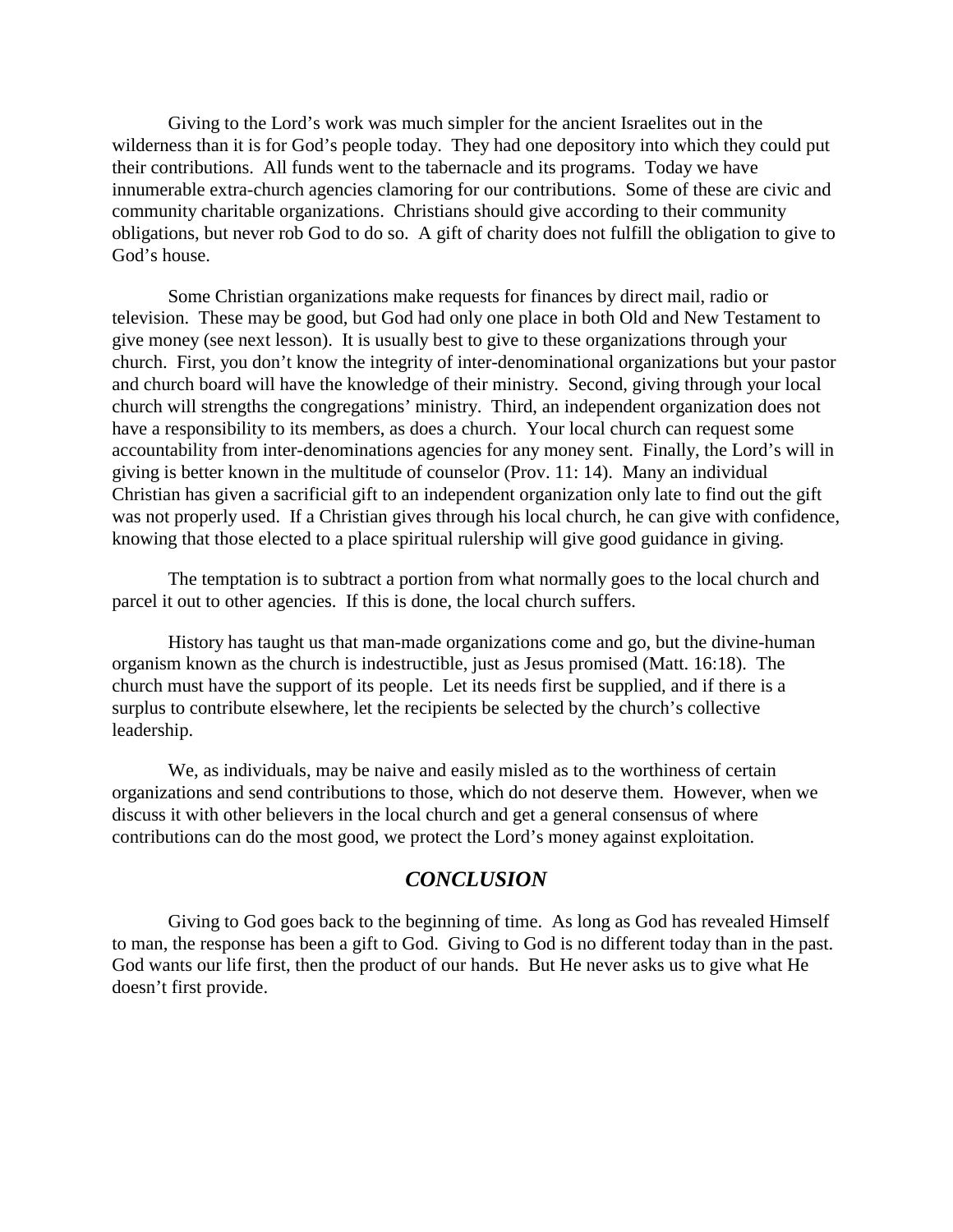Giving to the Lord's work was much simpler for the ancient Israelites out in the wilderness than it is for God's people today. They had one depository into which they could put their contributions. All funds went to the tabernacle and its programs. Today we have innumerable extra-church agencies clamoring for our contributions. Some of these are civic and community charitable organizations. Christians should give according to their community obligations, but never rob God to do so. A gift of charity does not fulfill the obligation to give to God's house.

Some Christian organizations make requests for finances by direct mail, radio or television. These may be good, but God had only one place in both Old and New Testament to give money (see next lesson). It is usually best to give to these organizations through your church. First, you don't know the integrity of inter-denominational organizations but your pastor and church board will have the knowledge of their ministry. Second, giving through your local church will strengths the congregations' ministry. Third, an independent organization does not have a responsibility to its members, as does a church. Your local church can request some accountability from inter-denominations agencies for any money sent. Finally, the Lord's will in giving is better known in the multitude of counselor (Prov. 11: 14). Many an individual Christian has given a sacrificial gift to an independent organization only late to find out the gift was not properly used. If a Christian gives through his local church, he can give with confidence, knowing that those elected to a place spiritual rulership will give good guidance in giving.

The temptation is to subtract a portion from what normally goes to the local church and parcel it out to other agencies. If this is done, the local church suffers.

History has taught us that man-made organizations come and go, but the divine-human organism known as the church is indestructible, just as Jesus promised (Matt. 16:18). The church must have the support of its people. Let its needs first be supplied, and if there is a surplus to contribute elsewhere, let the recipients be selected by the church's collective leadership.

We, as individuals, may be naive and easily misled as to the worthiness of certain organizations and send contributions to those, which do not deserve them. However, when we discuss it with other believers in the local church and get a general consensus of where contributions can do the most good, we protect the Lord's money against exploitation.

## *CONCLUSION*

Giving to God goes back to the beginning of time. As long as God has revealed Himself to man, the response has been a gift to God. Giving to God is no different today than in the past. God wants our life first, then the product of our hands. But He never asks us to give what He doesn't first provide.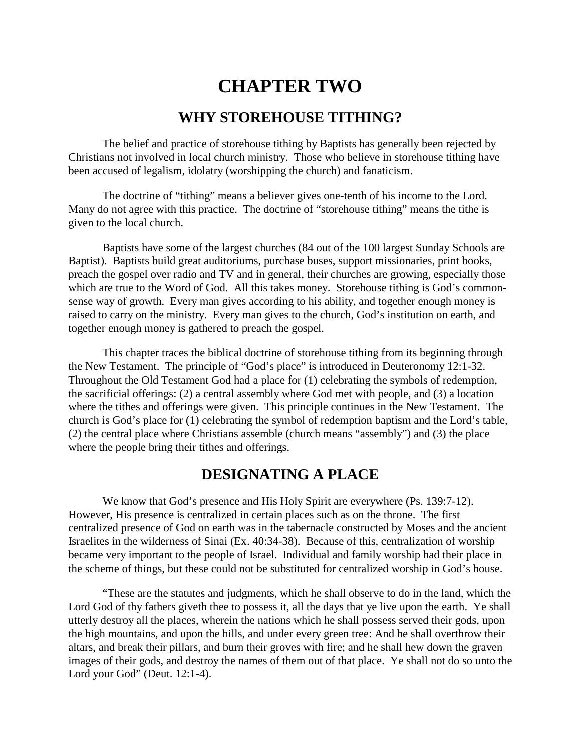# CHAPTER TWO

## WHY STOREHOUSE TITHING?

The belief and practice of storehouse tithing by Baptists has generally been rejected by Christians not involved in local church ministry. Those who believe in storehouse tithing have been accused of legalism, idolatry (worshipping the church) and fanaticism.

The doctrine of "tithing" means a believer gives one-tenth of his income to the Lord. Many do not agree with this practice. The doctrine of "storehouse tithing" means the tithe is given to the local church.

Baptists have some of the largest churches (84 out of the 100 largest Sunday Schools are Baptist). Baptists build great auditoriums, purchase buses, support missionaries, print books, preach the gospel over radio and TV and in general, their churches are growing, especially those which are true to the Word of God. All this takes money. Storehouse tithing is God's common-sense way of growth. Every man gives according to his ability, and together enough money is raised to carry on the ministry. Every man gives to the church, God's institution on earth, and together enough money is gathered to preach the gospel.

This chapter traces the biblical doctrine of storehouse tithing from its beginning through the New Testament. The principle of "God's place" is introduced in Deuteronomy 12:1-32. Throughout the Old Testament God had a place for (1) celebrating the symbols of redemption, the sacrificial offerings: (2) a central assembly where God met with people, and (3) a location where the tithes and offerings were given. This principle continues in the New Testament. The church is God's place for (1) celebrating the symbol of redemption baptism and the Lord's table, (2) the central place where Christians assemble (church means "assembly") and (3) the place where the people bring their tithes and offerings.

## DESIGNATING A PLACE

We know that God's presence and His Holy Spirit are everywhere (Ps. 139:7-12). However, His presence is centralized in certain places such as on the throne. The first centralized presence of God on earth was in the tabernacle constructed by Moses and the ancient Israelites in the wilderness of Sinai (Ex. 40:34-38). Because of this, centralization of worship became very important to the people of Israel. Individual and family worship had their place in the scheme of things, but these could not be substituted for centralized worship in God's house.

"These are the statutes and judgments, which he shall observe to do in the land, which the Lord God of thy fathers giveth thee to possess it, all the days that ye live upon the earth. Ye shall utterly destroy all the places, wherein the nations which he shall possess served their gods, upon the high mountains, and upon the hills, and under every green tree: And he shall overthrow their altars, and break their pillars, and burn their groves with fire; and he shall hew down the graven images of their gods, and destroy the names of them out of that place. Ye shall not do so unto the Lord your God" (Deut. 12:1-4).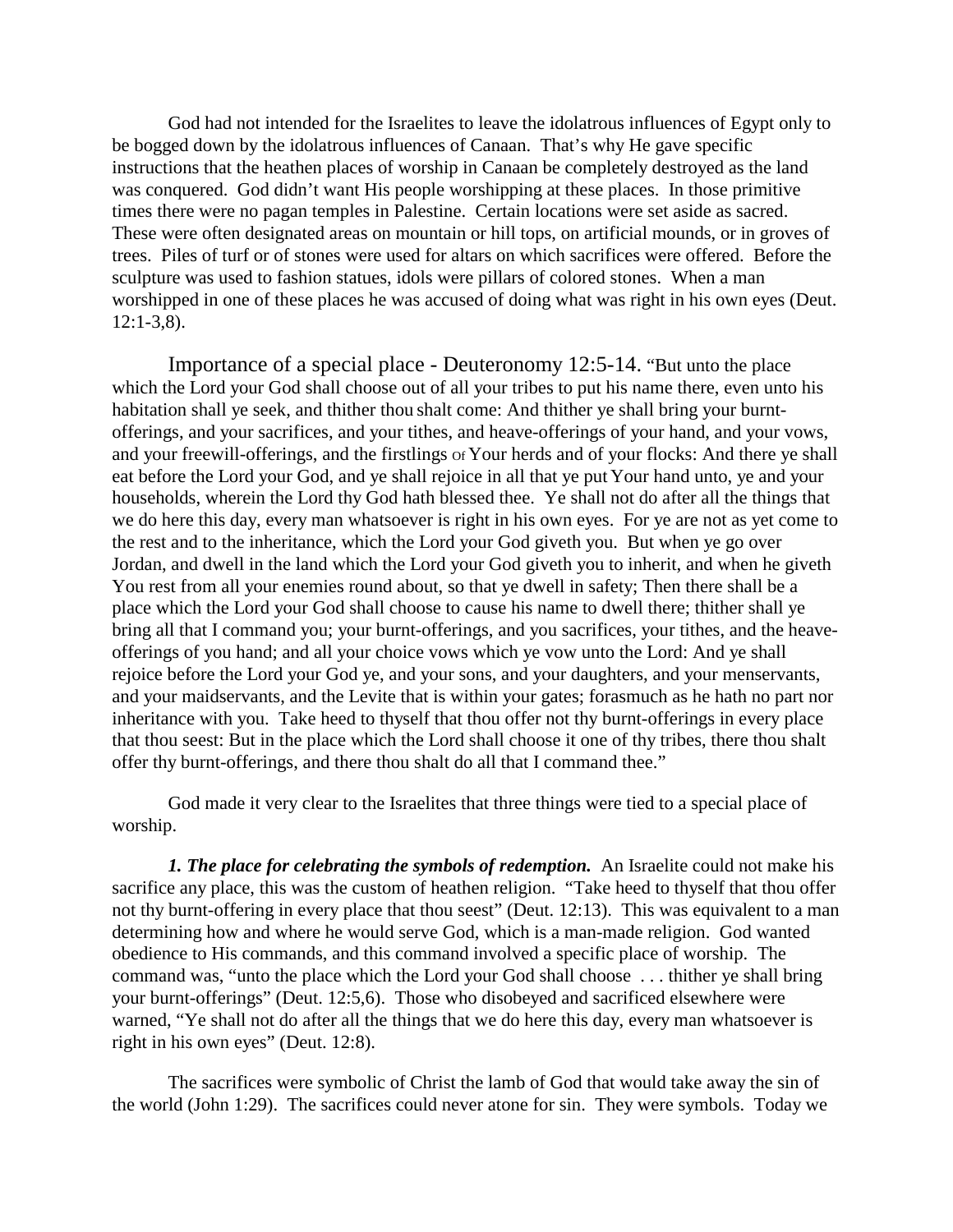God had not intended for the Israelites to leave the idolatrous influences of Egypt only to be bogged down by the idolatrous influences of Canaan. That's why He gave specific instructions that the heathen places of worship in Canaan be completely destroyed as the land was conquered. God didn't want His people worshipping at these places. In those primitive times there were no pagan temples in Palestine. Certain locations were set aside as sacred. These were often designated areas on mountain or hill tops, on artificial mounds, or in groves of trees. Piles of turf or of stones were used for altars on which sacrifices were offered. Before the sculpture was used to fashion statues, idols were pillars of colored stones. When a man worshipped in one of these places he was accused of doing what was right in his own eyes (Deut. 12:1-3,8).

Importance of a special place - Deuteronomy 12:5-14. "But unto the place which the Lord your God shall choose out of all your tribes to put his name there, even unto his habitation shall ye seek, and thither thou shalt come: And thither ye shall bring your burnt-offerings, and your sacrifices, and your tithes, and heave-offerings of your hand, and your vows, and your freewill-offerings, and the firstlings Of Your herds and of your flocks: And there ye shall eat before the Lord your God, and ye shall rejoice in all that ye put Your hand unto, ye and your households, wherein the Lord thy God hath blessed thee. Ye shall not do after all the things that we do here this day, every man whatsoever is right in his own eyes. For ye are not as yet come to the rest and to the inheritance, which the Lord your God giveth you. But when ye go over Jordan, and dwell in the land which the Lord your God giveth you to inherit, and when he giveth You rest from all your enemies round about, so that ye dwell in safety; Then there shall be a place which the Lord your God shall choose to cause his name to dwell there; thither shall ye bring all that I command you; your burnt-offerings, and you sacrifices, your tithes, and the heave-offerings of you hand; and all your choice vows which ye vow unto the Lord: And ye shall rejoice before the Lord your God ye, and your sons, and your daughters, and your menservants, and your maidservants, and the Levite that is within your gates; forasmuch as he hath no part nor inheritance with you. Take heed to thyself that thou offer not thy burnt-offerings in every place that thou seest: But in the place which the Lord shall choose it one of thy tribes, there thou shalt offer thy burnt-offerings, and there thou shalt do all that I command thee."

God made it very clear to the Israelites that three things were tied to a special place of worship.

***1. The place for celebrating the symbols of redemption.*** An Israelite could not make his sacrifice any place, this was the custom of heathen religion. "Take heed to thyself that thou offer not thy burnt-offering in every place that thou seest" (Deut. 12:13). This was equivalent to a man determining how and where he would serve God, which is a man-made religion. God wanted obedience to His commands, and this command involved a specific place of worship. The command was, "unto the place which the Lord your God shall choose . . . thither ye shall bring your burnt-offerings" (Deut. 12:5,6). Those who disobeyed and sacrificed elsewhere were warned, "Ye shall not do after all the things that we do here this day, every man whatsoever is right in his own eyes" (Deut. 12:8).

The sacrifices were symbolic of Christ the lamb of God that would take away the sin of the world (John 1:29). The sacrifices could never atone for sin. They were symbols. Today we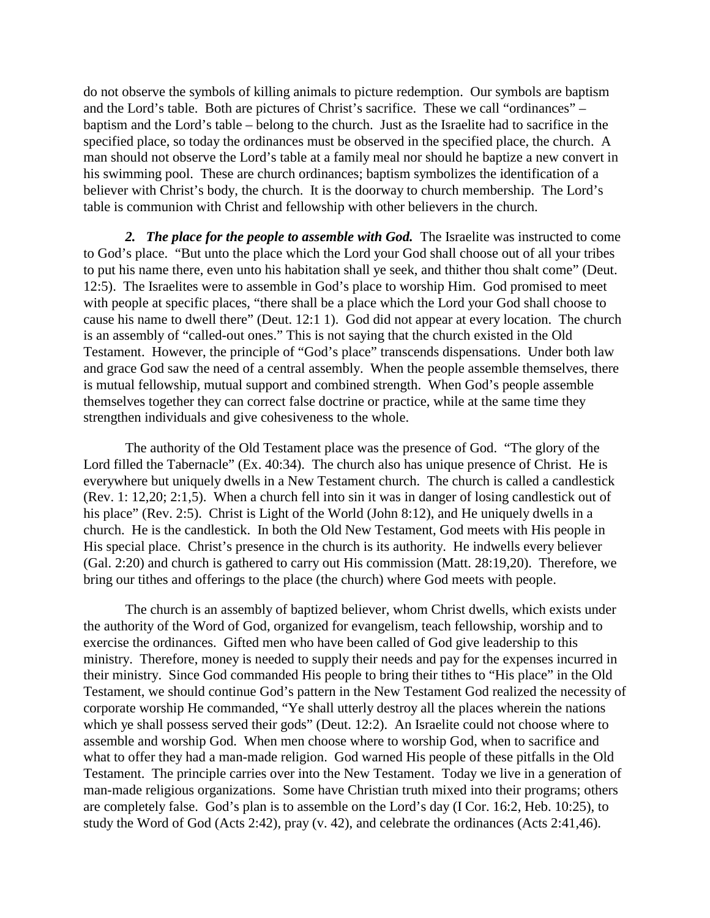do not observe the symbols of killing animals to picture redemption. Our symbols are baptism and the Lord's table. Both are pictures of Christ's sacrifice. These we call "ordinances" – baptism and the Lord's table – belong to the church. Just as the Israelite had to sacrifice in the specified place, so today the ordinances must be observed in the specified place, the church. A man should not observe the Lord's table at a family meal nor should he baptize a new convert in his swimming pool. These are church ordinances; baptism symbolizes the identification of a believer with Christ's body, the church. It is the doorway to church membership. The Lord's table is communion with Christ and fellowship with other believers in the church.

***2. The place for the people to assemble with God.*** The Israelite was instructed to come to God's place. "But unto the place which the Lord your God shall choose out of all your tribes to put his name there, even unto his habitation shall ye seek, and thither thou shalt come" (Deut. 12:5). The Israelites were to assemble in God's place to worship Him. God promised to meet with people at specific places, "there shall be a place which the Lord your God shall choose to cause his name to dwell there" (Deut. 12:1 1). God did not appear at every location. The church is an assembly of "called-out ones." This is not saying that the church existed in the Old Testament. However, the principle of "God's place" transcends dispensations. Under both law and grace God saw the need of a central assembly. When the people assemble themselves, there is mutual fellowship, mutual support and combined strength. When God's people assemble themselves together they can correct false doctrine or practice, while at the same time they strengthen individuals and give cohesiveness to the whole.

The authority of the Old Testament place was the presence of God. "The glory of the Lord filled the Tabernacle" (Ex. 40:34). The church also has unique presence of Christ. He is everywhere but uniquely dwells in a New Testament church. The church is called a candlestick (Rev. 1: 12,20; 2:1,5). When a church fell into sin it was in danger of losing candlestick out of his place" (Rev. 2:5). Christ is Light of the World (John 8:12), and He uniquely dwells in a church. He is the candlestick. In both the Old New Testament, God meets with His people in His special place. Christ's presence in the church is its authority. He indwells every believer (Gal. 2:20) and church is gathered to carry out His commission (Matt. 28:19,20). Therefore, we bring our tithes and offerings to the place (the church) where God meets with people.

The church is an assembly of baptized believer, whom Christ dwells, which exists under the authority of the Word of God, organized for evangelism, teach fellowship, worship and to exercise the ordinances. Gifted men who have been called of God give leadership to this ministry. Therefore, money is needed to supply their needs and pay for the expenses incurred in their ministry. Since God commanded His people to bring their tithes to "His place" in the Old Testament, we should continue God's pattern in the New Testament God realized the necessity of corporate worship He commanded, "Ye shall utterly destroy all the places wherein the nations which ye shall possess served their gods" (Deut. 12:2). An Israelite could not choose where to assemble and worship God. When men choose where to worship God, when to sacrifice and what to offer they had a man-made religion. God warned His people of these pitfalls in the Old Testament. The principle carries over into the New Testament. Today we live in a generation of man-made religious organizations. Some have Christian truth mixed into their programs; others are completely false. God's plan is to assemble on the Lord's day (I Cor. 16:2, Heb. 10:25), to study the Word of God (Acts 2:42), pray (v. 42), and celebrate the ordinances (Acts 2:41,46).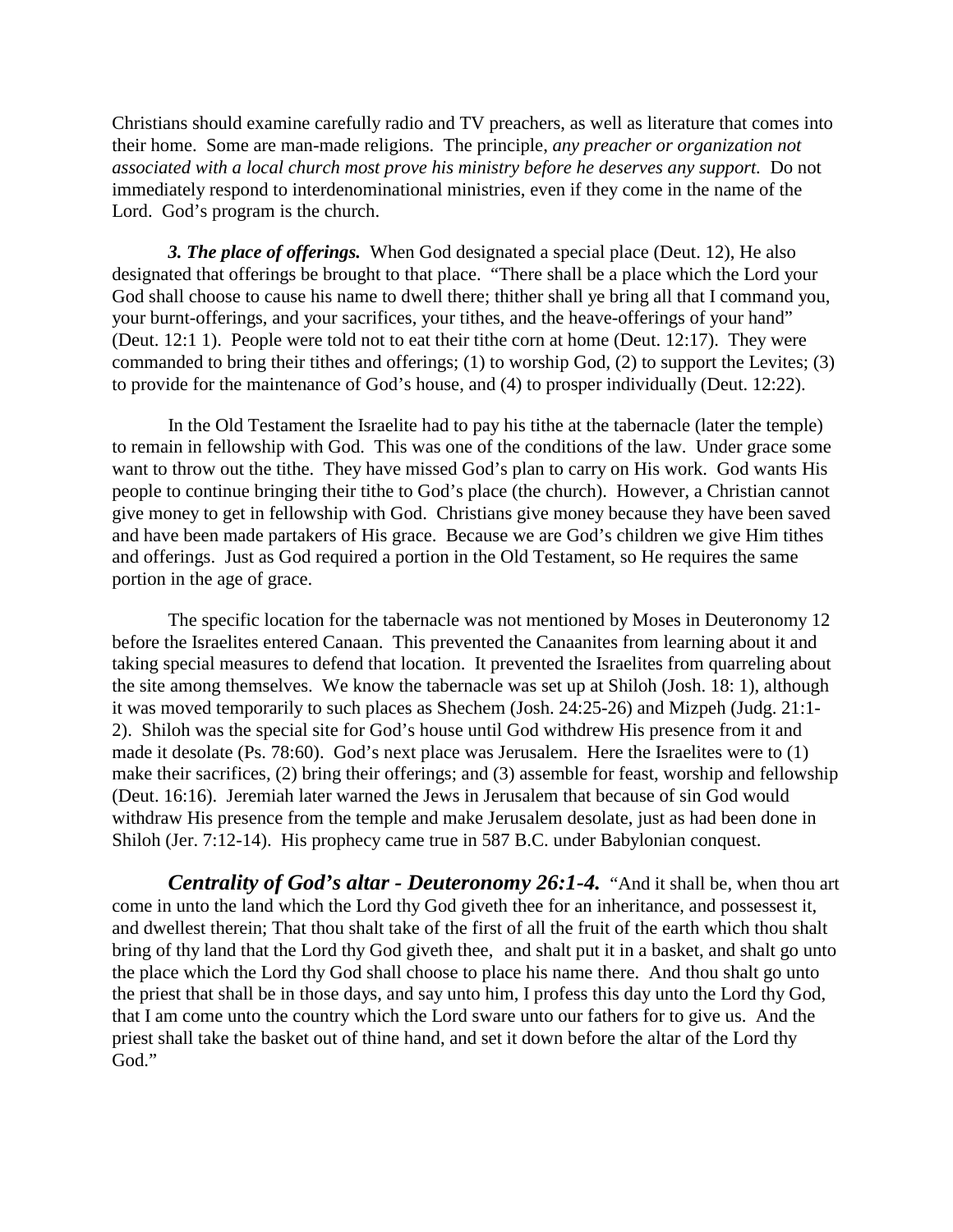Christians should examine carefully radio and TV preachers, as well as literature that comes into their home. Some are man-made religions. The principle, *any preacher or organization not associated with a local church most prove his ministry before he deserves any support.* Do not immediately respond to interdenominational ministries, even if they come in the name of the Lord. God's program is the church.

***3. The place of offerings.*** When God designated a special place (Deut. 12), He also designated that offerings be brought to that place. "There shall be a place which the Lord your God shall choose to cause his name to dwell there; thither shall ye bring all that I command you, your burnt-offerings, and your sacrifices, your tithes, and the heave-offerings of your hand" (Deut. 12:1 1). People were told not to eat their tithe corn at home (Deut. 12:17). They were commanded to bring their tithes and offerings; (1) to worship God, (2) to support the Levites; (3) to provide for the maintenance of God's house, and (4) to prosper individually (Deut. 12:22).

In the Old Testament the Israelite had to pay his tithe at the tabernacle (later the temple) to remain in fellowship with God. This was one of the conditions of the law. Under grace some want to throw out the tithe. They have missed God's plan to carry on His work. God wants His people to continue bringing their tithe to God's place (the church). However, a Christian cannot give money to get in fellowship with God. Christians give money because they have been saved and have been made partakers of His grace. Because we are God's children we give Him tithes and offerings. Just as God required a portion in the Old Testament, so He requires the same portion in the age of grace.

The specific location for the tabernacle was not mentioned by Moses in Deuteronomy 12 before the Israelites entered Canaan. This prevented the Canaanites from learning about it and taking special measures to defend that location. It prevented the Israelites from quarreling about the site among themselves. We know the tabernacle was set up at Shiloh (Josh. 18: 1), although it was moved temporarily to such places as Shechem (Josh. 24:25-26) and Mizpeh (Judg. 21:1-2). Shiloh was the special site for God's house until God withdrew His presence from it and made it desolate (Ps. 78:60). God's next place was Jerusalem. Here the Israelites were to (1) make their sacrifices, (2) bring their offerings; and (3) assemble for feast, worship and fellowship (Deut. 16:16). Jeremiah later warned the Jews in Jerusalem that because of sin God would withdraw His presence from the temple and make Jerusalem desolate, just as had been done in Shiloh (Jer. 7:12-14). His prophecy came true in 587 B.C. under Babylonian conquest.

***Centrality of God's altar - Deuteronomy 26:1-4.*** "And it shall be, when thou art come in unto the land which the Lord thy God giveth thee for an inheritance, and possessest it, and dwellest therein; That thou shalt take of the first of all the fruit of the earth which thou shalt bring of thy land that the Lord thy God giveth thee, and shalt put it in a basket, and shalt go unto the place which the Lord thy God shall choose to place his name there. And thou shalt go unto the priest that shall be in those days, and say unto him, I profess this day unto the Lord thy God, that I am come unto the country which the Lord sware unto our fathers for to give us. And the priest shall take the basket out of thine hand, and set it down before the altar of the Lord thy God."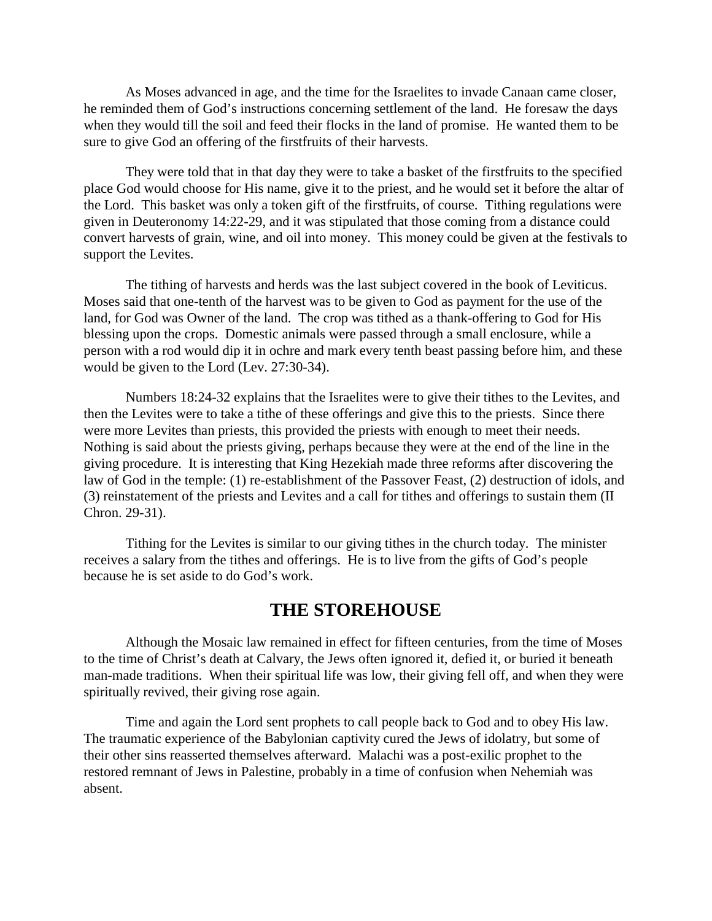As Moses advanced in age, and the time for the Israelites to invade Canaan came closer, he reminded them of God's instructions concerning settlement of the land. He foresaw the days when they would till the soil and feed their flocks in the land of promise. He wanted them to be sure to give God an offering of the firstfruits of their harvests.

They were told that in that day they were to take a basket of the firstfruits to the specified place God would choose for His name, give it to the priest, and he would set it before the altar of the Lord. This basket was only a token gift of the firstfruits, of course. Tithing regulations were given in Deuteronomy 14:22-29, and it was stipulated that those coming from a distance could convert harvests of grain, wine, and oil into money. This money could be given at the festivals to support the Levites.

The tithing of harvests and herds was the last subject covered in the book of Leviticus. Moses said that one-tenth of the harvest was to be given to God as payment for the use of the land, for God was Owner of the land. The crop was tithed as a thank-offering to God for His blessing upon the crops. Domestic animals were passed through a small enclosure, while a person with a rod would dip it in ochre and mark every tenth beast passing before him, and these would be given to the Lord (Lev. 27:30-34).

Numbers 18:24-32 explains that the Israelites were to give their tithes to the Levites, and then the Levites were to take a tithe of these offerings and give this to the priests. Since there were more Levites than priests, this provided the priests with enough to meet their needs. Nothing is said about the priests giving, perhaps because they were at the end of the line in the giving procedure. It is interesting that King Hezekiah made three reforms after discovering the law of God in the temple: (1) re-establishment of the Passover Feast, (2) destruction of idols, and (3) reinstatement of the priests and Levites and a call for tithes and offerings to sustain them (II Chron. 29-31).

Tithing for the Levites is similar to our giving tithes in the church today. The minister receives a salary from the tithes and offerings. He is to live from the gifts of God's people because he is set aside to do God's work.

## THE STOREHOUSE

Although the Mosaic law remained in effect for fifteen centuries, from the time of Moses to the time of Christ's death at Calvary, the Jews often ignored it, defied it, or buried it beneath man-made traditions. When their spiritual life was low, their giving fell off, and when they were spiritually revived, their giving rose again.

Time and again the Lord sent prophets to call people back to God and to obey His law. The traumatic experience of the Babylonian captivity cured the Jews of idolatry, but some of their other sins reasserted themselves afterward. Malachi was a post-exilic prophet to the restored remnant of Jews in Palestine, probably in a time of confusion when Nehemiah was absent.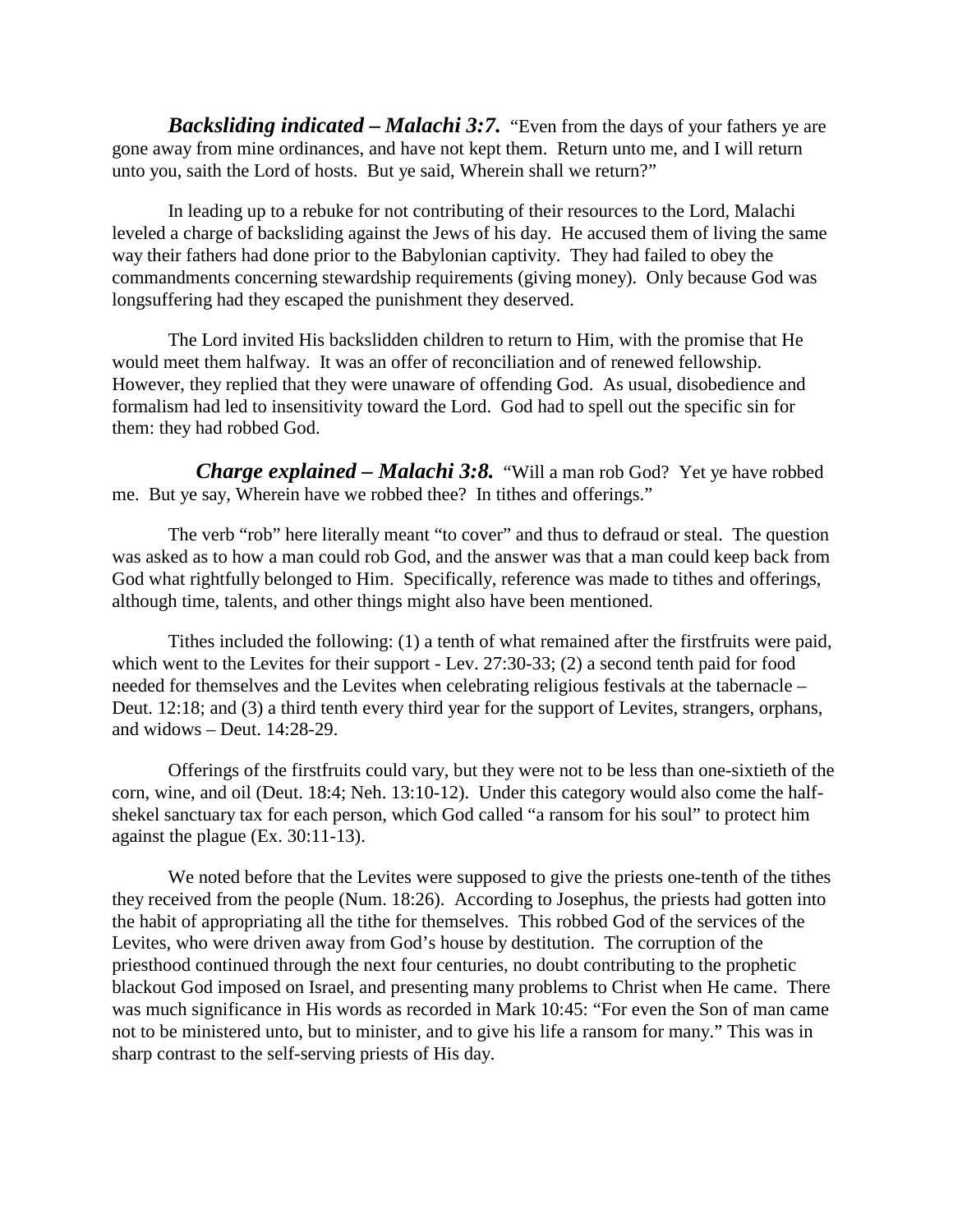***Backsliding indicated – Malachi 3:7.*** "Even from the days of your fathers ye are gone away from mine ordinances, and have not kept them. Return unto me, and I will return unto you, saith the Lord of hosts. But ye said, Wherein shall we return?"

In leading up to a rebuke for not contributing of their resources to the Lord, Malachi leveled a charge of backsliding against the Jews of his day. He accused them of living the same way their fathers had done prior to the Babylonian captivity. They had failed to obey the commandments concerning stewardship requirements (giving money). Only because God was longsuffering had they escaped the punishment they deserved.

The Lord invited His backslidden children to return to Him, with the promise that He would meet them halfway. It was an offer of reconciliation and of renewed fellowship. However, they replied that they were unaware of offending God. As usual, disobedience and formalism had led to insensitivity toward the Lord. God had to spell out the specific sin for them: they had robbed God.

***Charge explained – Malachi 3:8.*** "Will a man rob God? Yet ye have robbed me. But ye say, Wherein have we robbed thee? In tithes and offerings."

The verb "rob" here literally meant "to cover" and thus to defraud or steal. The question was asked as to how a man could rob God, and the answer was that a man could keep back from God what rightfully belonged to Him. Specifically, reference was made to tithes and offerings, although time, talents, and other things might also have been mentioned.

Tithes included the following: (1) a tenth of what remained after the firstfruits were paid, which went to the Levites for their support - Lev. 27:30-33; (2) a second tenth paid for food needed for themselves and the Levites when celebrating religious festivals at the tabernacle – Deut. 12:18; and (3) a third tenth every third year for the support of Levites, strangers, orphans, and widows – Deut. 14:28-29.

Offerings of the firstfruits could vary, but they were not to be less than one-sixtieth of the corn, wine, and oil (Deut. 18:4; Neh. 13:10-12). Under this category would also come the half-shekel sanctuary tax for each person, which God called "a ransom for his soul" to protect him against the plague (Ex. 30:11-13).

We noted before that the Levites were supposed to give the priests one-tenth of the tithes they received from the people (Num. 18:26). According to Josephus, the priests had gotten into the habit of appropriating all the tithe for themselves. This robbed God of the services of the Levites, who were driven away from God's house by destitution. The corruption of the priesthood continued through the next four centuries, no doubt contributing to the prophetic blackout God imposed on Israel, and presenting many problems to Christ when He came. There was much significance in His words as recorded in Mark 10:45: "For even the Son of man came not to be ministered unto, but to minister, and to give his life a ransom for many." This was in sharp contrast to the self-serving priests of His day.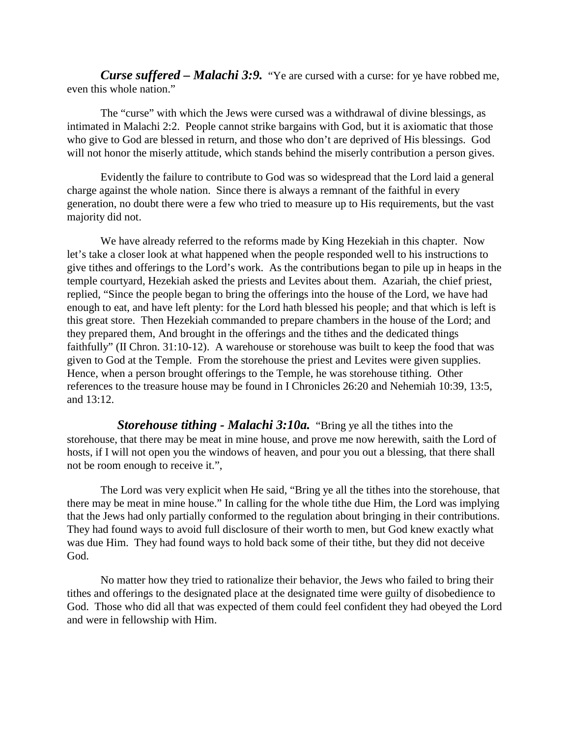***Curse suffered – Malachi 3:9.*** "Ye are cursed with a curse: for ye have robbed me, even this whole nation."

The "curse" with which the Jews were cursed was a withdrawal of divine blessings, as intimated in Malachi 2:2. People cannot strike bargains with God, but it is axiomatic that those who give to God are blessed in return, and those who don't are deprived of His blessings. God will not honor the miserly attitude, which stands behind the miserly contribution a person gives.

Evidently the failure to contribute to God was so widespread that the Lord laid a general charge against the whole nation. Since there is always a remnant of the faithful in every generation, no doubt there were a few who tried to measure up to His requirements, but the vast majority did not.

We have already referred to the reforms made by King Hezekiah in this chapter. Now let's take a closer look at what happened when the people responded well to his instructions to give tithes and offerings to the Lord's work. As the contributions began to pile up in heaps in the temple courtyard, Hezekiah asked the priests and Levites about them. Azariah, the chief priest, replied, "Since the people began to bring the offerings into the house of the Lord, we have had enough to eat, and have left plenty: for the Lord hath blessed his people; and that which is left is this great store. Then Hezekiah commanded to prepare chambers in the house of the Lord; and they prepared them, And brought in the offerings and the tithes and the dedicated things faithfully" (II Chron. 31:10-12). A warehouse or storehouse was built to keep the food that was given to God at the Temple. From the storehouse the priest and Levites were given supplies. Hence, when a person brought offerings to the Temple, he was storehouse tithing. Other references to the treasure house may be found in I Chronicles 26:20 and Nehemiah 10:39, 13:5, and 13:12.

***Storehouse tithing - Malachi 3:10a.*** "Bring ye all the tithes into the storehouse, that there may be meat in mine house, and prove me now herewith, saith the Lord of hosts, if I will not open you the windows of heaven, and pour you out a blessing, that there shall not be room enough to receive it.",

The Lord was very explicit when He said, "Bring ye all the tithes into the storehouse, that there may be meat in mine house." In calling for the whole tithe due Him, the Lord was implying that the Jews had only partially conformed to the regulation about bringing in their contributions. They had found ways to avoid full disclosure of their worth to men, but God knew exactly what was due Him. They had found ways to hold back some of their tithe, but they did not deceive God.

No matter how they tried to rationalize their behavior, the Jews who failed to bring their tithes and offerings to the designated place at the designated time were guilty of disobedience to God. Those who did all that was expected of them could feel confident they had obeyed the Lord and were in fellowship with Him.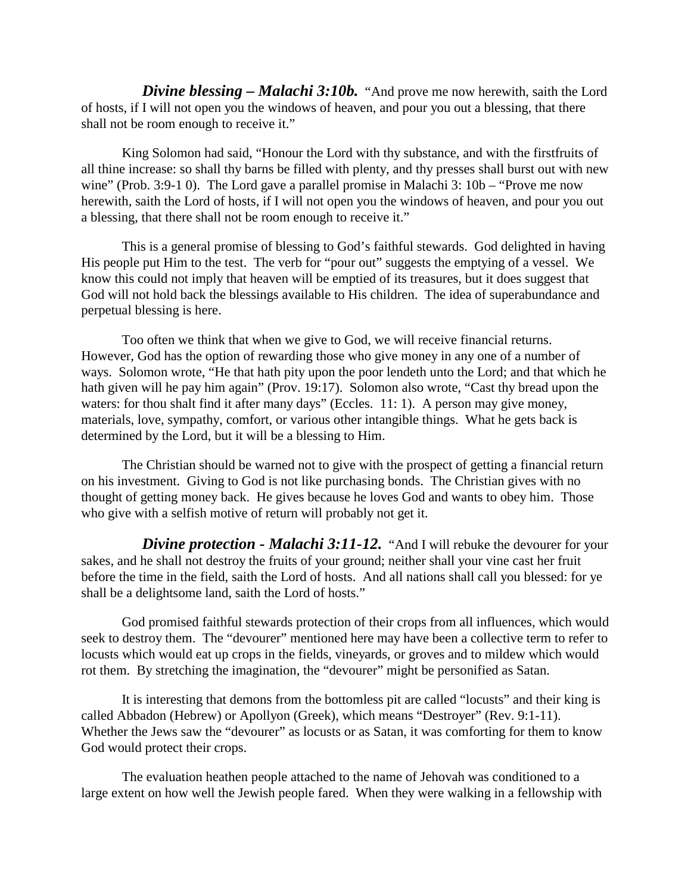***Divine blessing – Malachi 3:10b.*** "And prove me now herewith, saith the Lord of hosts, if I will not open you the windows of heaven, and pour you out a blessing, that there shall not be room enough to receive it."

King Solomon had said, "Honour the Lord with thy substance, and with the firstfruits of all thine increase: so shall thy barns be filled with plenty, and thy presses shall burst out with new wine" (Prob. 3:9-1 0). The Lord gave a parallel promise in Malachi 3: 10b – "Prove me now herewith, saith the Lord of hosts, if I will not open you the windows of heaven, and pour you out a blessing, that there shall not be room enough to receive it."

This is a general promise of blessing to God's faithful stewards. God delighted in having His people put Him to the test. The verb for "pour out" suggests the emptying of a vessel. We know this could not imply that heaven will be emptied of its treasures, but it does suggest that God will not hold back the blessings available to His children. The idea of superabundance and perpetual blessing is here.

Too often we think that when we give to God, we will receive financial returns. However, God has the option of rewarding those who give money in any one of a number of ways. Solomon wrote, "He that hath pity upon the poor lendeth unto the Lord; and that which he hath given will he pay him again" (Prov. 19:17). Solomon also wrote, "Cast thy bread upon the waters: for thou shalt find it after many days" (Eccles. 11: 1). A person may give money, materials, love, sympathy, comfort, or various other intangible things. What he gets back is determined by the Lord, but it will be a blessing to Him.

The Christian should be warned not to give with the prospect of getting a financial return on his investment. Giving to God is not like purchasing bonds. The Christian gives with no thought of getting money back. He gives because he loves God and wants to obey him. Those who give with a selfish motive of return will probably not get it.

***Divine protection - Malachi 3:11-12.*** "And I will rebuke the devourer for your sakes, and he shall not destroy the fruits of your ground; neither shall your vine cast her fruit before the time in the field, saith the Lord of hosts. And all nations shall call you blessed: for ye shall be a delightsome land, saith the Lord of hosts."

God promised faithful stewards protection of their crops from all influences, which would seek to destroy them. The "devourer" mentioned here may have been a collective term to refer to locusts which would eat up crops in the fields, vineyards, or groves and to mildew which would rot them. By stretching the imagination, the "devourer" might be personified as Satan.

It is interesting that demons from the bottomless pit are called "locusts" and their king is called Abbadon (Hebrew) or Apollyon (Greek), which means "Destroyer" (Rev. 9:1-11). Whether the Jews saw the "devourer" as locusts or as Satan, it was comforting for them to know God would protect their crops.

The evaluation heathen people attached to the name of Jehovah was conditioned to a large extent on how well the Jewish people fared. When they were walking in a fellowship with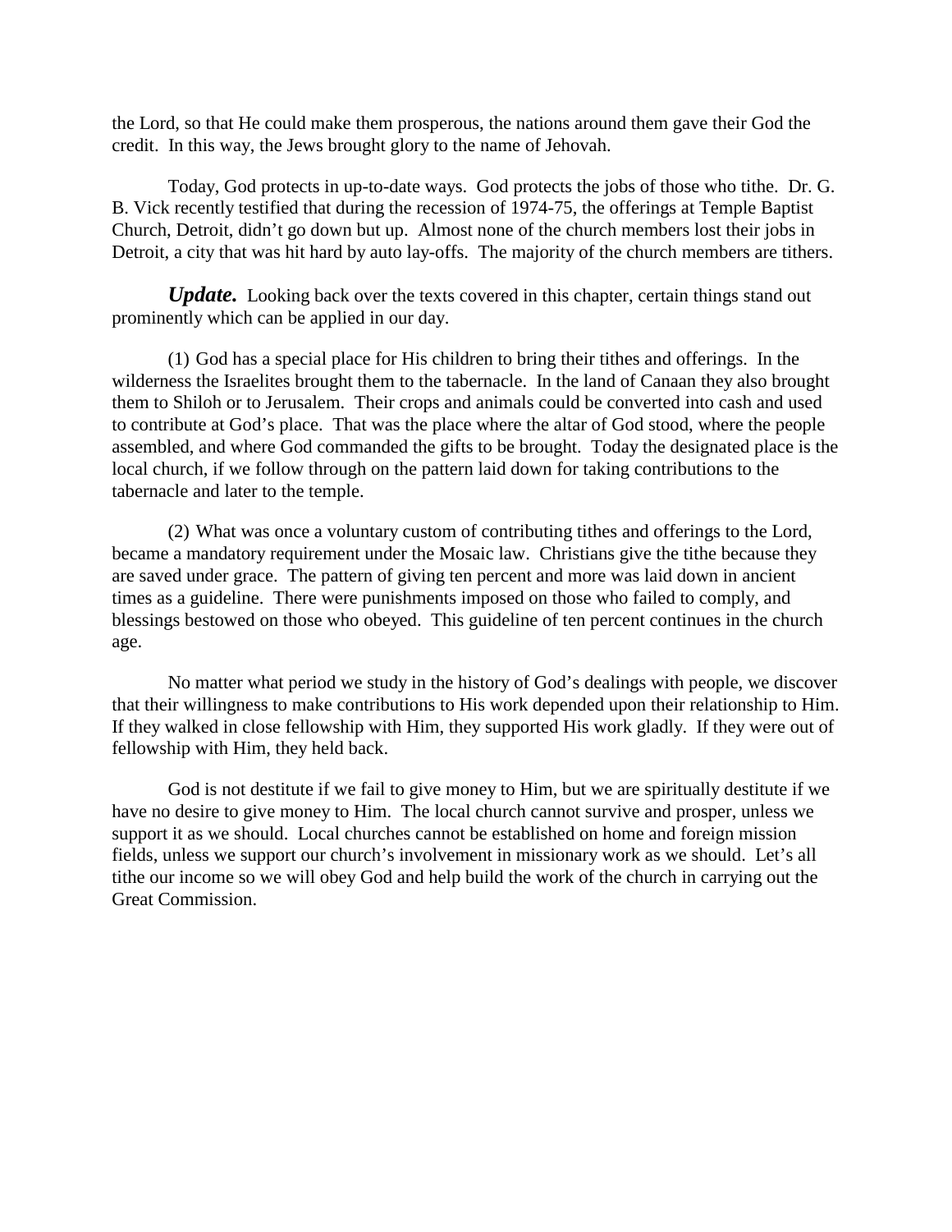the Lord, so that He could make them prosperous, the nations around them gave their God the credit. In this way, the Jews brought glory to the name of Jehovah.

Today, God protects in up-to-date ways. God protects the jobs of those who tithe. Dr. G. B. Vick recently testified that during the recession of 1974-75, the offerings at Temple Baptist Church, Detroit, didn't go down but up. Almost none of the church members lost their jobs in Detroit, a city that was hit hard by auto lay-offs. The majority of the church members are tithers.

***Update.*** Looking back over the texts covered in this chapter, certain things stand out prominently which can be applied in our day.

(1) God has a special place for His children to bring their tithes and offerings. In the wilderness the Israelites brought them to the tabernacle. In the land of Canaan they also brought them to Shiloh or to Jerusalem. Their crops and animals could be converted into cash and used to contribute at God's place. That was the place where the altar of God stood, where the people assembled, and where God commanded the gifts to be brought. Today the designated place is the local church, if we follow through on the pattern laid down for taking contributions to the tabernacle and later to the temple.

(2) What was once a voluntary custom of contributing tithes and offerings to the Lord, became a mandatory requirement under the Mosaic law. Christians give the tithe because they are saved under grace. The pattern of giving ten percent and more was laid down in ancient times as a guideline. There were punishments imposed on those who failed to comply, and blessings bestowed on those who obeyed. This guideline of ten percent continues in the church age.

No matter what period we study in the history of God's dealings with people, we discover that their willingness to make contributions to His work depended upon their relationship to Him. If they walked in close fellowship with Him, they supported His work gladly. If they were out of fellowship with Him, they held back.

God is not destitute if we fail to give money to Him, but we are spiritually destitute if we have no desire to give money to Him. The local church cannot survive and prosper, unless we support it as we should. Local churches cannot be established on home and foreign mission fields, unless we support our church's involvement in missionary work as we should. Let's all tithe our income so we will obey God and help build the work of the church in carrying out the Great Commission.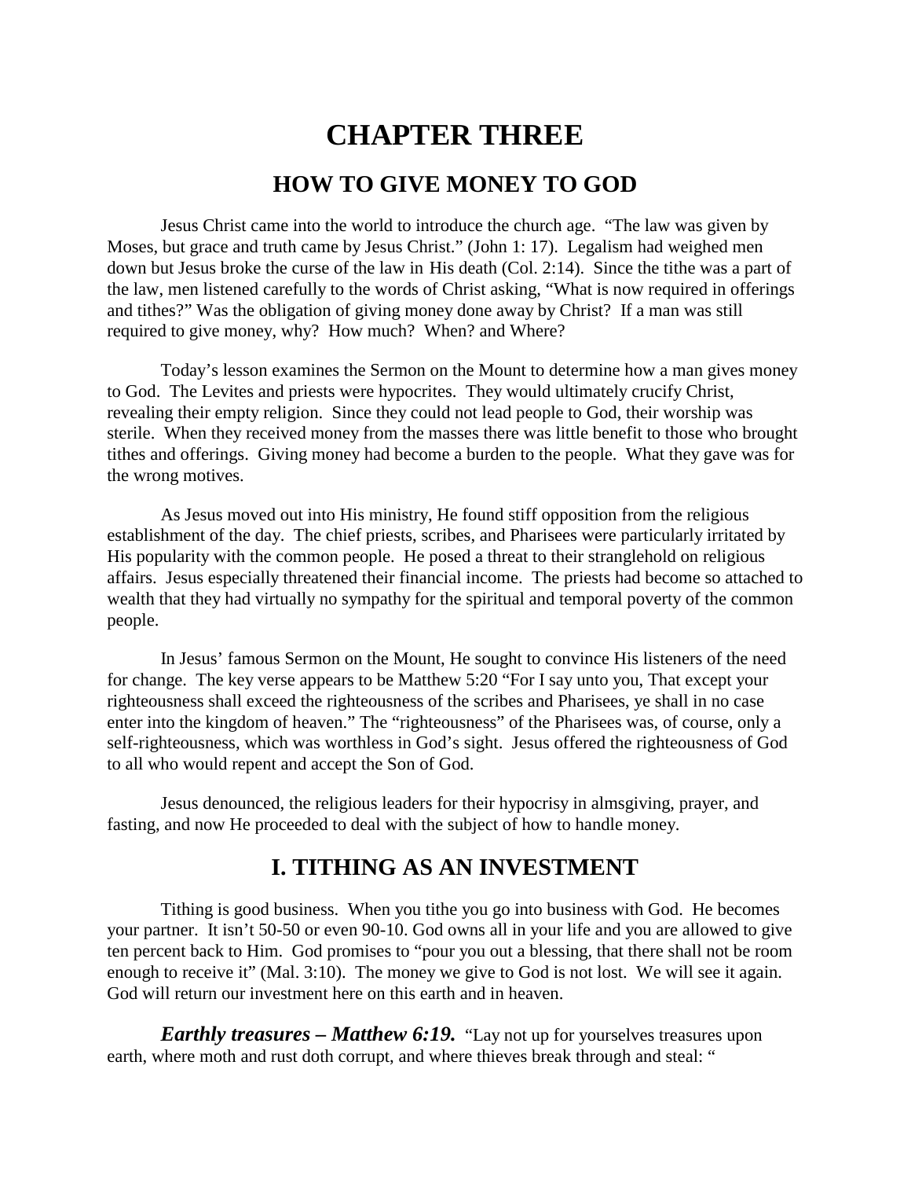# CHAPTER THREE

## HOW TO GIVE MONEY TO GOD

Jesus Christ came into the world to introduce the church age. "The law was given by Moses, but grace and truth came by Jesus Christ." (John 1: 17). Legalism had weighed men down but Jesus broke the curse of the law in His death (Col. 2:14). Since the tithe was a part of the law, men listened carefully to the words of Christ asking, "What is now required in offerings and tithes?" Was the obligation of giving money done away by Christ? If a man was still required to give money, why? How much? When? and Where?

Today's lesson examines the Sermon on the Mount to determine how a man gives money to God. The Levites and priests were hypocrites. They would ultimately crucify Christ, revealing their empty religion. Since they could not lead people to God, their worship was sterile. When they received money from the masses there was little benefit to those who brought tithes and offerings. Giving money had become a burden to the people. What they gave was for the wrong motives.

As Jesus moved out into His ministry, He found stiff opposition from the religious establishment of the day. The chief priests, scribes, and Pharisees were particularly irritated by His popularity with the common people. He posed a threat to their stranglehold on religious affairs. Jesus especially threatened their financial income. The priests had become so attached to wealth that they had virtually no sympathy for the spiritual and temporal poverty of the common people.

In Jesus' famous Sermon on the Mount, He sought to convince His listeners of the need for change. The key verse appears to be Matthew 5:20 "For I say unto you, That except your righteousness shall exceed the righteousness of the scribes and Pharisees, ye shall in no case enter into the kingdom of heaven." The "righteousness" of the Pharisees was, of course, only a self-righteousness, which was worthless in God's sight. Jesus offered the righteousness of God to all who would repent and accept the Son of God.

Jesus denounced, the religious leaders for their hypocrisy in almsgiving, prayer, and fasting, and now He proceeded to deal with the subject of how to handle money.

## I. TITHING AS AN INVESTMENT

Tithing is good business. When you tithe you go into business with God. He becomes your partner. It isn't 50-50 or even 90-10. God owns all in your life and you are allowed to give ten percent back to Him. God promises to "pour you out a blessing, that there shall not be room enough to receive it" (Mal. 3:10). The money we give to God is not lost. We will see it again. God will return our investment here on this earth and in heaven.

***Earthly treasures – Matthew 6:19.*** "Lay not up for yourselves treasures upon earth, where moth and rust doth corrupt, and where thieves break through and steal: "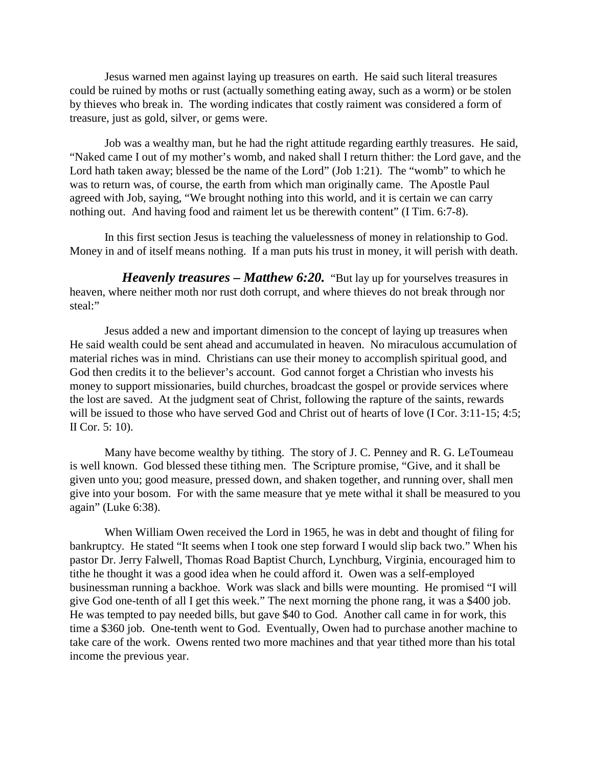Jesus warned men against laying up treasures on earth. He said such literal treasures could be ruined by moths or rust (actually something eating away, such as a worm) or be stolen by thieves who break in. The wording indicates that costly raiment was considered a form of treasure, just as gold, silver, or gems were.

Job was a wealthy man, but he had the right attitude regarding earthly treasures. He said, "Naked came I out of my mother's womb, and naked shall I return thither: the Lord gave, and the Lord hath taken away; blessed be the name of the Lord" (Job 1:21). The "womb" to which he was to return was, of course, the earth from which man originally came. The Apostle Paul agreed with Job, saying, "We brought nothing into this world, and it is certain we can carry nothing out. And having food and raiment let us be therewith content" (I Tim. 6:7-8).

In this first section Jesus is teaching the valuelessness of money in relationship to God. Money in and of itself means nothing. If a man puts his trust in money, it will perish with death.

***Heavenly treasures – Matthew 6:20.*** "But lay up for yourselves treasures in heaven, where neither moth nor rust doth corrupt, and where thieves do not break through nor steal:"

Jesus added a new and important dimension to the concept of laying up treasures when He said wealth could be sent ahead and accumulated in heaven. No miraculous accumulation of material riches was in mind. Christians can use their money to accomplish spiritual good, and God then credits it to the believer's account. God cannot forget a Christian who invests his money to support missionaries, build churches, broadcast the gospel or provide services where the lost are saved. At the judgment seat of Christ, following the rapture of the saints, rewards will be issued to those who have served God and Christ out of hearts of love (I Cor. 3:11-15; 4:5; II Cor. 5: 10).

Many have become wealthy by tithing. The story of J. C. Penney and R. G. LeToumeau is well known. God blessed these tithing men. The Scripture promise, "Give, and it shall be given unto you; good measure, pressed down, and shaken together, and running over, shall men give into your bosom. For with the same measure that ye mete withal it shall be measured to you again" (Luke 6:38).

When William Owen received the Lord in 1965, he was in debt and thought of filing for bankruptcy. He stated "It seems when I took one step forward I would slip back two." When his pastor Dr. Jerry Falwell, Thomas Road Baptist Church, Lynchburg, Virginia, encouraged him to tithe he thought it was a good idea when he could afford it. Owen was a self-employed businessman running a backhoe. Work was slack and bills were mounting. He promised "I will give God one-tenth of all I get this week." The next morning the phone rang, it was a $400 job. He was tempted to pay needed bills, but gave $40 to God. Another call came in for work, this time a $360 job. One-tenth went to God. Eventually, Owen had to purchase another machine to take care of the work. Owens rented two more machines and that year tithed more than his total income the previous year.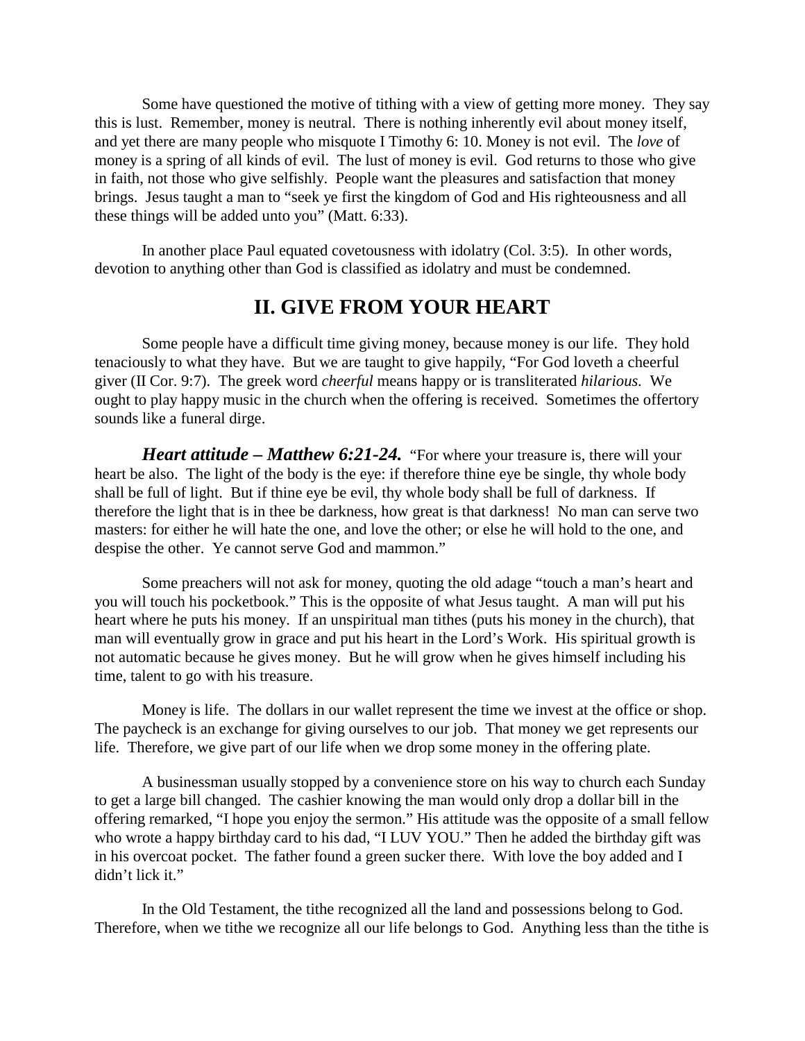Some have questioned the motive of tithing with a view of getting more money. They say this is lust. Remember, money is neutral. There is nothing inherently evil about money itself, and yet there are many people who misquote I Timothy 6: 10. Money is not evil. The *love* of money is a spring of all kinds of evil. The lust of money is evil. God returns to those who give in faith, not those who give selfishly. People want the pleasures and satisfaction that money brings. Jesus taught a man to "seek ye first the kingdom of God and His righteousness and all these things will be added unto you" (Matt. 6:33).

In another place Paul equated covetousness with idolatry (Col. 3:5). In other words, devotion to anything other than God is classified as idolatry and must be condemned.

## II. GIVE FROM YOUR HEART

Some people have a difficult time giving money, because money is our life. They hold tenaciously to what they have. But we are taught to give happily, "For God loveth a cheerful giver (II Cor. 9:7). The greek word *cheerful* means happy or is transliterated *hilarious.* We ought to play happy music in the church when the offering is received. Sometimes the offertory sounds like a funeral dirge.

***Heart attitude – Matthew 6:21-24.*** "For where your treasure is, there will your heart be also. The light of the body is the eye: if therefore thine eye be single, thy whole body shall be full of light. But if thine eye be evil, thy whole body shall be full of darkness. If therefore the light that is in thee be darkness, how great is that darkness! No man can serve two masters: for either he will hate the one, and love the other; or else he will hold to the one, and despise the other. Ye cannot serve God and mammon."

Some preachers will not ask for money, quoting the old adage "touch a man's heart and you will touch his pocketbook." This is the opposite of what Jesus taught. A man will put his heart where he puts his money. If an unspiritual man tithes (puts his money in the church), that man will eventually grow in grace and put his heart in the Lord's Work. His spiritual growth is not automatic because he gives money. But he will grow when he gives himself including his time, talent to go with his treasure.

Money is life. The dollars in our wallet represent the time we invest at the office or shop. The paycheck is an exchange for giving ourselves to our job. That money we get represents our life. Therefore, we give part of our life when we drop some money in the offering plate.

A businessman usually stopped by a convenience store on his way to church each Sunday to get a large bill changed. The cashier knowing the man would only drop a dollar bill in the offering remarked, "I hope you enjoy the sermon." His attitude was the opposite of a small fellow who wrote a happy birthday card to his dad, "I LUV YOU." Then he added the birthday gift was in his overcoat pocket. The father found a green sucker there. With love the boy added and I didn't lick it."

In the Old Testament, the tithe recognized all the land and possessions belong to God. Therefore, when we tithe we recognize all our life belongs to God. Anything less than the tithe is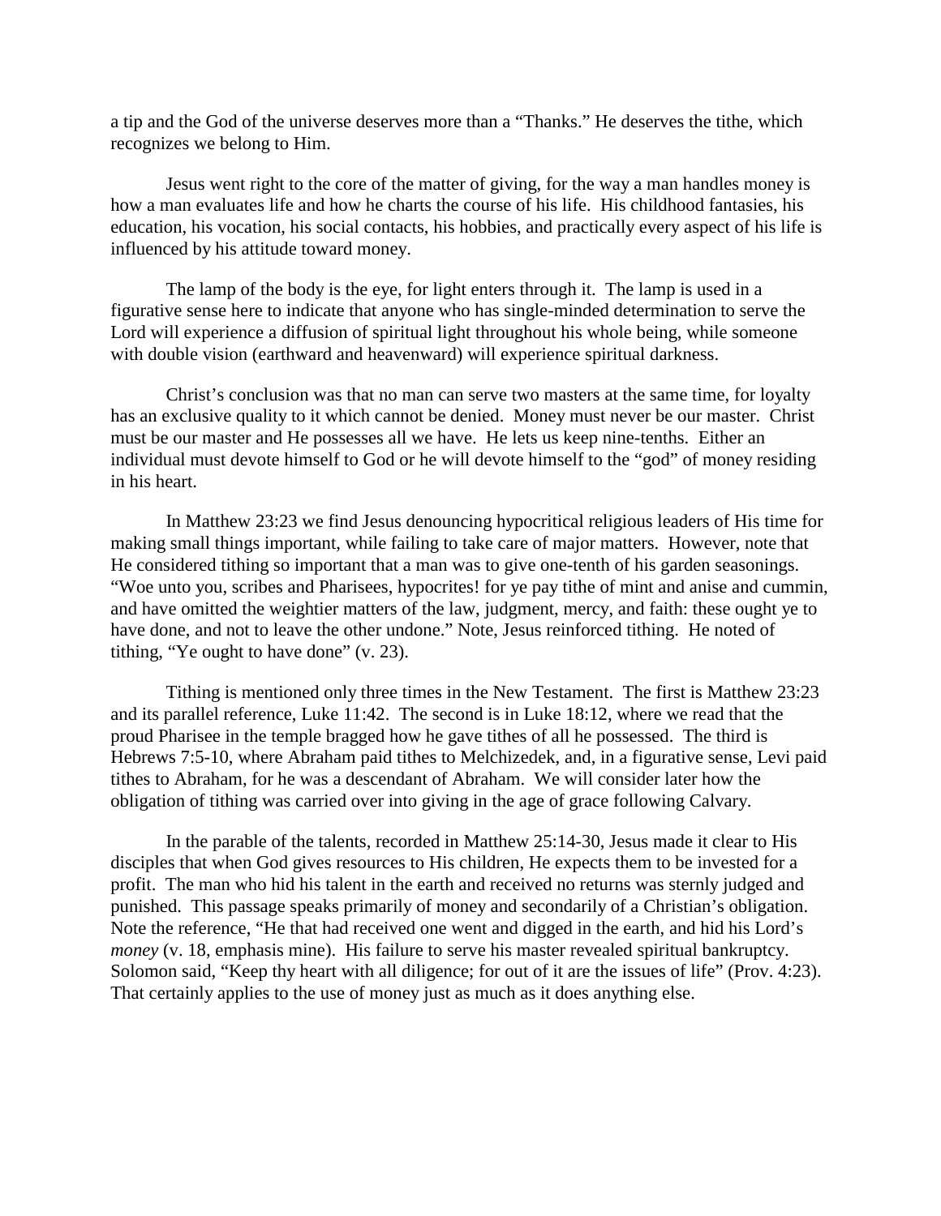a tip and the God of the universe deserves more than a "Thanks." He deserves the tithe, which recognizes we belong to Him.

Jesus went right to the core of the matter of giving, for the way a man handles money is how a man evaluates life and how he charts the course of his life. His childhood fantasies, his education, his vocation, his social contacts, his hobbies, and practically every aspect of his life is influenced by his attitude toward money.

The lamp of the body is the eye, for light enters through it. The lamp is used in a figurative sense here to indicate that anyone who has single-minded determination to serve the Lord will experience a diffusion of spiritual light throughout his whole being, while someone with double vision (earthward and heavenward) will experience spiritual darkness.

Christ's conclusion was that no man can serve two masters at the same time, for loyalty has an exclusive quality to it which cannot be denied. Money must never be our master. Christ must be our master and He possesses all we have. He lets us keep nine-tenths. Either an individual must devote himself to God or he will devote himself to the "god" of money residing in his heart.

In Matthew 23:23 we find Jesus denouncing hypocritical religious leaders of His time for making small things important, while failing to take care of major matters. However, note that He considered tithing so important that a man was to give one-tenth of his garden seasonings. "Woe unto you, scribes and Pharisees, hypocrites! for ye pay tithe of mint and anise and cummin, and have omitted the weightier matters of the law, judgment, mercy, and faith: these ought ye to have done, and not to leave the other undone." Note, Jesus reinforced tithing. He noted of tithing, "Ye ought to have done" (v. 23).

Tithing is mentioned only three times in the New Testament. The first is Matthew 23:23 and its parallel reference, Luke 11:42. The second is in Luke 18:12, where we read that the proud Pharisee in the temple bragged how he gave tithes of all he possessed. The third is Hebrews 7:5-10, where Abraham paid tithes to Melchizedek, and, in a figurative sense, Levi paid tithes to Abraham, for he was a descendant of Abraham. We will consider later how the obligation of tithing was carried over into giving in the age of grace following Calvary.

In the parable of the talents, recorded in Matthew 25:14-30, Jesus made it clear to His disciples that when God gives resources to His children, He expects them to be invested for a profit. The man who hid his talent in the earth and received no returns was sternly judged and punished. This passage speaks primarily of money and secondarily of a Christian's obligation. Note the reference, "He that had received one went and digged in the earth, and hid his Lord's *money* (v. 18, emphasis mine). His failure to serve his master revealed spiritual bankruptcy. Solomon said, "Keep thy heart with all diligence; for out of it are the issues of life" (Prov. 4:23). That certainly applies to the use of money just as much as it does anything else.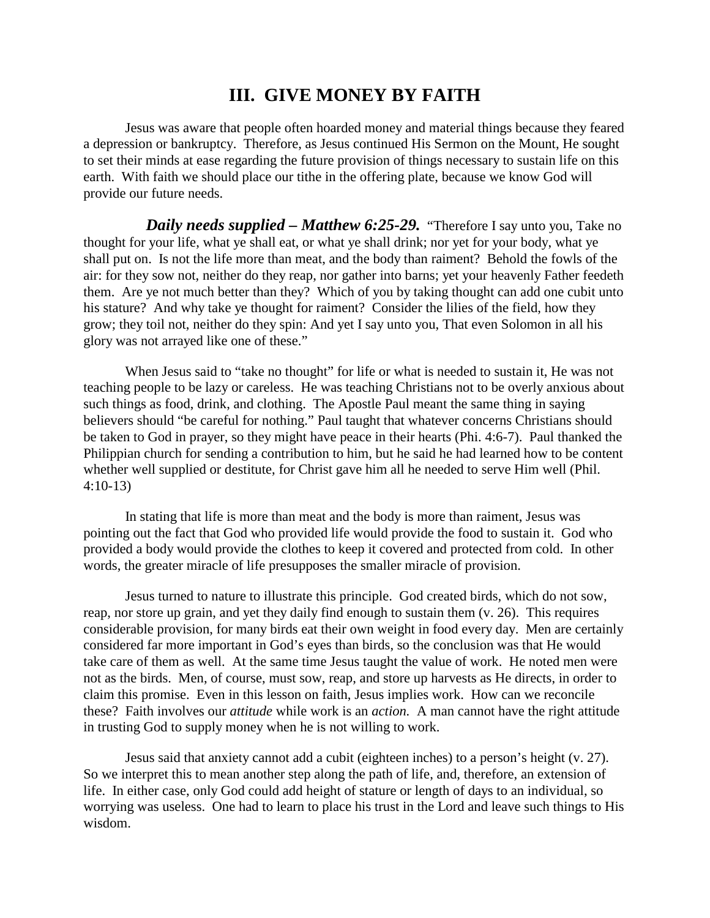## III. GIVE MONEY BY FAITH

Jesus was aware that people often hoarded money and material things because they feared a depression or bankruptcy. Therefore, as Jesus continued His Sermon on the Mount, He sought to set their minds at ease regarding the future provision of things necessary to sustain life on this earth. With faith we should place our tithe in the offering plate, because we know God will provide our future needs.

***Daily needs supplied – Matthew 6:25-29.*** "Therefore I say unto you, Take no thought for your life, what ye shall eat, or what ye shall drink; nor yet for your body, what ye shall put on. Is not the life more than meat, and the body than raiment? Behold the fowls of the air: for they sow not, neither do they reap, nor gather into barns; yet your heavenly Father feedeth them. Are ye not much better than they? Which of you by taking thought can add one cubit unto his stature? And why take ye thought for raiment? Consider the lilies of the field, how they grow; they toil not, neither do they spin: And yet I say unto you, That even Solomon in all his glory was not arrayed like one of these."

When Jesus said to "take no thought" for life or what is needed to sustain it, He was not teaching people to be lazy or careless. He was teaching Christians not to be overly anxious about such things as food, drink, and clothing. The Apostle Paul meant the same thing in saying believers should "be careful for nothing." Paul taught that whatever concerns Christians should be taken to God in prayer, so they might have peace in their hearts (Phi. 4:6-7). Paul thanked the Philippian church for sending a contribution to him, but he said he had learned how to be content whether well supplied or destitute, for Christ gave him all he needed to serve Him well (Phil. 4:10-13)

In stating that life is more than meat and the body is more than raiment, Jesus was pointing out the fact that God who provided life would provide the food to sustain it. God who provided a body would provide the clothes to keep it covered and protected from cold. In other words, the greater miracle of life presupposes the smaller miracle of provision.

Jesus turned to nature to illustrate this principle. God created birds, which do not sow, reap, nor store up grain, and yet they daily find enough to sustain them (v. 26). This requires considerable provision, for many birds eat their own weight in food every day. Men are certainly considered far more important in God's eyes than birds, so the conclusion was that He would take care of them as well. At the same time Jesus taught the value of work. He noted men were not as the birds. Men, of course, must sow, reap, and store up harvests as He directs, in order to claim this promise. Even in this lesson on faith, Jesus implies work. How can we reconcile these? Faith involves our *attitude* while work is an *action.* A man cannot have the right attitude in trusting God to supply money when he is not willing to work.

Jesus said that anxiety cannot add a cubit (eighteen inches) to a person's height (v. 27). So we interpret this to mean another step along the path of life, and, therefore, an extension of life. In either case, only God could add height of stature or length of days to an individual, so worrying was useless. One had to learn to place his trust in the Lord and leave such things to His wisdom.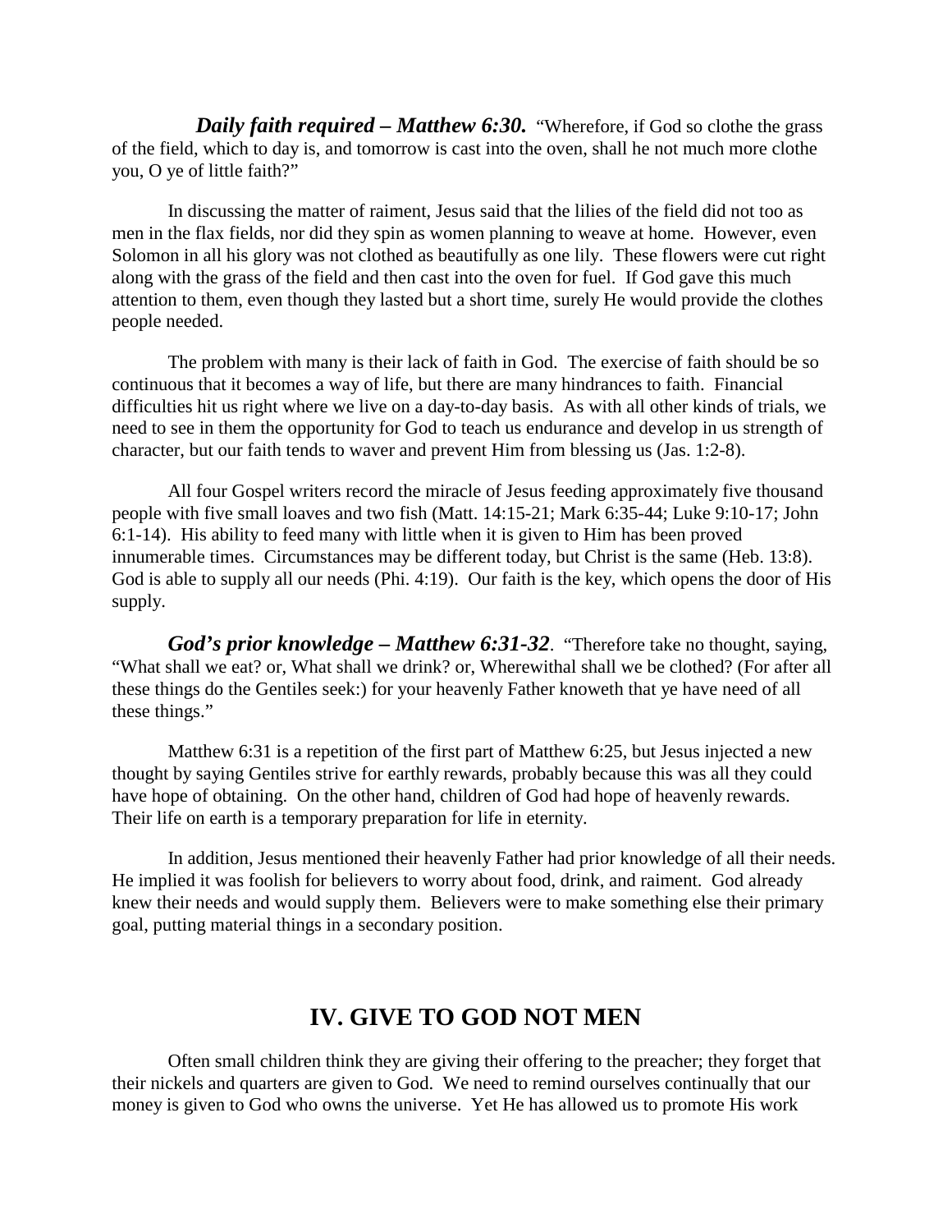***Daily faith required – Matthew 6:30.*** "Wherefore, if God so clothe the grass of the field, which to day is, and tomorrow is cast into the oven, shall he not much more clothe you, O ye of little faith?"

In discussing the matter of raiment, Jesus said that the lilies of the field did not too as men in the flax fields, nor did they spin as women planning to weave at home. However, even Solomon in all his glory was not clothed as beautifully as one lily. These flowers were cut right along with the grass of the field and then cast into the oven for fuel. If God gave this much attention to them, even though they lasted but a short time, surely He would provide the clothes people needed.

The problem with many is their lack of faith in God. The exercise of faith should be so continuous that it becomes a way of life, but there are many hindrances to faith. Financial difficulties hit us right where we live on a day-to-day basis. As with all other kinds of trials, we need to see in them the opportunity for God to teach us endurance and develop in us strength of character, but our faith tends to waver and prevent Him from blessing us (Jas. 1:2-8).

All four Gospel writers record the miracle of Jesus feeding approximately five thousand people with five small loaves and two fish (Matt. 14:15-21; Mark 6:35-44; Luke 9:10-17; John 6:1-14). His ability to feed many with little when it is given to Him has been proved innumerable times. Circumstances may be different today, but Christ is the same (Heb. 13:8). God is able to supply all our needs (Phi. 4:19). Our faith is the key, which opens the door of His supply.

***God's prior knowledge – Matthew 6:31-32***. "Therefore take no thought, saying, "What shall we eat? or, What shall we drink? or, Wherewithal shall we be clothed? (For after all these things do the Gentiles seek:) for your heavenly Father knoweth that ye have need of all these things."

Matthew 6:31 is a repetition of the first part of Matthew 6:25, but Jesus injected a new thought by saying Gentiles strive for earthly rewards, probably because this was all they could have hope of obtaining. On the other hand, children of God had hope of heavenly rewards. Their life on earth is a temporary preparation for life in eternity.

In addition, Jesus mentioned their heavenly Father had prior knowledge of all their needs. He implied it was foolish for believers to worry about food, drink, and raiment. God already knew their needs and would supply them. Believers were to make something else their primary goal, putting material things in a secondary position.

## IV. GIVE TO GOD NOT MEN

Often small children think they are giving their offering to the preacher; they forget that their nickels and quarters are given to God. We need to remind ourselves continually that our money is given to God who owns the universe. Yet He has allowed us to promote His work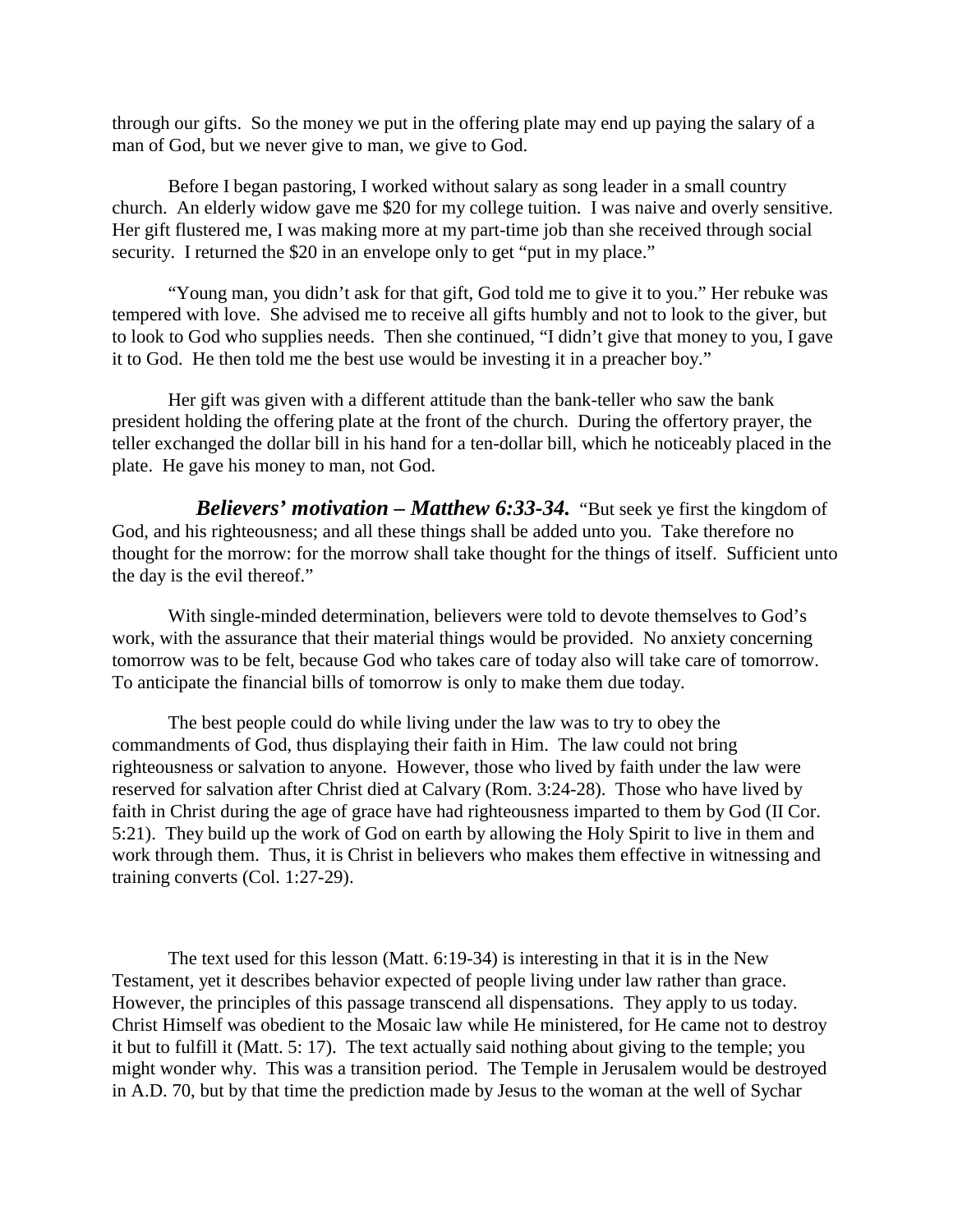through our gifts. So the money we put in the offering plate may end up paying the salary of a man of God, but we never give to man, we give to God.

Before I began pastoring, I worked without salary as song leader in a small country church. An elderly widow gave me $20 for my college tuition. I was naive and overly sensitive. Her gift flustered me, I was making more at my part-time job than she received through social security. I returned the $20 in an envelope only to get "put in my place."

"Young man, you didn't ask for that gift, God told me to give it to you." Her rebuke was tempered with love. She advised me to receive all gifts humbly and not to look to the giver, but to look to God who supplies needs. Then she continued, "I didn't give that money to you, I gave it to God. He then told me the best use would be investing it in a preacher boy."

Her gift was given with a different attitude than the bank-teller who saw the bank president holding the offering plate at the front of the church. During the offertory prayer, the teller exchanged the dollar bill in his hand for a ten-dollar bill, which he noticeably placed in the plate. He gave his money to man, not God.

***Believers' motivation – Matthew 6:33-34.*** "But seek ye first the kingdom of God, and his righteousness; and all these things shall be added unto you. Take therefore no thought for the morrow: for the morrow shall take thought for the things of itself. Sufficient unto the day is the evil thereof."

With single-minded determination, believers were told to devote themselves to God's work, with the assurance that their material things would be provided. No anxiety concerning tomorrow was to be felt, because God who takes care of today also will take care of tomorrow. To anticipate the financial bills of tomorrow is only to make them due today.

The best people could do while living under the law was to try to obey the commandments of God, thus displaying their faith in Him. The law could not bring righteousness or salvation to anyone. However, those who lived by faith under the law were reserved for salvation after Christ died at Calvary (Rom. 3:24-28). Those who have lived by faith in Christ during the age of grace have had righteousness imparted to them by God (II Cor. 5:21). They build up the work of God on earth by allowing the Holy Spirit to live in them and work through them. Thus, it is Christ in believers who makes them effective in witnessing and training converts (Col. 1:27-29).

The text used for this lesson (Matt. 6:19-34) is interesting in that it is in the New Testament, yet it describes behavior expected of people living under law rather than grace. However, the principles of this passage transcend all dispensations. They apply to us today. Christ Himself was obedient to the Mosaic law while He ministered, for He came not to destroy it but to fulfill it (Matt. 5: 17). The text actually said nothing about giving to the temple; you might wonder why. This was a transition period. The Temple in Jerusalem would be destroyed in A.D. 70, but by that time the prediction made by Jesus to the woman at the well of Sychar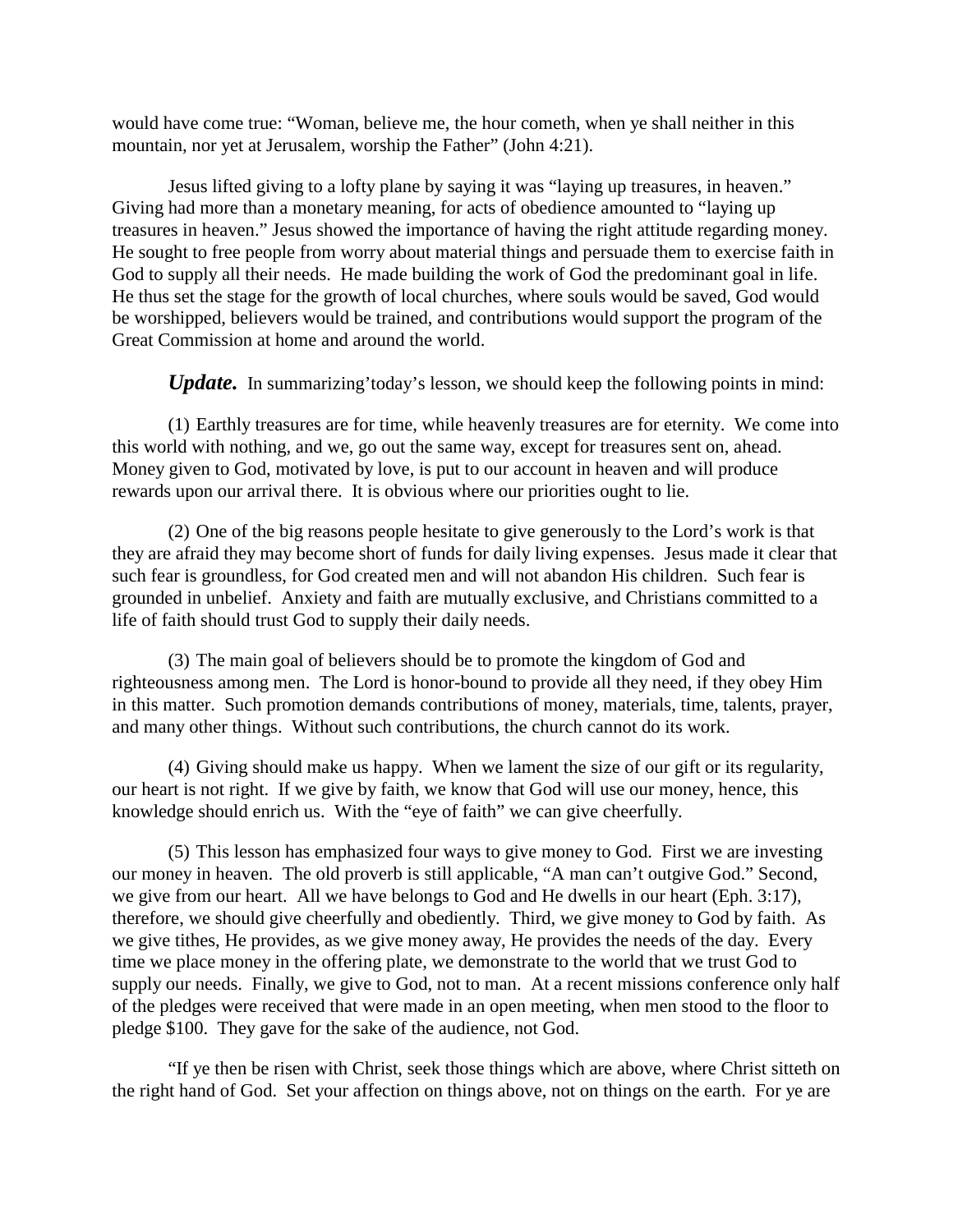would have come true: "Woman, believe me, the hour cometh, when ye shall neither in this mountain, nor yet at Jerusalem, worship the Father" (John 4:21).

Jesus lifted giving to a lofty plane by saying it was "laying up treasures, in heaven." Giving had more than a monetary meaning, for acts of obedience amounted to "laying up treasures in heaven." Jesus showed the importance of having the right attitude regarding money. He sought to free people from worry about material things and persuade them to exercise faith in God to supply all their needs. He made building the work of God the predominant goal in life. He thus set the stage for the growth of local churches, where souls would be saved, God would be worshipped, believers would be trained, and contributions would support the program of the Great Commission at home and around the world.

***Update.*** In summarizing'today's lesson, we should keep the following points in mind:

(1) Earthly treasures are for time, while heavenly treasures are for eternity. We come into this world with nothing, and we, go out the same way, except for treasures sent on, ahead. Money given to God, motivated by love, is put to our account in heaven and will produce rewards upon our arrival there. It is obvious where our priorities ought to lie.

(2) One of the big reasons people hesitate to give generously to the Lord's work is that they are afraid they may become short of funds for daily living expenses. Jesus made it clear that such fear is groundless, for God created men and will not abandon His children. Such fear is grounded in unbelief. Anxiety and faith are mutually exclusive, and Christians committed to a life of faith should trust God to supply their daily needs.

(3) The main goal of believers should be to promote the kingdom of God and righteousness among men. The Lord is honor-bound to provide all they need, if they obey Him in this matter. Such promotion demands contributions of money, materials, time, talents, prayer, and many other things. Without such contributions, the church cannot do its work.

(4) Giving should make us happy. When we lament the size of our gift or its regularity, our heart is not right. If we give by faith, we know that God will use our money, hence, this knowledge should enrich us. With the "eye of faith" we can give cheerfully.

(5) This lesson has emphasized four ways to give money to God. First we are investing our money in heaven. The old proverb is still applicable, "A man can't outgive God." Second, we give from our heart. All we have belongs to God and He dwells in our heart (Eph. 3:17), therefore, we should give cheerfully and obediently. Third, we give money to God by faith. As we give tithes, He provides, as we give money away, He provides the needs of the day. Every time we place money in the offering plate, we demonstrate to the world that we trust God to supply our needs. Finally, we give to God, not to man. At a recent missions conference only half of the pledges were received that were made in an open meeting, when men stood to the floor to pledge $100. They gave for the sake of the audience, not God.

"If ye then be risen with Christ, seek those things which are above, where Christ sitteth on the right hand of God. Set your affection on things above, not on things on the earth. For ye are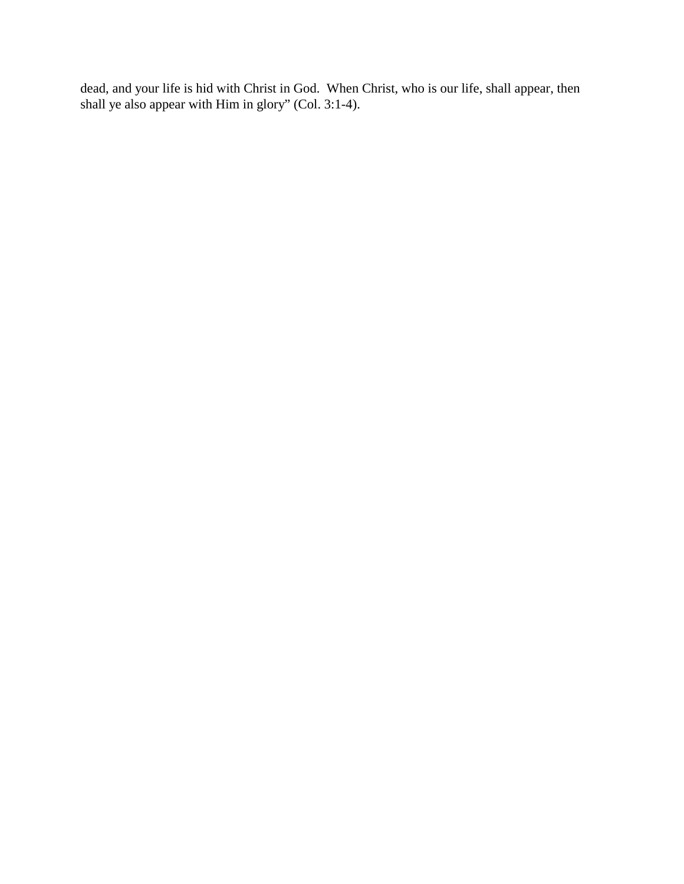dead, and your life is hid with Christ in God.  When Christ, who is our life, shall appear, then shall ye also appear with Him in glory" (Col. 3:1-4).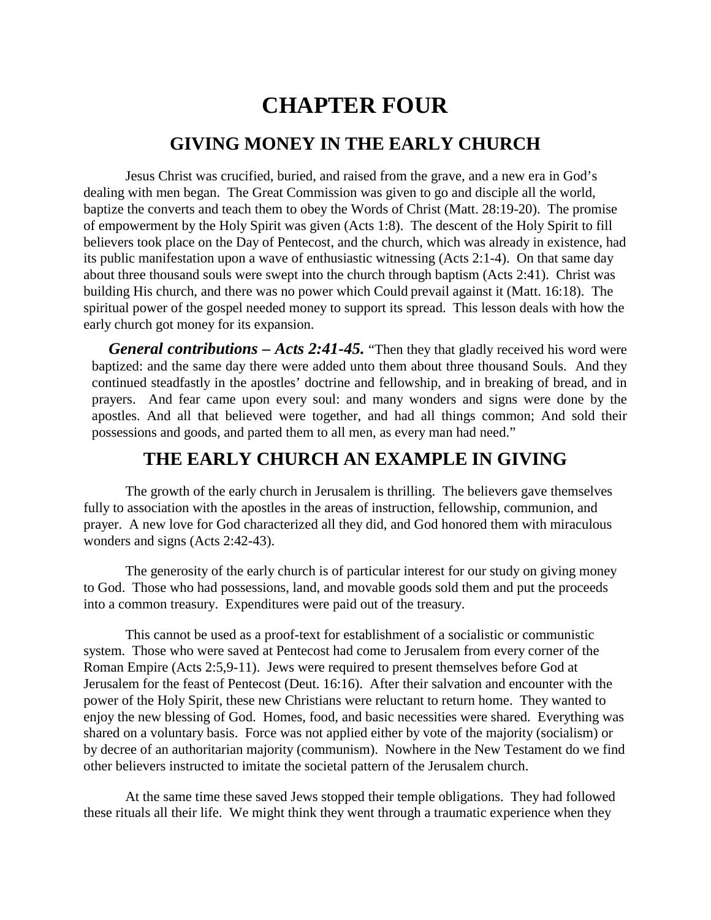# CHAPTER FOUR

## GIVING MONEY IN THE EARLY CHURCH

Jesus Christ was crucified, buried, and raised from the grave, and a new era in God's dealing with men began. The Great Commission was given to go and disciple all the world, baptize the converts and teach them to obey the Words of Christ (Matt. 28:19-20). The promise of empowerment by the Holy Spirit was given (Acts 1:8). The descent of the Holy Spirit to fill believers took place on the Day of Pentecost, and the church, which was already in existence, had its public manifestation upon a wave of enthusiastic witnessing (Acts 2:1-4). On that same day about three thousand souls were swept into the church through baptism (Acts 2:41). Christ was building His church, and there was no power which Could prevail against it (Matt. 16:18). The spiritual power of the gospel needed money to support its spread. This lesson deals with how the early church got money for its expansion.

***General contributions – Acts 2:41-45.*** "Then they that gladly received his word were baptized: and the same day there were added unto them about three thousand Souls. And they continued steadfastly in the apostles' doctrine and fellowship, and in breaking of bread, and in prayers. And fear came upon every soul: and many wonders and signs were done by the apostles. And all that believed were together, and had all things common; And sold their possessions and goods, and parted them to all men, as every man had need."

## THE EARLY CHURCH AN EXAMPLE IN GIVING

The growth of the early church in Jerusalem is thrilling. The believers gave themselves fully to association with the apostles in the areas of instruction, fellowship, communion, and prayer. A new love for God characterized all they did, and God honored them with miraculous wonders and signs (Acts 2:42-43).

The generosity of the early church is of particular interest for our study on giving money to God. Those who had possessions, land, and movable goods sold them and put the proceeds into a common treasury. Expenditures were paid out of the treasury.

This cannot be used as a proof-text for establishment of a socialistic or communistic system. Those who were saved at Pentecost had come to Jerusalem from every corner of the Roman Empire (Acts 2:5,9-11). Jews were required to present themselves before God at Jerusalem for the feast of Pentecost (Deut. 16:16). After their salvation and encounter with the power of the Holy Spirit, these new Christians were reluctant to return home. They wanted to enjoy the new blessing of God. Homes, food, and basic necessities were shared. Everything was shared on a voluntary basis. Force was not applied either by vote of the majority (socialism) or by decree of an authoritarian majority (communism). Nowhere in the New Testament do we find other believers instructed to imitate the societal pattern of the Jerusalem church.

At the same time these saved Jews stopped their temple obligations. They had followed these rituals all their life. We might think they went through a traumatic experience when they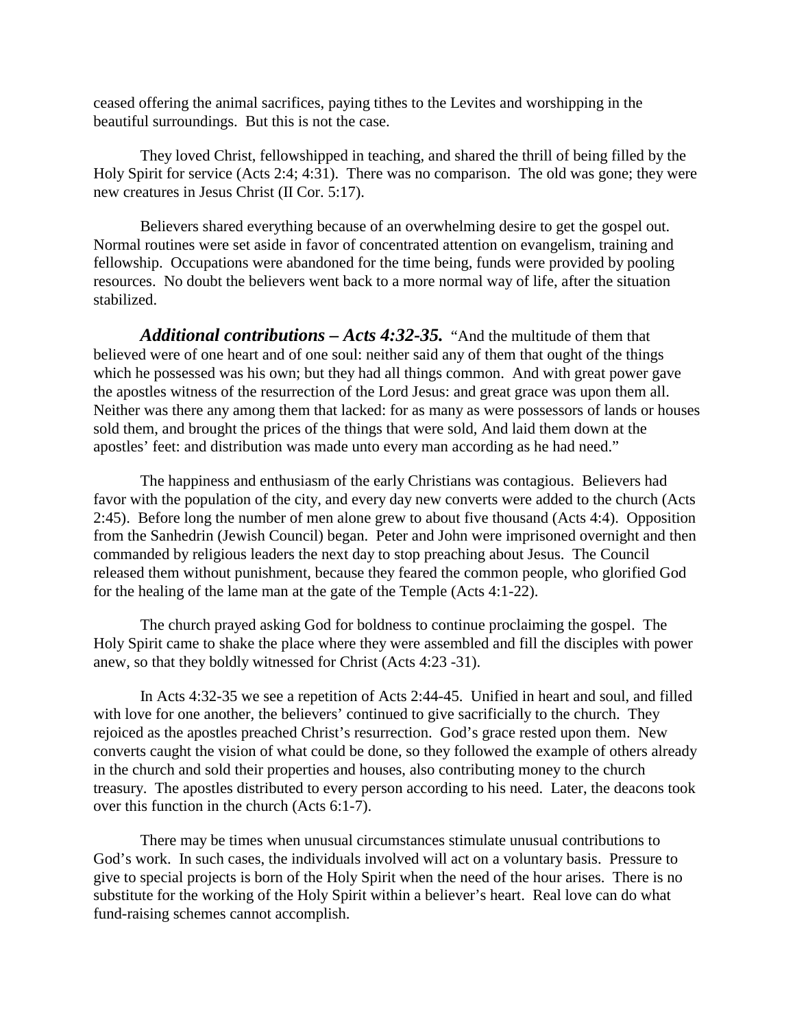ceased offering the animal sacrifices, paying tithes to the Levites and worshipping in the beautiful surroundings. But this is not the case.

They loved Christ, fellowshipped in teaching, and shared the thrill of being filled by the Holy Spirit for service (Acts 2:4; 4:31). There was no comparison. The old was gone; they were new creatures in Jesus Christ (II Cor. 5:17).

Believers shared everything because of an overwhelming desire to get the gospel out. Normal routines were set aside in favor of concentrated attention on evangelism, training and fellowship. Occupations were abandoned for the time being, funds were provided by pooling resources. No doubt the believers went back to a more normal way of life, after the situation stabilized.

***Additional contributions – Acts 4:32-35.*** "And the multitude of them that believed were of one heart and of one soul: neither said any of them that ought of the things which he possessed was his own; but they had all things common. And with great power gave the apostles witness of the resurrection of the Lord Jesus: and great grace was upon them all. Neither was there any among them that lacked: for as many as were possessors of lands or houses sold them, and brought the prices of the things that were sold, And laid them down at the apostles' feet: and distribution was made unto every man according as he had need."

The happiness and enthusiasm of the early Christians was contagious. Believers had favor with the population of the city, and every day new converts were added to the church (Acts 2:45). Before long the number of men alone grew to about five thousand (Acts 4:4). Opposition from the Sanhedrin (Jewish Council) began. Peter and John were imprisoned overnight and then commanded by religious leaders the next day to stop preaching about Jesus. The Council released them without punishment, because they feared the common people, who glorified God for the healing of the lame man at the gate of the Temple (Acts 4:1-22).

The church prayed asking God for boldness to continue proclaiming the gospel. The Holy Spirit came to shake the place where they were assembled and fill the disciples with power anew, so that they boldly witnessed for Christ (Acts 4:23 -31).

In Acts 4:32-35 we see a repetition of Acts 2:44-45. Unified in heart and soul, and filled with love for one another, the believers' continued to give sacrificially to the church. They rejoiced as the apostles preached Christ's resurrection. God's grace rested upon them. New converts caught the vision of what could be done, so they followed the example of others already in the church and sold their properties and houses, also contributing money to the church treasury. The apostles distributed to every person according to his need. Later, the deacons took over this function in the church (Acts 6:1-7).

There may be times when unusual circumstances stimulate unusual contributions to God's work. In such cases, the individuals involved will act on a voluntary basis. Pressure to give to special projects is born of the Holy Spirit when the need of the hour arises. There is no substitute for the working of the Holy Spirit within a believer's heart. Real love can do what fund-raising schemes cannot accomplish.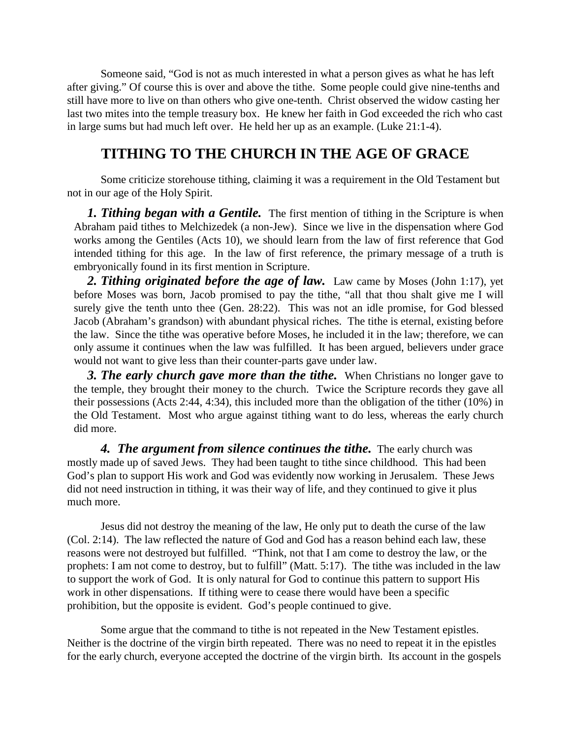Someone said, "God is not as much interested in what a person gives as what he has left after giving." Of course this is over and above the tithe. Some people could give nine-tenths and still have more to live on than others who give one-tenth. Christ observed the widow casting her last two mites into the temple treasury box. He knew her faith in God exceeded the rich who cast in large sums but had much left over. He held her up as an example. (Luke 21:1-4).

## TITHING TO THE CHURCH IN THE AGE OF GRACE

Some criticize storehouse tithing, claiming it was a requirement in the Old Testament but not in our age of the Holy Spirit.

***1. Tithing began with a Gentile.*** The first mention of tithing in the Scripture is when Abraham paid tithes to Melchizedek (a non-Jew). Since we live in the dispensation where God works among the Gentiles (Acts 10), we should learn from the law of first reference that God intended tithing for this age. In the law of first reference, the primary message of a truth is embryonically found in its first mention in Scripture.

***2. Tithing originated before the age of law.*** Law came by Moses (John 1:17), yet before Moses was born, Jacob promised to pay the tithe, "all that thou shalt give me I will surely give the tenth unto thee (Gen. 28:22). This was not an idle promise, for God blessed Jacob (Abraham's grandson) with abundant physical riches. The tithe is eternal, existing before the law. Since the tithe was operative before Moses, he included it in the law; therefore, we can only assume it continues when the law was fulfilled. It has been argued, believers under grace would not want to give less than their counter-parts gave under law.

***3. The early church gave more than the tithe.*** When Christians no longer gave to the temple, they brought their money to the church. Twice the Scripture records they gave all their possessions (Acts 2:44, 4:34), this included more than the obligation of the tither (10%) in the Old Testament. Most who argue against tithing want to do less, whereas the early church did more.

***4. The argument from silence continues the tithe.*** The early church was mostly made up of saved Jews. They had been taught to tithe since childhood. This had been God's plan to support His work and God was evidently now working in Jerusalem. These Jews did not need instruction in tithing, it was their way of life, and they continued to give it plus much more.

Jesus did not destroy the meaning of the law, He only put to death the curse of the law (Col. 2:14). The law reflected the nature of God and God has a reason behind each law, these reasons were not destroyed but fulfilled. "Think, not that I am come to destroy the law, or the prophets: I am not come to destroy, but to fulfill" (Matt. 5:17). The tithe was included in the law to support the work of God. It is only natural for God to continue this pattern to support His work in other dispensations. If tithing were to cease there would have been a specific prohibition, but the opposite is evident. God's people continued to give.

Some argue that the command to tithe is not repeated in the New Testament epistles. Neither is the doctrine of the virgin birth repeated. There was no need to repeat it in the epistles for the early church, everyone accepted the doctrine of the virgin birth. Its account in the gospels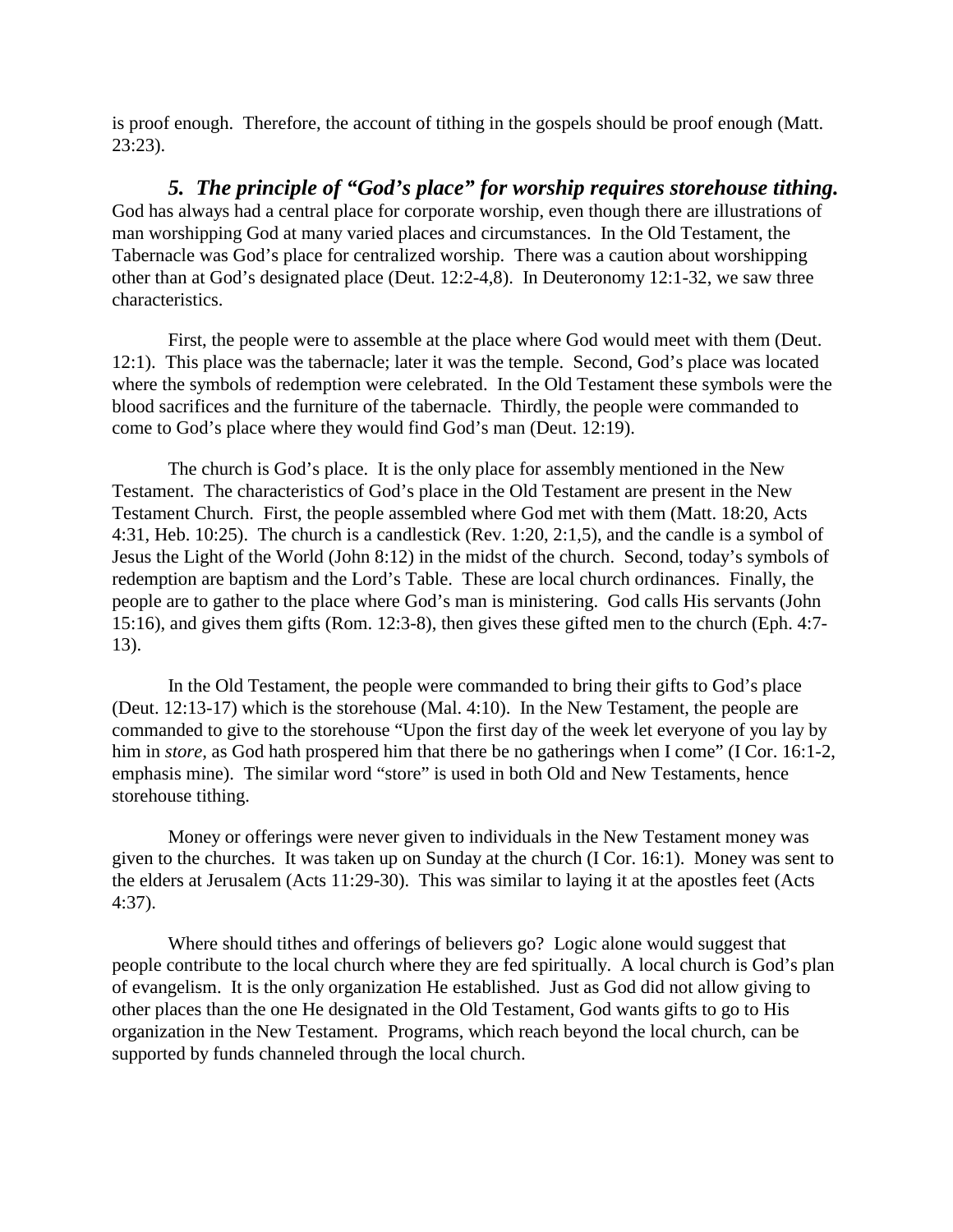is proof enough. Therefore, the account of tithing in the gospels should be proof enough (Matt. 23:23).

### *5. The principle of "God's place" for worship requires storehouse tithing.*

God has always had a central place for corporate worship, even though there are illustrations of man worshipping God at many varied places and circumstances. In the Old Testament, the Tabernacle was God's place for centralized worship. There was a caution about worshipping other than at God's designated place (Deut. 12:2-4,8). In Deuteronomy 12:1-32, we saw three characteristics.

First, the people were to assemble at the place where God would meet with them (Deut. 12:1). This place was the tabernacle; later it was the temple. Second, God's place was located where the symbols of redemption were celebrated. In the Old Testament these symbols were the blood sacrifices and the furniture of the tabernacle. Thirdly, the people were commanded to come to God's place where they would find God's man (Deut. 12:19).

The church is God's place. It is the only place for assembly mentioned in the New Testament. The characteristics of God's place in the Old Testament are present in the New Testament Church. First, the people assembled where God met with them (Matt. 18:20, Acts 4:31, Heb. 10:25). The church is a candlestick (Rev. 1:20, 2:1,5), and the candle is a symbol of Jesus the Light of the World (John 8:12) in the midst of the church. Second, today's symbols of redemption are baptism and the Lord's Table. These are local church ordinances. Finally, the people are to gather to the place where God's man is ministering. God calls His servants (John 15:16), and gives them gifts (Rom. 12:3-8), then gives these gifted men to the church (Eph. 4:7-13).

In the Old Testament, the people were commanded to bring their gifts to God's place (Deut. 12:13-17) which is the storehouse (Mal. 4:10). In the New Testament, the people are commanded to give to the storehouse "Upon the first day of the week let everyone of you lay by him in *store*, as God hath prospered him that there be no gatherings when I come" (I Cor. 16:1-2, emphasis mine). The similar word "store" is used in both Old and New Testaments, hence storehouse tithing.

Money or offerings were never given to individuals in the New Testament money was given to the churches. It was taken up on Sunday at the church (I Cor. 16:1). Money was sent to the elders at Jerusalem (Acts 11:29-30). This was similar to laying it at the apostles feet (Acts 4:37).

Where should tithes and offerings of believers go? Logic alone would suggest that people contribute to the local church where they are fed spiritually. A local church is God's plan of evangelism. It is the only organization He established. Just as God did not allow giving to other places than the one He designated in the Old Testament, God wants gifts to go to His organization in the New Testament. Programs, which reach beyond the local church, can be supported by funds channeled through the local church.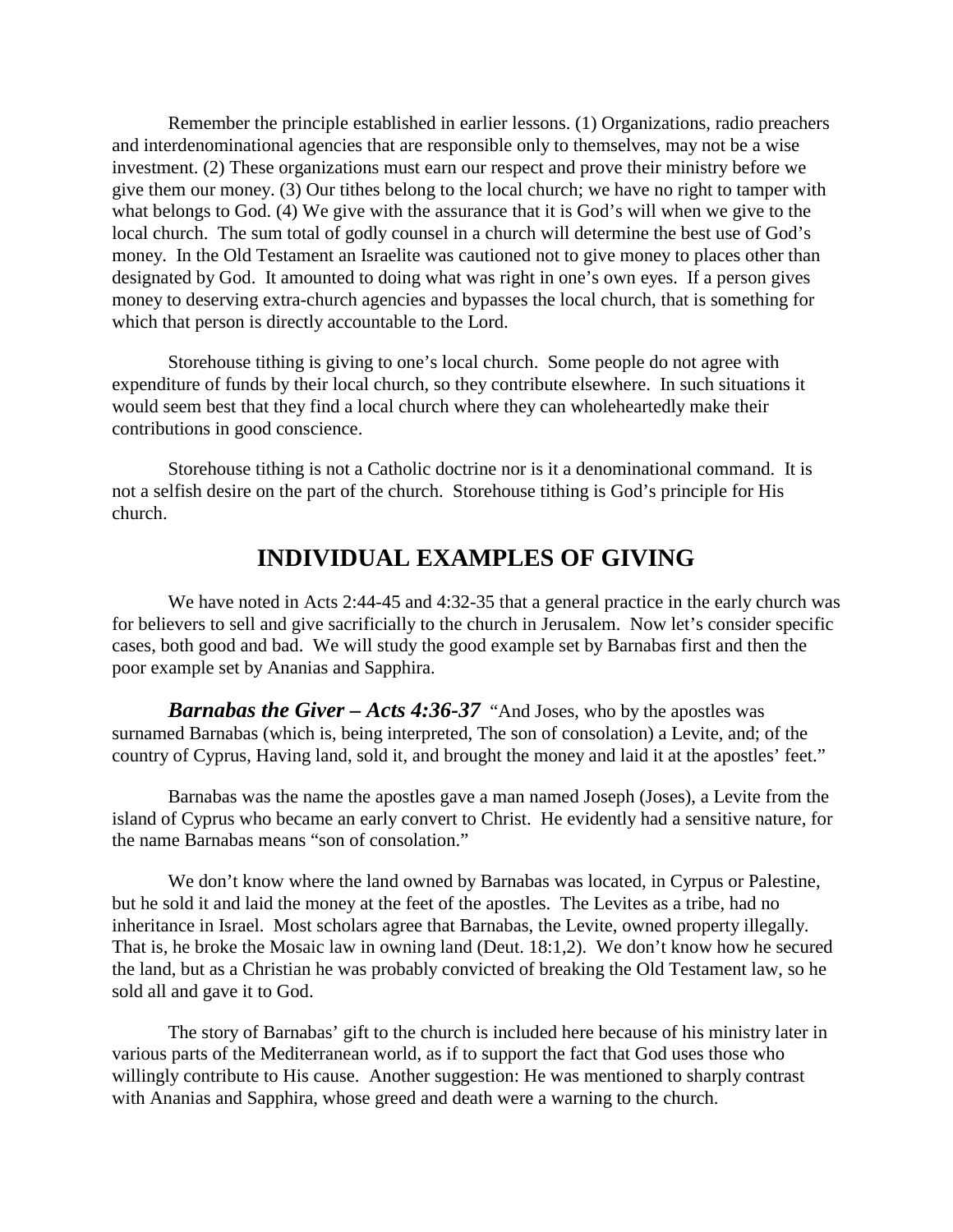Remember the principle established in earlier lessons. (1) Organizations, radio preachers and interdenominational agencies that are responsible only to themselves, may not be a wise investment. (2) These organizations must earn our respect and prove their ministry before we give them our money. (3) Our tithes belong to the local church; we have no right to tamper with what belongs to God. (4) We give with the assurance that it is God's will when we give to the local church. The sum total of godly counsel in a church will determine the best use of God's money. In the Old Testament an Israelite was cautioned not to give money to places other than designated by God. It amounted to doing what was right in one's own eyes. If a person gives money to deserving extra-church agencies and bypasses the local church, that is something for which that person is directly accountable to the Lord.

Storehouse tithing is giving to one's local church. Some people do not agree with expenditure of funds by their local church, so they contribute elsewhere. In such situations it would seem best that they find a local church where they can wholeheartedly make their contributions in good conscience.

Storehouse tithing is not a Catholic doctrine nor is it a denominational command. It is not a selfish desire on the part of the church. Storehouse tithing is God's principle for His church.

## INDIVIDUAL EXAMPLES OF GIVING

We have noted in Acts 2:44-45 and 4:32-35 that a general practice in the early church was for believers to sell and give sacrificially to the church in Jerusalem. Now let's consider specific cases, both good and bad. We will study the good example set by Barnabas first and then the poor example set by Ananias and Sapphira.

***Barnabas the Giver – Acts 4:36-37*** "And Joses, who by the apostles was surnamed Barnabas (which is, being interpreted, The son of consolation) a Levite, and; of the country of Cyprus, Having land, sold it, and brought the money and laid it at the apostles' feet."

Barnabas was the name the apostles gave a man named Joseph (Joses), a Levite from the island of Cyprus who became an early convert to Christ. He evidently had a sensitive nature, for the name Barnabas means "son of consolation."

We don't know where the land owned by Barnabas was located, in Cyrpus or Palestine, but he sold it and laid the money at the feet of the apostles. The Levites as a tribe, had no inheritance in Israel. Most scholars agree that Barnabas, the Levite, owned property illegally. That is, he broke the Mosaic law in owning land (Deut. 18:1,2). We don't know how he secured the land, but as a Christian he was probably convicted of breaking the Old Testament law, so he sold all and gave it to God.

The story of Barnabas' gift to the church is included here because of his ministry later in various parts of the Mediterranean world, as if to support the fact that God uses those who willingly contribute to His cause. Another suggestion: He was mentioned to sharply contrast with Ananias and Sapphira, whose greed and death were a warning to the church.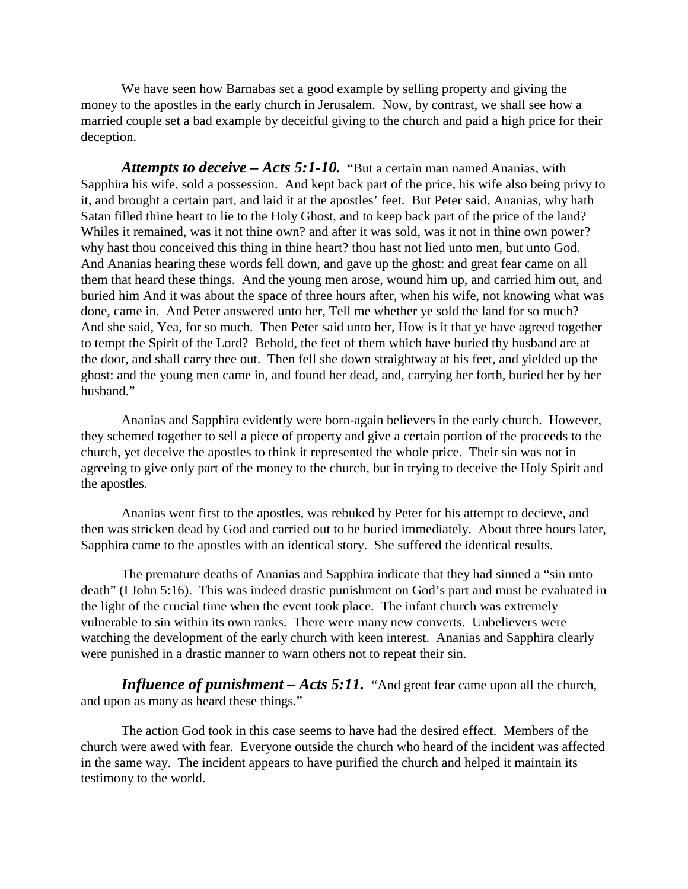We have seen how Barnabas set a good example by selling property and giving the money to the apostles in the early church in Jerusalem. Now, by contrast, we shall see how a married couple set a bad example by deceitful giving to the church and paid a high price for their deception.

***Attempts to deceive – Acts 5:1-10.*** "But a certain man named Ananias, with Sapphira his wife, sold a possession. And kept back part of the price, his wife also being privy to it, and brought a certain part, and laid it at the apostles' feet. But Peter said, Ananias, why hath Satan filled thine heart to lie to the Holy Ghost, and to keep back part of the price of the land? Whiles it remained, was it not thine own? and after it was sold, was it not in thine own power? why hast thou conceived this thing in thine heart? thou hast not lied unto men, but unto God. And Ananias hearing these words fell down, and gave up the ghost: and great fear came on all them that heard these things. And the young men arose, wound him up, and carried him out, and buried him And it was about the space of three hours after, when his wife, not knowing what was done, came in. And Peter answered unto her, Tell me whether ye sold the land for so much? And she said, Yea, for so much. Then Peter said unto her, How is it that ye have agreed together to tempt the Spirit of the Lord? Behold, the feet of them which have buried thy husband are at the door, and shall carry thee out. Then fell she down straightway at his feet, and yielded up the ghost: and the young men came in, and found her dead, and, carrying her forth, buried her by her husband."

Ananias and Sapphira evidently were born-again believers in the early church. However, they schemed together to sell a piece of property and give a certain portion of the proceeds to the church, yet deceive the apostles to think it represented the whole price. Their sin was not in agreeing to give only part of the money to the church, but in trying to deceive the Holy Spirit and the apostles.

Ananias went first to the apostles, was rebuked by Peter for his attempt to decieve, and then was stricken dead by God and carried out to be buried immediately. About three hours later, Sapphira came to the apostles with an identical story. She suffered the identical results.

The premature deaths of Ananias and Sapphira indicate that they had sinned a "sin unto death" (I John 5:16). This was indeed drastic punishment on God's part and must be evaluated in the light of the crucial time when the event took place. The infant church was extremely vulnerable to sin within its own ranks. There were many new converts. Unbelievers were watching the development of the early church with keen interest. Ananias and Sapphira clearly were punished in a drastic manner to warn others not to repeat their sin.

***Influence of punishment – Acts 5:11.*** "And great fear came upon all the church, and upon as many as heard these things."

The action God took in this case seems to have had the desired effect. Members of the church were awed with fear. Everyone outside the church who heard of the incident was affected in the same way. The incident appears to have purified the church and helped it maintain its testimony to the world.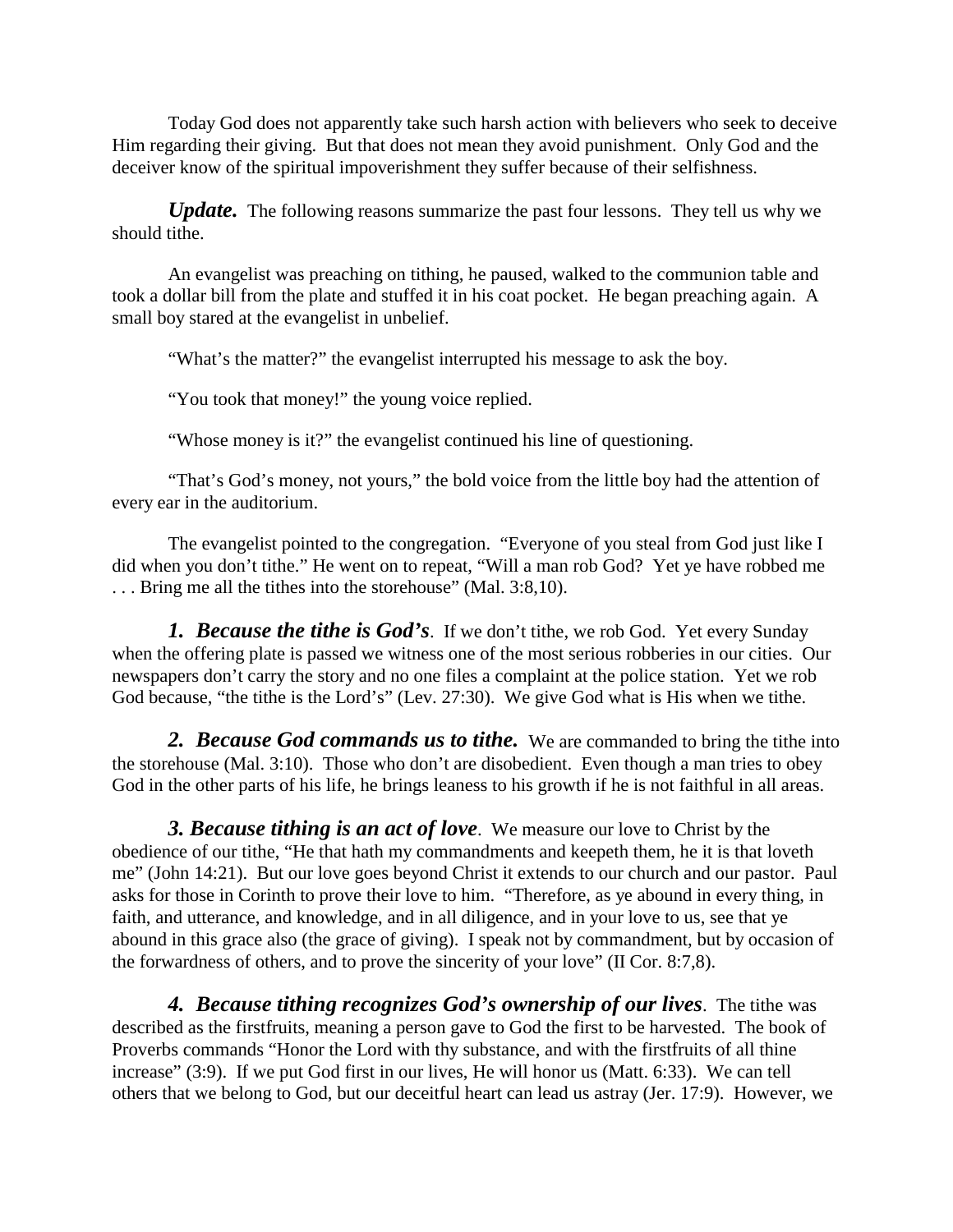Today God does not apparently take such harsh action with believers who seek to deceive Him regarding their giving. But that does not mean they avoid punishment. Only God and the deceiver know of the spiritual impoverishment they suffer because of their selfishness.

***Update.*** The following reasons summarize the past four lessons. They tell us why we should tithe.

An evangelist was preaching on tithing, he paused, walked to the communion table and took a dollar bill from the plate and stuffed it in his coat pocket. He began preaching again. A small boy stared at the evangelist in unbelief.

"What's the matter?" the evangelist interrupted his message to ask the boy.

"You took that money!" the young voice replied.

"Whose money is it?" the evangelist continued his line of questioning.

"That's God's money, not yours," the bold voice from the little boy had the attention of every ear in the auditorium.

The evangelist pointed to the congregation. "Everyone of you steal from God just like I did when you don't tithe." He went on to repeat, "Will a man rob God? Yet ye have robbed me . . . Bring me all the tithes into the storehouse" (Mal. 3:8,10).

***1. Because the tithe is God's***. If we don't tithe, we rob God. Yet every Sunday when the offering plate is passed we witness one of the most serious robberies in our cities. Our newspapers don't carry the story and no one files a complaint at the police station. Yet we rob God because, "the tithe is the Lord's" (Lev. 27:30). We give God what is His when we tithe.

***2. Because God commands us to tithe.*** We are commanded to bring the tithe into the storehouse (Mal. 3:10). Those who don't are disobedient. Even though a man tries to obey God in the other parts of his life, he brings leaness to his growth if he is not faithful in all areas.

***3. Because tithing is an act of love***. We measure our love to Christ by the obedience of our tithe, "He that hath my commandments and keepeth them, he it is that loveth me" (John 14:21). But our love goes beyond Christ it extends to our church and our pastor. Paul asks for those in Corinth to prove their love to him. "Therefore, as ye abound in every thing, in faith, and utterance, and knowledge, and in all diligence, and in your love to us, see that ye abound in this grace also (the grace of giving). I speak not by commandment, but by occasion of the forwardness of others, and to prove the sincerity of your love" (II Cor. 8:7,8).

***4. Because tithing recognizes God's ownership of our lives***. The tithe was described as the firstfruits, meaning a person gave to God the first to be harvested. The book of Proverbs commands "Honor the Lord with thy substance, and with the firstfruits of all thine increase" (3:9). If we put God first in our lives, He will honor us (Matt. 6:33). We can tell others that we belong to God, but our deceitful heart can lead us astray (Jer. 17:9). However, we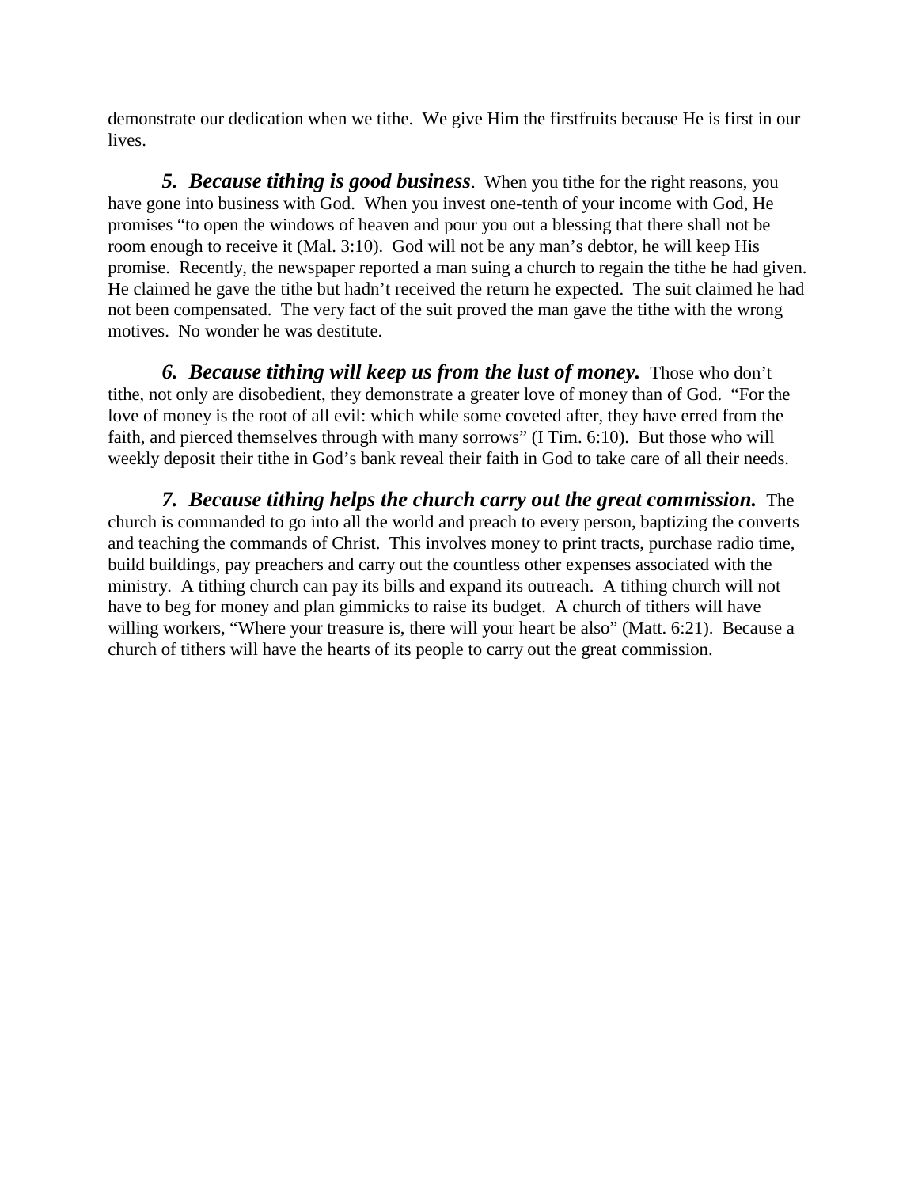demonstrate our dedication when we tithe.  We give Him the firstfruits because He is first in our lives.

***5.  Because tithing is good business***.  When you tithe for the right reasons, you have gone into business with God.  When you invest one-tenth of your income with God, He promises "to open the windows of heaven and pour you out a blessing that there shall not be room enough to receive it (Mal. 3:10).  God will not be any man's debtor, he will keep His promise.  Recently, the newspaper reported a man suing a church to regain the tithe he had given.  He claimed he gave the tithe but hadn't received the return he expected.  The suit claimed he had not been compensated.  The very fact of the suit proved the man gave the tithe with the wrong motives.  No wonder he was destitute.

***6.  Because tithing will keep us from the lust of money.***  Those who don't tithe, not only are disobedient, they demonstrate a greater love of money than of God.  "For the love of money is the root of all evil: which while some coveted after, they have erred from the faith, and pierced themselves through with many sorrows" (I Tim. 6:10).  But those who will weekly deposit their tithe in God's bank reveal their faith in God to take care of all their needs.

***7.  Because tithing helps the church carry out the great commission.***  The church is commanded to go into all the world and preach to every person, baptizing the converts and teaching the commands of Christ.  This involves money to print tracts, purchase radio time, build buildings, pay preachers and carry out the countless other expenses associated with the ministry.  A tithing church can pay its bills and expand its outreach.  A tithing church will not have to beg for money and plan gimmicks to raise its budget.  A church of tithers will have willing workers, "Where your treasure is, there will your heart be also" (Matt. 6:21).  Because a church of tithers will have the hearts of its people to carry out the great commission.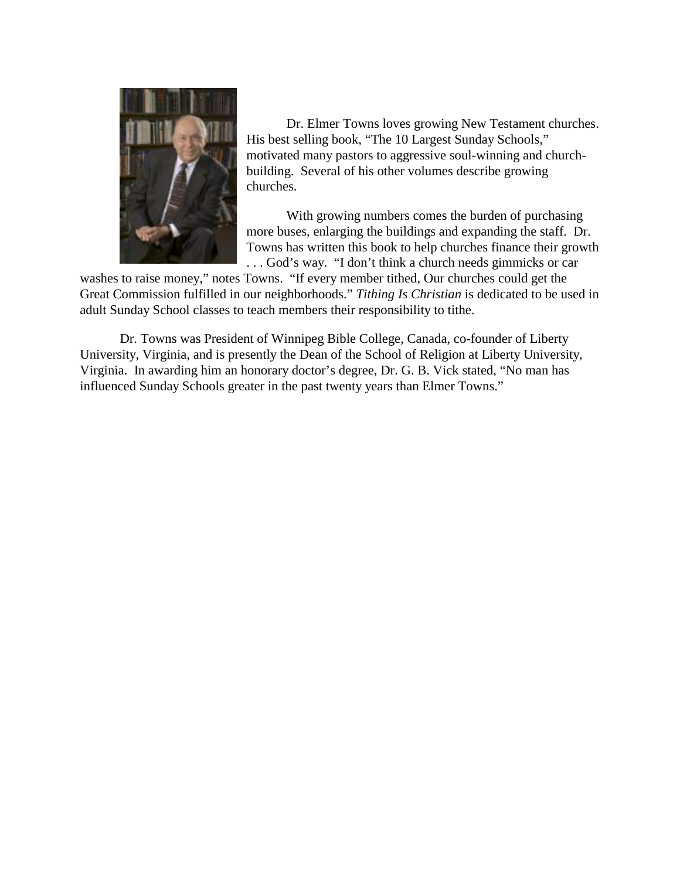Dr. Elmer Towns loves growing New Testament churches. His best selling book, "The 10 Largest Sunday Schools," motivated many pastors to aggressive soul-winning and church-building. Several of his other volumes describe growing churches.

With growing numbers comes the burden of purchasing more buses, enlarging the buildings and expanding the staff. Dr. Towns has written this book to help churches finance their growth . . . God's way. "I don't think a church needs gimmicks or car washes to raise money," notes Towns. "If every member tithed, Our churches could get the Great Commission fulfilled in our neighborhoods." *Tithing Is Christian* is dedicated to be used in adult Sunday School classes to teach members their responsibility to tithe.

Dr. Towns was President of Winnipeg Bible College, Canada, co-founder of Liberty University, Virginia, and is presently the Dean of the School of Religion at Liberty University, Virginia. In awarding him an honorary doctor's degree, Dr. G. B. Vick stated, "No man has influenced Sunday Schools greater in the past twenty years than Elmer Towns."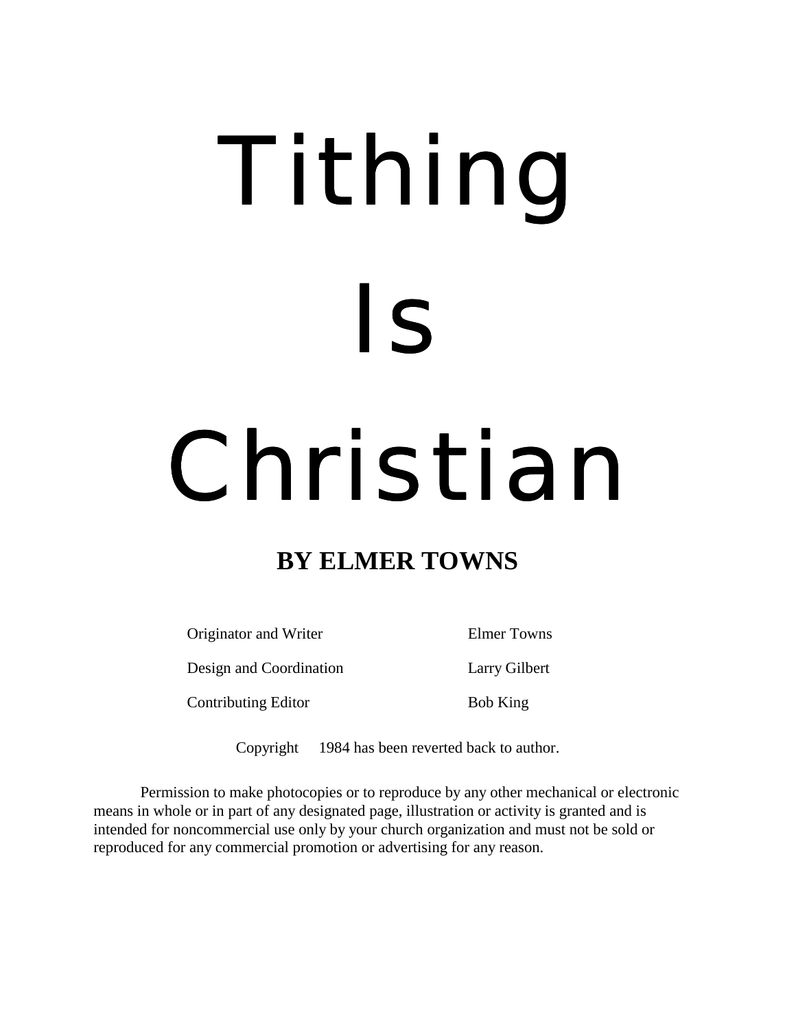# Tithing Is Christian

## BY ELMER TOWNS

| | |
|---|---|
| Originator and Writer | Elmer Towns |
| Design and Coordination | Larry Gilbert |
| Contributing Editor | Bob King |

Copyright 1984 has been reverted back to author.

Permission to make photocopies or to reproduce by any other mechanical or electronic means in whole or in part of any designated page, illustration or activity is granted and is intended for noncommercial use only by your church organization and must not be sold or reproduced for any commercial promotion or advertising for any reason.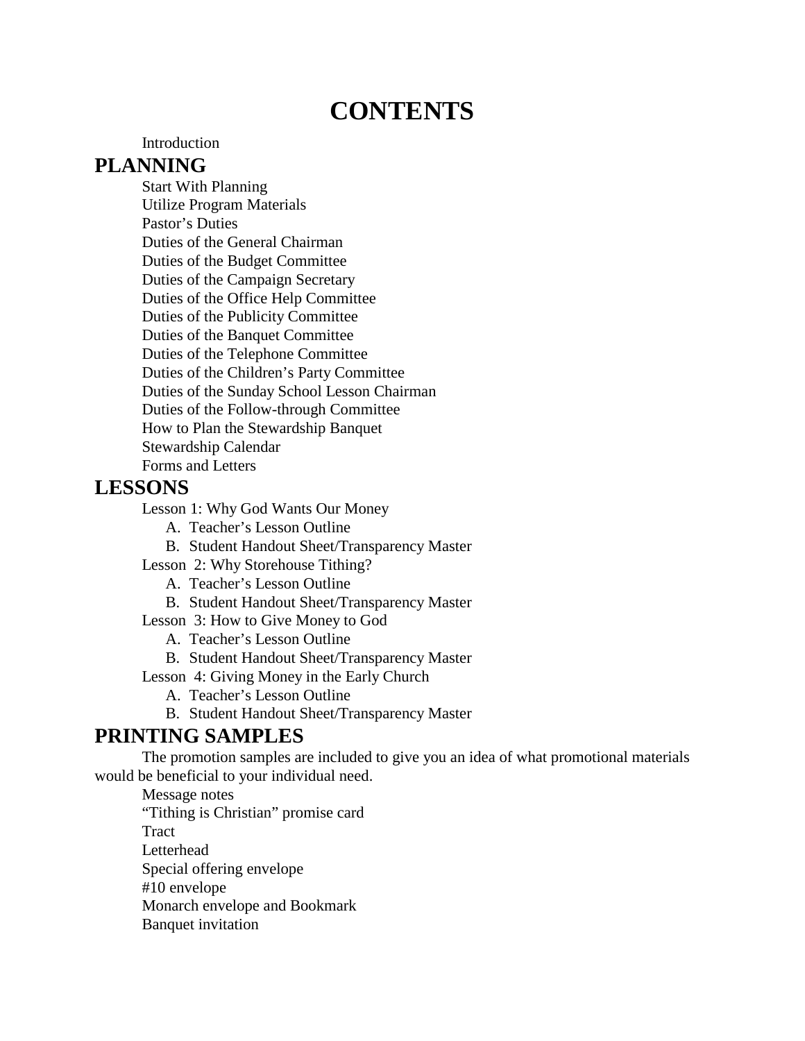# CONTENTS

Introduction

## PLANNING

Start With Planning
Utilize Program Materials
Pastor's Duties
Duties of the General Chairman
Duties of the Budget Committee
Duties of the Campaign Secretary
Duties of the Office Help Committee
Duties of the Publicity Committee
Duties of the Banquet Committee
Duties of the Telephone Committee
Duties of the Children's Party Committee
Duties of the Sunday School Lesson Chairman
Duties of the Follow-through Committee
How to Plan the Stewardship Banquet
Stewardship Calendar
Forms and Letters

## LESSONS

Lesson 1: Why God Wants Our Money
- A. Teacher's Lesson Outline
- B. Student Handout Sheet/Transparency Master

Lesson 2: Why Storehouse Tithing?
- A. Teacher's Lesson Outline
- B. Student Handout Sheet/Transparency Master

Lesson 3: How to Give Money to God
- A. Teacher's Lesson Outline
- B. Student Handout Sheet/Transparency Master

Lesson 4: Giving Money in the Early Church
- A. Teacher's Lesson Outline
- B. Student Handout Sheet/Transparency Master

## PRINTING SAMPLES

The promotion samples are included to give you an idea of what promotional materials would be beneficial to your individual need.

Message notes
"Tithing is Christian" promise card
Tract
Letterhead
Special offering envelope
#10 envelope
Monarch envelope and Bookmark
Banquet invitation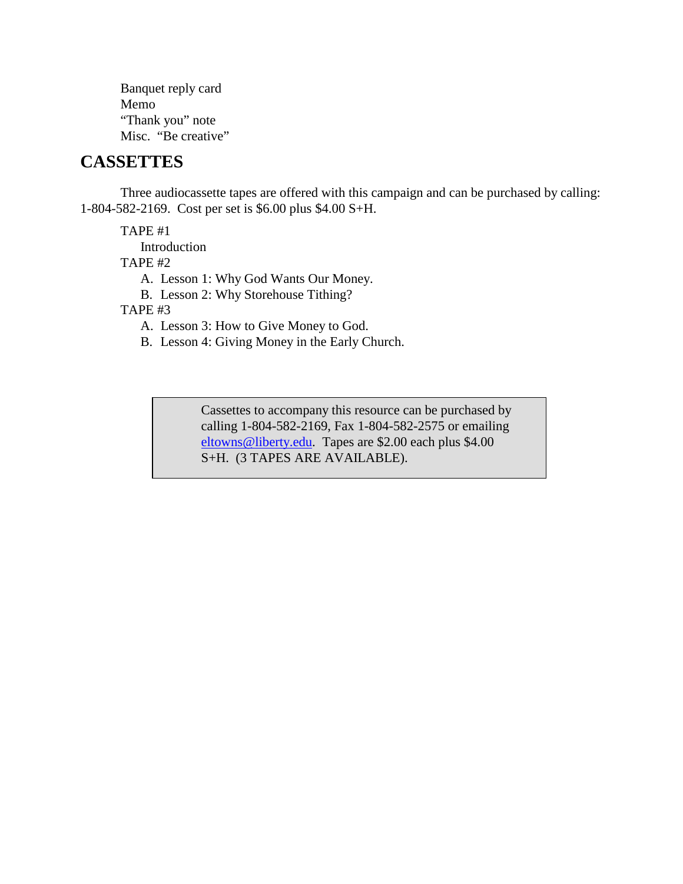Banquet reply card
Memo
"Thank you" note
Misc. "Be creative"

## CASSETTES

Three audiocassette tapes are offered with this campaign and can be purchased by calling: 1-804-582-2169. Cost per set is $6.00 plus $4.00 S+H.

TAPE #1
- Introduction

TAPE #2
- A. Lesson 1: Why God Wants Our Money.
- B. Lesson 2: Why Storehouse Tithing?

TAPE #3
- A. Lesson 3: How to Give Money to God.
- B. Lesson 4: Giving Money in the Early Church.

> Cassettes to accompany this resource can be purchased by calling 1-804-582-2169, Fax 1-804-582-2575 or emailing eltowns@liberty.edu. Tapes are $2.00 each plus $4.00 S+H. (3 TAPES ARE AVAILABLE).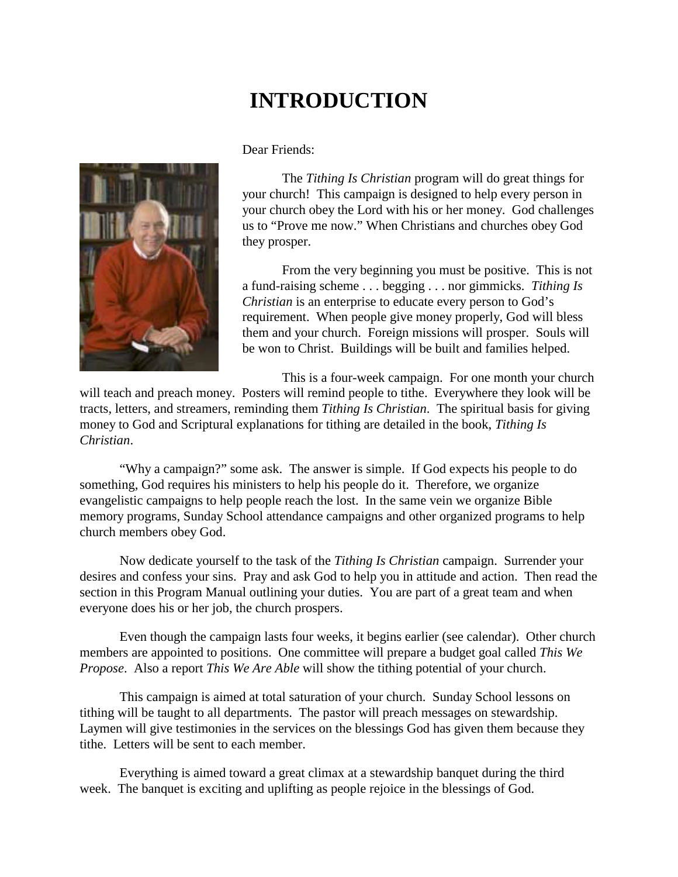# INTRODUCTION

Dear Friends:

The *Tithing Is Christian* program will do great things for your church! This campaign is designed to help every person in your church obey the Lord with his or her money. God challenges us to "Prove me now." When Christians and churches obey God they prosper.

From the very beginning you must be positive. This is not a fund-raising scheme . . . begging . . . nor gimmicks. *Tithing Is Christian* is an enterprise to educate every person to God's requirement. When people give money properly, God will bless them and your church. Foreign missions will prosper. Souls will be won to Christ. Buildings will be built and families helped.

This is a four-week campaign. For one month your church will teach and preach money. Posters will remind people to tithe. Everywhere they look will be tracts, letters, and streamers, reminding them *Tithing Is Christian*. The spiritual basis for giving money to God and Scriptural explanations for tithing are detailed in the book, *Tithing Is Christian*.

"Why a campaign?" some ask. The answer is simple. If God expects his people to do something, God requires his ministers to help his people do it. Therefore, we organize evangelistic campaigns to help people reach the lost. In the same vein we organize Bible memory programs, Sunday School attendance campaigns and other organized programs to help church members obey God.

Now dedicate yourself to the task of the *Tithing Is Christian* campaign. Surrender your desires and confess your sins. Pray and ask God to help you in attitude and action. Then read the section in this Program Manual outlining your duties. You are part of a great team and when everyone does his or her job, the church prospers.

Even though the campaign lasts four weeks, it begins earlier (see calendar). Other church members are appointed to positions. One committee will prepare a budget goal called *This We Propose*. Also a report *This We Are Able* will show the tithing potential of your church.

This campaign is aimed at total saturation of your church. Sunday School lessons on tithing will be taught to all departments. The pastor will preach messages on stewardship. Laymen will give testimonies in the services on the blessings God has given them because they tithe. Letters will be sent to each member.

Everything is aimed toward a great climax at a stewardship banquet during the third week. The banquet is exciting and uplifting as people rejoice in the blessings of God.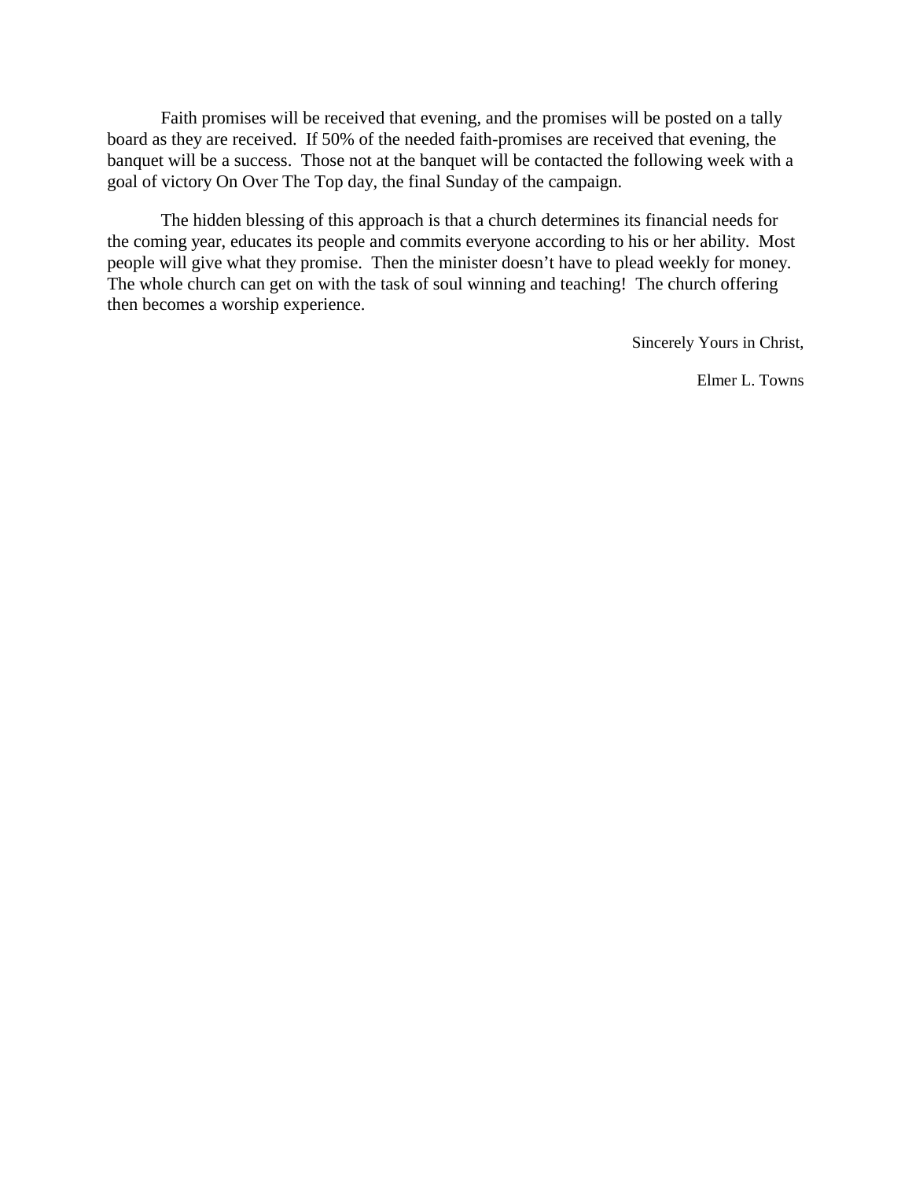Faith promises will be received that evening, and the promises will be posted on a tally board as they are received. If 50% of the needed faith-promises are received that evening, the banquet will be a success. Those not at the banquet will be contacted the following week with a goal of victory On Over The Top day, the final Sunday of the campaign.

The hidden blessing of this approach is that a church determines its financial needs for the coming year, educates its people and commits everyone according to his or her ability. Most people will give what they promise. Then the minister doesn't have to plead weekly for money. The whole church can get on with the task of soul winning and teaching! The church offering then becomes a worship experience.

Sincerely Yours in Christ,

Elmer L. Towns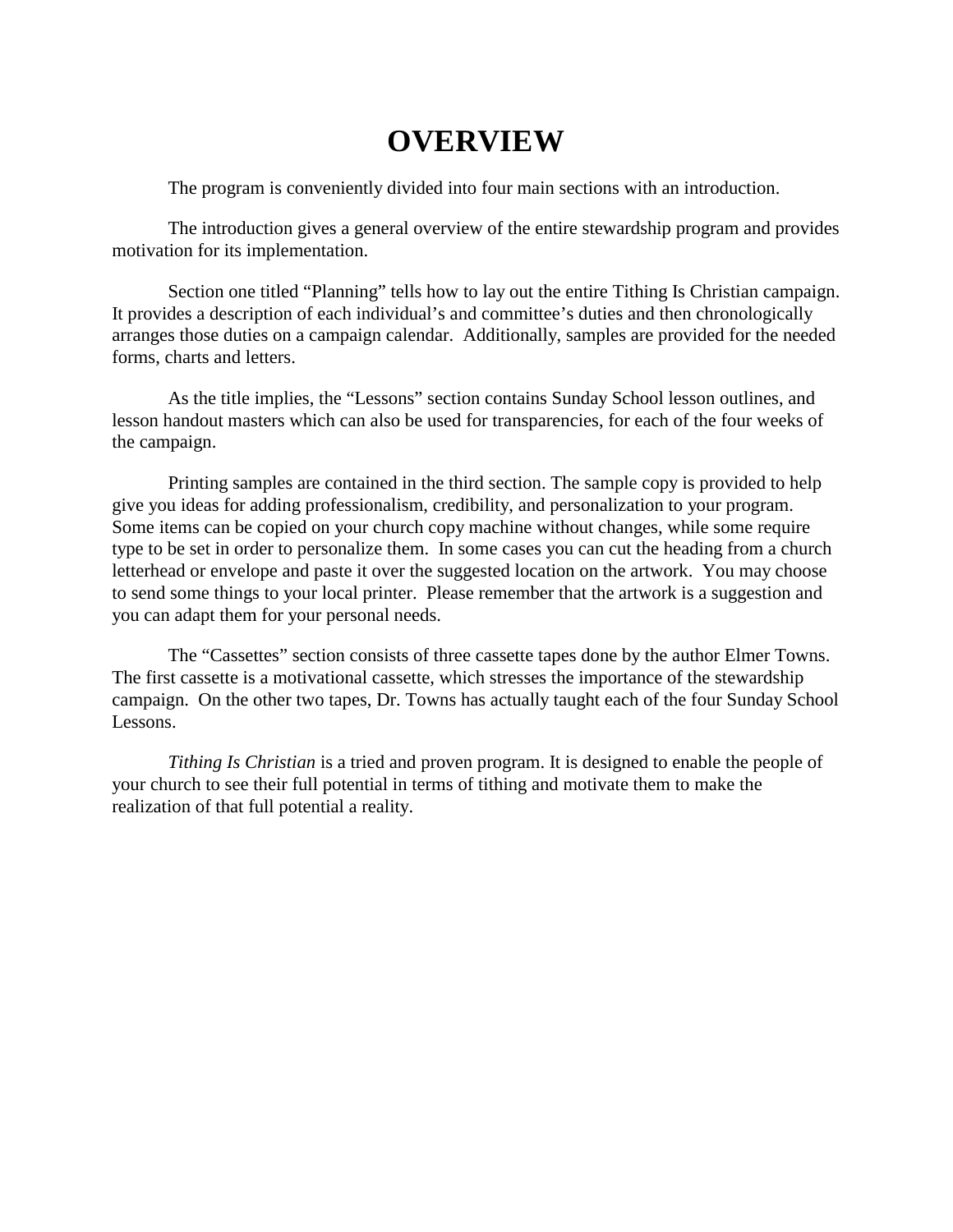# OVERVIEW

The program is conveniently divided into four main sections with an introduction.

The introduction gives a general overview of the entire stewardship program and provides motivation for its implementation.

Section one titled "Planning" tells how to lay out the entire Tithing Is Christian campaign. It provides a description of each individual's and committee's duties and then chronologically arranges those duties on a campaign calendar. Additionally, samples are provided for the needed forms, charts and letters.

As the title implies, the "Lessons" section contains Sunday School lesson outlines, and lesson handout masters which can also be used for transparencies, for each of the four weeks of the campaign.

Printing samples are contained in the third section. The sample copy is provided to help give you ideas for adding professionalism, credibility, and personalization to your program. Some items can be copied on your church copy machine without changes, while some require type to be set in order to personalize them. In some cases you can cut the heading from a church letterhead or envelope and paste it over the suggested location on the artwork. You may choose to send some things to your local printer. Please remember that the artwork is a suggestion and you can adapt them for your personal needs.

The "Cassettes" section consists of three cassette tapes done by the author Elmer Towns. The first cassette is a motivational cassette, which stresses the importance of the stewardship campaign. On the other two tapes, Dr. Towns has actually taught each of the four Sunday School Lessons.

*Tithing Is Christian* is a tried and proven program. It is designed to enable the people of your church to see their full potential in terms of tithing and motivate them to make the realization of that full potential a reality.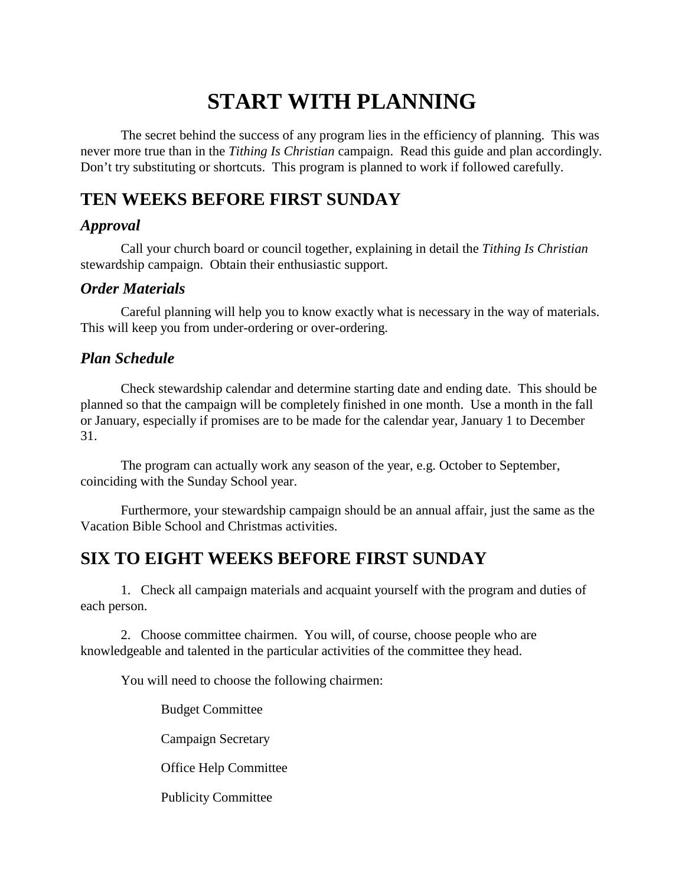# START WITH PLANNING

The secret behind the success of any program lies in the efficiency of planning. This was never more true than in the *Tithing Is Christian* campaign. Read this guide and plan accordingly. Don't try substituting or shortcuts. This program is planned to work if followed carefully.

## TEN WEEKS BEFORE FIRST SUNDAY

### *Approval*

Call your church board or council together, explaining in detail the *Tithing Is Christian* stewardship campaign. Obtain their enthusiastic support.

### *Order Materials*

Careful planning will help you to know exactly what is necessary in the way of materials. This will keep you from under-ordering or over-ordering.

### *Plan Schedule*

Check stewardship calendar and determine starting date and ending date. This should be planned so that the campaign will be completely finished in one month. Use a month in the fall or January, especially if promises are to be made for the calendar year, January 1 to December 31.

The program can actually work any season of the year, e.g. October to September, coinciding with the Sunday School year.

Furthermore, your stewardship campaign should be an annual affair, just the same as the Vacation Bible School and Christmas activities.

## SIX TO EIGHT WEEKS BEFORE FIRST SUNDAY

1. Check all campaign materials and acquaint yourself with the program and duties of each person.

2. Choose committee chairmen. You will, of course, choose people who are knowledgeable and talented in the particular activities of the committee they head.

You will need to choose the following chairmen:

Budget Committee

Campaign Secretary

Office Help Committee

Publicity Committee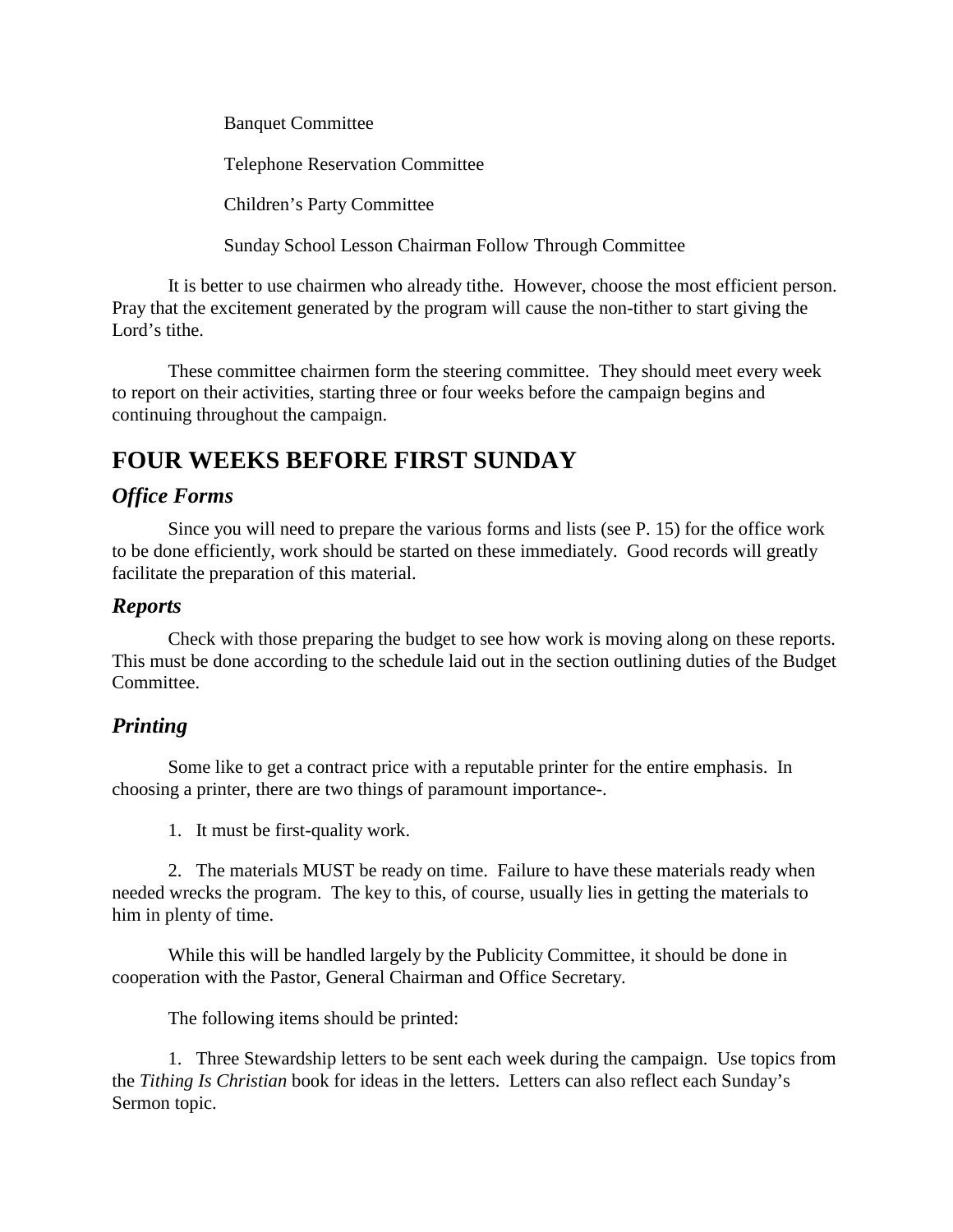Banquet Committee

Telephone Reservation Committee

Children's Party Committee

Sunday School Lesson Chairman Follow Through Committee

It is better to use chairmen who already tithe. However, choose the most efficient person. Pray that the excitement generated by the program will cause the non-tither to start giving the Lord's tithe.

These committee chairmen form the steering committee. They should meet every week to report on their activities, starting three or four weeks before the campaign begins and continuing throughout the campaign.

## FOUR WEEKS BEFORE FIRST SUNDAY

### *Office Forms*

Since you will need to prepare the various forms and lists (see P. 15) for the office work to be done efficiently, work should be started on these immediately. Good records will greatly facilitate the preparation of this material.

### *Reports*

Check with those preparing the budget to see how work is moving along on these reports. This must be done according to the schedule laid out in the section outlining duties of the Budget Committee.

### *Printing*

Some like to get a contract price with a reputable printer for the entire emphasis. In choosing a printer, there are two things of paramount importance-.

1. It must be first-quality work.

2. The materials MUST be ready on time. Failure to have these materials ready when needed wrecks the program. The key to this, of course, usually lies in getting the materials to him in plenty of time.

While this will be handled largely by the Publicity Committee, it should be done in cooperation with the Pastor, General Chairman and Office Secretary.

The following items should be printed:

1. Three Stewardship letters to be sent each week during the campaign. Use topics from the *Tithing Is Christian* book for ideas in the letters. Letters can also reflect each Sunday's Sermon topic.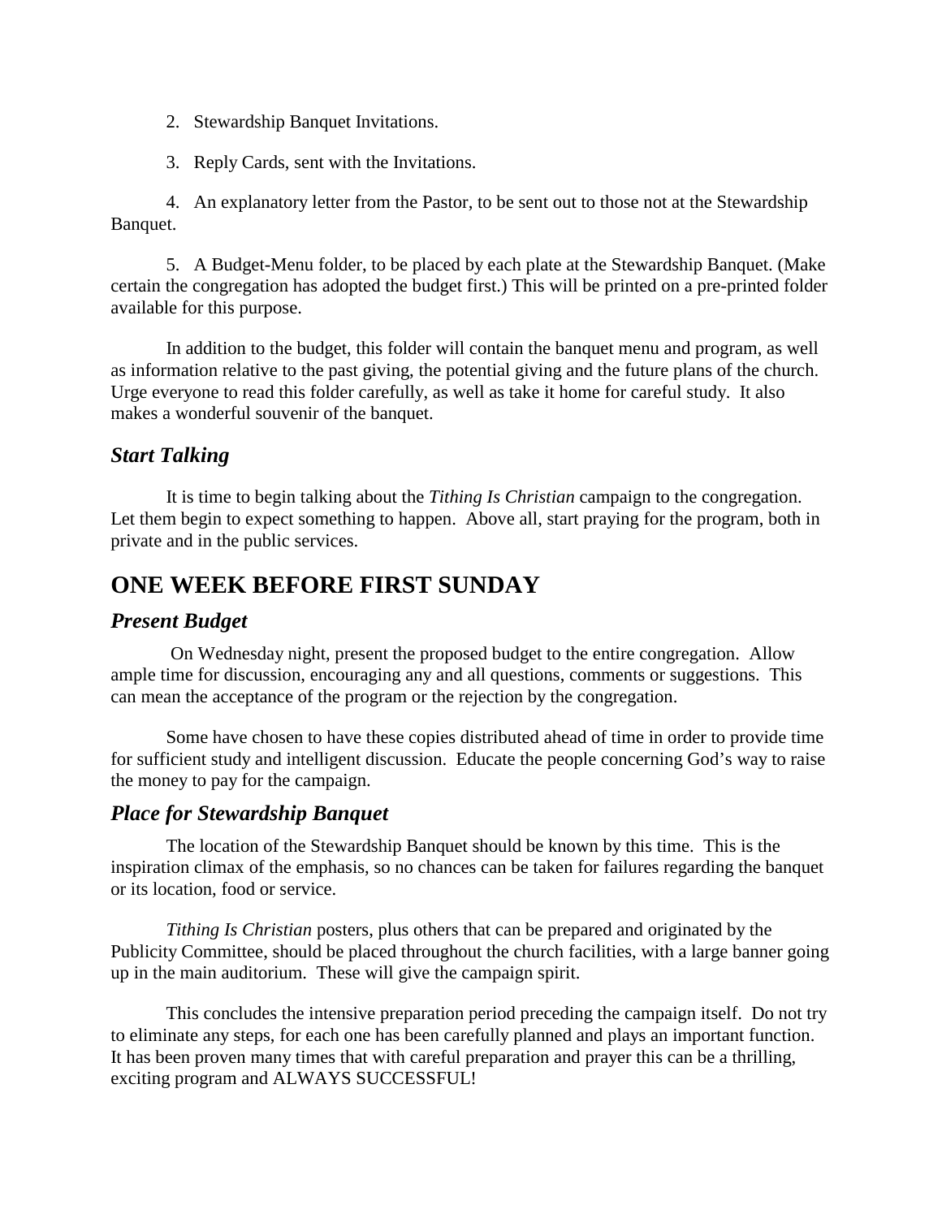2. Stewardship Banquet Invitations.

3. Reply Cards, sent with the Invitations.

4. An explanatory letter from the Pastor, to be sent out to those not at the Stewardship Banquet.

5. A Budget-Menu folder, to be placed by each plate at the Stewardship Banquet. (Make certain the congregation has adopted the budget first.) This will be printed on a pre-printed folder available for this purpose.

In addition to the budget, this folder will contain the banquet menu and program, as well as information relative to the past giving, the potential giving and the future plans of the church. Urge everyone to read this folder carefully, as well as take it home for careful study. It also makes a wonderful souvenir of the banquet.

### *Start Talking*

It is time to begin talking about the *Tithing Is Christian* campaign to the congregation. Let them begin to expect something to happen. Above all, start praying for the program, both in private and in the public services.

## ONE WEEK BEFORE FIRST SUNDAY

### *Present Budget*

On Wednesday night, present the proposed budget to the entire congregation. Allow ample time for discussion, encouraging any and all questions, comments or suggestions. This can mean the acceptance of the program or the rejection by the congregation.

Some have chosen to have these copies distributed ahead of time in order to provide time for sufficient study and intelligent discussion. Educate the people concerning God's way to raise the money to pay for the campaign.

### *Place for Stewardship Banquet*

The location of the Stewardship Banquet should be known by this time. This is the inspiration climax of the emphasis, so no chances can be taken for failures regarding the banquet or its location, food or service.

*Tithing Is Christian* posters, plus others that can be prepared and originated by the Publicity Committee, should be placed throughout the church facilities, with a large banner going up in the main auditorium. These will give the campaign spirit.

This concludes the intensive preparation period preceding the campaign itself. Do not try to eliminate any steps, for each one has been carefully planned and plays an important function. It has been proven many times that with careful preparation and prayer this can be a thrilling, exciting program and ALWAYS SUCCESSFUL!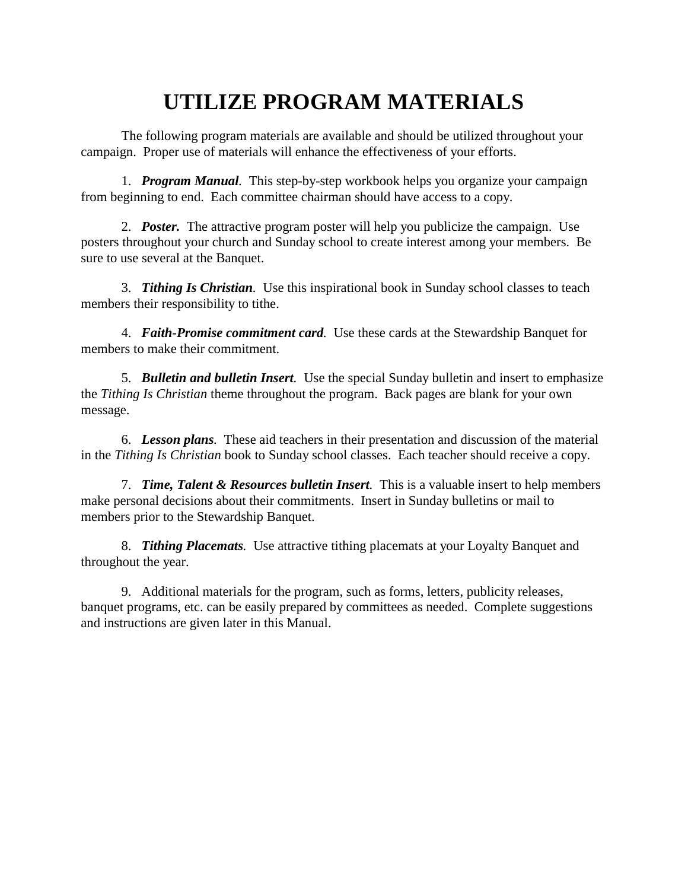# UTILIZE PROGRAM MATERIALS

The following program materials are available and should be utilized throughout your campaign. Proper use of materials will enhance the effectiveness of your efforts.

1. ***Program Manual***. This step-by-step workbook helps you organize your campaign from beginning to end. Each committee chairman should have access to a copy.

2. ***Poster.*** The attractive program poster will help you publicize the campaign. Use posters throughout your church and Sunday school to create interest among your members. Be sure to use several at the Banquet.

3. ***Tithing Is Christian***. Use this inspirational book in Sunday school classes to teach members their responsibility to tithe.

4. ***Faith-Promise commitment card***. Use these cards at the Stewardship Banquet for members to make their commitment.

5. ***Bulletin and bulletin Insert***. Use the special Sunday bulletin and insert to emphasize the *Tithing Is Christian* theme throughout the program. Back pages are blank for your own message.

6. ***Lesson plans***. These aid teachers in their presentation and discussion of the material in the *Tithing Is Christian* book to Sunday school classes. Each teacher should receive a copy.

7. ***Time, Talent & Resources bulletin Insert***. This is a valuable insert to help members make personal decisions about their commitments. Insert in Sunday bulletins or mail to members prior to the Stewardship Banquet.

8. ***Tithing Placemats***. Use attractive tithing placemats at your Loyalty Banquet and throughout the year.

9. Additional materials for the program, such as forms, letters, publicity releases, banquet programs, etc. can be easily prepared by committees as needed. Complete suggestions and instructions are given later in this Manual.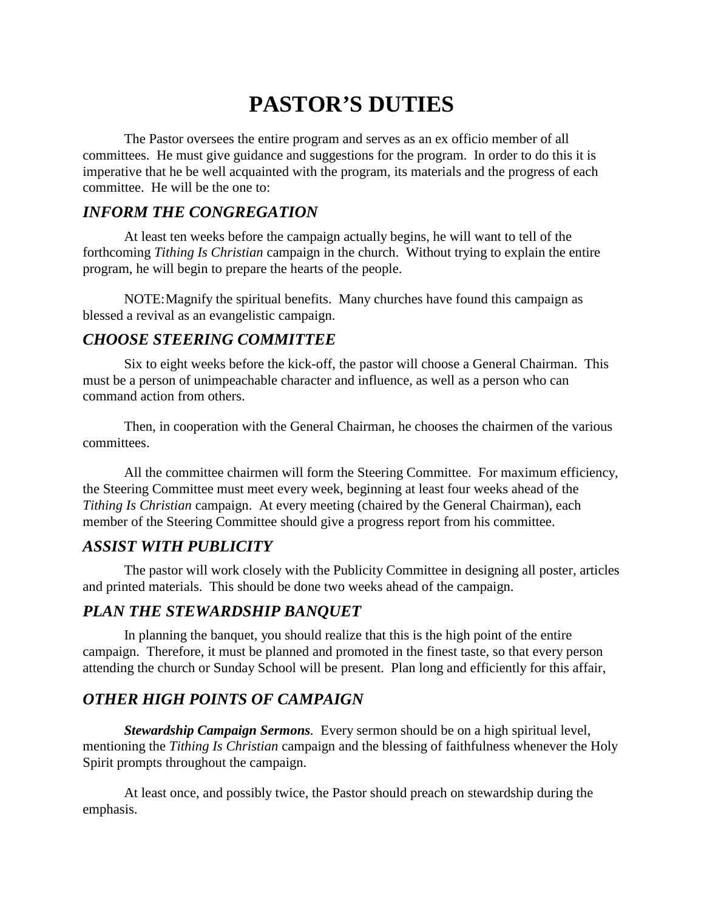# PASTOR'S DUTIES

The Pastor oversees the entire program and serves as an ex officio member of all committees. He must give guidance and suggestions for the program. In order to do this it is imperative that he be well acquainted with the program, its materials and the progress of each committee. He will be the one to:

### *INFORM THE CONGREGATION*

At least ten weeks before the campaign actually begins, he will want to tell of the forthcoming *Tithing Is Christian* campaign in the church. Without trying to explain the entire program, he will begin to prepare the hearts of the people.

NOTE: Magnify the spiritual benefits. Many churches have found this campaign as blessed a revival as an evangelistic campaign.

### *CHOOSE STEERING COMMITTEE*

Six to eight weeks before the kick-off, the pastor will choose a General Chairman. This must be a person of unimpeachable character and influence, as well as a person who can command action from others.

Then, in cooperation with the General Chairman, he chooses the chairmen of the various committees.

All the committee chairmen will form the Steering Committee. For maximum efficiency, the Steering Committee must meet every week, beginning at least four weeks ahead of the *Tithing Is Christian* campaign. At every meeting (chaired by the General Chairman), each member of the Steering Committee should give a progress report from his committee.

### *ASSIST WITH PUBLICITY*

The pastor will work closely with the Publicity Committee in designing all poster, articles and printed materials. This should be done two weeks ahead of the campaign.

### *PLAN THE STEWARDSHIP BANQUET*

In planning the banquet, you should realize that this is the high point of the entire campaign. Therefore, it must be planned and promoted in the finest taste, so that every person attending the church or Sunday School will be present. Plan long and efficiently for this affair,

### *OTHER HIGH POINTS OF CAMPAIGN*

***Stewardship Campaign Sermons***. Every sermon should be on a high spiritual level, mentioning the *Tithing Is Christian* campaign and the blessing of faithfulness whenever the Holy Spirit prompts throughout the campaign.

At least once, and possibly twice, the Pastor should preach on stewardship during the emphasis.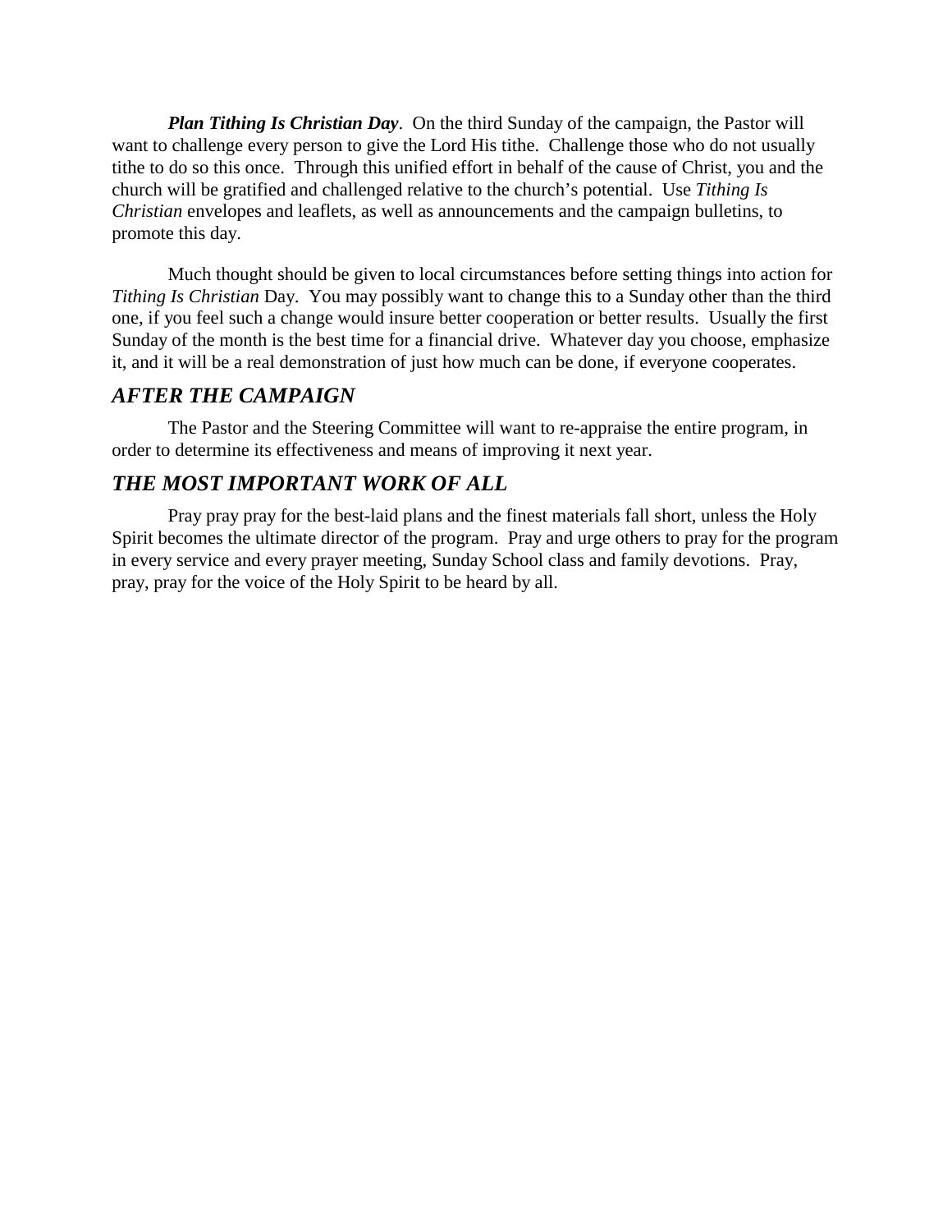***Plan Tithing Is Christian Day***. On the third Sunday of the campaign, the Pastor will want to challenge every person to give the Lord His tithe. Challenge those who do not usually tithe to do so this once. Through this unified effort in behalf of the cause of Christ, you and the church will be gratified and challenged relative to the church's potential. Use *Tithing Is Christian* envelopes and leaflets, as well as announcements and the campaign bulletins, to promote this day.

Much thought should be given to local circumstances before setting things into action for *Tithing Is Christian* Day. You may possibly want to change this to a Sunday other than the third one, if you feel such a change would insure better cooperation or better results. Usually the first Sunday of the month is the best time for a financial drive. Whatever day you choose, emphasize it, and it will be a real demonstration of just how much can be done, if everyone cooperates.

## *AFTER THE CAMPAIGN*

The Pastor and the Steering Committee will want to re-appraise the entire program, in order to determine its effectiveness and means of improving it next year.

## *THE MOST IMPORTANT WORK OF ALL*

Pray pray pray for the best-laid plans and the finest materials fall short, unless the Holy Spirit becomes the ultimate director of the program. Pray and urge others to pray for the program in every service and every prayer meeting, Sunday School class and family devotions. Pray, pray, pray for the voice of the Holy Spirit to be heard by all.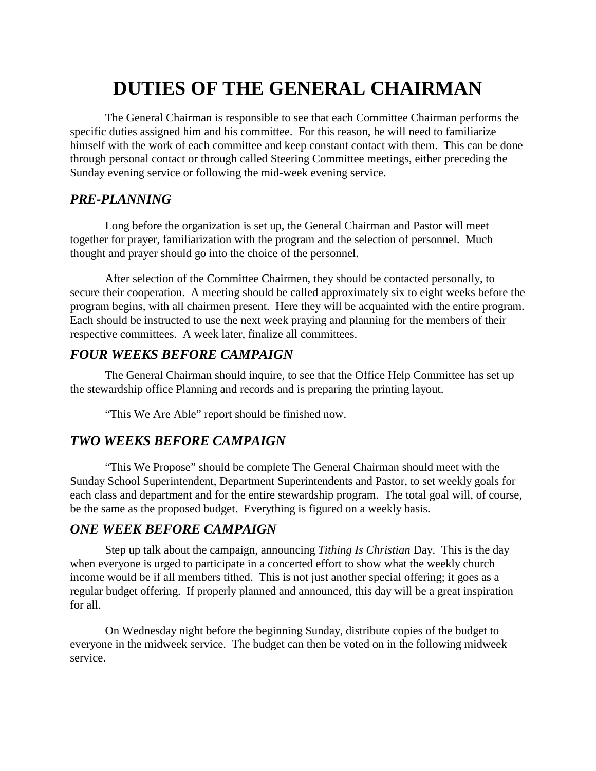# DUTIES OF THE GENERAL CHAIRMAN

The General Chairman is responsible to see that each Committee Chairman performs the specific duties assigned him and his committee. For this reason, he will need to familiarize himself with the work of each committee and keep constant contact with them. This can be done through personal contact or through called Steering Committee meetings, either preceding the Sunday evening service or following the mid-week evening service.

## *PRE-PLANNING*

Long before the organization is set up, the General Chairman and Pastor will meet together for prayer, familiarization with the program and the selection of personnel. Much thought and prayer should go into the choice of the personnel.

After selection of the Committee Chairmen, they should be contacted personally, to secure their cooperation. A meeting should be called approximately six to eight weeks before the program begins, with all chairmen present. Here they will be acquainted with the entire program. Each should be instructed to use the next week praying and planning for the members of their respective committees. A week later, finalize all committees.

## *FOUR WEEKS BEFORE CAMPAIGN*

The General Chairman should inquire, to see that the Office Help Committee has set up the stewardship office Planning and records and is preparing the printing layout.

"This We Are Able" report should be finished now.

## *TWO WEEKS BEFORE CAMPAIGN*

"This We Propose" should be complete The General Chairman should meet with the Sunday School Superintendent, Department Superintendents and Pastor, to set weekly goals for each class and department and for the entire stewardship program. The total goal will, of course, be the same as the proposed budget. Everything is figured on a weekly basis.

## *ONE WEEK BEFORE CAMPAIGN*

Step up talk about the campaign, announcing *Tithing Is Christian* Day. This is the day when everyone is urged to participate in a concerted effort to show what the weekly church income would be if all members tithed. This is not just another special offering; it goes as a regular budget offering. If properly planned and announced, this day will be a great inspiration for all.

On Wednesday night before the beginning Sunday, distribute copies of the budget to everyone in the midweek service. The budget can then be voted on in the following midweek service.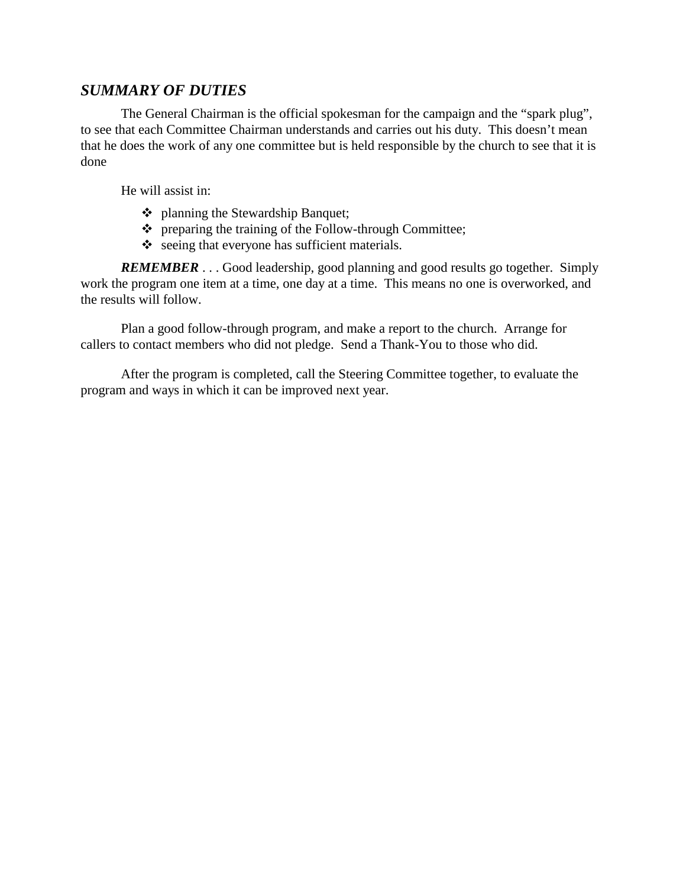## *SUMMARY OF DUTIES*

The General Chairman is the official spokesman for the campaign and the "spark plug", to see that each Committee Chairman understands and carries out his duty. This doesn't mean that he does the work of any one committee but is held responsible by the church to see that it is done

He will assist in:

- planning the Stewardship Banquet;
- preparing the training of the Follow-through Committee;
- seeing that everyone has sufficient materials.

***REMEMBER*** . . . Good leadership, good planning and good results go together. Simply work the program one item at a time, one day at a time. This means no one is overworked, and the results will follow.

Plan a good follow-through program, and make a report to the church. Arrange for callers to contact members who did not pledge. Send a Thank-You to those who did.

After the program is completed, call the Steering Committee together, to evaluate the program and ways in which it can be improved next year.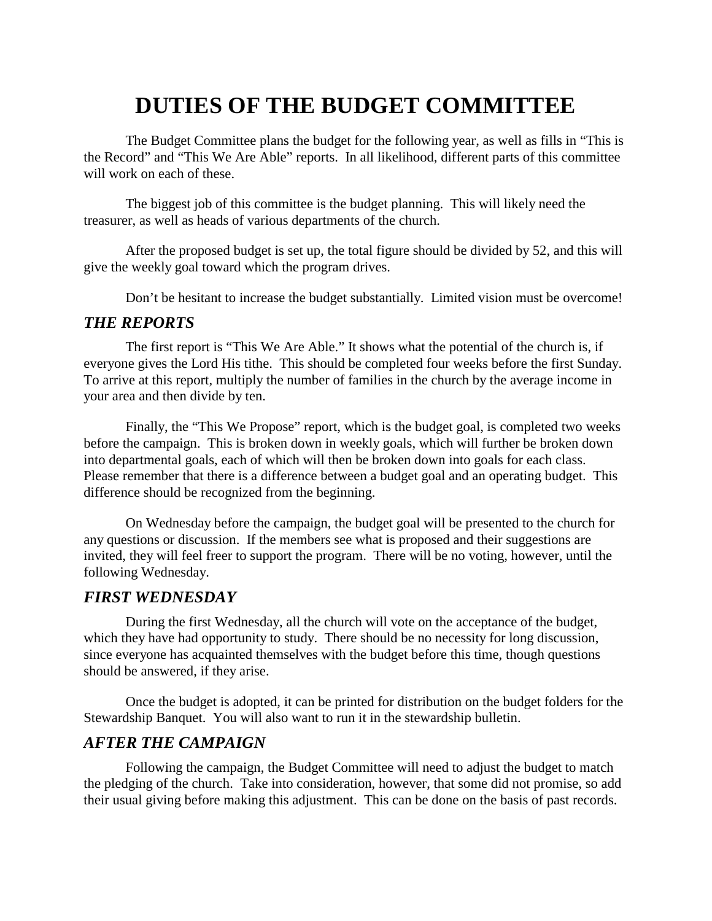# DUTIES OF THE BUDGET COMMITTEE

The Budget Committee plans the budget for the following year, as well as fills in "This is the Record" and "This We Are Able" reports. In all likelihood, different parts of this committee will work on each of these.

The biggest job of this committee is the budget planning. This will likely need the treasurer, as well as heads of various departments of the church.

After the proposed budget is set up, the total figure should be divided by 52, and this will give the weekly goal toward which the program drives.

Don't be hesitant to increase the budget substantially. Limited vision must be overcome!

### *THE REPORTS*

The first report is "This We Are Able." It shows what the potential of the church is, if everyone gives the Lord His tithe. This should be completed four weeks before the first Sunday. To arrive at this report, multiply the number of families in the church by the average income in your area and then divide by ten.

Finally, the "This We Propose" report, which is the budget goal, is completed two weeks before the campaign. This is broken down in weekly goals, which will further be broken down into departmental goals, each of which will then be broken down into goals for each class. Please remember that there is a difference between a budget goal and an operating budget. This difference should be recognized from the beginning.

On Wednesday before the campaign, the budget goal will be presented to the church for any questions or discussion. If the members see what is proposed and their suggestions are invited, they will feel freer to support the program. There will be no voting, however, until the following Wednesday.

### *FIRST WEDNESDAY*

During the first Wednesday, all the church will vote on the acceptance of the budget, which they have had opportunity to study. There should be no necessity for long discussion, since everyone has acquainted themselves with the budget before this time, though questions should be answered, if they arise.

Once the budget is adopted, it can be printed for distribution on the budget folders for the Stewardship Banquet. You will also want to run it in the stewardship bulletin.

### *AFTER THE CAMPAIGN*

Following the campaign, the Budget Committee will need to adjust the budget to match the pledging of the church. Take into consideration, however, that some did not promise, so add their usual giving before making this adjustment. This can be done on the basis of past records.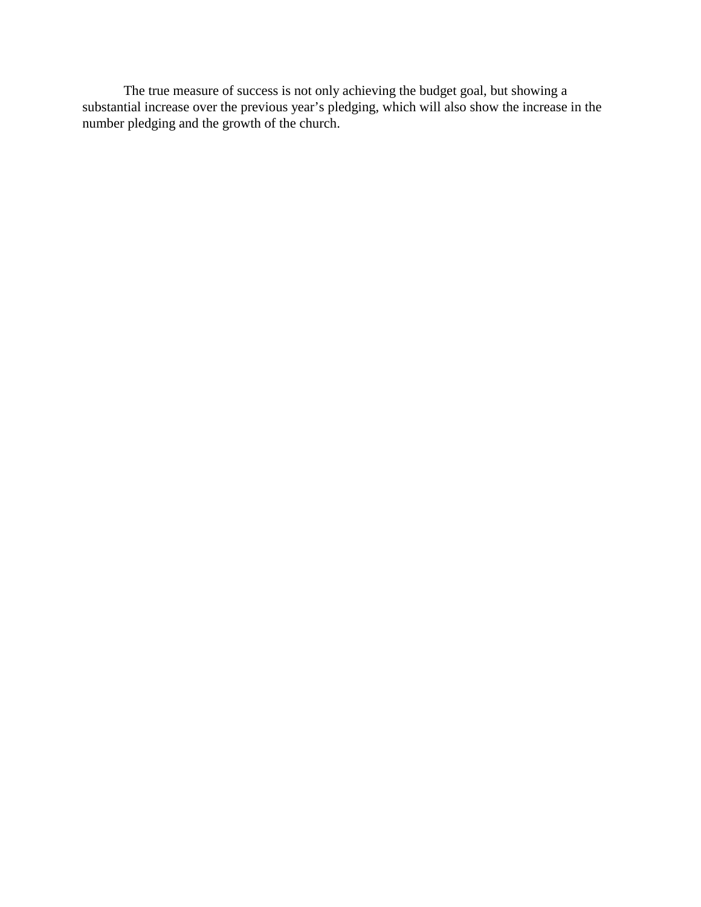The true measure of success is not only achieving the budget goal, but showing a substantial increase over the previous year's pledging, which will also show the increase in the number pledging and the growth of the church.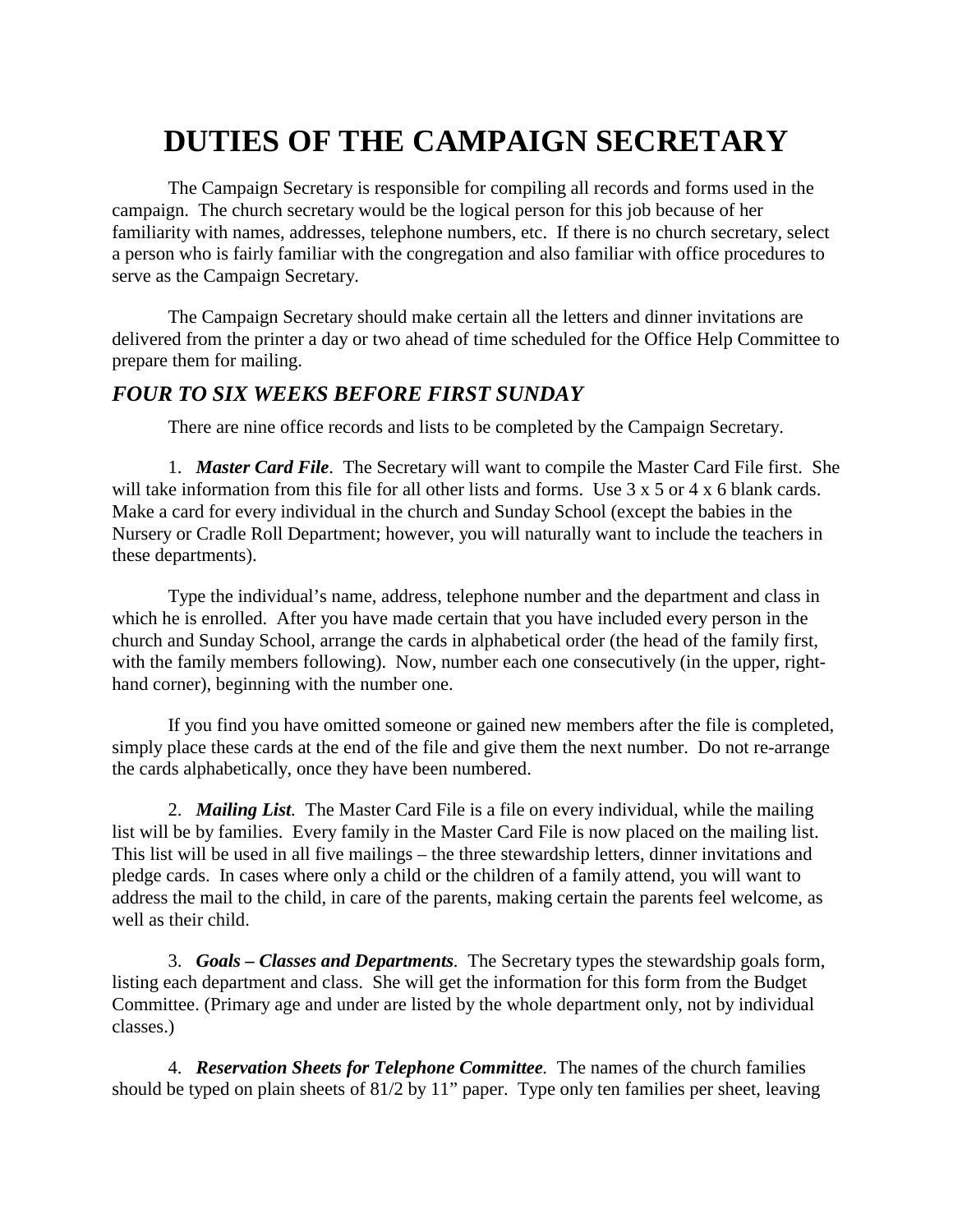# DUTIES OF THE CAMPAIGN SECRETARY

The Campaign Secretary is responsible for compiling all records and forms used in the campaign. The church secretary would be the logical person for this job because of her familiarity with names, addresses, telephone numbers, etc. If there is no church secretary, select a person who is fairly familiar with the congregation and also familiar with office procedures to serve as the Campaign Secretary.

The Campaign Secretary should make certain all the letters and dinner invitations are delivered from the printer a day or two ahead of time scheduled for the Office Help Committee to prepare them for mailing.

## *FOUR TO SIX WEEKS BEFORE FIRST SUNDAY*

There are nine office records and lists to be completed by the Campaign Secretary.

1. ***Master Card File***. The Secretary will want to compile the Master Card File first. She will take information from this file for all other lists and forms. Use 3 x 5 or 4 x 6 blank cards. Make a card for every individual in the church and Sunday School (except the babies in the Nursery or Cradle Roll Department; however, you will naturally want to include the teachers in these departments).

Type the individual's name, address, telephone number and the department and class in which he is enrolled. After you have made certain that you have included every person in the church and Sunday School, arrange the cards in alphabetical order (the head of the family first, with the family members following). Now, number each one consecutively (in the upper, right-hand corner), beginning with the number one.

If you find you have omitted someone or gained new members after the file is completed, simply place these cards at the end of the file and give them the next number. Do not re-arrange the cards alphabetically, once they have been numbered.

2. ***Mailing List***. The Master Card File is a file on every individual, while the mailing list will be by families. Every family in the Master Card File is now placed on the mailing list. This list will be used in all five mailings – the three stewardship letters, dinner invitations and pledge cards. In cases where only a child or the children of a family attend, you will want to address the mail to the child, in care of the parents, making certain the parents feel welcome, as well as their child.

3. ***Goals – Classes and Departments***. The Secretary types the stewardship goals form, listing each department and class. She will get the information for this form from the Budget Committee. (Primary age and under are listed by the whole department only, not by individual classes.)

4. ***Reservation Sheets for Telephone Committee***. The names of the church families should be typed on plain sheets of 81/2 by 11" paper. Type only ten families per sheet, leaving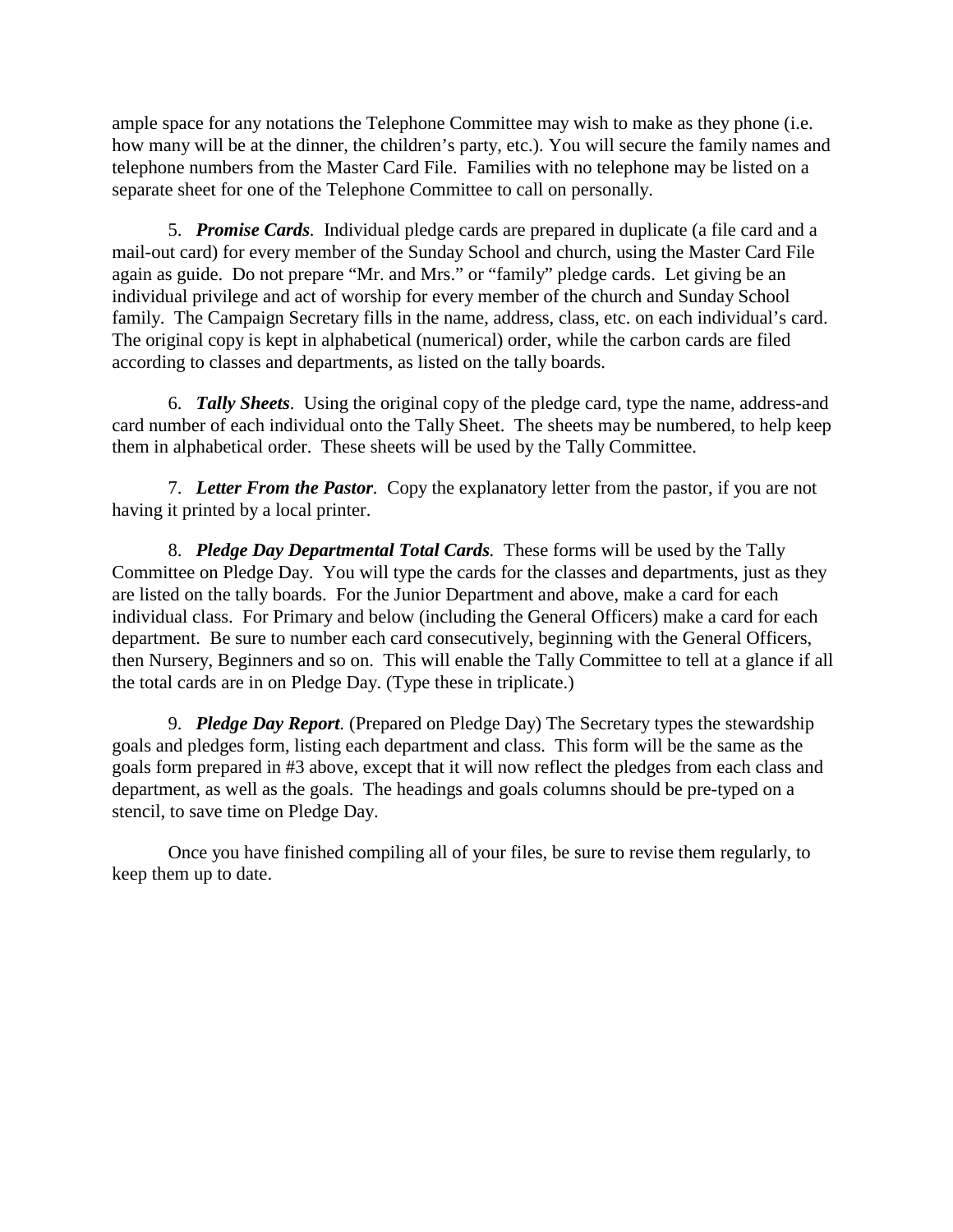ample space for any notations the Telephone Committee may wish to make as they phone (i.e. how many will be at the dinner, the children's party, etc.). You will secure the family names and telephone numbers from the Master Card File. Families with no telephone may be listed on a separate sheet for one of the Telephone Committee to call on personally.

5. ***Promise Cards***. Individual pledge cards are prepared in duplicate (a file card and a mail-out card) for every member of the Sunday School and church, using the Master Card File again as guide. Do not prepare "Mr. and Mrs." or "family" pledge cards. Let giving be an individual privilege and act of worship for every member of the church and Sunday School family. The Campaign Secretary fills in the name, address, class, etc. on each individual's card. The original copy is kept in alphabetical (numerical) order, while the carbon cards are filed according to classes and departments, as listed on the tally boards.

6. ***Tally Sheets***. Using the original copy of the pledge card, type the name, address-and card number of each individual onto the Tally Sheet. The sheets may be numbered, to help keep them in alphabetical order. These sheets will be used by the Tally Committee.

7. ***Letter From the Pastor***. Copy the explanatory letter from the pastor, if you are not having it printed by a local printer.

8. ***Pledge Day Departmental Total Cards***. These forms will be used by the Tally Committee on Pledge Day. You will type the cards for the classes and departments, just as they are listed on the tally boards. For the Junior Department and above, make a card for each individual class. For Primary and below (including the General Officers) make a card for each department. Be sure to number each card consecutively, beginning with the General Officers, then Nursery, Beginners and so on. This will enable the Tally Committee to tell at a glance if all the total cards are in on Pledge Day. (Type these in triplicate.)

9. ***Pledge Day Report***. (Prepared on Pledge Day) The Secretary types the stewardship goals and pledges form, listing each department and class. This form will be the same as the goals form prepared in #3 above, except that it will now reflect the pledges from each class and department, as well as the goals. The headings and goals columns should be pre-typed on a stencil, to save time on Pledge Day.

Once you have finished compiling all of your files, be sure to revise them regularly, to keep them up to date.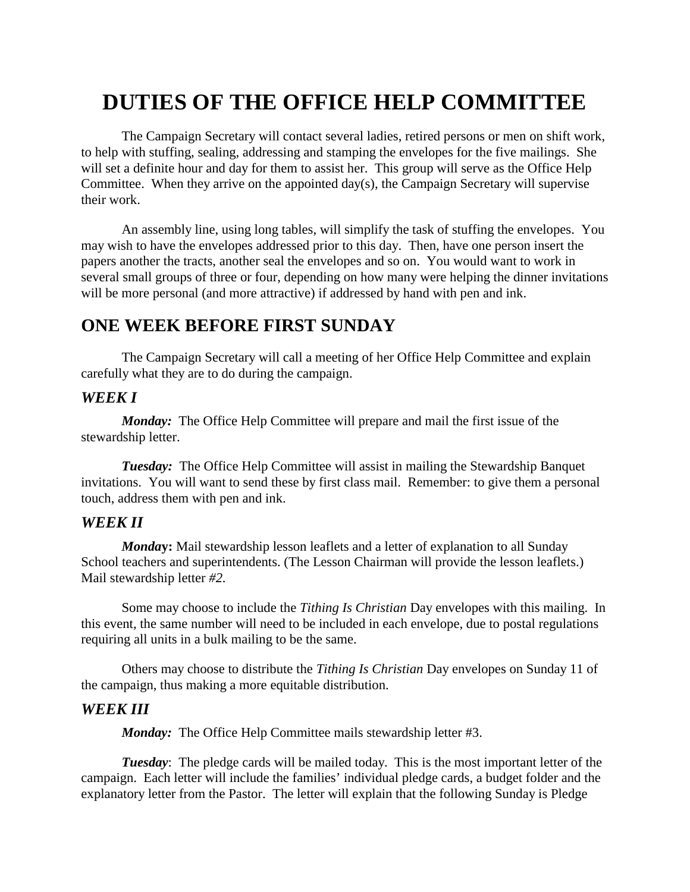# DUTIES OF THE OFFICE HELP COMMITTEE

The Campaign Secretary will contact several ladies, retired persons or men on shift work, to help with stuffing, sealing, addressing and stamping the envelopes for the five mailings. She will set a definite hour and day for them to assist her. This group will serve as the Office Help Committee. When they arrive on the appointed day(s), the Campaign Secretary will supervise their work.

An assembly line, using long tables, will simplify the task of stuffing the envelopes. You may wish to have the envelopes addressed prior to this day. Then, have one person insert the papers another the tracts, another seal the envelopes and so on. You would want to work in several small groups of three or four, depending on how many were helping the dinner invitations will be more personal (and more attractive) if addressed by hand with pen and ink.

## ONE WEEK BEFORE FIRST SUNDAY

The Campaign Secretary will call a meeting of her Office Help Committee and explain carefully what they are to do during the campaign.

### *WEEK I*

***Monday:*** The Office Help Committee will prepare and mail the first issue of the stewardship letter.

***Tuesday:*** The Office Help Committee will assist in mailing the Stewardship Banquet invitations. You will want to send these by first class mail. Remember: to give them a personal touch, address them with pen and ink.

### *WEEK II*

***Monday*:** Mail stewardship lesson leaflets and a letter of explanation to all Sunday School teachers and superintendents. (The Lesson Chairman will provide the lesson leaflets.) Mail stewardship letter *#2*.

Some may choose to include the *Tithing Is Christian* Day envelopes with this mailing. In this event, the same number will need to be included in each envelope, due to postal regulations requiring all units in a bulk mailing to be the same.

Others may choose to distribute the *Tithing Is Christian* Day envelopes on Sunday 11 of the campaign, thus making a more equitable distribution.

### *WEEK III*

***Monday:*** The Office Help Committee mails stewardship letter #3.

***Tuesday***: The pledge cards will be mailed today. This is the most important letter of the campaign. Each letter will include the families' individual pledge cards, a budget folder and the explanatory letter from the Pastor. The letter will explain that the following Sunday is Pledge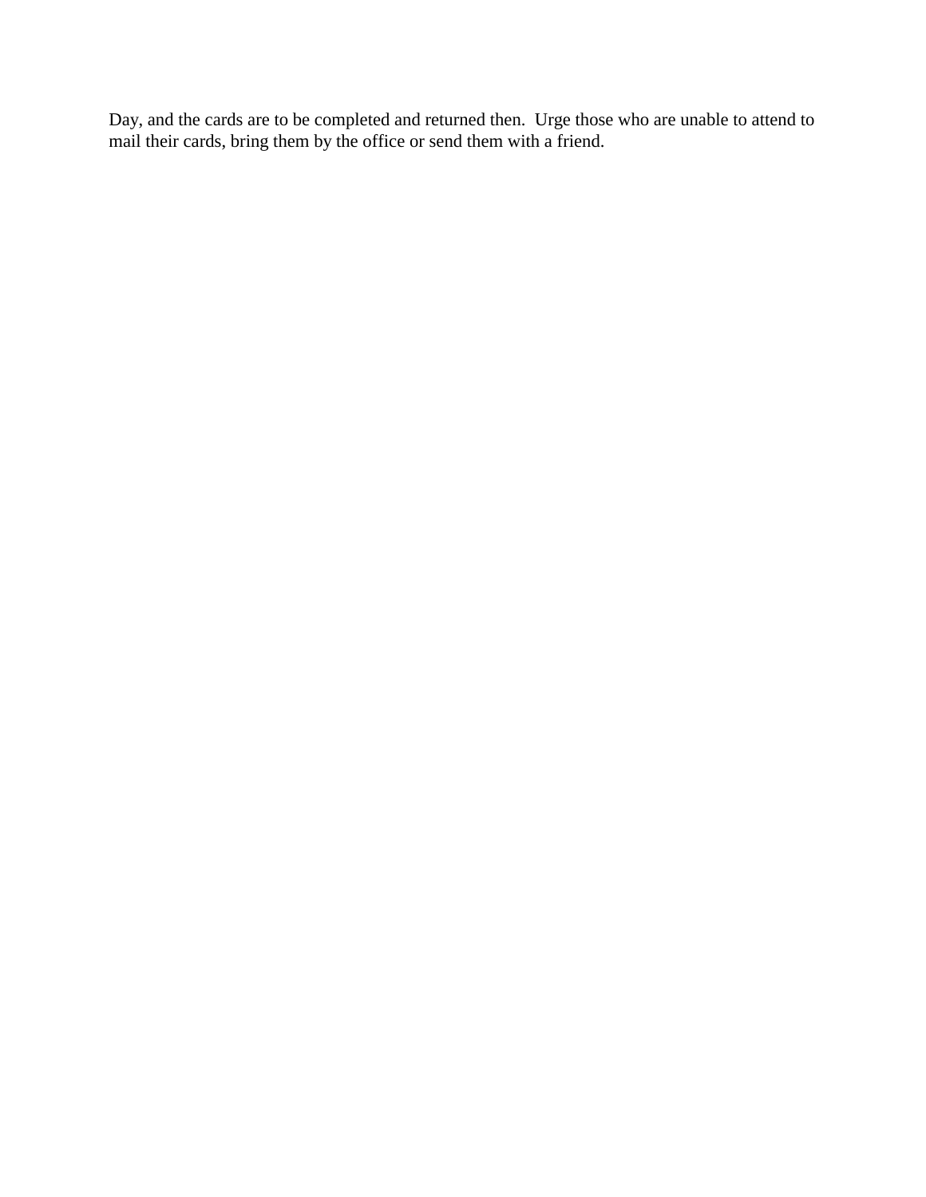Day, and the cards are to be completed and returned then.  Urge those who are unable to attend to mail their cards, bring them by the office or send them with a friend.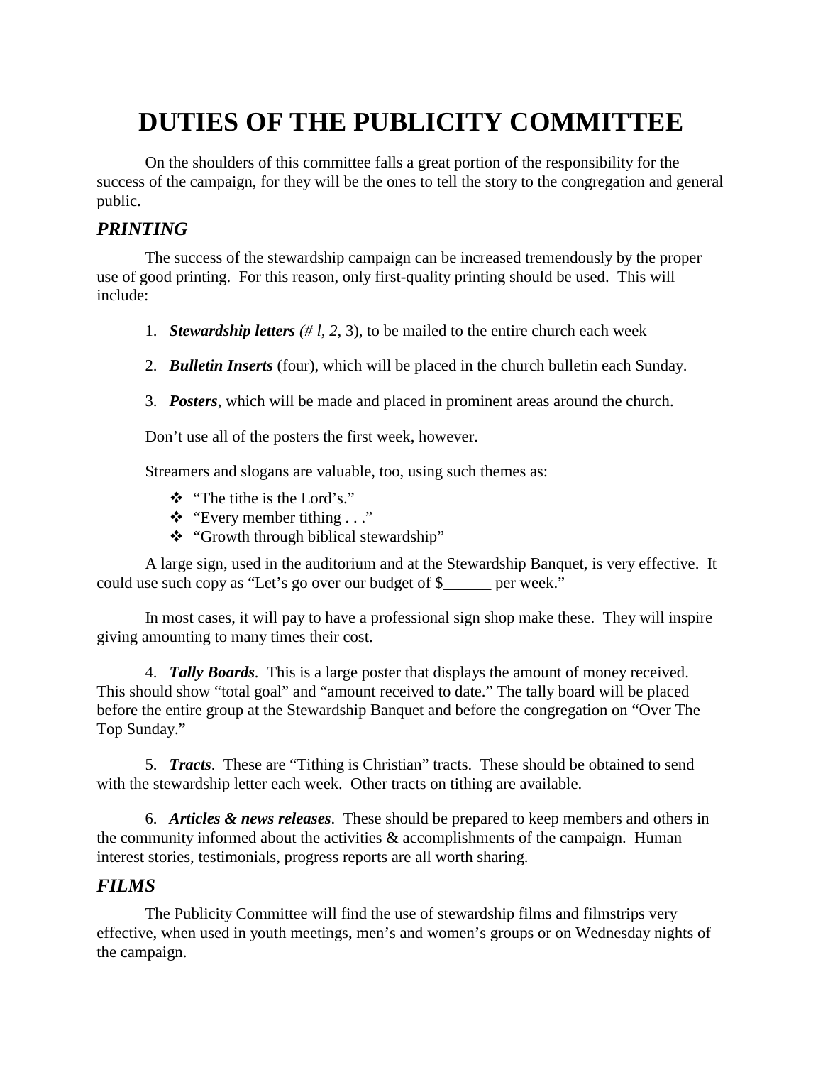# DUTIES OF THE PUBLICITY COMMITTEE

On the shoulders of this committee falls a great portion of the responsibility for the success of the campaign, for they will be the ones to tell the story to the congregation and general public.

## *PRINTING*

The success of the stewardship campaign can be increased tremendously by the proper use of good printing. For this reason, only first-quality printing should be used. This will include:

1. ***Stewardship letters*** *(# l, 2,* 3), to be mailed to the entire church each week

2. ***Bulletin Inserts*** (four), which will be placed in the church bulletin each Sunday.

3. ***Posters***, which will be made and placed in prominent areas around the church.

Don't use all of the posters the first week, however.

Streamers and slogans are valuable, too, using such themes as:

- "The tithe is the Lord's."
- "Every member tithing . . ."
- "Growth through biblical stewardship"

A large sign, used in the auditorium and at the Stewardship Banquet, is very effective. It could use such copy as "Let's go over our budget of $______ per week."

In most cases, it will pay to have a professional sign shop make these. They will inspire giving amounting to many times their cost.

4. ***Tally Boards***. This is a large poster that displays the amount of money received. This should show "total goal" and "amount received to date." The tally board will be placed before the entire group at the Stewardship Banquet and before the congregation on "Over The Top Sunday."

5. ***Tracts***. These are "Tithing is Christian" tracts. These should be obtained to send with the stewardship letter each week. Other tracts on tithing are available.

6. ***Articles & news releases***. These should be prepared to keep members and others in the community informed about the activities & accomplishments of the campaign. Human interest stories, testimonials, progress reports are all worth sharing.

## *FILMS*

The Publicity Committee will find the use of stewardship films and filmstrips very effective, when used in youth meetings, men's and women's groups or on Wednesday nights of the campaign.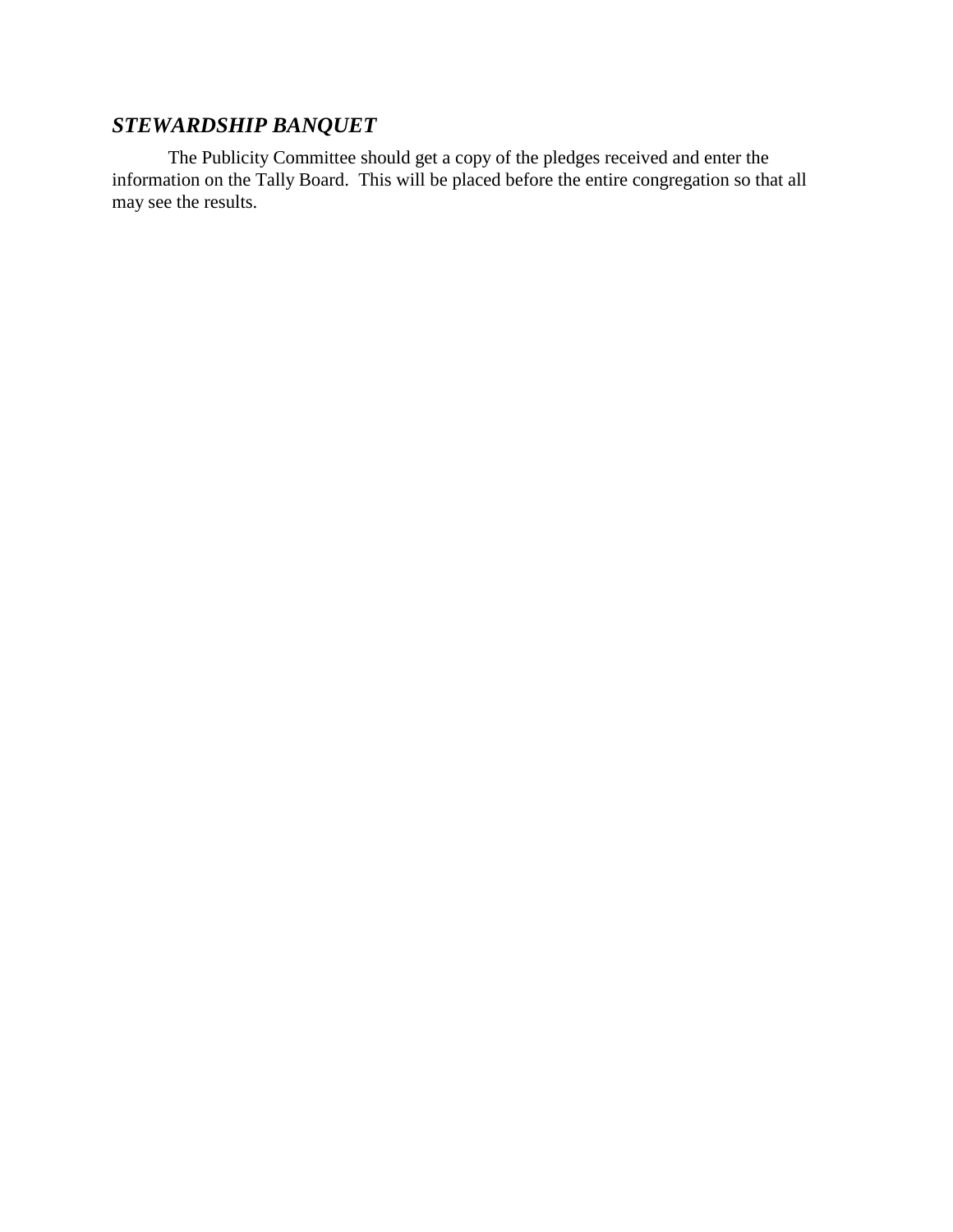### ***STEWARDSHIP BANQUET***

The Publicity Committee should get a copy of the pledges received and enter the information on the Tally Board. This will be placed before the entire congregation so that all may see the results.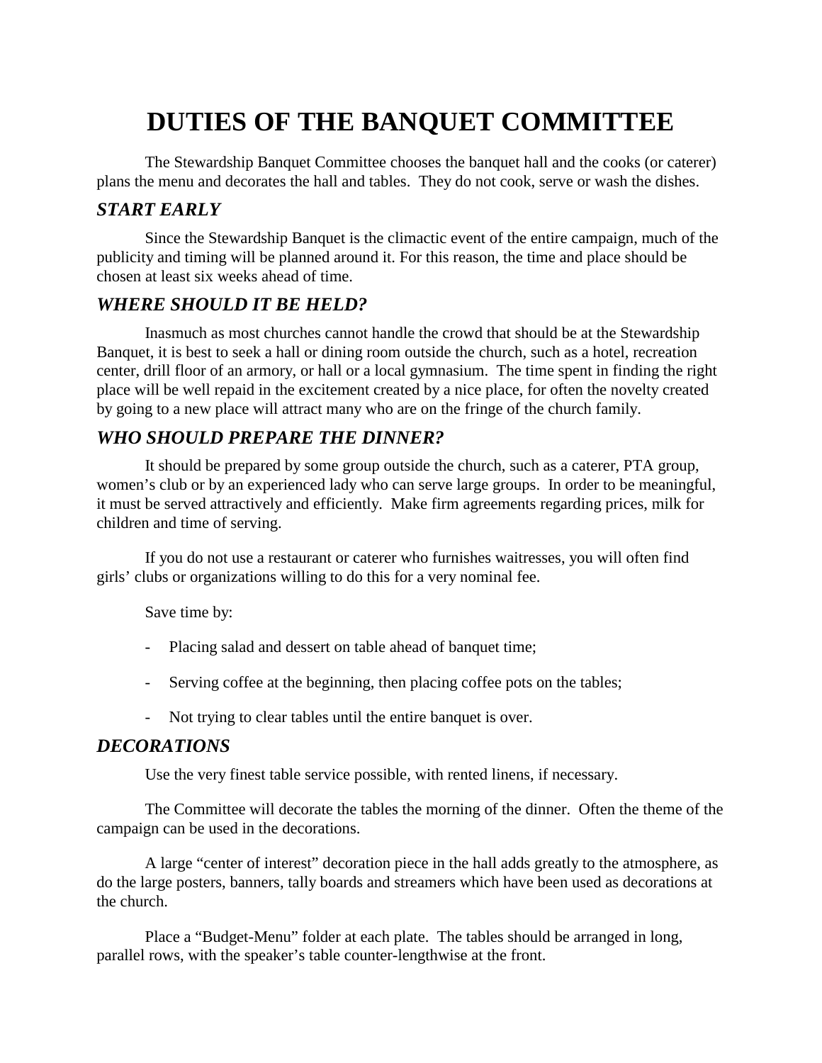# DUTIES OF THE BANQUET COMMITTEE

The Stewardship Banquet Committee chooses the banquet hall and the cooks (or caterer) plans the menu and decorates the hall and tables. They do not cook, serve or wash the dishes.

## *START EARLY*

Since the Stewardship Banquet is the climactic event of the entire campaign, much of the publicity and timing will be planned around it. For this reason, the time and place should be chosen at least six weeks ahead of time.

## *WHERE SHOULD IT BE HELD?*

Inasmuch as most churches cannot handle the crowd that should be at the Stewardship Banquet, it is best to seek a hall or dining room outside the church, such as a hotel, recreation center, drill floor of an armory, or hall or a local gymnasium. The time spent in finding the right place will be well repaid in the excitement created by a nice place, for often the novelty created by going to a new place will attract many who are on the fringe of the church family.

## *WHO SHOULD PREPARE THE DINNER?*

It should be prepared by some group outside the church, such as a caterer, PTA group, women's club or by an experienced lady who can serve large groups. In order to be meaningful, it must be served attractively and efficiently. Make firm agreements regarding prices, milk for children and time of serving.

If you do not use a restaurant or caterer who furnishes waitresses, you will often find girls' clubs or organizations willing to do this for a very nominal fee.

Save time by:

- Placing salad and dessert on table ahead of banquet time;
- Serving coffee at the beginning, then placing coffee pots on the tables;
- Not trying to clear tables until the entire banquet is over.

## *DECORATIONS*

Use the very finest table service possible, with rented linens, if necessary.

The Committee will decorate the tables the morning of the dinner. Often the theme of the campaign can be used in the decorations.

A large "center of interest" decoration piece in the hall adds greatly to the atmosphere, as do the large posters, banners, tally boards and streamers which have been used as decorations at the church.

Place a "Budget-Menu" folder at each plate. The tables should be arranged in long, parallel rows, with the speaker's table counter-lengthwise at the front.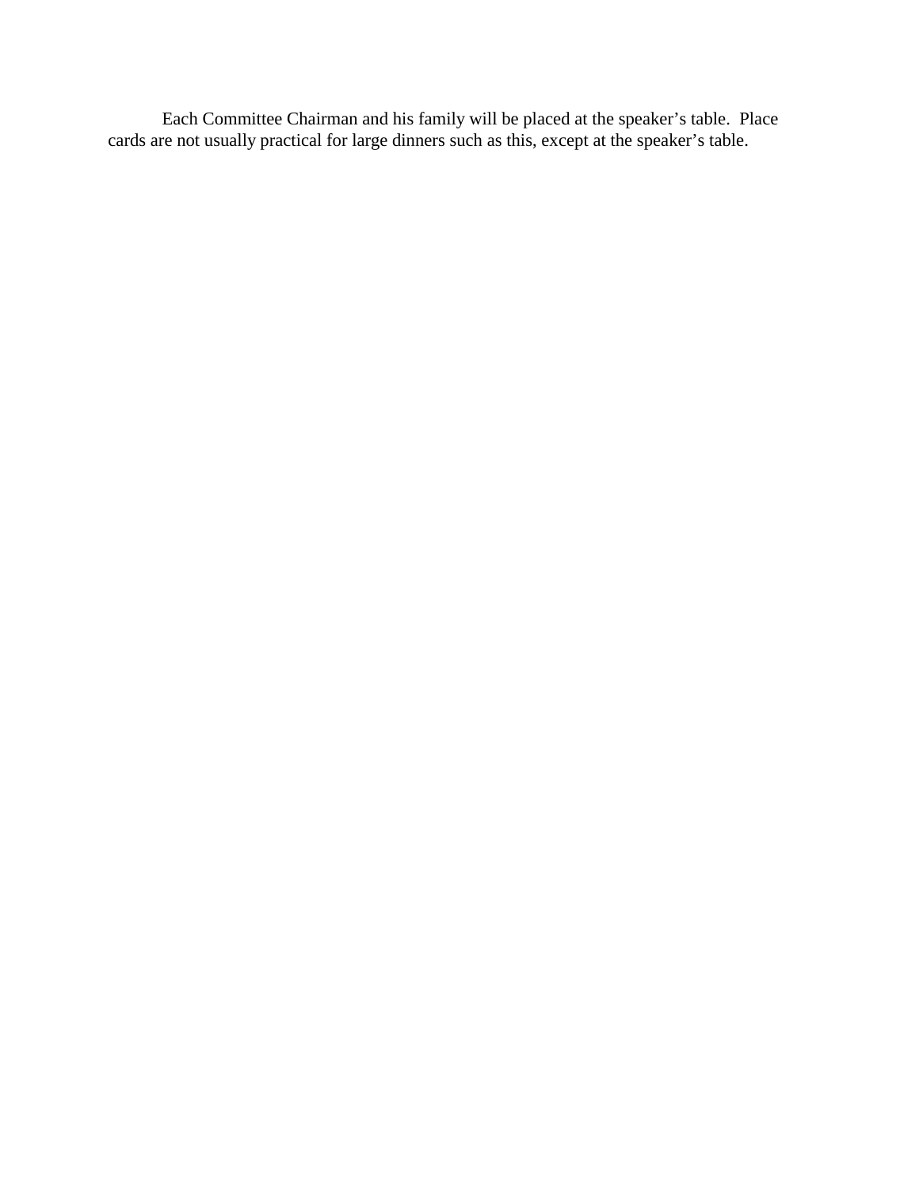Each Committee Chairman and his family will be placed at the speaker's table. Place cards are not usually practical for large dinners such as this, except at the speaker's table.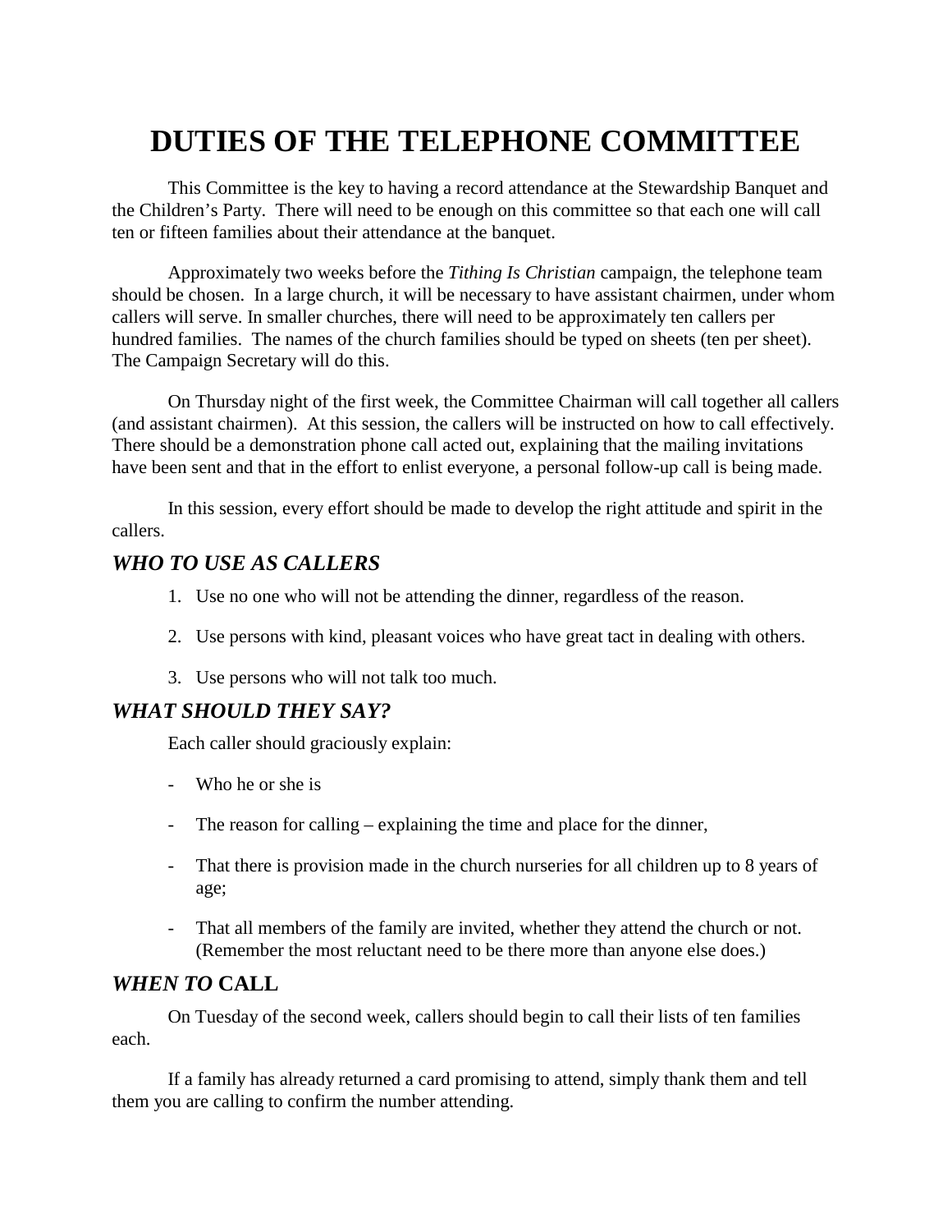# DUTIES OF THE TELEPHONE COMMITTEE

This Committee is the key to having a record attendance at the Stewardship Banquet and the Children's Party. There will need to be enough on this committee so that each one will call ten or fifteen families about their attendance at the banquet.

Approximately two weeks before the *Tithing Is Christian* campaign, the telephone team should be chosen. In a large church, it will be necessary to have assistant chairmen, under whom callers will serve. In smaller churches, there will need to be approximately ten callers per hundred families. The names of the church families should be typed on sheets (ten per sheet). The Campaign Secretary will do this.

On Thursday night of the first week, the Committee Chairman will call together all callers (and assistant chairmen). At this session, the callers will be instructed on how to call effectively. There should be a demonstration phone call acted out, explaining that the mailing invitations have been sent and that in the effort to enlist everyone, a personal follow-up call is being made.

In this session, every effort should be made to develop the right attitude and spirit in the callers.

## *WHO TO USE AS CALLERS*

1. Use no one who will not be attending the dinner, regardless of the reason.
2. Use persons with kind, pleasant voices who have great tact in dealing with others.
3. Use persons who will not talk too much.

## *WHAT SHOULD THEY SAY?*

Each caller should graciously explain:

- Who he or she is
- The reason for calling – explaining the time and place for the dinner,
- That there is provision made in the church nurseries for all children up to 8 years of age;
- That all members of the family are invited, whether they attend the church or not. (Remember the most reluctant need to be there more than anyone else does.)

## *WHEN TO* CALL

On Tuesday of the second week, callers should begin to call their lists of ten families each.

If a family has already returned a card promising to attend, simply thank them and tell them you are calling to confirm the number attending.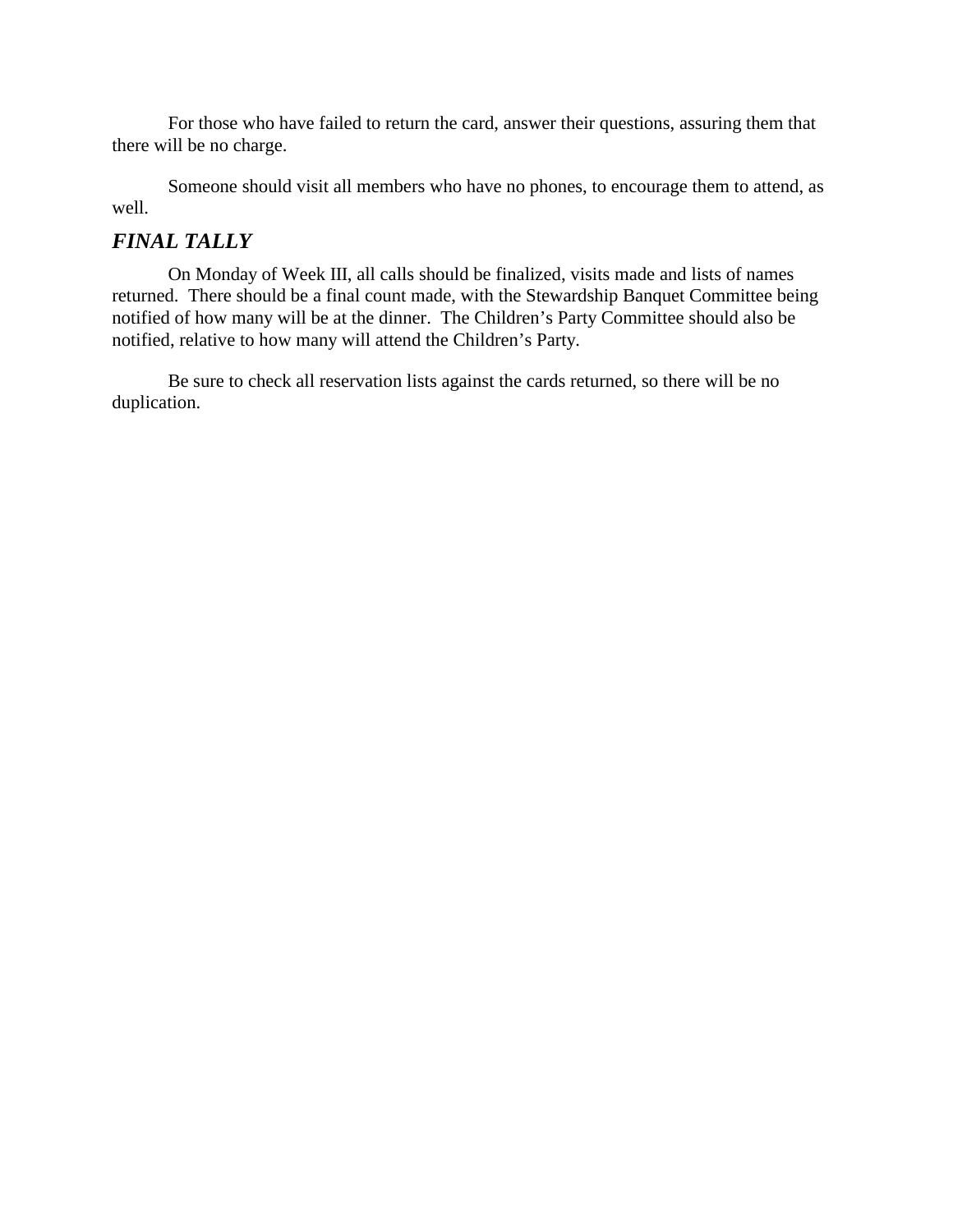For those who have failed to return the card, answer their questions, assuring them that there will be no charge.

Someone should visit all members who have no phones, to encourage them to attend, as well.

### *FINAL TALLY*

On Monday of Week III, all calls should be finalized, visits made and lists of names returned.  There should be a final count made, with the Stewardship Banquet Committee being notified of how many will be at the dinner.  The Children's Party Committee should also be notified, relative to how many will attend the Children's Party.

Be sure to check all reservation lists against the cards returned, so there will be no duplication.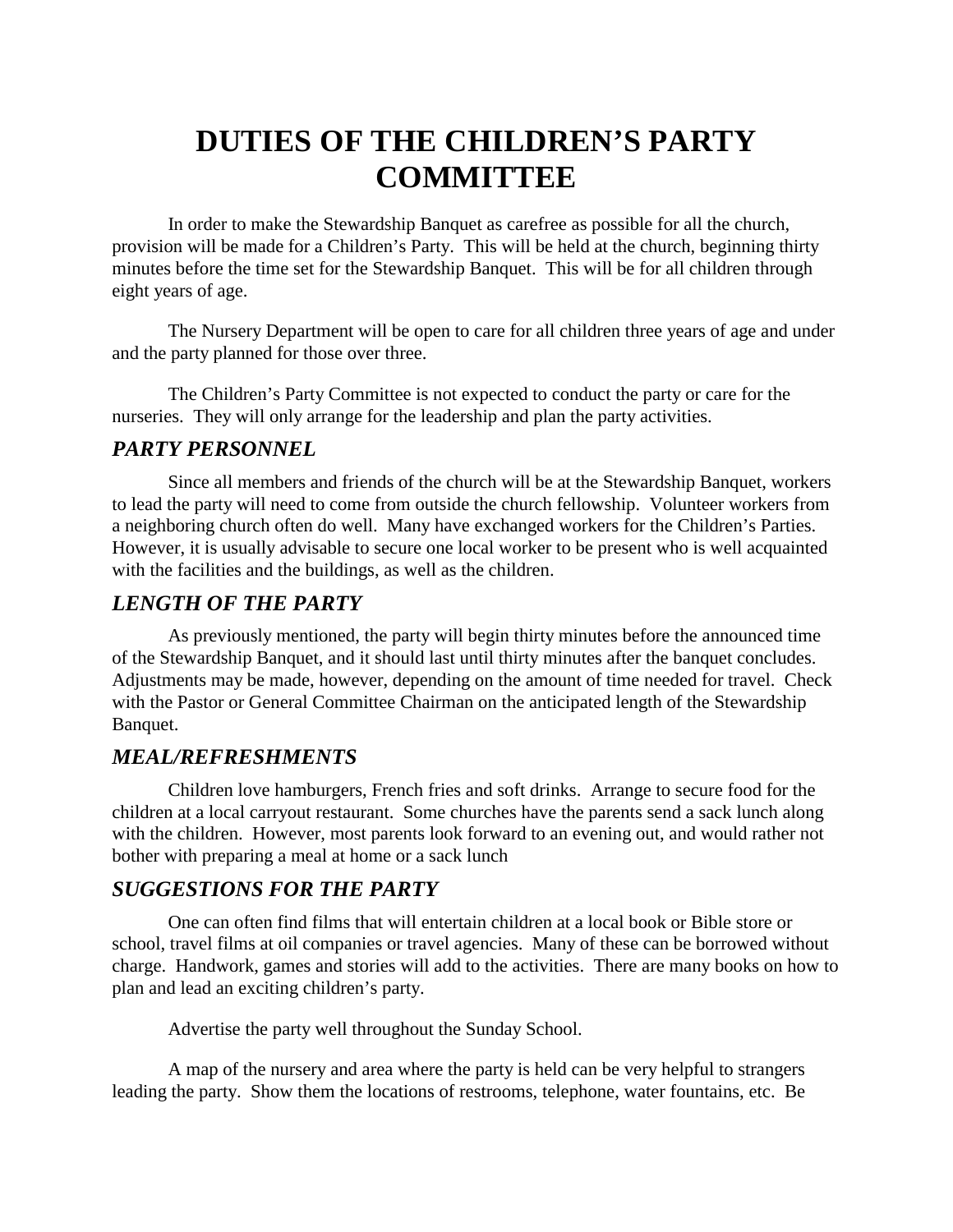# DUTIES OF THE CHILDREN'S PARTY COMMITTEE

In order to make the Stewardship Banquet as carefree as possible for all the church, provision will be made for a Children's Party. This will be held at the church, beginning thirty minutes before the time set for the Stewardship Banquet. This will be for all children through eight years of age.

The Nursery Department will be open to care for all children three years of age and under and the party planned for those over three.

The Children's Party Committee is not expected to conduct the party or care for the nurseries. They will only arrange for the leadership and plan the party activities.

## *PARTY PERSONNEL*

Since all members and friends of the church will be at the Stewardship Banquet, workers to lead the party will need to come from outside the church fellowship. Volunteer workers from a neighboring church often do well. Many have exchanged workers for the Children's Parties. However, it is usually advisable to secure one local worker to be present who is well acquainted with the facilities and the buildings, as well as the children.

## *LENGTH OF THE PARTY*

As previously mentioned, the party will begin thirty minutes before the announced time of the Stewardship Banquet, and it should last until thirty minutes after the banquet concludes. Adjustments may be made, however, depending on the amount of time needed for travel. Check with the Pastor or General Committee Chairman on the anticipated length of the Stewardship Banquet.

## *MEAL/REFRESHMENTS*

Children love hamburgers, French fries and soft drinks. Arrange to secure food for the children at a local carryout restaurant. Some churches have the parents send a sack lunch along with the children. However, most parents look forward to an evening out, and would rather not bother with preparing a meal at home or a sack lunch

## *SUGGESTIONS FOR THE PARTY*

One can often find films that will entertain children at a local book or Bible store or school, travel films at oil companies or travel agencies. Many of these can be borrowed without charge. Handwork, games and stories will add to the activities. There are many books on how to plan and lead an exciting children's party.

Advertise the party well throughout the Sunday School.

A map of the nursery and area where the party is held can be very helpful to strangers leading the party. Show them the locations of restrooms, telephone, water fountains, etc. Be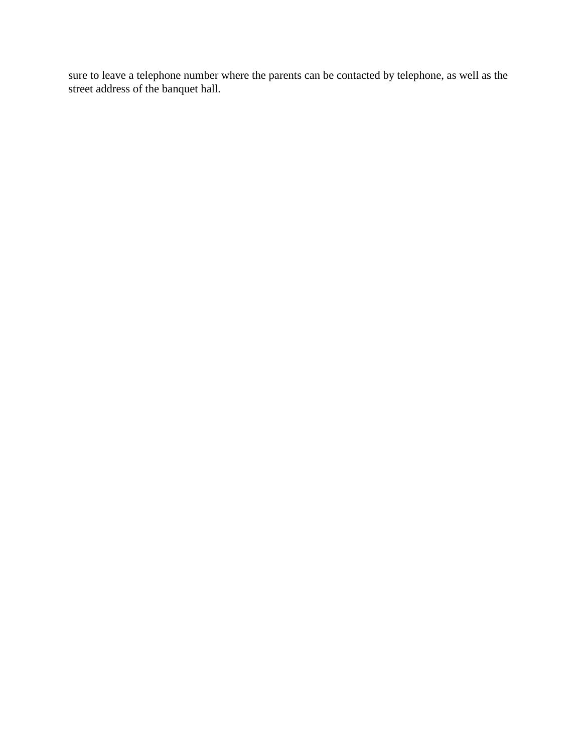sure to leave a telephone number where the parents can be contacted by telephone, as well as the street address of the banquet hall.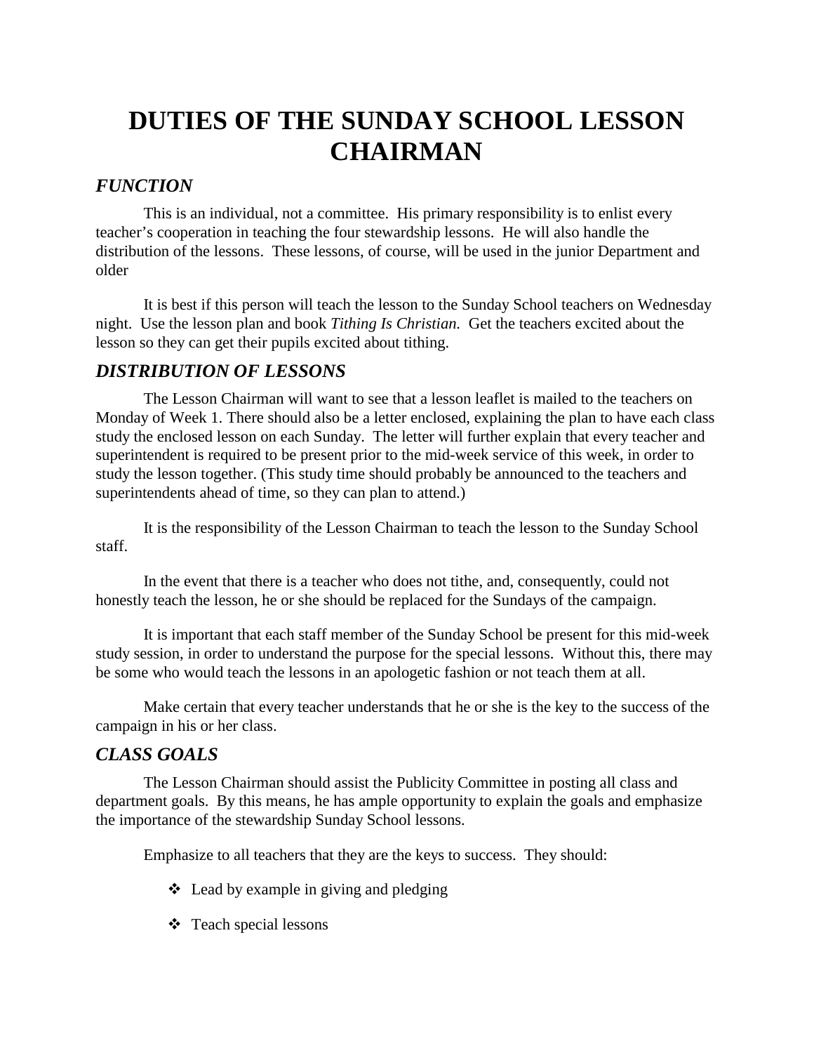# DUTIES OF THE SUNDAY SCHOOL LESSON CHAIRMAN

## *FUNCTION*

This is an individual, not a committee. His primary responsibility is to enlist every teacher's cooperation in teaching the four stewardship lessons. He will also handle the distribution of the lessons. These lessons, of course, will be used in the junior Department and older

It is best if this person will teach the lesson to the Sunday School teachers on Wednesday night. Use the lesson plan and book *Tithing Is Christian.* Get the teachers excited about the lesson so they can get their pupils excited about tithing.

## *DISTRIBUTION OF LESSONS*

The Lesson Chairman will want to see that a lesson leaflet is mailed to the teachers on Monday of Week 1. There should also be a letter enclosed, explaining the plan to have each class study the enclosed lesson on each Sunday. The letter will further explain that every teacher and superintendent is required to be present prior to the mid-week service of this week, in order to study the lesson together. (This study time should probably be announced to the teachers and superintendents ahead of time, so they can plan to attend.)

It is the responsibility of the Lesson Chairman to teach the lesson to the Sunday School staff.

In the event that there is a teacher who does not tithe, and, consequently, could not honestly teach the lesson, he or she should be replaced for the Sundays of the campaign.

It is important that each staff member of the Sunday School be present for this mid-week study session, in order to understand the purpose for the special lessons. Without this, there may be some who would teach the lessons in an apologetic fashion or not teach them at all.

Make certain that every teacher understands that he or she is the key to the success of the campaign in his or her class.

## *CLASS GOALS*

The Lesson Chairman should assist the Publicity Committee in posting all class and department goals. By this means, he has ample opportunity to explain the goals and emphasize the importance of the stewardship Sunday School lessons.

Emphasize to all teachers that they are the keys to success. They should:

- Lead by example in giving and pledging
- Teach special lessons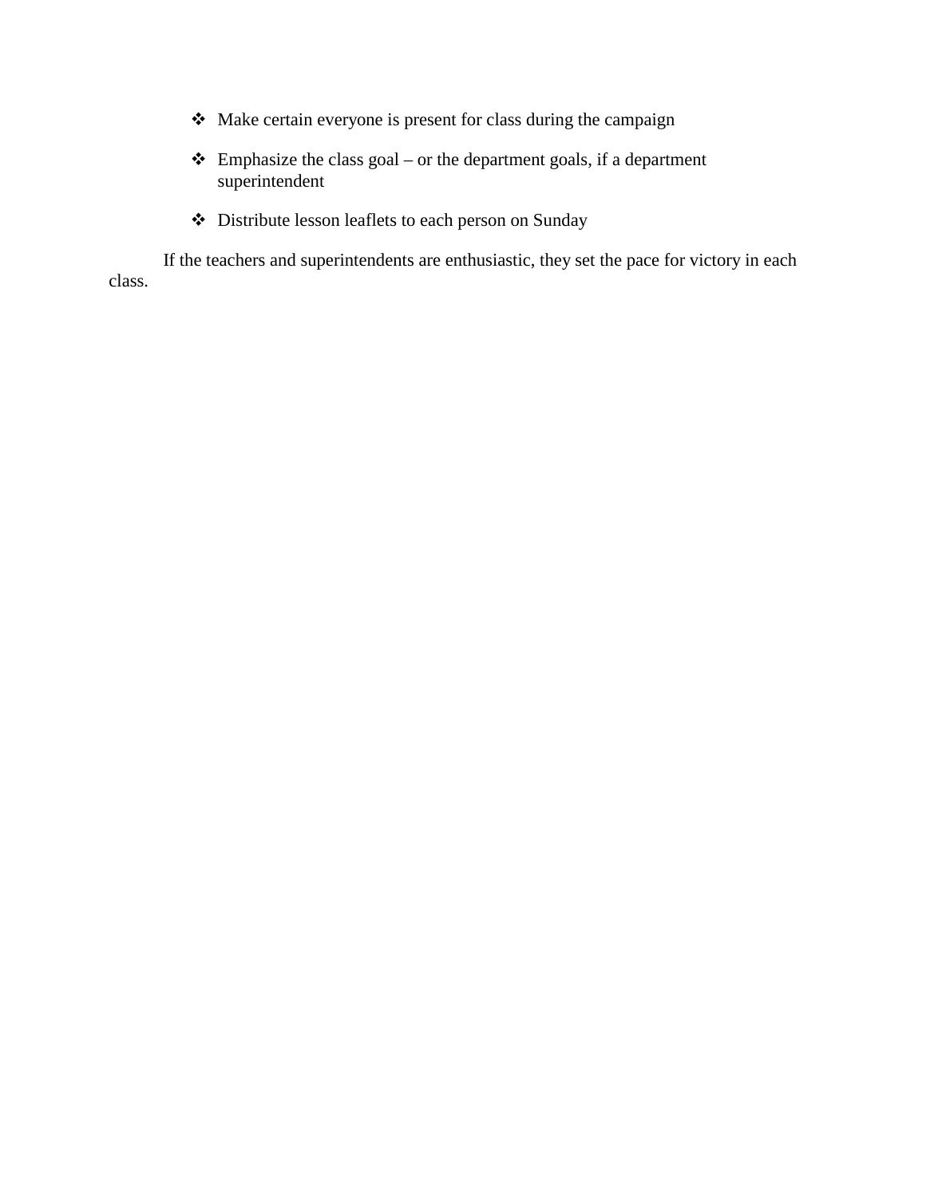- Make certain everyone is present for class during the campaign
- Emphasize the class goal – or the department goals, if a department superintendent
- Distribute lesson leaflets to each person on Sunday

If the teachers and superintendents are enthusiastic, they set the pace for victory in each class.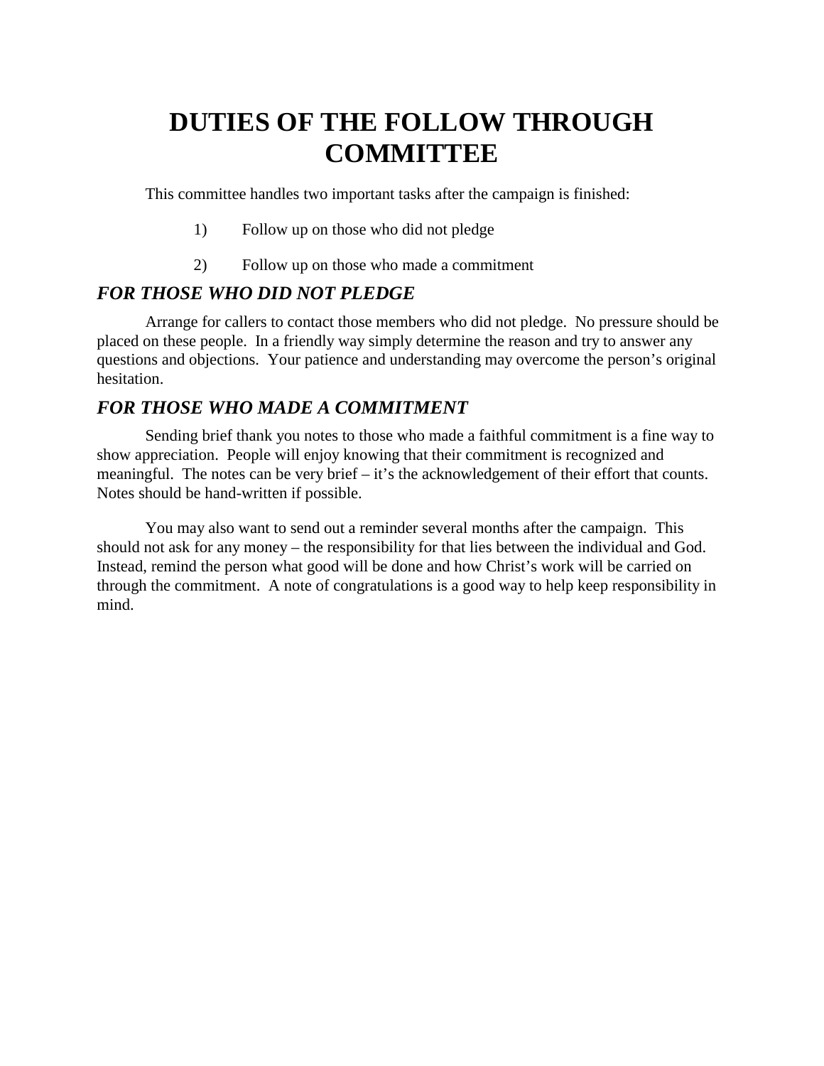# DUTIES OF THE FOLLOW THROUGH COMMITTEE

This committee handles two important tasks after the campaign is finished:

1) Follow up on those who did not pledge

2) Follow up on those who made a commitment

### *FOR THOSE WHO DID NOT PLEDGE*

Arrange for callers to contact those members who did not pledge. No pressure should be placed on these people. In a friendly way simply determine the reason and try to answer any questions and objections. Your patience and understanding may overcome the person's original hesitation.

### *FOR THOSE WHO MADE A COMMITMENT*

Sending brief thank you notes to those who made a faithful commitment is a fine way to show appreciation. People will enjoy knowing that their commitment is recognized and meaningful. The notes can be very brief – it's the acknowledgement of their effort that counts. Notes should be hand-written if possible.

You may also want to send out a reminder several months after the campaign. This should not ask for any money – the responsibility for that lies between the individual and God. Instead, remind the person what good will be done and how Christ's work will be carried on through the commitment. A note of congratulations is a good way to help keep responsibility in mind.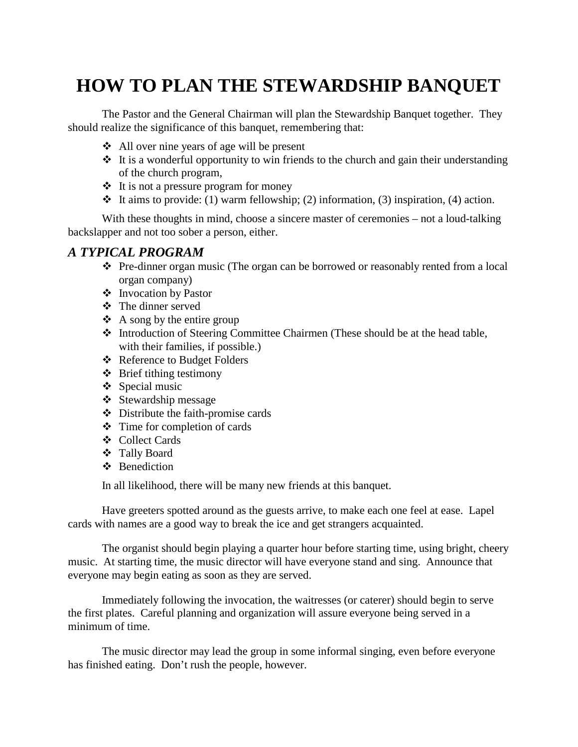# HOW TO PLAN THE STEWARDSHIP BANQUET

The Pastor and the General Chairman will plan the Stewardship Banquet together. They should realize the significance of this banquet, remembering that:

- All over nine years of age will be present
- It is a wonderful opportunity to win friends to the church and gain their understanding of the church program,
- It is not a pressure program for money
- It aims to provide: (1) warm fellowship; (2) information, (3) inspiration, (4) action.

With these thoughts in mind, choose a sincere master of ceremonies – not a loud-talking backslapper and not too sober a person, either.

### *A TYPICAL PROGRAM*

- Pre-dinner organ music (The organ can be borrowed or reasonably rented from a local organ company)
- Invocation by Pastor
- The dinner served
- A song by the entire group
- Introduction of Steering Committee Chairmen (These should be at the head table, with their families, if possible.)
- Reference to Budget Folders
- Brief tithing testimony
- Special music
- Stewardship message
- Distribute the faith-promise cards
- Time for completion of cards
- Collect Cards
- Tally Board
- Benediction

In all likelihood, there will be many new friends at this banquet.

Have greeters spotted around as the guests arrive, to make each one feel at ease. Lapel cards with names are a good way to break the ice and get strangers acquainted.

The organist should begin playing a quarter hour before starting time, using bright, cheery music. At starting time, the music director will have everyone stand and sing. Announce that everyone may begin eating as soon as they are served.

Immediately following the invocation, the waitresses (or caterer) should begin to serve the first plates. Careful planning and organization will assure everyone being served in a minimum of time.

The music director may lead the group in some informal singing, even before everyone has finished eating. Don't rush the people, however.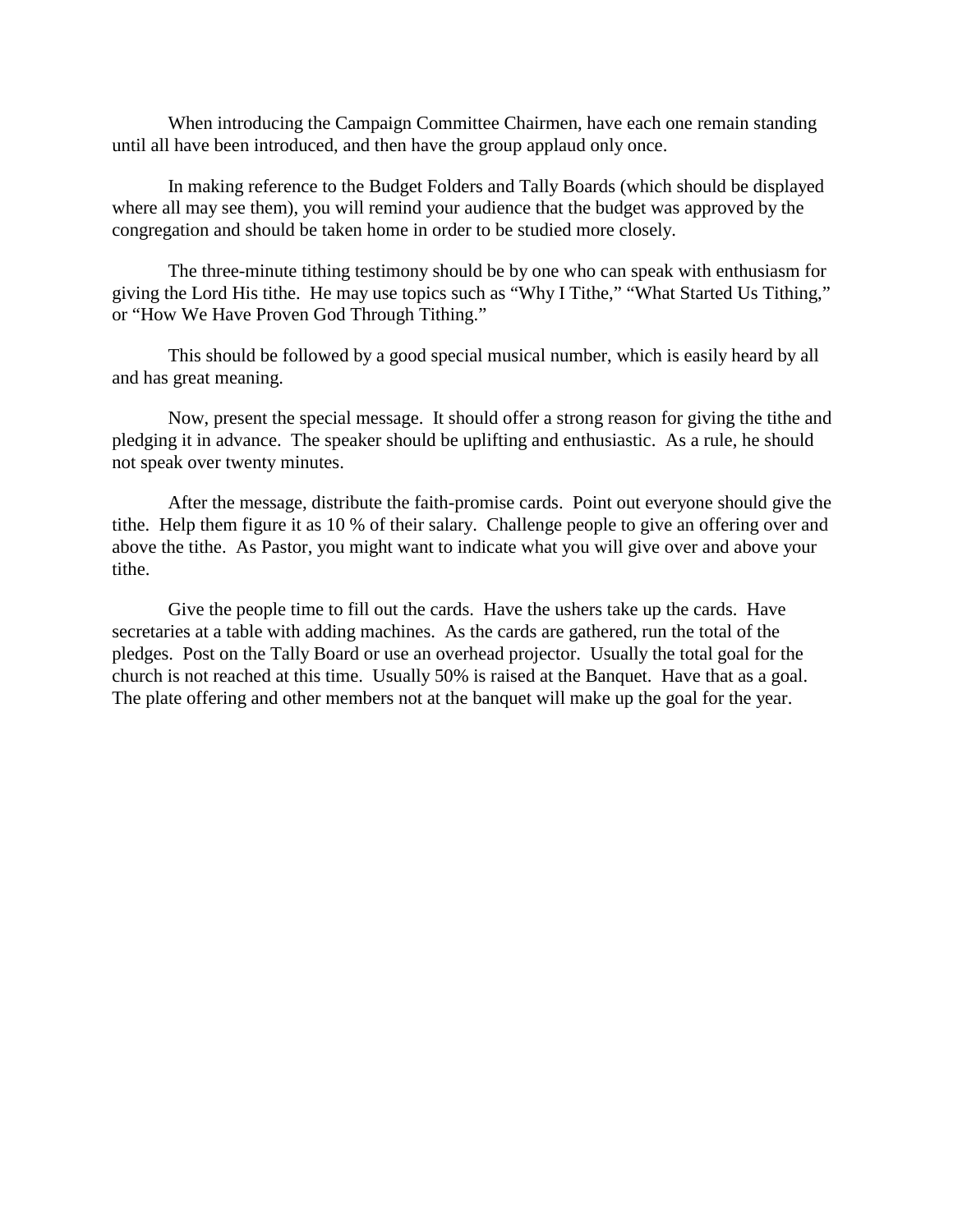When introducing the Campaign Committee Chairmen, have each one remain standing until all have been introduced, and then have the group applaud only once.

In making reference to the Budget Folders and Tally Boards (which should be displayed where all may see them), you will remind your audience that the budget was approved by the congregation and should be taken home in order to be studied more closely.

The three-minute tithing testimony should be by one who can speak with enthusiasm for giving the Lord His tithe. He may use topics such as “Why I Tithe,” “What Started Us Tithing,” or “How We Have Proven God Through Tithing.”

This should be followed by a good special musical number, which is easily heard by all and has great meaning.

Now, present the special message. It should offer a strong reason for giving the tithe and pledging it in advance. The speaker should be uplifting and enthusiastic. As a rule, he should not speak over twenty minutes.

After the message, distribute the faith-promise cards. Point out everyone should give the tithe. Help them figure it as 10 % of their salary. Challenge people to give an offering over and above the tithe. As Pastor, you might want to indicate what you will give over and above your tithe.

Give the people time to fill out the cards. Have the ushers take up the cards. Have secretaries at a table with adding machines. As the cards are gathered, run the total of the pledges. Post on the Tally Board or use an overhead projector. Usually the total goal for the church is not reached at this time. Usually 50% is raised at the Banquet. Have that as a goal. The plate offering and other members not at the banquet will make up the goal for the year.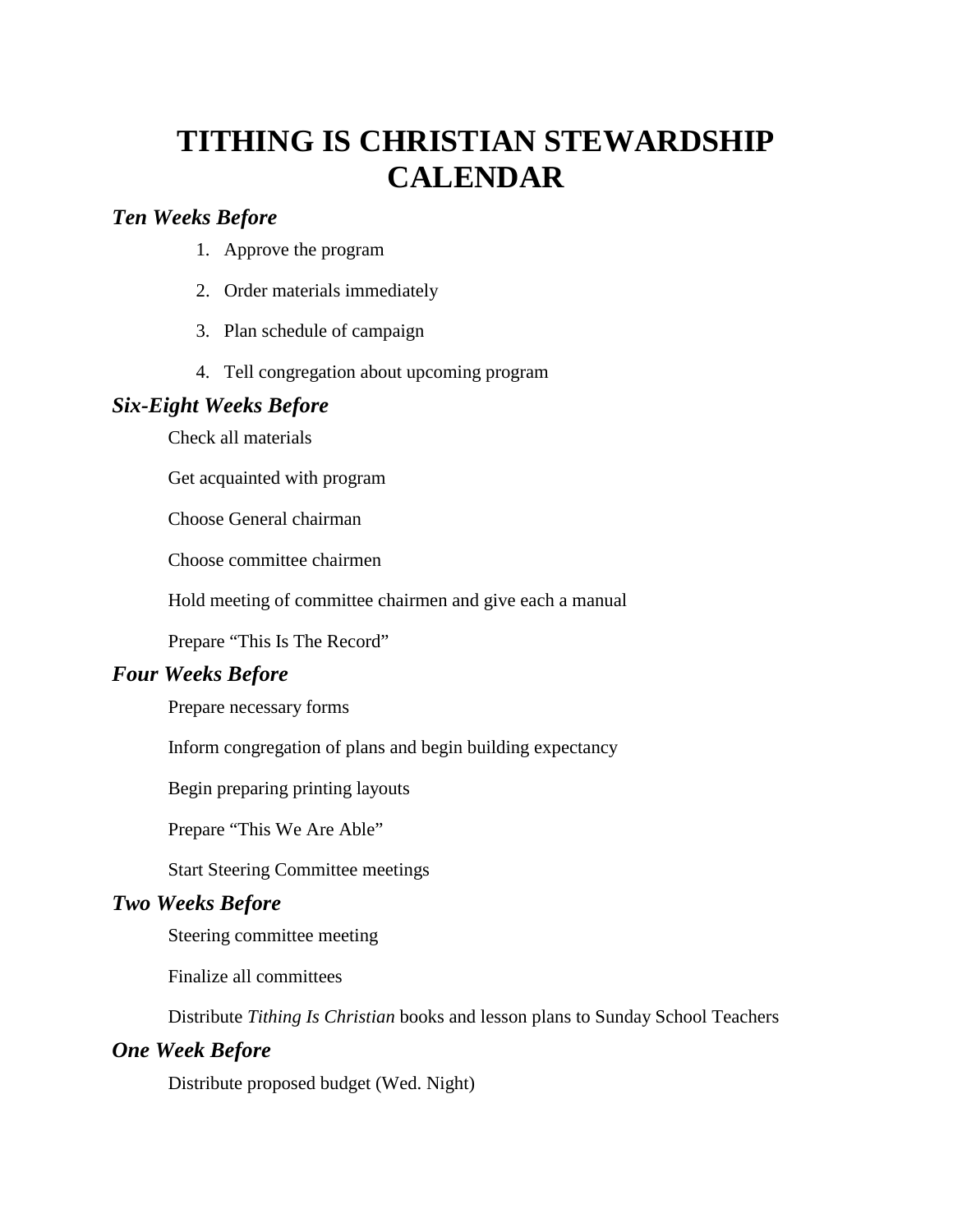# TITHING IS CHRISTIAN STEWARDSHIP CALENDAR

### *Ten Weeks Before*

1. Approve the program
2. Order materials immediately
3. Plan schedule of campaign
4. Tell congregation about upcoming program

### *Six-Eight Weeks Before*

Check all materials

Get acquainted with program

Choose General chairman

Choose committee chairmen

Hold meeting of committee chairmen and give each a manual

Prepare "This Is The Record"

### *Four Weeks Before*

Prepare necessary forms

Inform congregation of plans and begin building expectancy

Begin preparing printing layouts

Prepare "This We Are Able"

Start Steering Committee meetings

### *Two Weeks Before*

Steering committee meeting

Finalize all committees

Distribute *Tithing Is Christian* books and lesson plans to Sunday School Teachers

### *One Week Before*

Distribute proposed budget (Wed. Night)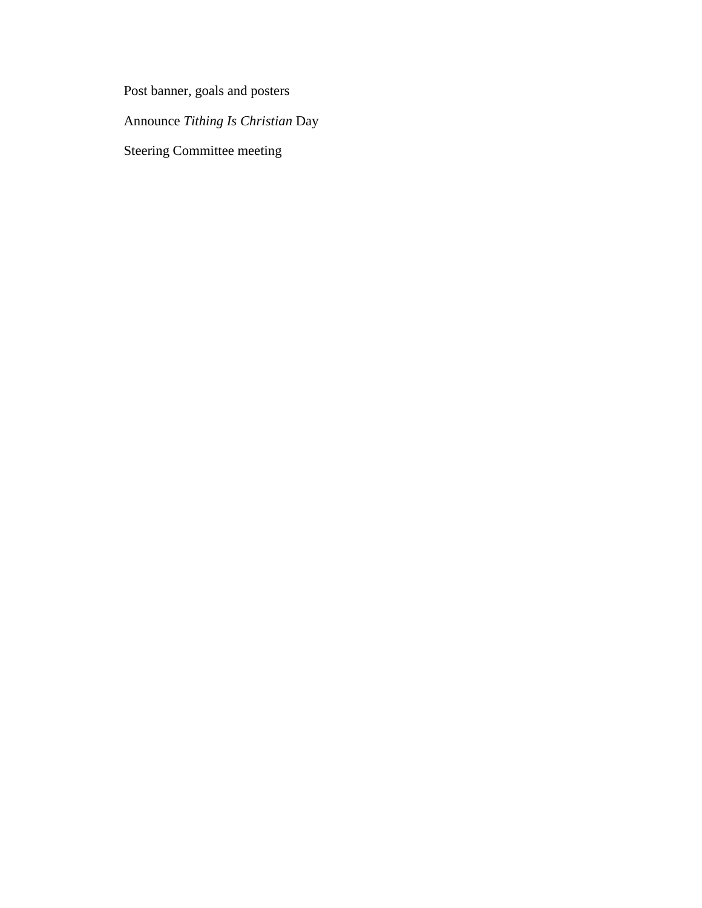Post banner, goals and posters

Announce *Tithing Is Christian* Day

Steering Committee meeting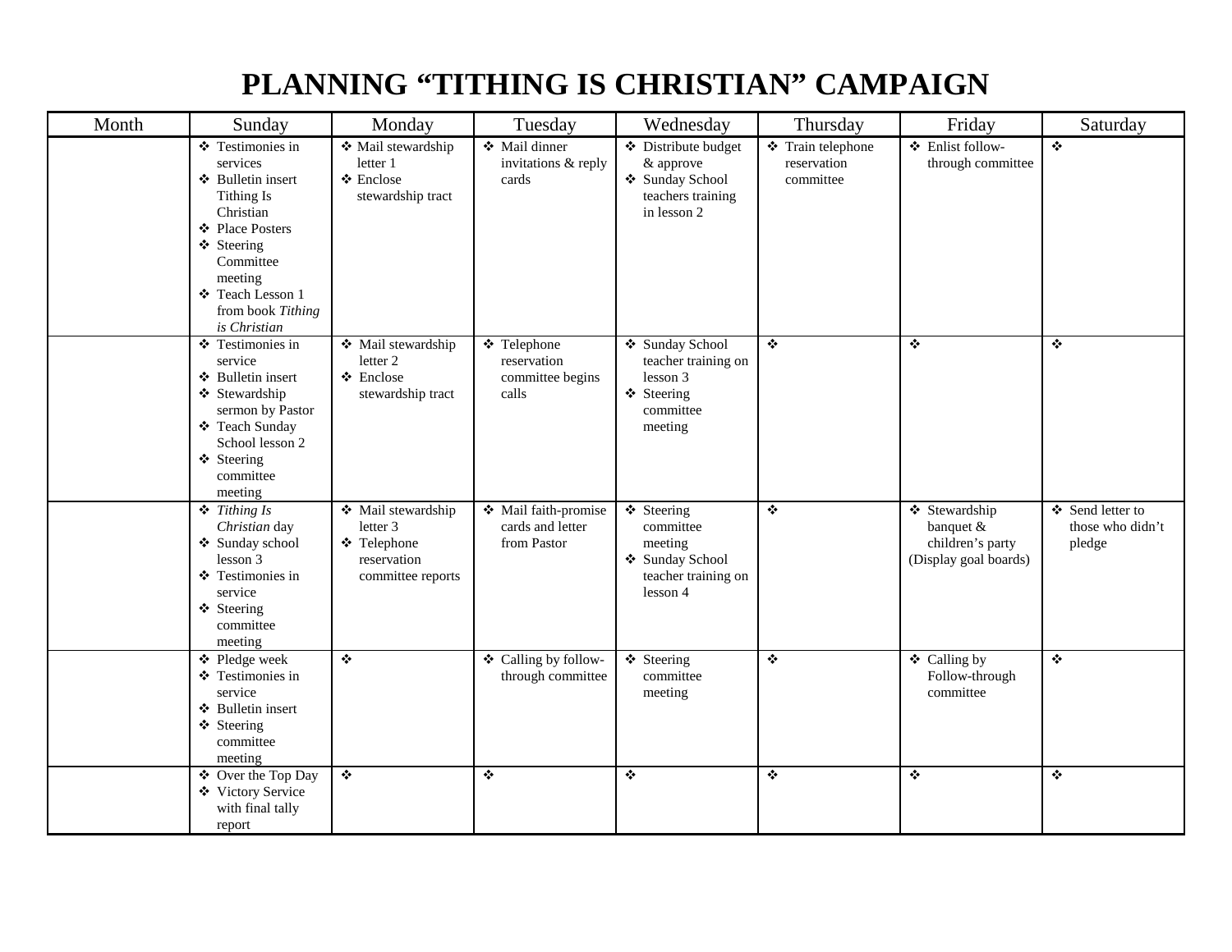# PLANNING "TITHING IS CHRISTIAN" CAMPAIGN

| Month | Sunday | Monday | Tuesday | Wednesday | Thursday | Friday | Saturday |
|---|---|---|---|---|---|---|---|
| | ❖ Testimonies in services<br>❖ Bulletin insert Tithing Is Christian<br>❖ Place Posters<br>❖ Steering Committee meeting<br>❖ Teach Lesson 1 from book *Tithing is Christian* | ❖ Mail stewardship letter 1<br>❖ Enclose stewardship tract | ❖ Mail dinner invitations & reply cards | ❖ Distribute budget & approve<br>❖ Sunday School teachers training in lesson 2 | ❖ Train telephone reservation committee | ❖ Enlist follow-through committee | ❖ |
| | ❖ Testimonies in service<br>❖ Bulletin insert<br>❖ Stewardship sermon by Pastor<br>❖ Teach Sunday School lesson 2<br>❖ Steering committee meeting | ❖ Mail stewardship letter 2<br>❖ Enclose stewardship tract | ❖ Telephone reservation committee begins calls | ❖ Sunday School teacher training on lesson 3<br>❖ Steering committee meeting | ❖ | ❖ | ❖ |
| | ❖ *Tithing Is Christian* day<br>❖ Sunday school lesson 3<br>❖ Testimonies in service<br>❖ Steering committee meeting | ❖ Mail stewardship letter 3<br>❖ Telephone reservation committee reports | ❖ Mail faith-promise cards and letter from Pastor | ❖ Steering committee meeting<br>❖ Sunday School teacher training on lesson 4 | ❖ | ❖ Stewardship banquet & children's party (Display goal boards) | ❖ Send letter to those who didn't pledge |
| | ❖ Pledge week<br>❖ Testimonies in service<br>❖ Bulletin insert<br>❖ Steering committee meeting | ❖ | ❖ Calling by follow-through committee | ❖ Steering committee meeting | ❖ | ❖ Calling by Follow-through committee | ❖ |
| | ❖ Over the Top Day<br>❖ Victory Service with final tally report | ❖ | ❖ | ❖ | ❖ | ❖ | ❖ |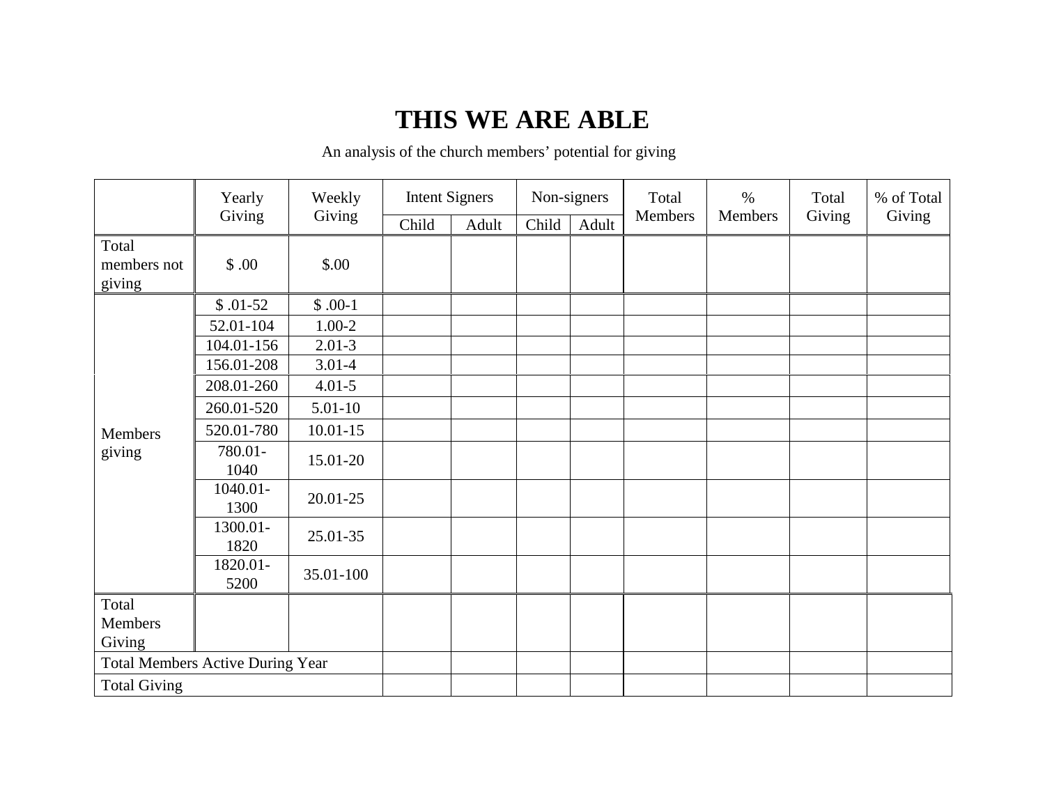# THIS WE ARE ABLE

An analysis of the church members' potential for giving

| | Yearly Giving | Weekly Giving | Intent Signers | | Non-signers | | Total Members | % Members | Total Giving | % of Total Giving |
|---|---|---|---|---|---|---|---|---|---|---|
| | | | Child | Adult | Child | Adult | | | | |
| Total members not giving | $ .00 | $.00 | | | | | | | | |
| Members giving | $ .01-52 | $ .00-1 | | | | | | | | |
| | 52.01-104 | 1.00-2 | | | | | | | | |
| | 104.01-156 | 2.01-3 | | | | | | | | |
| | 156.01-208 | 3.01-4 | | | | | | | | |
| | 208.01-260 | 4.01-5 | | | | | | | | |
| | 260.01-520 | 5.01-10 | | | | | | | | |
| | 520.01-780 | 10.01-15 | | | | | | | | |
| | 780.01-1040 | 15.01-20 | | | | | | | | |
| | 1040.01-1300 | 20.01-25 | | | | | | | | |
| | 1300.01-1820 | 25.01-35 | | | | | | | | |
| | 1820.01-5200 | 35.01-100 | | | | | | | | |
| Total Members Giving | | | | | | | | | | |
| Total Members Active During Year | | | | | | | | | | |
| Total Giving | | | | | | | | | | |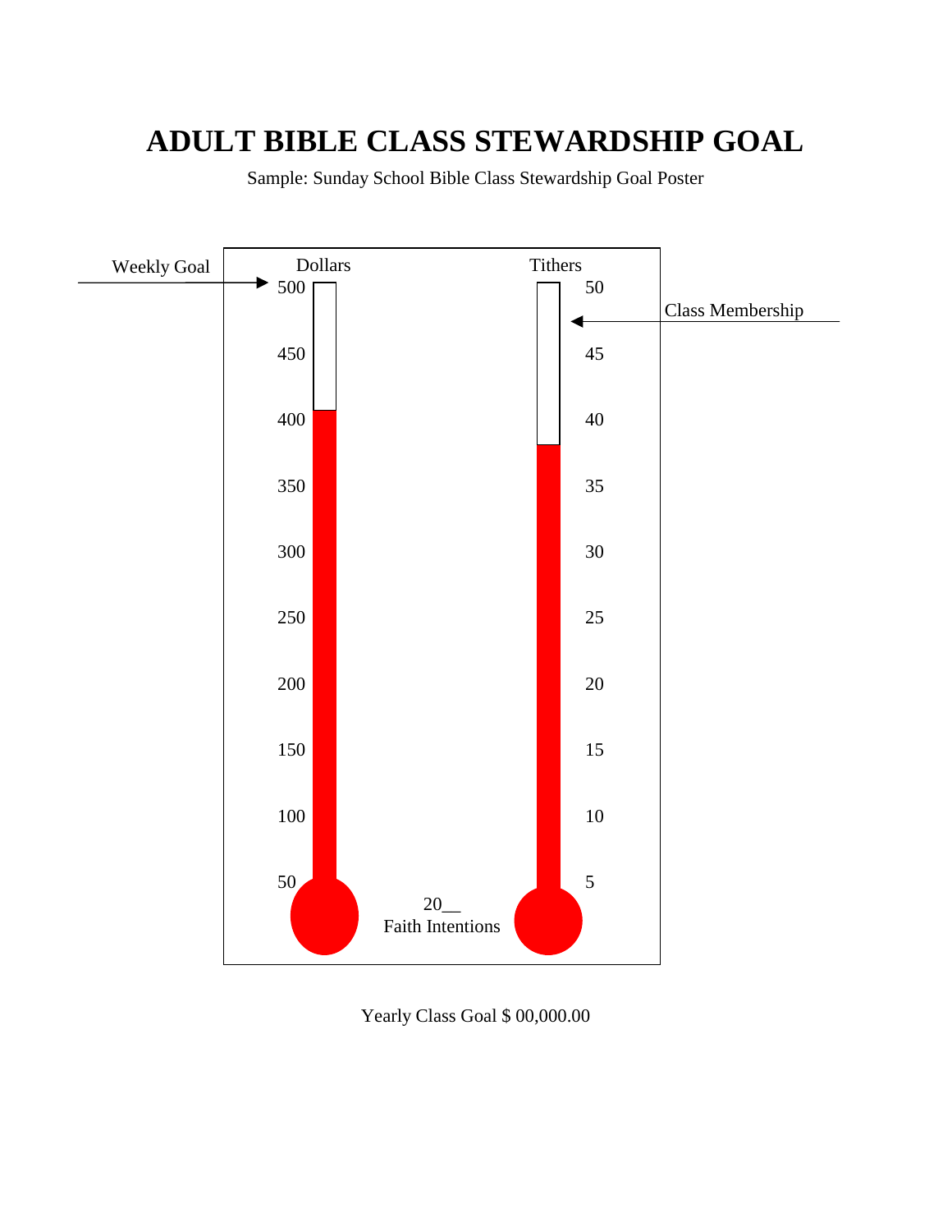# ADULT BIBLE CLASS STEWARDSHIP GOAL

Sample: Sunday School Bible Class Stewardship Goal Poster

Weekly Goal

Dollars

500
450
400
350
300
250
200
150
100
50

Tithers

50
45
40
35
30
25
20
15
10
5

Class Membership

20__
Faith Intentions

Yearly Class Goal $ 00,000.00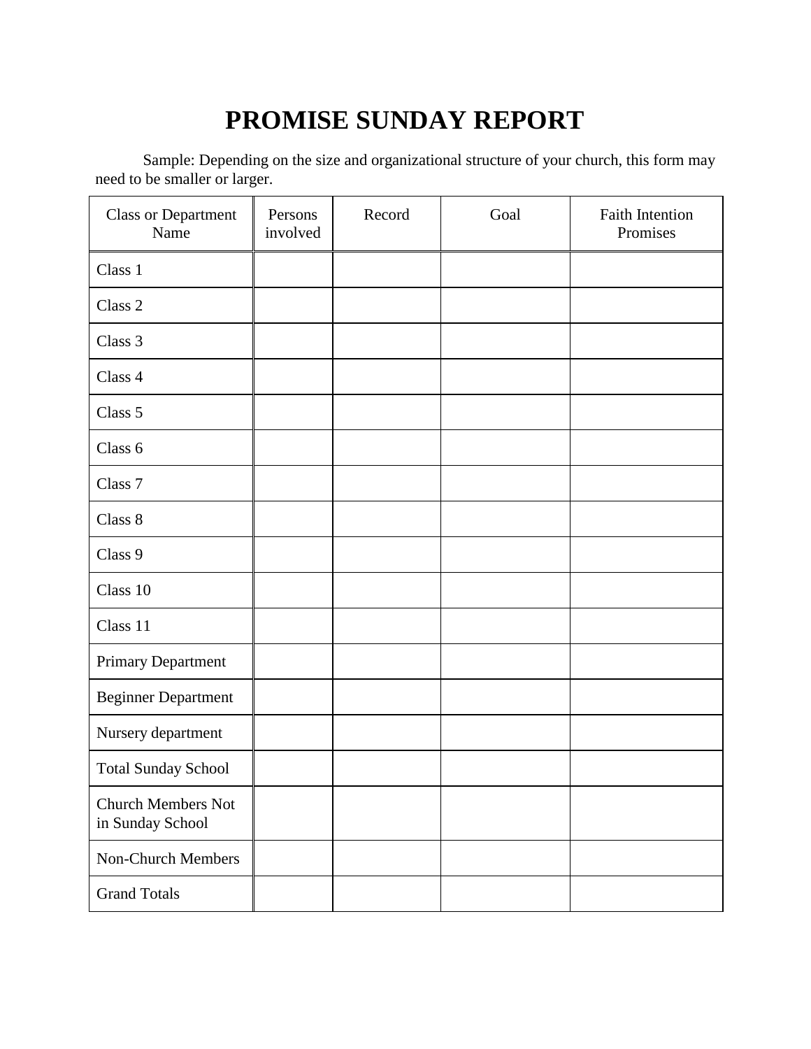# PROMISE SUNDAY REPORT

Sample: Depending on the size and organizational structure of your church, this form may need to be smaller or larger.

| Class or Department Name | Persons involved | Record | Goal | Faith Intention Promises |
|---|---|---|---|---|
| Class 1 | | | | |
| Class 2 | | | | |
| Class 3 | | | | |
| Class 4 | | | | |
| Class 5 | | | | |
| Class 6 | | | | |
| Class 7 | | | | |
| Class 8 | | | | |
| Class 9 | | | | |
| Class 10 | | | | |
| Class 11 | | | | |
| Primary Department | | | | |
| Beginner Department | | | | |
| Nursery department | | | | |
| Total Sunday School | | | | |
| Church Members Not in Sunday School | | | | |
| Non-Church Members | | | | |
| Grand Totals | | | | |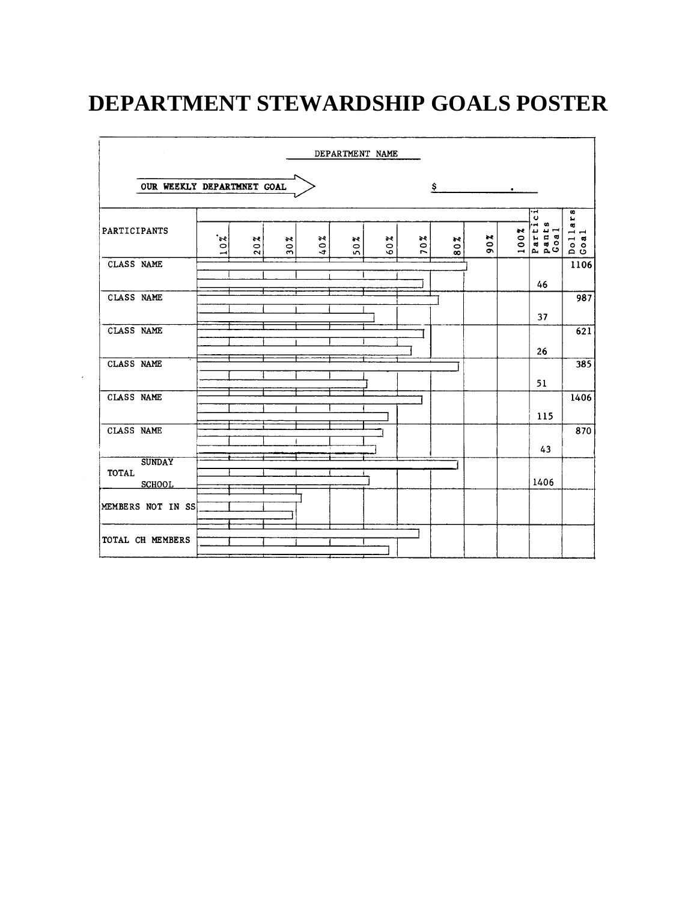# DEPARTMENT STEWARDSHIP GOALS POSTER

DEPARTMENT NAME ______

OUR WEEKLY DEPARTMNET GOAL → $ ______ . ____

| PARTICIPANTS | 10% | 20% | 30% | 40% | 50% | 60% | 70% | 80% | 90% | 100% | Partici pants Goal | Dollars Goal |
|---|---|---|---|---|---|---|---|---|---|---|---|---|
| CLASS NAME | | | | | | | | | | | 46 | 1106 |
| CLASS NAME | | | | | | | | | | | 37 | 987 |
| CLASS NAME | | | | | | | | | | | 26 | 621 |
| CLASS NAME | | | | | | | | | | | 51 | 385 |
| CLASS NAME | | | | | | | | | | | 115 | 1406 |
| CLASS NAME | | | | | | | | | | | 43 | 870 |
| TOTAL SUNDAY SCHOOL | | | | | | | | | | | 1406 | |
| MEMBERS NOT IN SS | | | | | | | | | | | | |
| TOTAL CH MEMBERS | | | | | | | | | | | | |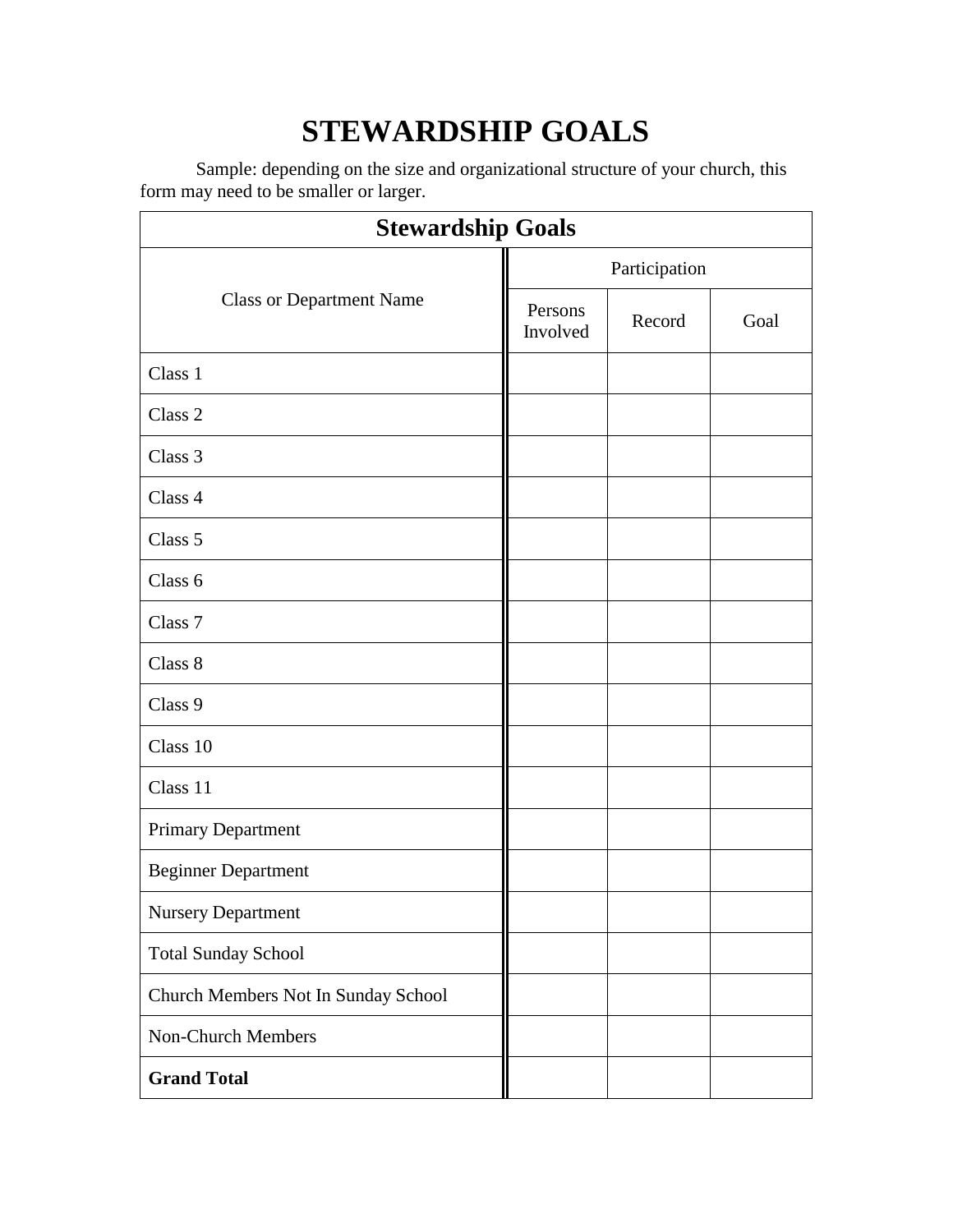# STEWARDSHIP GOALS

Sample: depending on the size and organizational structure of your church, this form may need to be smaller or larger.

| Stewardship Goals | | | |
|---|---|---|---|
| Class or Department Name | Participation | | |
| | Persons Involved | Record | Goal |
| Class 1 | | | |
| Class 2 | | | |
| Class 3 | | | |
| Class 4 | | | |
| Class 5 | | | |
| Class 6 | | | |
| Class 7 | | | |
| Class 8 | | | |
| Class 9 | | | |
| Class 10 | | | |
| Class 11 | | | |
| Primary Department | | | |
| Beginner Department | | | |
| Nursery Department | | | |
| Total Sunday School | | | |
| Church Members Not In Sunday School | | | |
| Non-Church Members | | | |
| **Grand Total** | | | |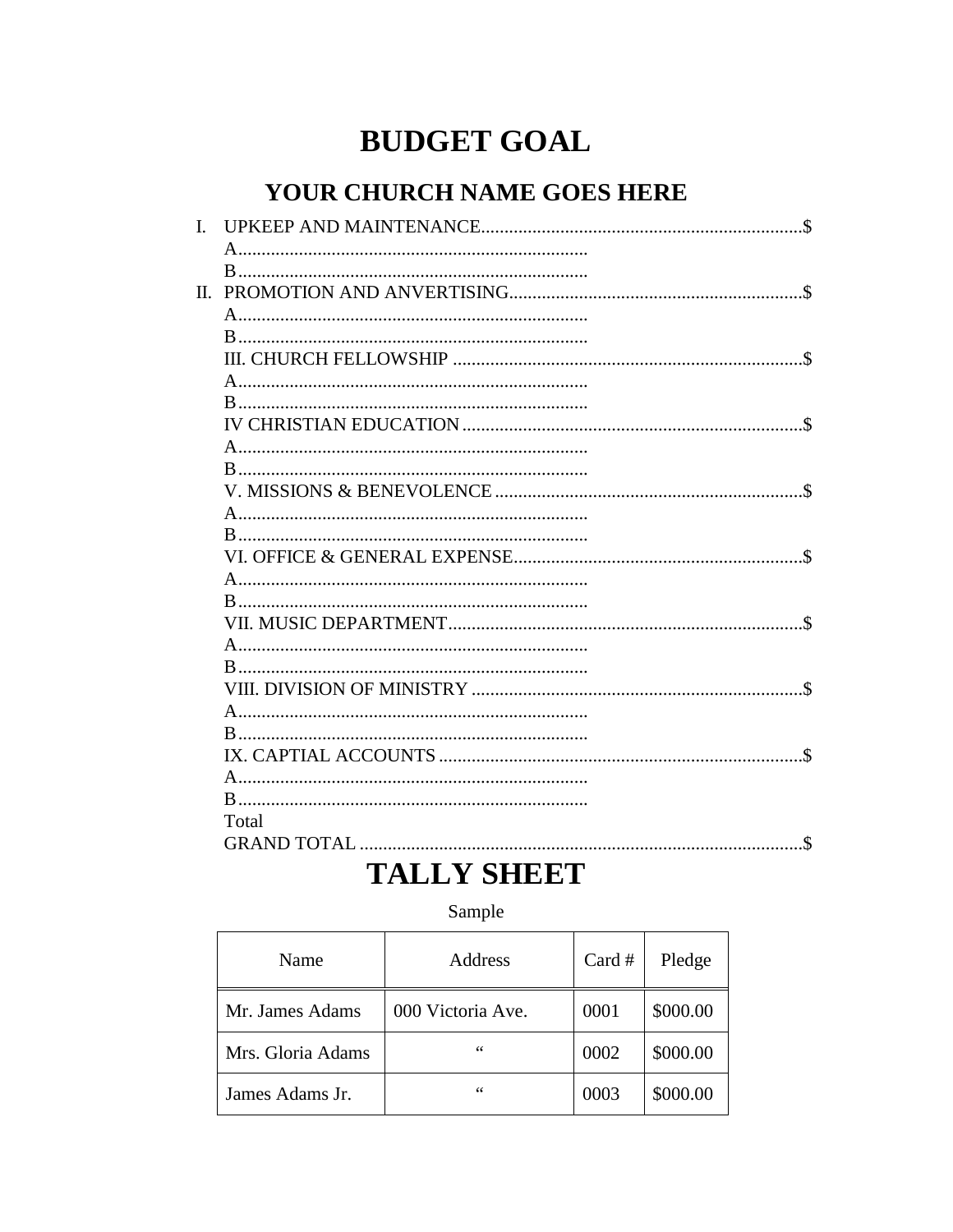# BUDGET GOAL

## YOUR CHURCH NAME GOES HERE

I. UPKEEP AND MAINTENANCE....................................................................$
A...........................................................................
B...........................................................................
II. PROMOTION AND ANVERTISING..............................................................$
A...........................................................................
B...........................................................................
III. CHURCH FELLOWSHIP ..........................................................................$
A...........................................................................
B...........................................................................
IV CHRISTIAN EDUCATION........................................................................$
A...........................................................................
B...........................................................................
V. MISSIONS & BENEVOLENCE.................................................................$
A...........................................................................
B...........................................................................
VI. OFFICE & GENERAL EXPENSE.............................................................$
A...........................................................................
B...........................................................................
VII. MUSIC DEPARTMENT...........................................................................$
A...........................................................................
B...........................................................................
VIII. DIVISION OF MINISTRY ......................................................................$
A...........................................................................
B...........................................................................
IX. CAPTIAL ACCOUNTS .............................................................................$
A...........................................................................
B...........................................................................
Total
GRAND TOTAL ...............................................................................................$

# TALLY SHEET

Sample

| Name | Address | Card # | Pledge |
|---|---|---|---|
| Mr. James Adams | 000 Victoria Ave. | 0001 | $000.00 |
| Mrs. Gloria Adams | " | 0002 | $000.00 |
| James Adams Jr. | " | 0003 | $000.00 |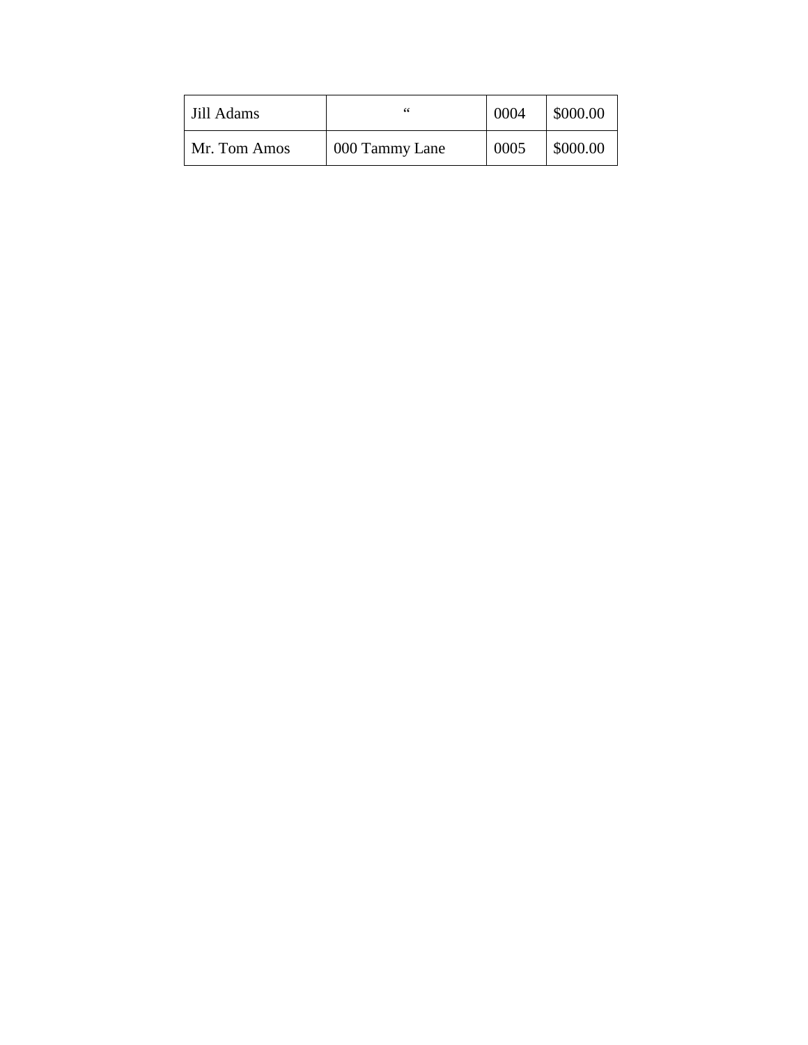| Jill Adams | " | 0004 | $000.00 |
|---|---|---|---|
| Mr. Tom Amos | 000 Tammy Lane | 0005 | $000.00 |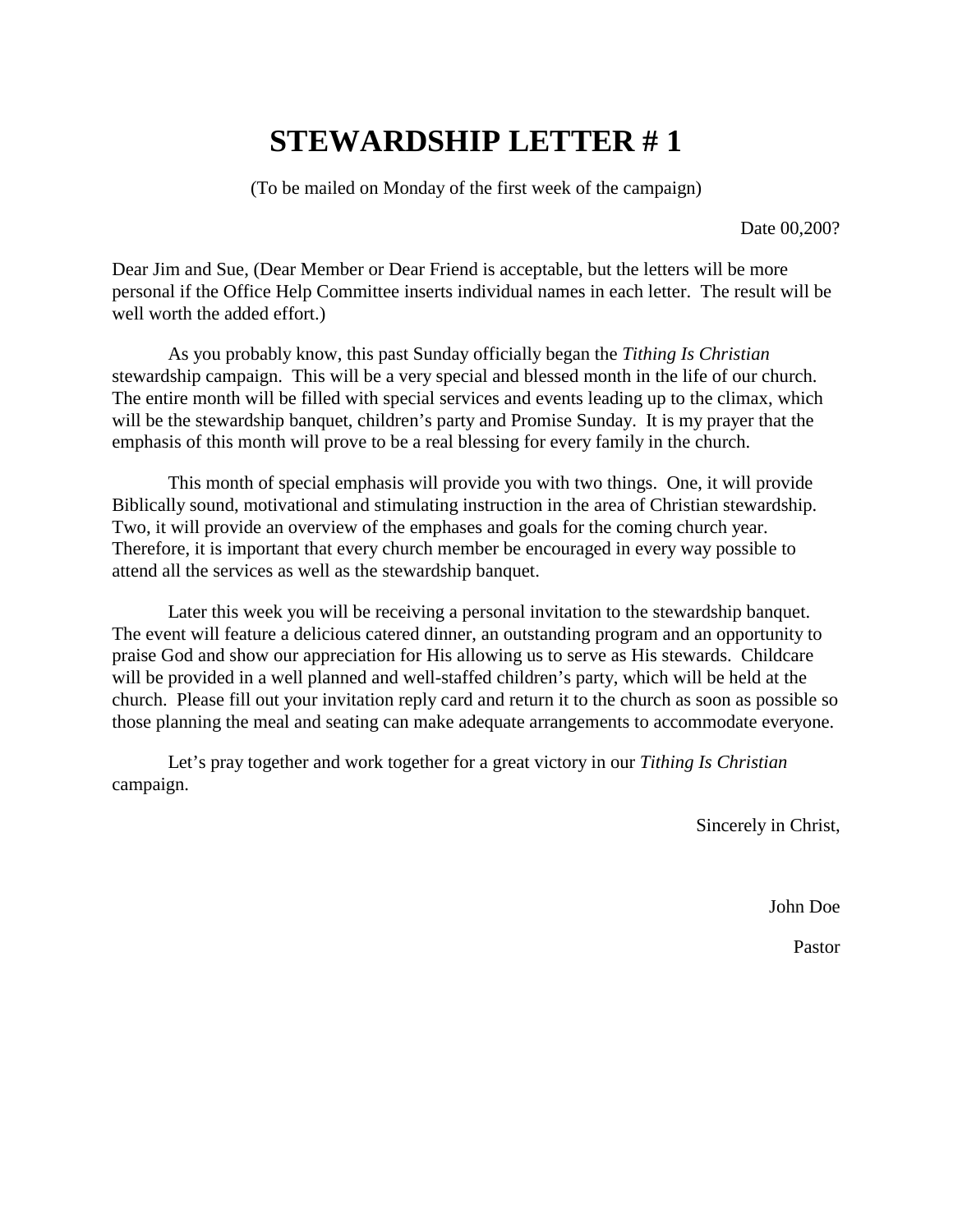# STEWARDSHIP LETTER # 1

(To be mailed on Monday of the first week of the campaign)

Date 00,200?

Dear Jim and Sue, (Dear Member or Dear Friend is acceptable, but the letters will be more personal if the Office Help Committee inserts individual names in each letter. The result will be well worth the added effort.)

As you probably know, this past Sunday officially began the *Tithing Is Christian* stewardship campaign. This will be a very special and blessed month in the life of our church. The entire month will be filled with special services and events leading up to the climax, which will be the stewardship banquet, children's party and Promise Sunday. It is my prayer that the emphasis of this month will prove to be a real blessing for every family in the church.

This month of special emphasis will provide you with two things. One, it will provide Biblically sound, motivational and stimulating instruction in the area of Christian stewardship. Two, it will provide an overview of the emphases and goals for the coming church year. Therefore, it is important that every church member be encouraged in every way possible to attend all the services as well as the stewardship banquet.

Later this week you will be receiving a personal invitation to the stewardship banquet. The event will feature a delicious catered dinner, an outstanding program and an opportunity to praise God and show our appreciation for His allowing us to serve as His stewards. Childcare will be provided in a well planned and well-staffed children's party, which will be held at the church. Please fill out your invitation reply card and return it to the church as soon as possible so those planning the meal and seating can make adequate arrangements to accommodate everyone.

Let's pray together and work together for a great victory in our *Tithing Is Christian* campaign.

Sincerely in Christ,

John Doe

Pastor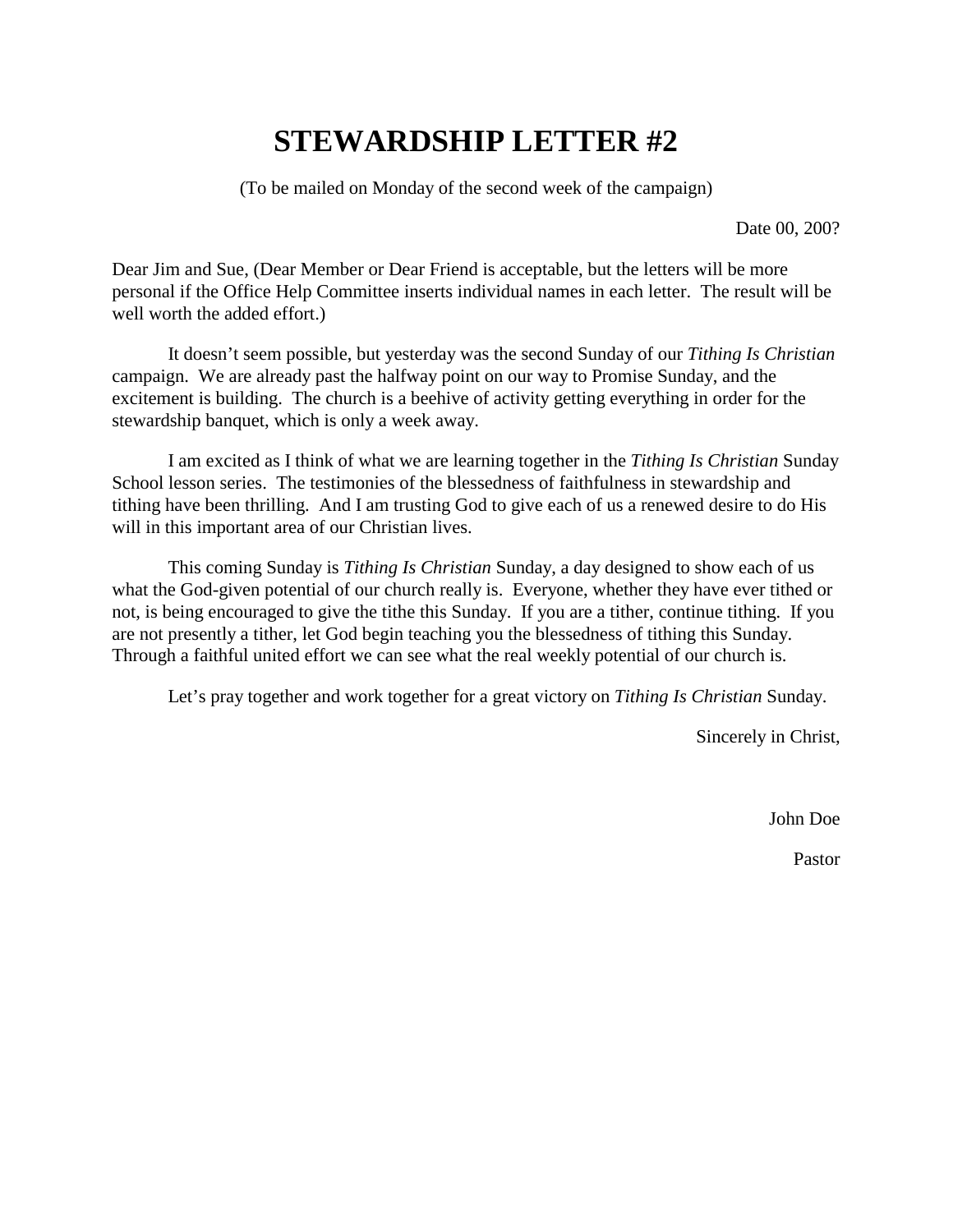# STEWARDSHIP LETTER #2

(To be mailed on Monday of the second week of the campaign)

Date 00, 200?

Dear Jim and Sue, (Dear Member or Dear Friend is acceptable, but the letters will be more personal if the Office Help Committee inserts individual names in each letter. The result will be well worth the added effort.)

It doesn't seem possible, but yesterday was the second Sunday of our *Tithing Is Christian* campaign. We are already past the halfway point on our way to Promise Sunday, and the excitement is building. The church is a beehive of activity getting everything in order for the stewardship banquet, which is only a week away.

I am excited as I think of what we are learning together in the *Tithing Is Christian* Sunday School lesson series. The testimonies of the blessedness of faithfulness in stewardship and tithing have been thrilling. And I am trusting God to give each of us a renewed desire to do His will in this important area of our Christian lives.

This coming Sunday is *Tithing Is Christian* Sunday, a day designed to show each of us what the God-given potential of our church really is. Everyone, whether they have ever tithed or not, is being encouraged to give the tithe this Sunday. If you are a tither, continue tithing. If you are not presently a tither, let God begin teaching you the blessedness of tithing this Sunday. Through a faithful united effort we can see what the real weekly potential of our church is.

Let's pray together and work together for a great victory on *Tithing Is Christian* Sunday.

Sincerely in Christ,

John Doe

Pastor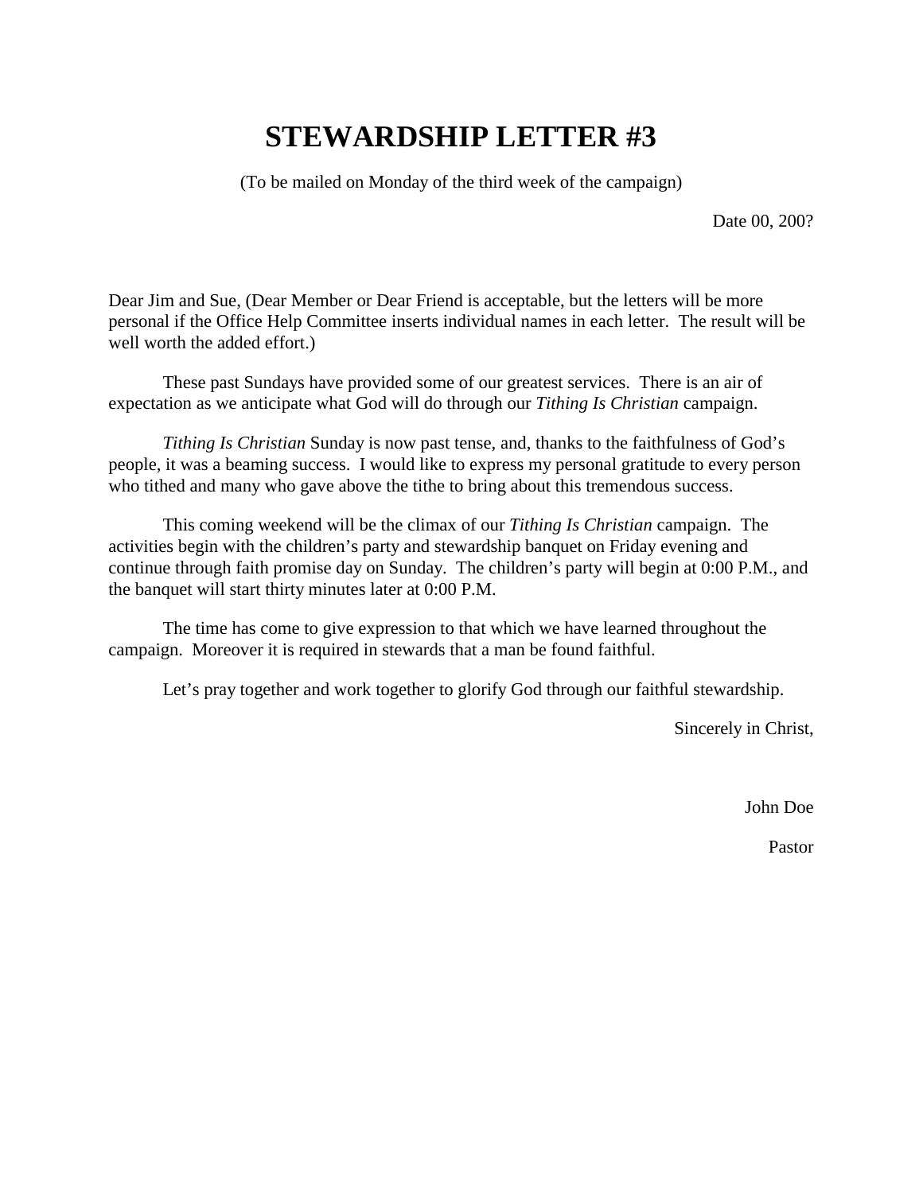# STEWARDSHIP LETTER #3

(To be mailed on Monday of the third week of the campaign)

Date 00, 200?

Dear Jim and Sue, (Dear Member or Dear Friend is acceptable, but the letters will be more personal if the Office Help Committee inserts individual names in each letter. The result will be well worth the added effort.)

These past Sundays have provided some of our greatest services. There is an air of expectation as we anticipate what God will do through our *Tithing Is Christian* campaign.

*Tithing Is Christian* Sunday is now past tense, and, thanks to the faithfulness of God's people, it was a beaming success. I would like to express my personal gratitude to every person who tithed and many who gave above the tithe to bring about this tremendous success.

This coming weekend will be the climax of our *Tithing Is Christian* campaign. The activities begin with the children's party and stewardship banquet on Friday evening and continue through faith promise day on Sunday. The children's party will begin at 0:00 P.M., and the banquet will start thirty minutes later at 0:00 P.M.

The time has come to give expression to that which we have learned throughout the campaign. Moreover it is required in stewards that a man be found faithful.

Let's pray together and work together to glorify God through our faithful stewardship.

Sincerely in Christ,

John Doe

Pastor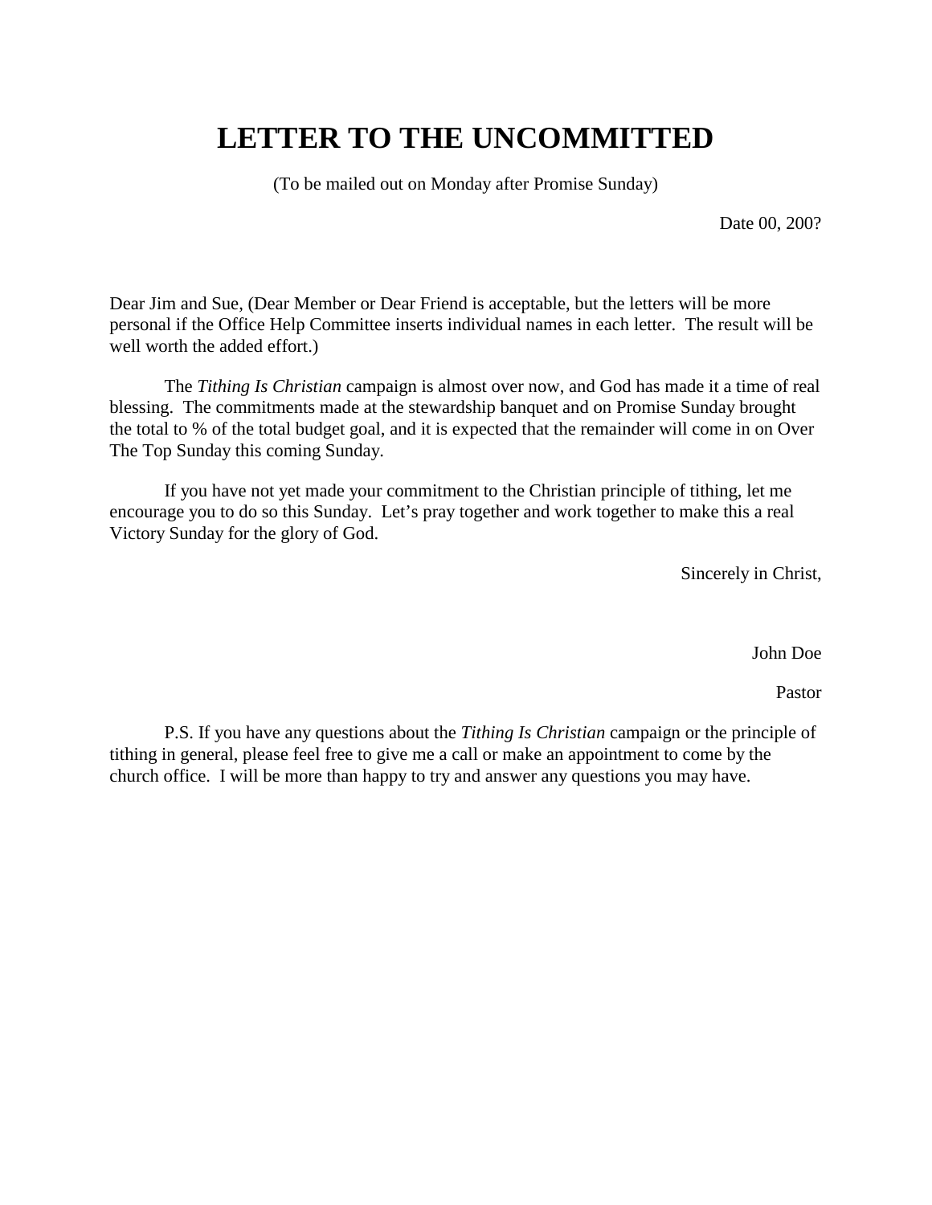# LETTER TO THE UNCOMMITTED

(To be mailed out on Monday after Promise Sunday)

Date 00, 200?

Dear Jim and Sue, (Dear Member or Dear Friend is acceptable, but the letters will be more personal if the Office Help Committee inserts individual names in each letter. The result will be well worth the added effort.)

The *Tithing Is Christian* campaign is almost over now, and God has made it a time of real blessing. The commitments made at the stewardship banquet and on Promise Sunday brought the total to % of the total budget goal, and it is expected that the remainder will come in on Over The Top Sunday this coming Sunday.

If you have not yet made your commitment to the Christian principle of tithing, let me encourage you to do so this Sunday. Let's pray together and work together to make this a real Victory Sunday for the glory of God.

Sincerely in Christ,

John Doe

Pastor

P.S. If you have any questions about the *Tithing Is Christian* campaign or the principle of tithing in general, please feel free to give me a call or make an appointment to come by the church office. I will be more than happy to try and answer any questions you may have.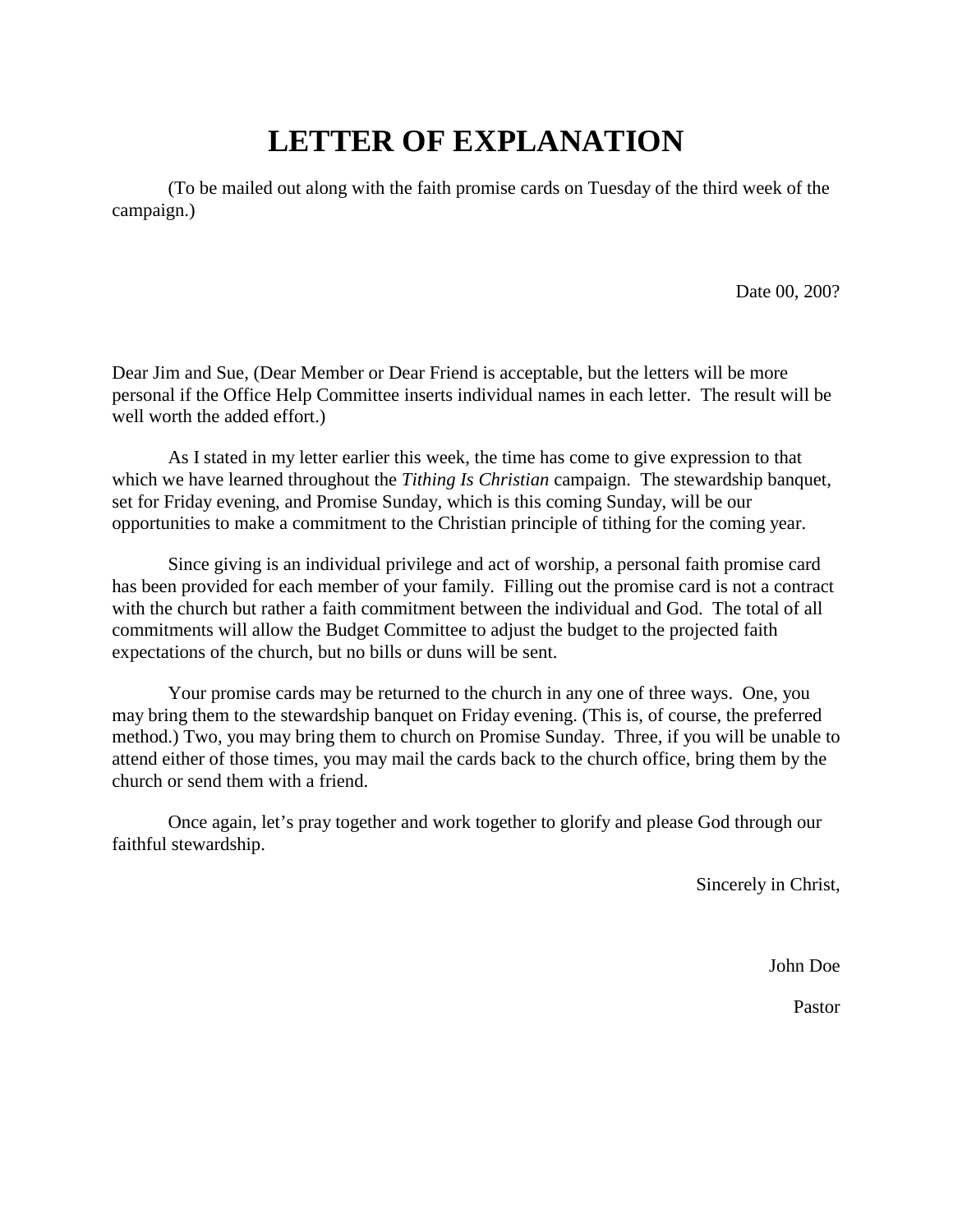# LETTER OF EXPLANATION

(To be mailed out along with the faith promise cards on Tuesday of the third week of the campaign.)

Date 00, 200?

Dear Jim and Sue, (Dear Member or Dear Friend is acceptable, but the letters will be more personal if the Office Help Committee inserts individual names in each letter. The result will be well worth the added effort.)

As I stated in my letter earlier this week, the time has come to give expression to that which we have learned throughout the *Tithing Is Christian* campaign. The stewardship banquet, set for Friday evening, and Promise Sunday, which is this coming Sunday, will be our opportunities to make a commitment to the Christian principle of tithing for the coming year.

Since giving is an individual privilege and act of worship, a personal faith promise card has been provided for each member of your family. Filling out the promise card is not a contract with the church but rather a faith commitment between the individual and God. The total of all commitments will allow the Budget Committee to adjust the budget to the projected faith expectations of the church, but no bills or duns will be sent.

Your promise cards may be returned to the church in any one of three ways. One, you may bring them to the stewardship banquet on Friday evening. (This is, of course, the preferred method.) Two, you may bring them to church on Promise Sunday. Three, if you will be unable to attend either of those times, you may mail the cards back to the church office, bring them by the church or send them with a friend.

Once again, let's pray together and work together to glorify and please God through our faithful stewardship.

Sincerely in Christ,

John Doe

Pastor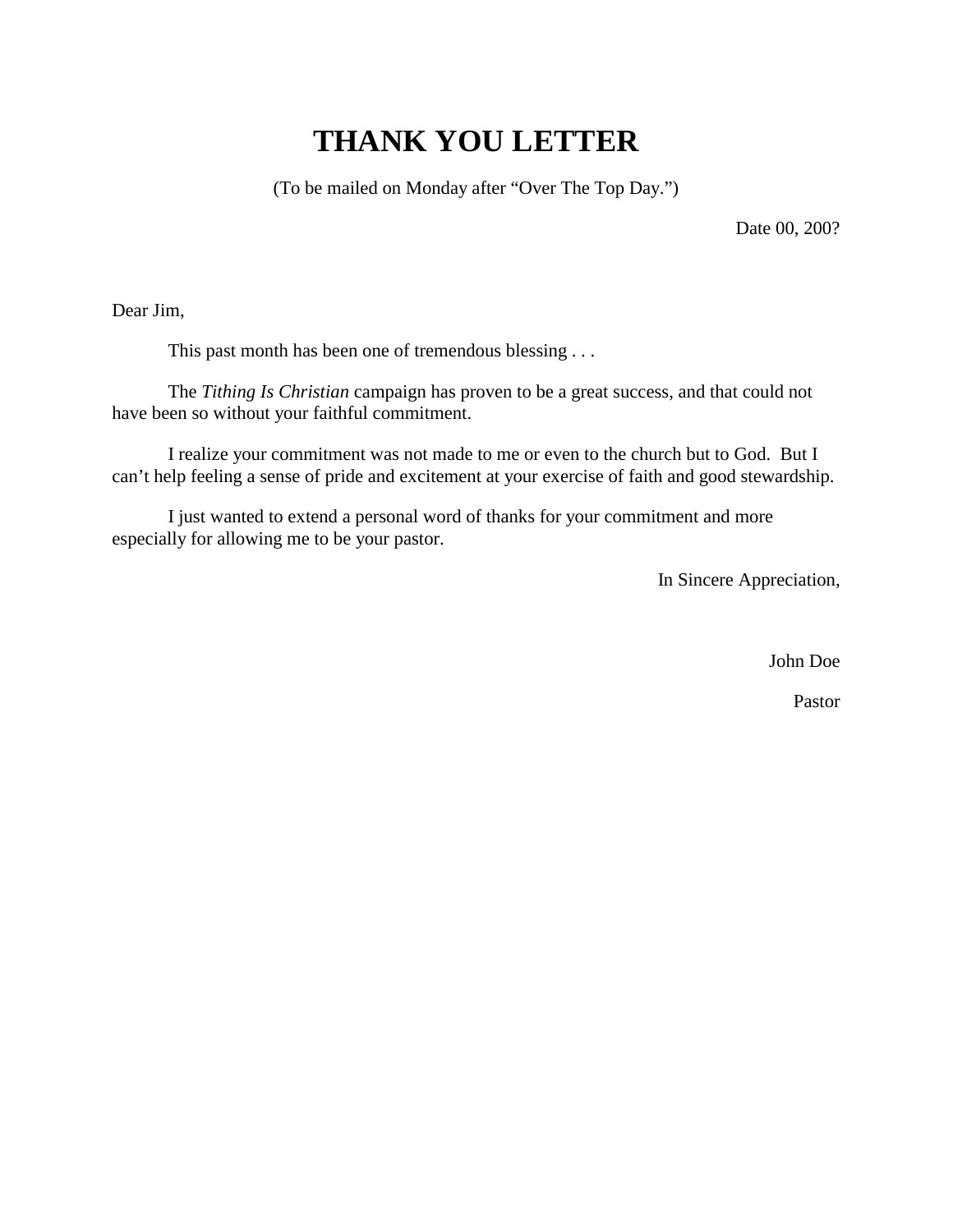# THANK YOU LETTER

(To be mailed on Monday after "Over The Top Day.")

Date 00, 200?

Dear Jim,

This past month has been one of tremendous blessing . . .

The *Tithing Is Christian* campaign has proven to be a great success, and that could not have been so without your faithful commitment.

I realize your commitment was not made to me or even to the church but to God. But I can't help feeling a sense of pride and excitement at your exercise of faith and good stewardship.

I just wanted to extend a personal word of thanks for your commitment and more especially for allowing me to be your pastor.

In Sincere Appreciation,

John Doe

Pastor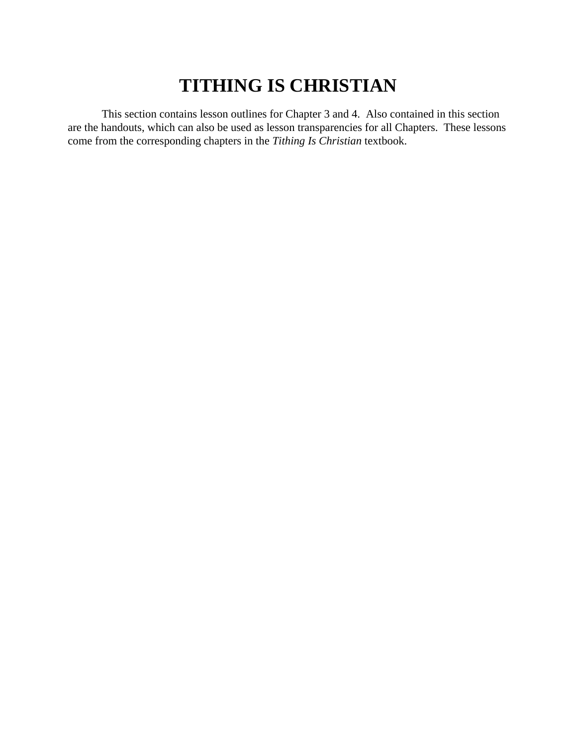# TITHING IS CHRISTIAN

This section contains lesson outlines for Chapter 3 and 4. Also contained in this section are the handouts, which can also be used as lesson transparencies for all Chapters. These lessons come from the corresponding chapters in the *Tithing Is Christian* textbook.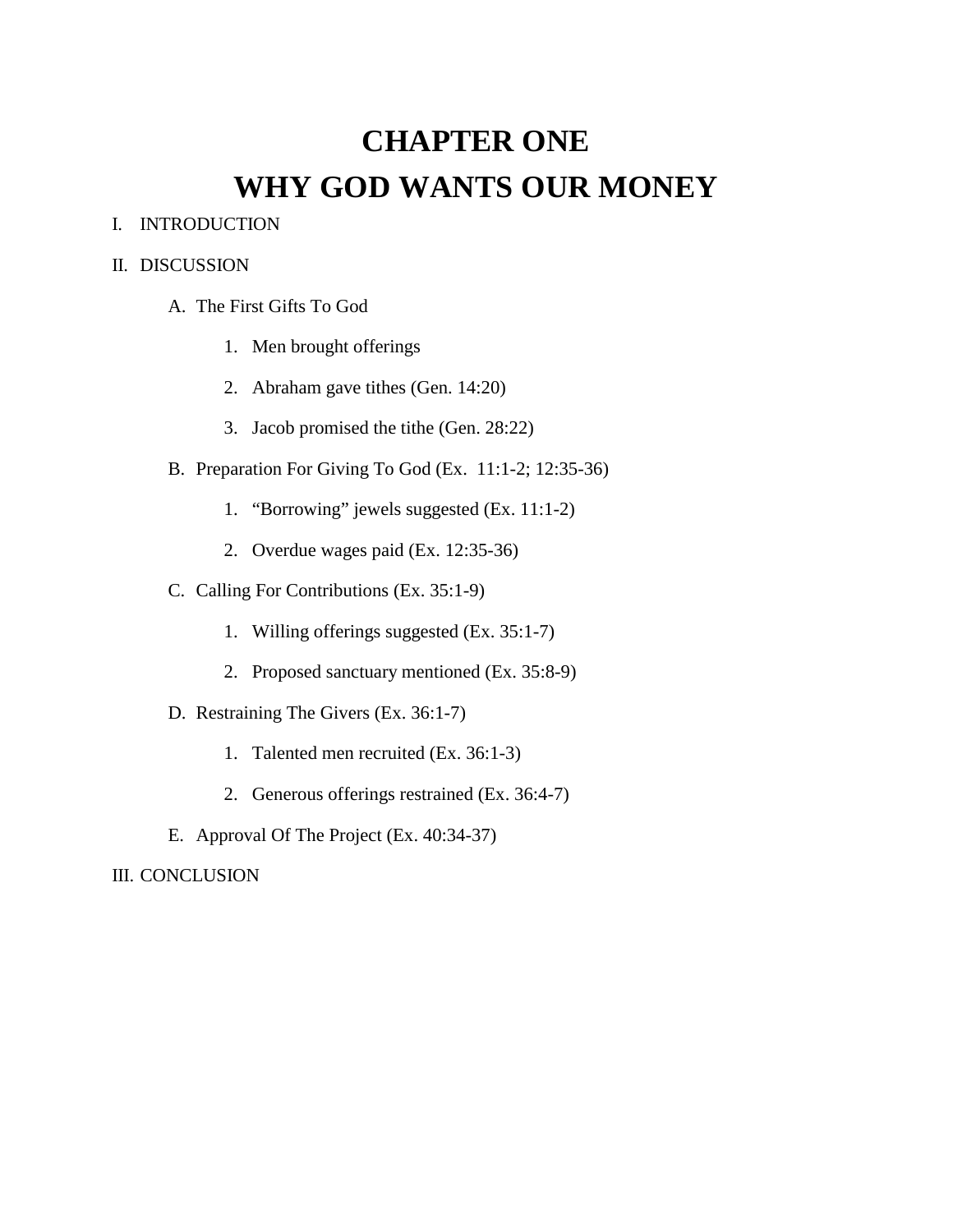# CHAPTER ONE
# WHY GOD WANTS OUR MONEY

I. INTRODUCTION

II. DISCUSSION

   A. The First Gifts To God

      1. Men brought offerings

      2. Abraham gave tithes (Gen. 14:20)

      3. Jacob promised the tithe (Gen. 28:22)

   B. Preparation For Giving To God (Ex. 11:1-2; 12:35-36)

      1. "Borrowing" jewels suggested (Ex. 11:1-2)

      2. Overdue wages paid (Ex. 12:35-36)

   C. Calling For Contributions (Ex. 35:1-9)

      1. Willing offerings suggested (Ex. 35:1-7)

      2. Proposed sanctuary mentioned (Ex. 35:8-9)

   D. Restraining The Givers (Ex. 36:1-7)

      1. Talented men recruited (Ex. 36:1-3)

      2. Generous offerings restrained (Ex. 36:4-7)

   E. Approval Of The Project (Ex. 40:34-37)

III. CONCLUSION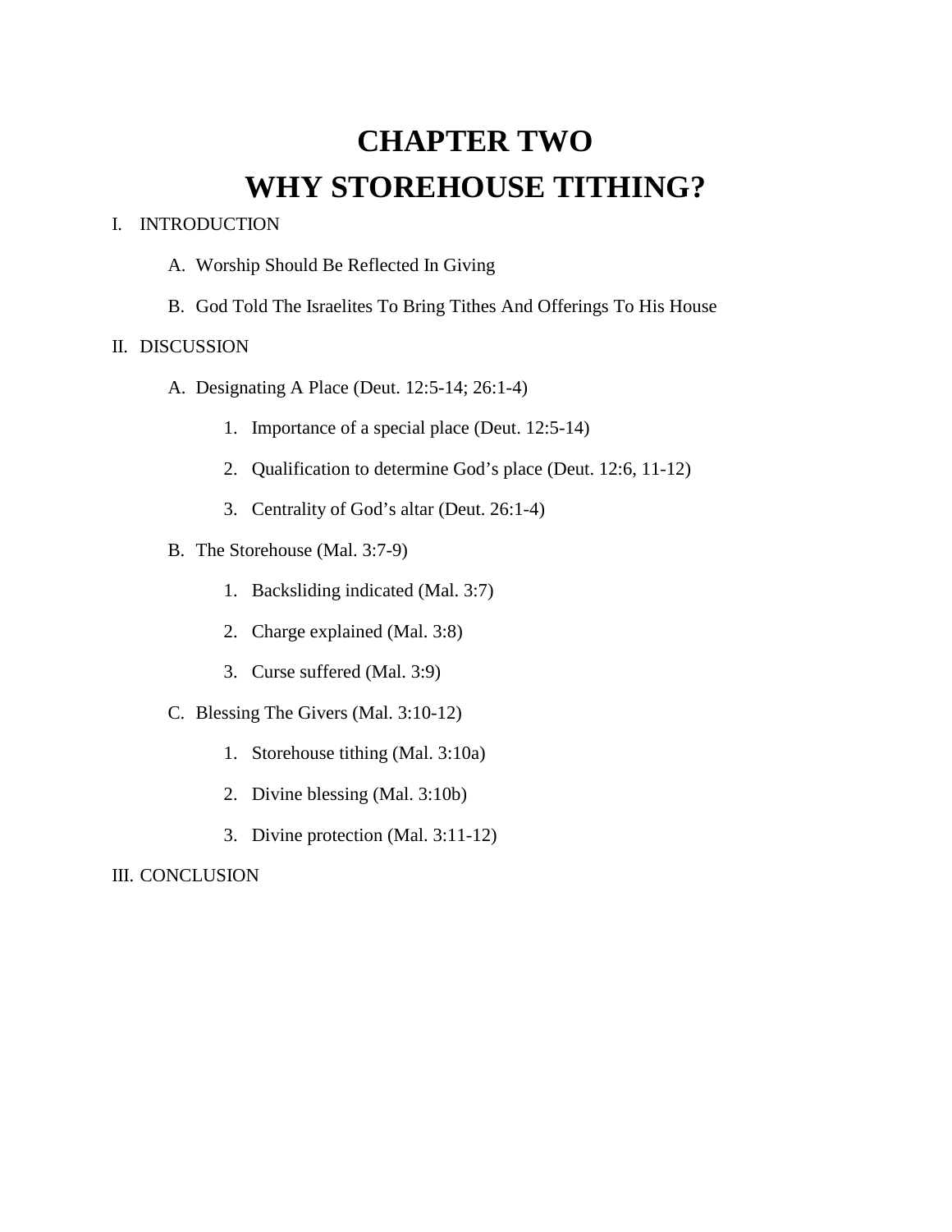# CHAPTER TWO
# WHY STOREHOUSE TITHING?

I. INTRODUCTION

   A. Worship Should Be Reflected In Giving

   B. God Told The Israelites To Bring Tithes And Offerings To His House

II. DISCUSSION

   A. Designating A Place (Deut. 12:5-14; 26:1-4)

      1. Importance of a special place (Deut. 12:5-14)

      2. Qualification to determine God's place (Deut. 12:6, 11-12)

      3. Centrality of God's altar (Deut. 26:1-4)

   B. The Storehouse (Mal. 3:7-9)

      1. Backsliding indicated (Mal. 3:7)

      2. Charge explained (Mal. 3:8)

      3. Curse suffered (Mal. 3:9)

   C. Blessing The Givers (Mal. 3:10-12)

      1. Storehouse tithing (Mal. 3:10a)

      2. Divine blessing (Mal. 3:10b)

      3. Divine protection (Mal. 3:11-12)

III. CONCLUSION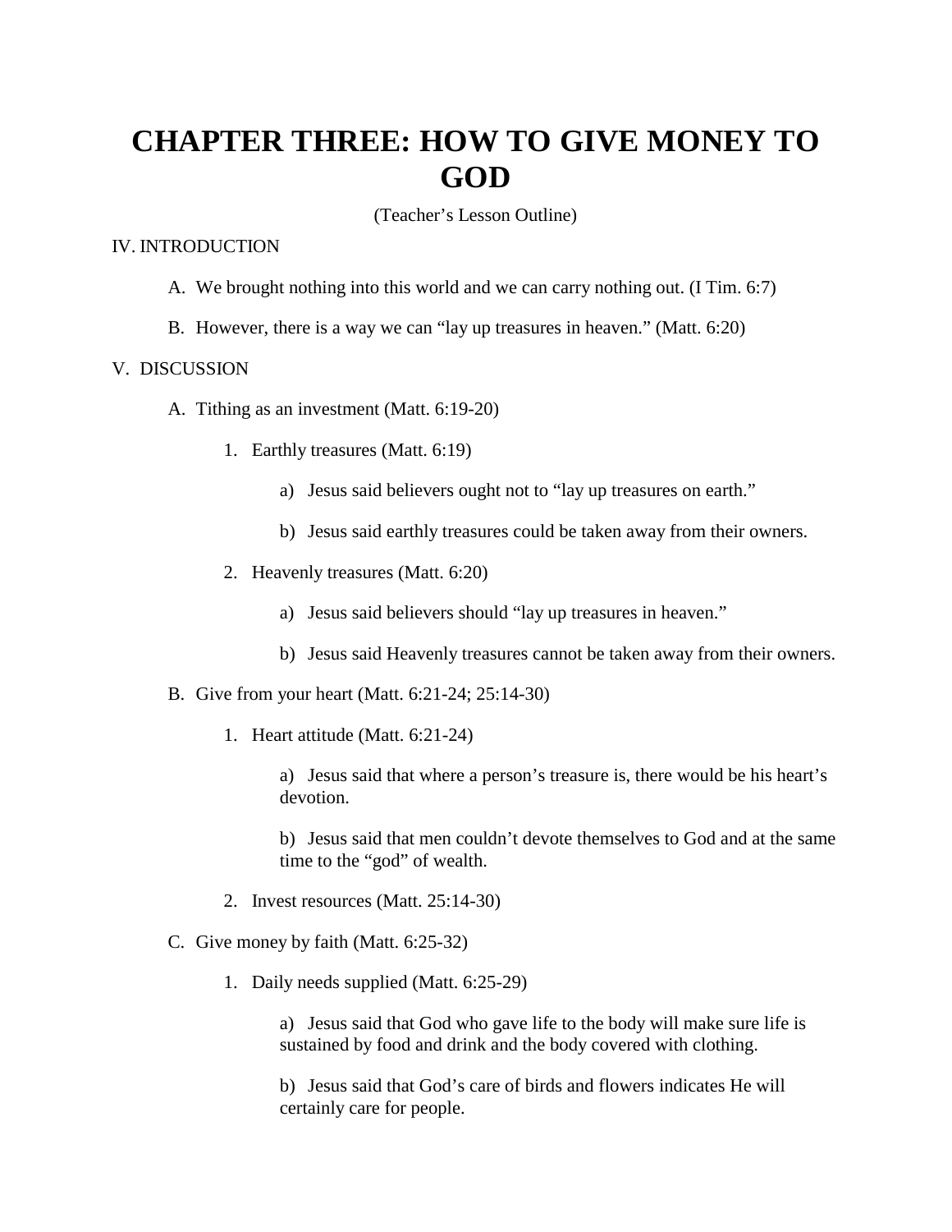# CHAPTER THREE: HOW TO GIVE MONEY TO GOD

(Teacher's Lesson Outline)

IV. INTRODUCTION

- A. We brought nothing into this world and we can carry nothing out. (I Tim. 6:7)
- B. However, there is a way we can "lay up treasures in heaven." (Matt. 6:20)

V. DISCUSSION

- A. Tithing as an investment (Matt. 6:19-20)
  - 1. Earthly treasures (Matt. 6:19)
    - a) Jesus said believers ought not to "lay up treasures on earth."
    - b) Jesus said earthly treasures could be taken away from their owners.
  - 2. Heavenly treasures (Matt. 6:20)
    - a) Jesus said believers should "lay up treasures in heaven."
    - b) Jesus said Heavenly treasures cannot be taken away from their owners.
- B. Give from your heart (Matt. 6:21-24; 25:14-30)
  - 1. Heart attitude (Matt. 6:21-24)
    - a) Jesus said that where a person's treasure is, there would be his heart's devotion.
    - b) Jesus said that men couldn't devote themselves to God and at the same time to the "god" of wealth.
  - 2. Invest resources (Matt. 25:14-30)
- C. Give money by faith (Matt. 6:25-32)
  - 1. Daily needs supplied (Matt. 6:25-29)
    - a) Jesus said that God who gave life to the body will make sure life is sustained by food and drink and the body covered with clothing.
    - b) Jesus said that God's care of birds and flowers indicates He will certainly care for people.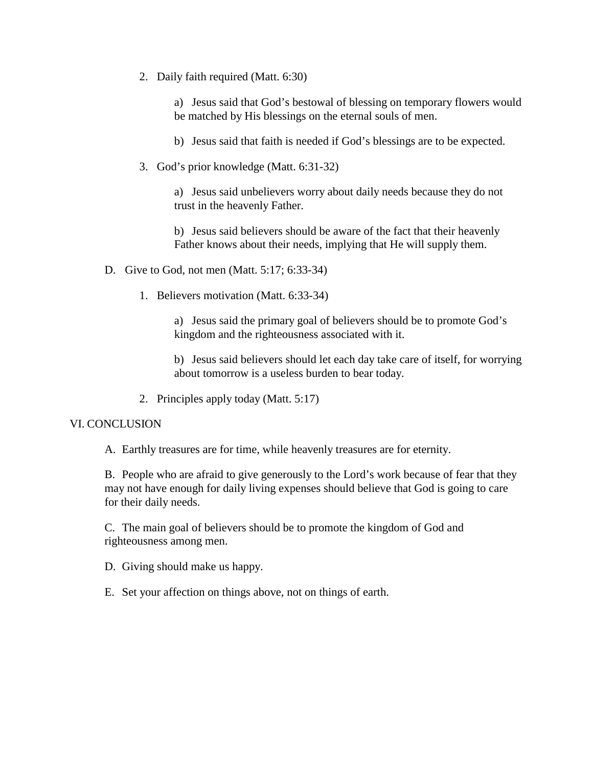2. Daily faith required (Matt. 6:30)

    a) Jesus said that God's bestowal of blessing on temporary flowers would be matched by His blessings on the eternal souls of men.

    b) Jesus said that faith is needed if God's blessings are to be expected.

3. God's prior knowledge (Matt. 6:31-32)

    a) Jesus said unbelievers worry about daily needs because they do not trust in the heavenly Father.

    b) Jesus said believers should be aware of the fact that their heavenly Father knows about their needs, implying that He will supply them.

D. Give to God, not men (Matt. 5:17; 6:33-34)

1. Believers motivation (Matt. 6:33-34)

    a) Jesus said the primary goal of believers should be to promote God's kingdom and the righteousness associated with it.

    b) Jesus said believers should let each day take care of itself, for worrying about tomorrow is a useless burden to bear today.

2. Principles apply today (Matt. 5:17)

VI. CONCLUSION

A. Earthly treasures are for time, while heavenly treasures are for eternity.

B. People who are afraid to give generously to the Lord's work because of fear that they may not have enough for daily living expenses should believe that God is going to care for their daily needs.

C. The main goal of believers should be to promote the kingdom of God and righteousness among men.

D. Giving should make us happy.

E. Set your affection on things above, not on things of earth.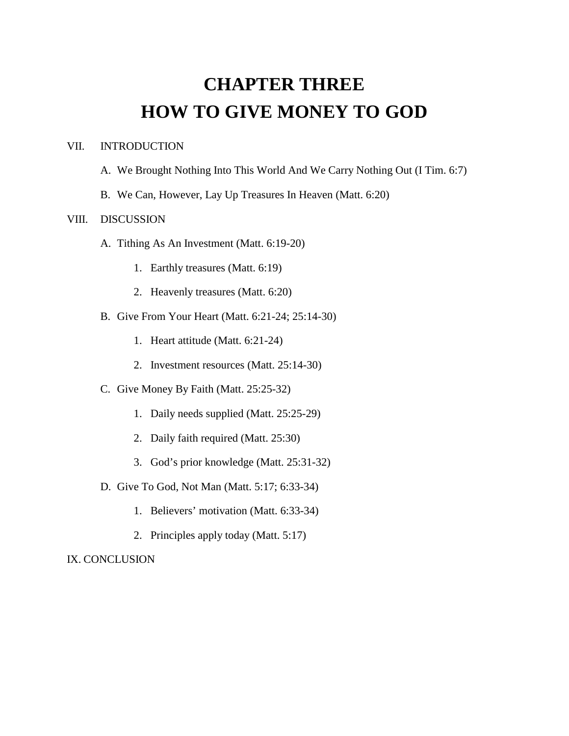# CHAPTER THREE
# HOW TO GIVE MONEY TO GOD

VII. INTRODUCTION

  A. We Brought Nothing Into This World And We Carry Nothing Out (I Tim. 6:7)

  B. We Can, However, Lay Up Treasures In Heaven (Matt. 6:20)

VIII. DISCUSSION

  A. Tithing As An Investment (Matt. 6:19-20)

    1. Earthly treasures (Matt. 6:19)

    2. Heavenly treasures (Matt. 6:20)

  B. Give From Your Heart (Matt. 6:21-24; 25:14-30)

    1. Heart attitude (Matt. 6:21-24)

    2. Investment resources (Matt. 25:14-30)

  C. Give Money By Faith (Matt. 25:25-32)

    1. Daily needs supplied (Matt. 25:25-29)

    2. Daily faith required (Matt. 25:30)

    3. God's prior knowledge (Matt. 25:31-32)

  D. Give To God, Not Man (Matt. 5:17; 6:33-34)

    1. Believers' motivation (Matt. 6:33-34)

    2. Principles apply today (Matt. 5:17)

IX. CONCLUSION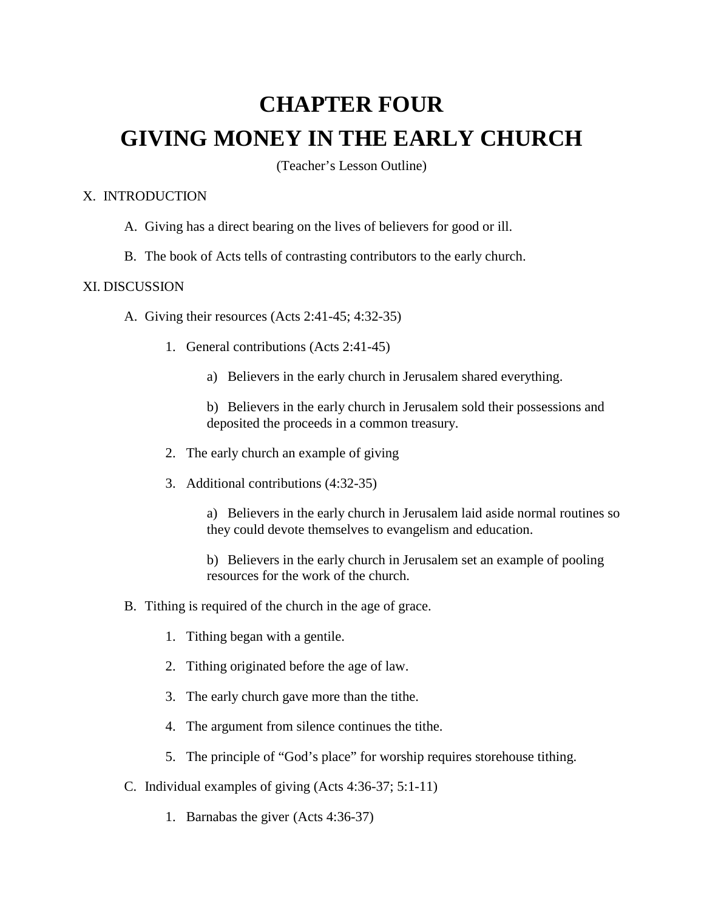# CHAPTER FOUR

# GIVING MONEY IN THE EARLY CHURCH

(Teacher's Lesson Outline)

X. INTRODUCTION

- A. Giving has a direct bearing on the lives of believers for good or ill.
- B. The book of Acts tells of contrasting contributors to the early church.

XI. DISCUSSION

- A. Giving their resources (Acts 2:41-45; 4:32-35)
  1. General contributions (Acts 2:41-45)
     - a) Believers in the early church in Jerusalem shared everything.
     - b) Believers in the early church in Jerusalem sold their possessions and deposited the proceeds in a common treasury.
  2. The early church an example of giving
  3. Additional contributions (4:32-35)
     - a) Believers in the early church in Jerusalem laid aside normal routines so they could devote themselves to evangelism and education.
     - b) Believers in the early church in Jerusalem set an example of pooling resources for the work of the church.
- B. Tithing is required of the church in the age of grace.
  1. Tithing began with a gentile.
  2. Tithing originated before the age of law.
  3. The early church gave more than the tithe.
  4. The argument from silence continues the tithe.
  5. The principle of "God's place" for worship requires storehouse tithing.
- C. Individual examples of giving (Acts 4:36-37; 5:1-11)
  1. Barnabas the giver (Acts 4:36-37)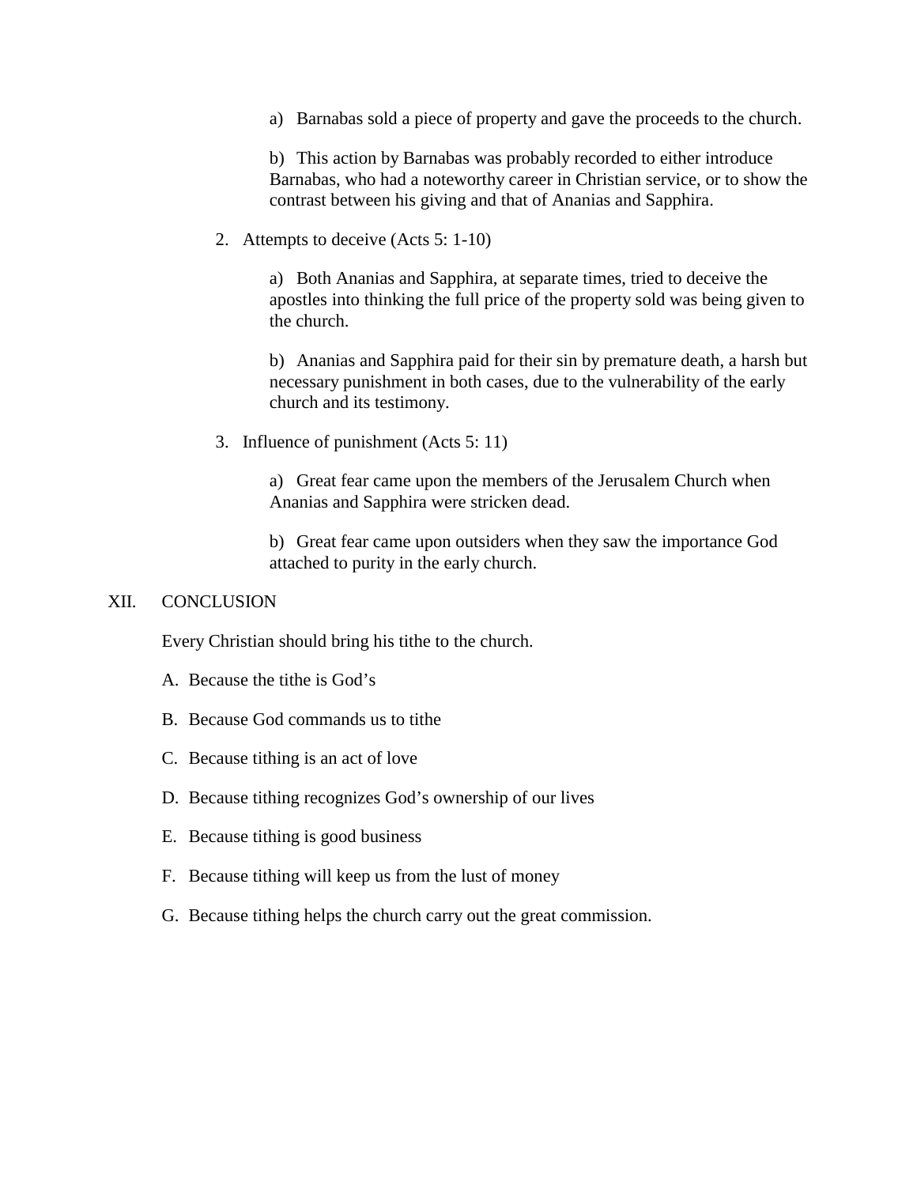a) Barnabas sold a piece of property and gave the proceeds to the church.

b) This action by Barnabas was probably recorded to either introduce Barnabas, who had a noteworthy career in Christian service, or to show the contrast between his giving and that of Ananias and Sapphira.

2. Attempts to deceive (Acts 5: 1-10)

   a) Both Ananias and Sapphira, at separate times, tried to deceive the apostles into thinking the full price of the property sold was being given to the church.

   b) Ananias and Sapphira paid for their sin by premature death, a harsh but necessary punishment in both cases, due to the vulnerability of the early church and its testimony.

3. Influence of punishment (Acts 5: 11)

   a) Great fear came upon the members of the Jerusalem Church when Ananias and Sapphira were stricken dead.

   b) Great fear came upon outsiders when they saw the importance God attached to purity in the early church.

## XII. CONCLUSION

Every Christian should bring his tithe to the church.

A. Because the tithe is God's

B. Because God commands us to tithe

C. Because tithing is an act of love

D. Because tithing recognizes God's ownership of our lives

E. Because tithing is good business

F. Because tithing will keep us from the lust of money

G. Because tithing helps the church carry out the great commission.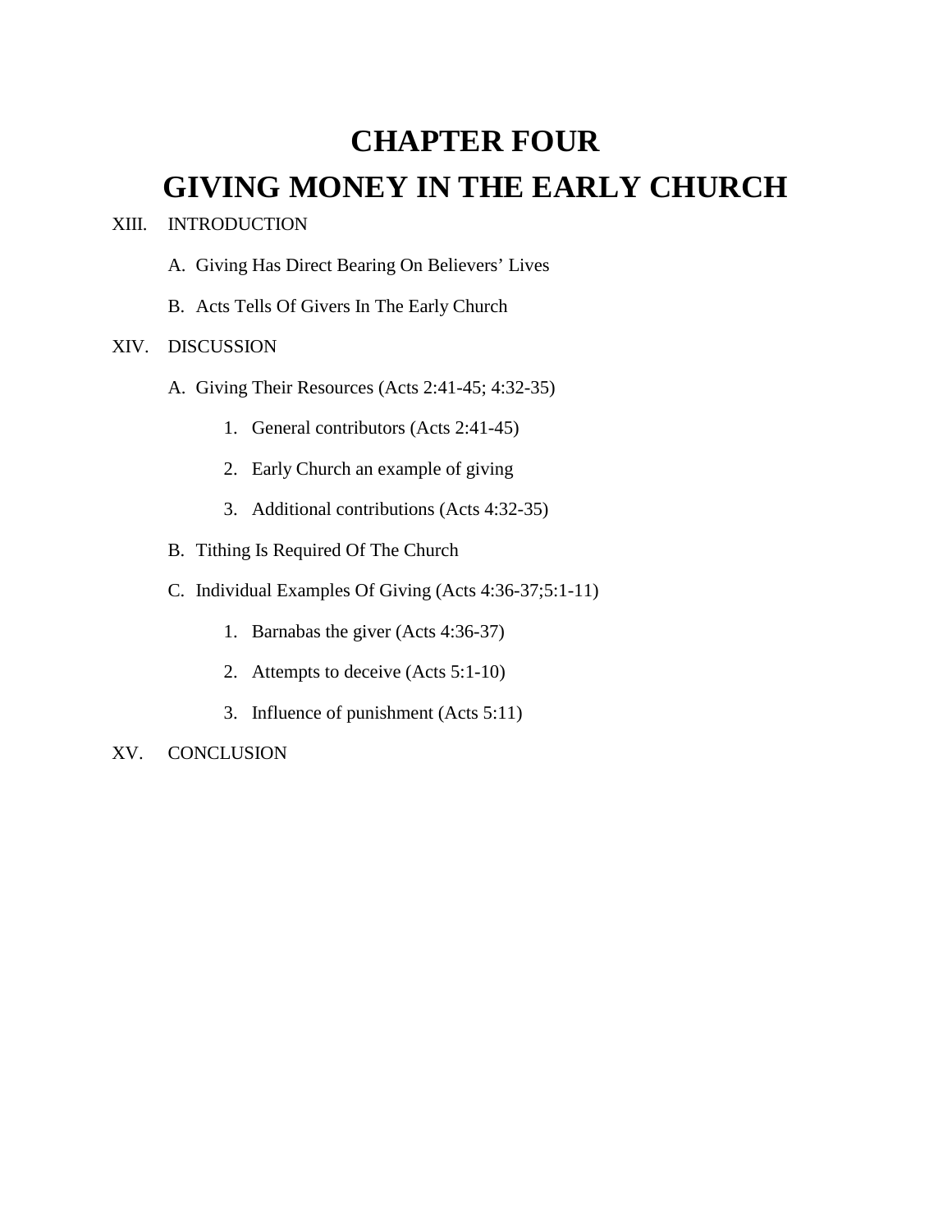# CHAPTER FOUR

# GIVING MONEY IN THE EARLY CHURCH

XIII. INTRODUCTION

   A. Giving Has Direct Bearing On Believers' Lives

   B. Acts Tells Of Givers In The Early Church

XIV. DISCUSSION

   A. Giving Their Resources (Acts 2:41-45; 4:32-35)

      1. General contributors (Acts 2:41-45)

      2. Early Church an example of giving

      3. Additional contributions (Acts 4:32-35)

   B. Tithing Is Required Of The Church

   C. Individual Examples Of Giving (Acts 4:36-37;5:1-11)

      1. Barnabas the giver (Acts 4:36-37)

      2. Attempts to deceive (Acts 5:1-10)

      3. Influence of punishment (Acts 5:11)

XV. CONCLUSION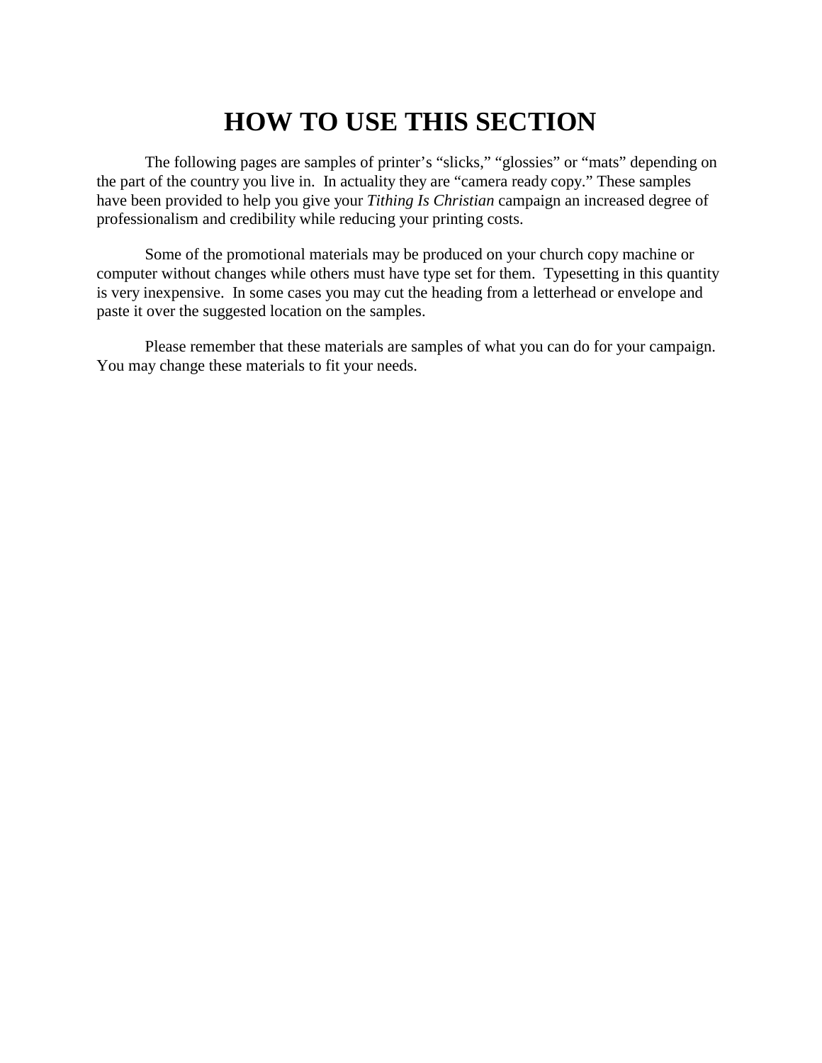# HOW TO USE THIS SECTION

The following pages are samples of printer's "slicks," "glossies" or "mats" depending on the part of the country you live in.  In actuality they are "camera ready copy." These samples have been provided to help you give your *Tithing Is Christian* campaign an increased degree of professionalism and credibility while reducing your printing costs.

Some of the promotional materials may be produced on your church copy machine or computer without changes while others must have type set for them.  Typesetting in this quantity is very inexpensive.  In some cases you may cut the heading from a letterhead or envelope and paste it over the suggested location on the samples.

Please remember that these materials are samples of what you can do for your campaign. You may change these materials to fit your needs.